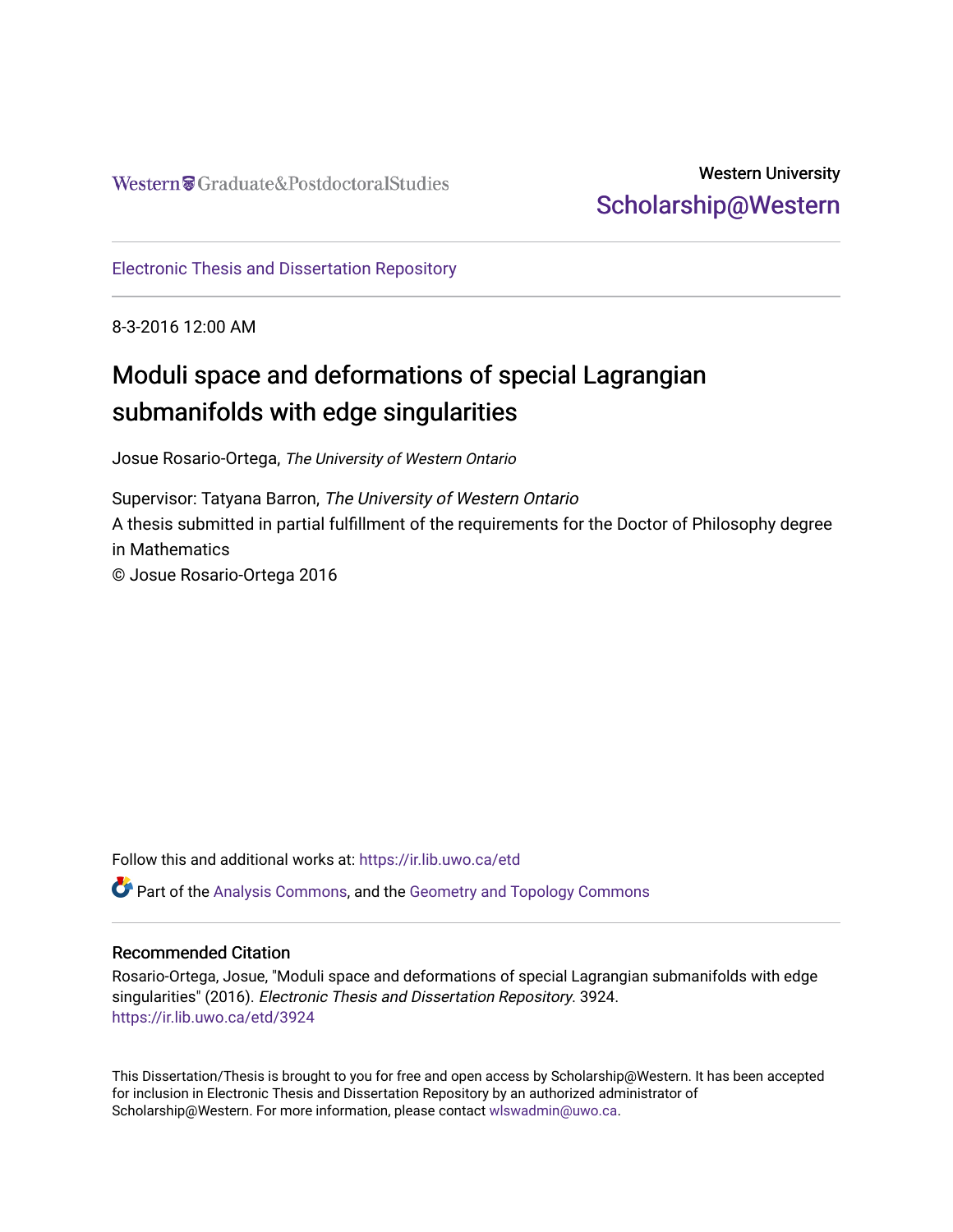Western Graduate&PostdoctoralStudies

Western University
Scholarship@Western

Electronic Thesis and Dissertation Repository

8-3-2016 12:00 AM

# Moduli space and deformations of special Lagrangian submanifolds with edge singularities

Josue Rosario-Ortega, *The University of Western Ontario*

Supervisor: Tatyana Barron, *The University of Western Ontario*
A thesis submitted in partial fulfillment of the requirements for the Doctor of Philosophy degree in Mathematics
© Josue Rosario-Ortega 2016

Follow this and additional works at: https://ir.lib.uwo.ca/etd

Part of the Analysis Commons, and the Geometry and Topology Commons

## Recommended Citation

Rosario-Ortega, Josue, "Moduli space and deformations of special Lagrangian submanifolds with edge singularities" (2016). *Electronic Thesis and Dissertation Repository*. 3924.
https://ir.lib.uwo.ca/etd/3924

This Dissertation/Thesis is brought to you for free and open access by Scholarship@Western. It has been accepted for inclusion in Electronic Thesis and Dissertation Repository by an authorized administrator of Scholarship@Western. For more information, please contact wlswadmin@uwo.ca.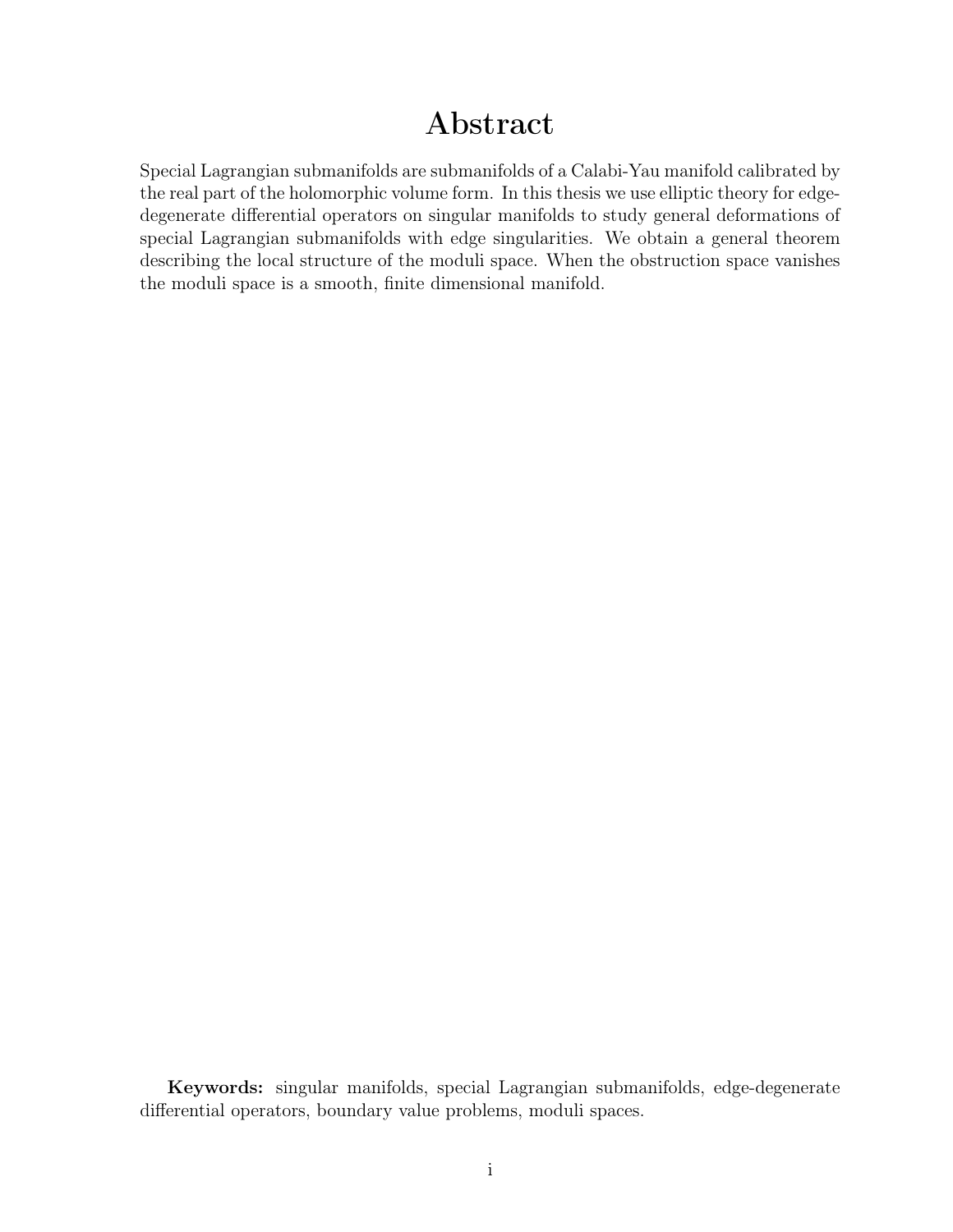# Abstract

Special Lagrangian submanifolds are submanifolds of a Calabi-Yau manifold calibrated by the real part of the holomorphic volume form. In this thesis we use elliptic theory for edge-degenerate differential operators on singular manifolds to study general deformations of special Lagrangian submanifolds with edge singularities. We obtain a general theorem describing the local structure of the moduli space. When the obstruction space vanishes the moduli space is a smooth, finite dimensional manifold.

**Keywords:** singular manifolds, special Lagrangian submanifolds, edge-degenerate differential operators, boundary value problems, moduli spaces.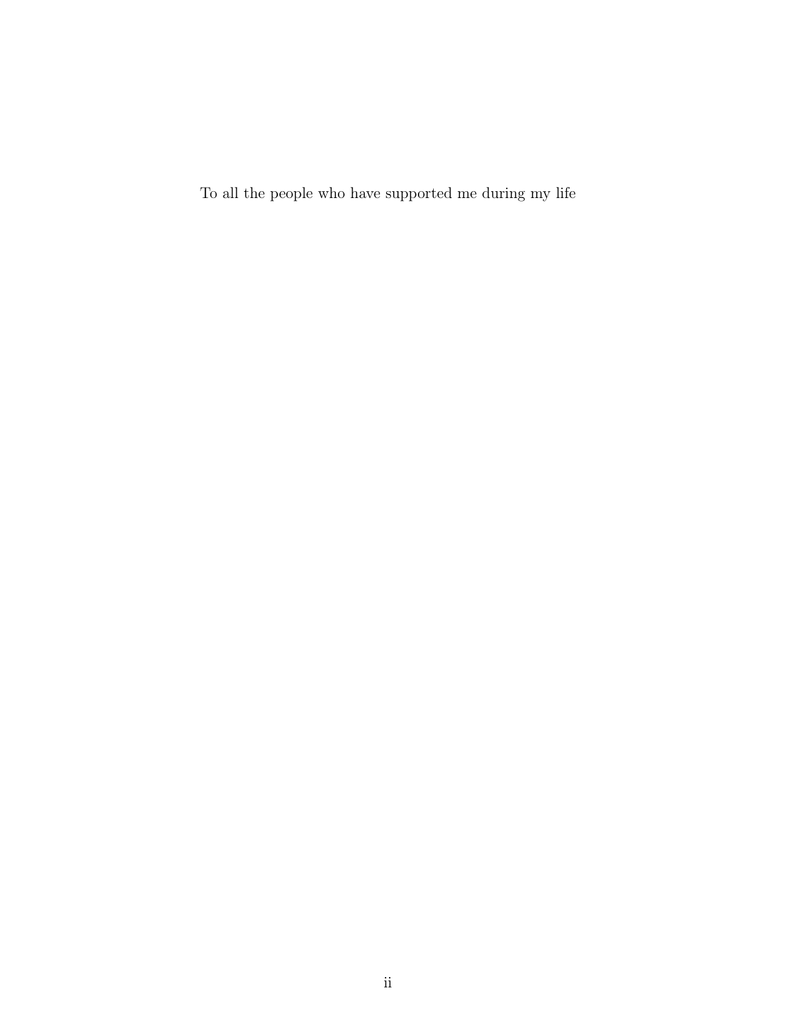To all the people who have supported me during my life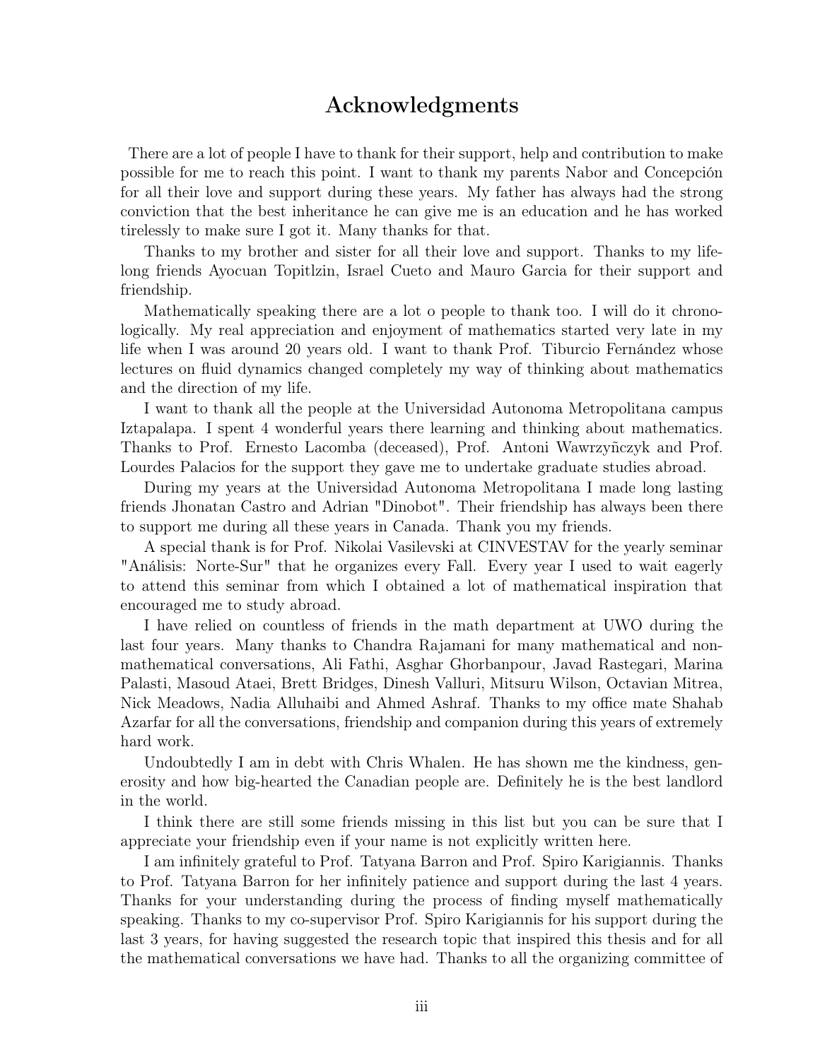# Acknowledgments

There are a lot of people I have to thank for their support, help and contribution to make possible for me to reach this point. I want to thank my parents Nabor and Concepción for all their love and support during these years. My father has always had the strong conviction that the best inheritance he can give me is an education and he has worked tirelessly to make sure I got it. Many thanks for that.

Thanks to my brother and sister for all their love and support. Thanks to my life-long friends Ayocuan Topitlzin, Israel Cueto and Mauro Garcia for their support and friendship.

Mathematically speaking there are a lot o people to thank too. I will do it chronologically. My real appreciation and enjoyment of mathematics started very late in my life when I was around 20 years old. I want to thank Prof. Tiburcio Fernández whose lectures on fluid dynamics changed completely my way of thinking about mathematics and the direction of my life.

I want to thank all the people at the Universidad Autonoma Metropolitana campus Iztapalapa. I spent 4 wonderful years there learning and thinking about mathematics. Thanks to Prof. Ernesto Lacomba (deceased), Prof. Antoni Wawrzyñczyk and Prof. Lourdes Palacios for the support they gave me to undertake graduate studies abroad.

During my years at the Universidad Autonoma Metropolitana I made long lasting friends Jhonatan Castro and Adrian "Dinobot". Their friendship has always been there to support me during all these years in Canada. Thank you my friends.

A special thank is for Prof. Nikolai Vasilevski at CINVESTAV for the yearly seminar "Análisis: Norte-Sur" that he organizes every Fall. Every year I used to wait eagerly to attend this seminar from which I obtained a lot of mathematical inspiration that encouraged me to study abroad.

I have relied on countless of friends in the math department at UWO during the last four years. Many thanks to Chandra Rajamani for many mathematical and non-mathematical conversations, Ali Fathi, Asghar Ghorbanpour, Javad Rastegari, Marina Palasti, Masoud Ataei, Brett Bridges, Dinesh Valluri, Mitsuru Wilson, Octavian Mitrea, Nick Meadows, Nadia Alluhaibi and Ahmed Ashraf. Thanks to my office mate Shahab Azarfar for all the conversations, friendship and companion during this years of extremely hard work.

Undoubtedly I am in debt with Chris Whalen. He has shown me the kindness, generosity and how big-hearted the Canadian people are. Definitely he is the best landlord in the world.

I think there are still some friends missing in this list but you can be sure that I appreciate your friendship even if your name is not explicitly written here.

I am infinitely grateful to Prof. Tatyana Barron and Prof. Spiro Karigiannis. Thanks to Prof. Tatyana Barron for her infinitely patience and support during the last 4 years. Thanks for your understanding during the process of finding myself mathematically speaking. Thanks to my co-supervisor Prof. Spiro Karigiannis for his support during the last 3 years, for having suggested the research topic that inspired this thesis and for all the mathematical conversations we have had. Thanks to all the organizing committee of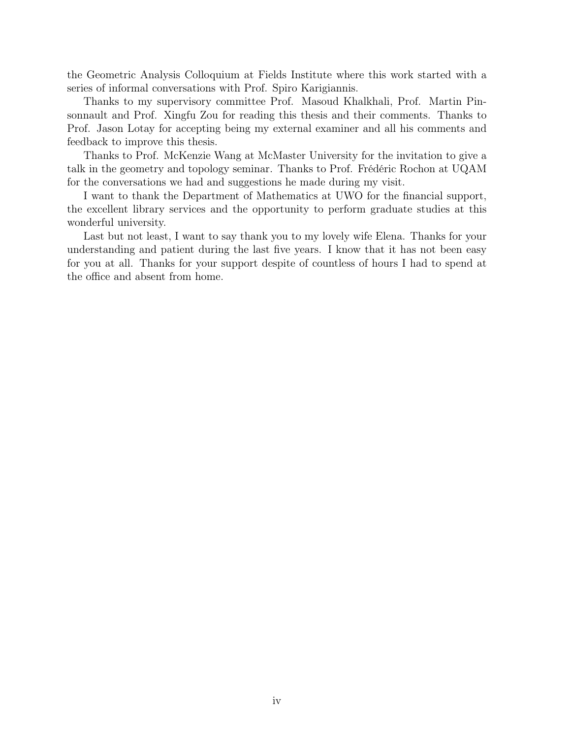the Geometric Analysis Colloquium at Fields Institute where this work started with a series of informal conversations with Prof. Spiro Karigiannis.

Thanks to my supervisory committee Prof. Masoud Khalkhali, Prof. Martin Pinsonnault and Prof. Xingfu Zou for reading this thesis and their comments. Thanks to Prof. Jason Lotay for accepting being my external examiner and all his comments and feedback to improve this thesis.

Thanks to Prof. McKenzie Wang at McMaster University for the invitation to give a talk in the geometry and topology seminar. Thanks to Prof. Frédéric Rochon at UQAM for the conversations we had and suggestions he made during my visit.

I want to thank the Department of Mathematics at UWO for the financial support, the excellent library services and the opportunity to perform graduate studies at this wonderful university.

Last but not least, I want to say thank you to my lovely wife Elena. Thanks for your understanding and patient during the last five years. I know that it has not been easy for you at all. Thanks for your support despite of countless of hours I had to spend at the office and absent from home.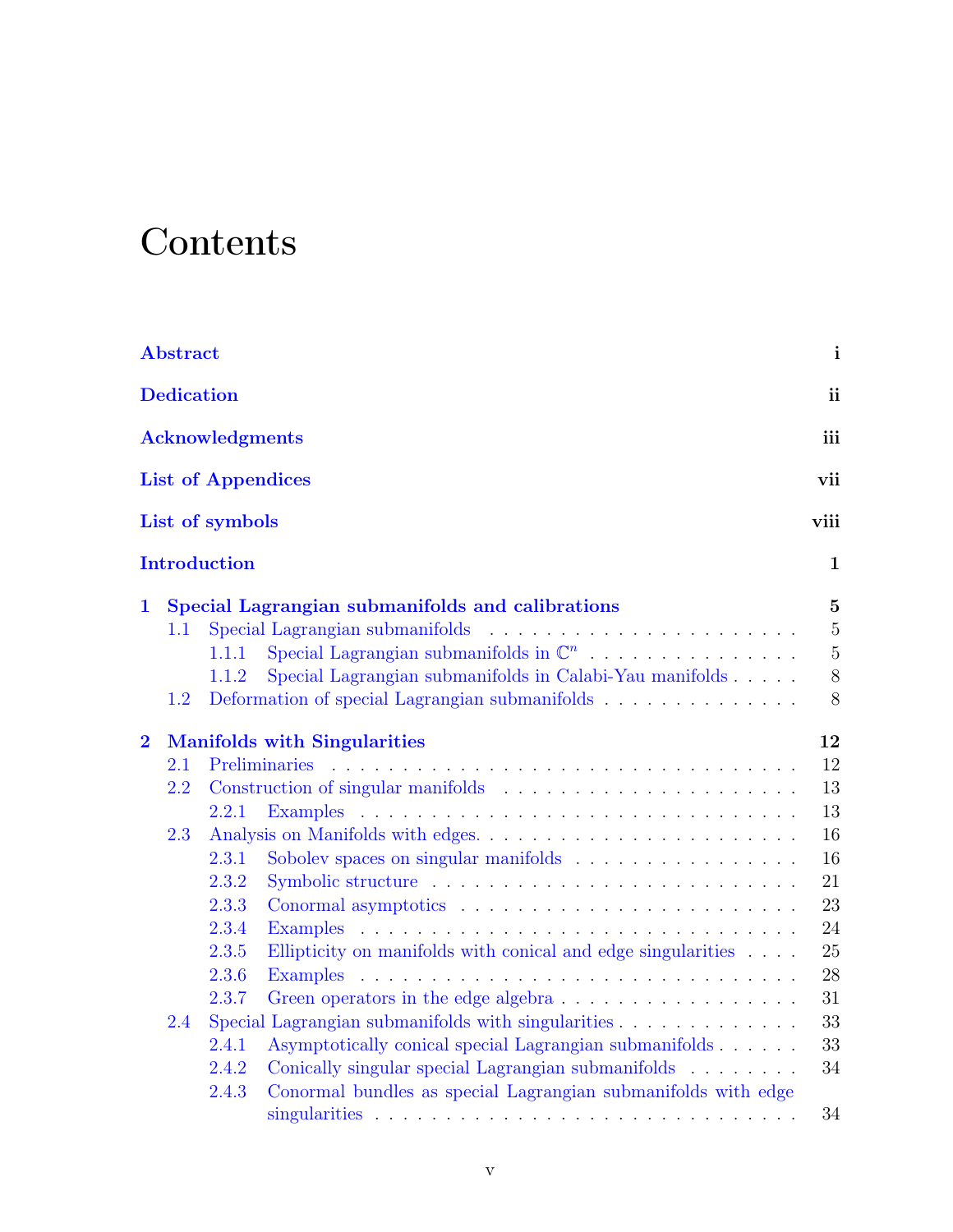# Contents

| | |
|---|---|
| **Abstract** | **i** |
| **Dedication** | **ii** |
| **Acknowledgments** | **iii** |
| **List of Appendices** | **vii** |
| **List of symbols** | **viii** |
| **Introduction** | **1** |
| **1 Special Lagrangian submanifolds and calibrations** | **5** |
| 1.1 Special Lagrangian submanifolds | 5 |
| 1.1.1 Special Lagrangian submanifolds in $\mathbb{C}^n$ | 5 |
| 1.1.2 Special Lagrangian submanifolds in Calabi-Yau manifolds | 8 |
| 1.2 Deformation of special Lagrangian submanifolds | 8 |
| **2 Manifolds with Singularities** | **12** |
| 2.1 Preliminaries | 12 |
| 2.2 Construction of singular manifolds | 13 |
| 2.2.1 Examples | 13 |
| 2.3 Analysis on Manifolds with edges. | 16 |
| 2.3.1 Sobolev spaces on singular manifolds | 16 |
| 2.3.2 Symbolic structure | 21 |
| 2.3.3 Conormal asymptotics | 23 |
| 2.3.4 Examples | 24 |
| 2.3.5 Ellipticity on manifolds with conical and edge singularities | 25 |
| 2.3.6 Examples | 28 |
| 2.3.7 Green operators in the edge algebra | 31 |
| 2.4 Special Lagrangian submanifolds with singularities | 33 |
| 2.4.1 Asymptotically conical special Lagrangian submanifolds | 33 |
| 2.4.2 Conically singular special Lagrangian submanifolds | 34 |
| 2.4.3 Conormal bundles as special Lagrangian submanifolds with edge singularities | 34 |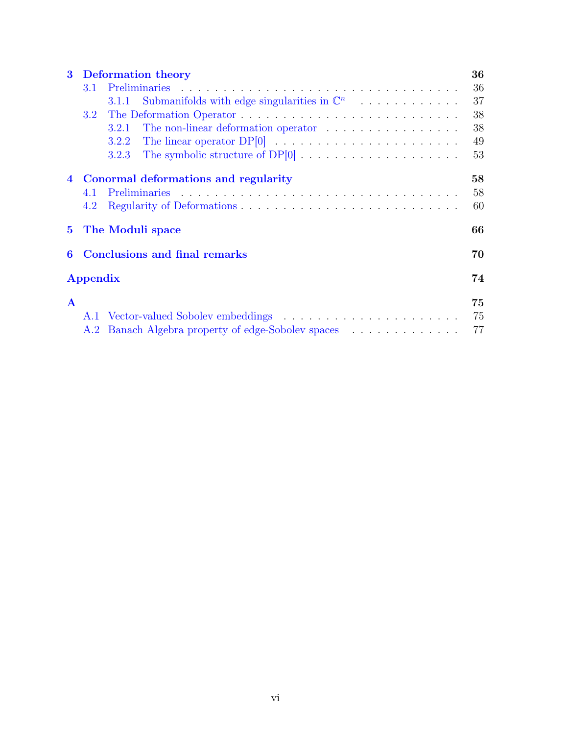**3 Deformation theory** 36

3.1 Preliminaries . . . . . 36

3.1.1 Submanifolds with edge singularities in $\mathbb{C}^n$ . . . . . 37

3.2 The Deformation Operator . . . . . 38

3.2.1 The non-linear deformation operator . . . . . 38

3.2.2 The linear operator DP[0] . . . . . 49

3.2.3 The symbolic structure of DP[0] . . . . . 53

**4 Conormal deformations and regularity** 58

4.1 Preliminaries . . . . . 58

4.2 Regularity of Deformations . . . . . 60

**5 The Moduli space** 66

**6 Conclusions and final remarks** 70

**Appendix** 74

**A** 75

A.1 Vector-valued Sobolev embeddings . . . . . 75

A.2 Banach Algebra property of edge-Sobolev spaces . . . . . 77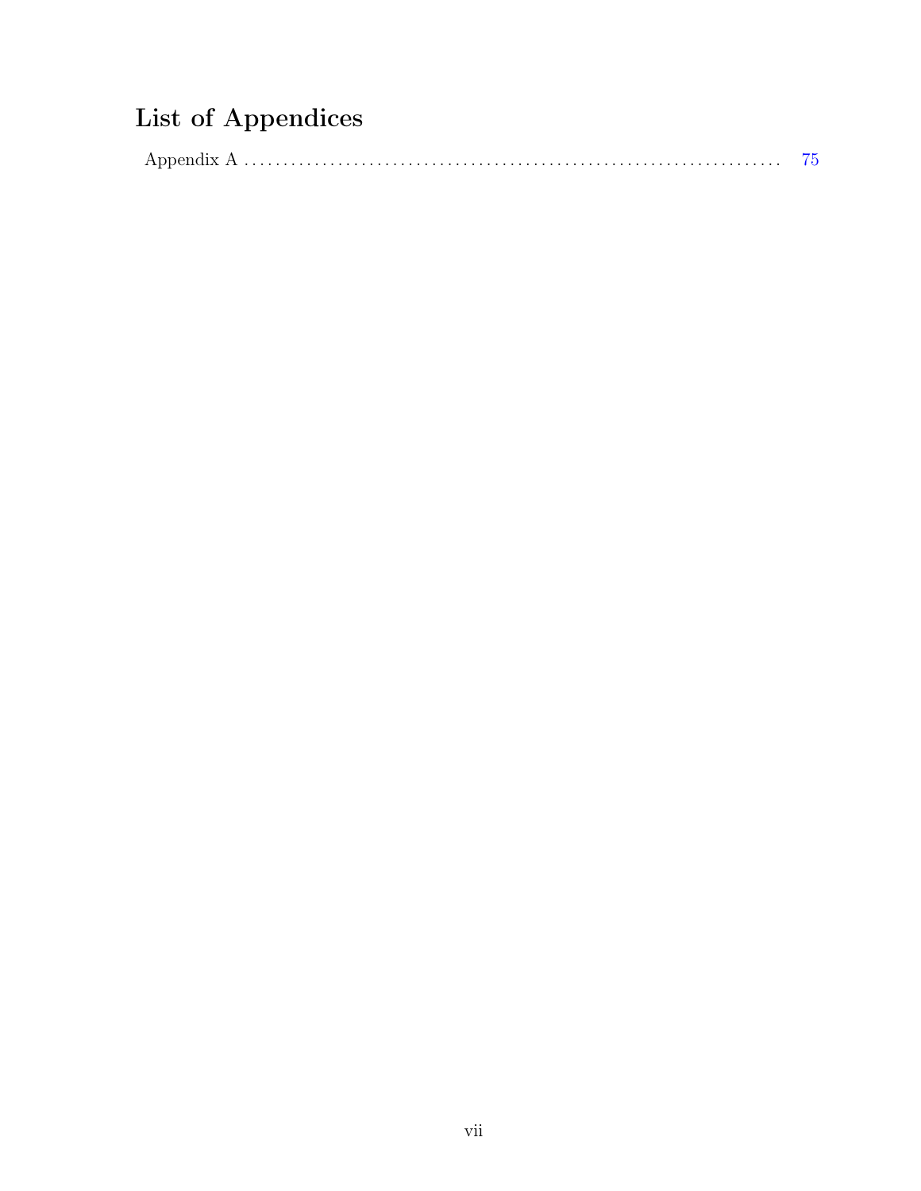# List of Appendices

Appendix A . . . . . . . . . . . . . . . . . . . . . . . . . . . . . . . . . . . . . . . . . . . . . . . . . . . . . . . . . . . . . . . . . 75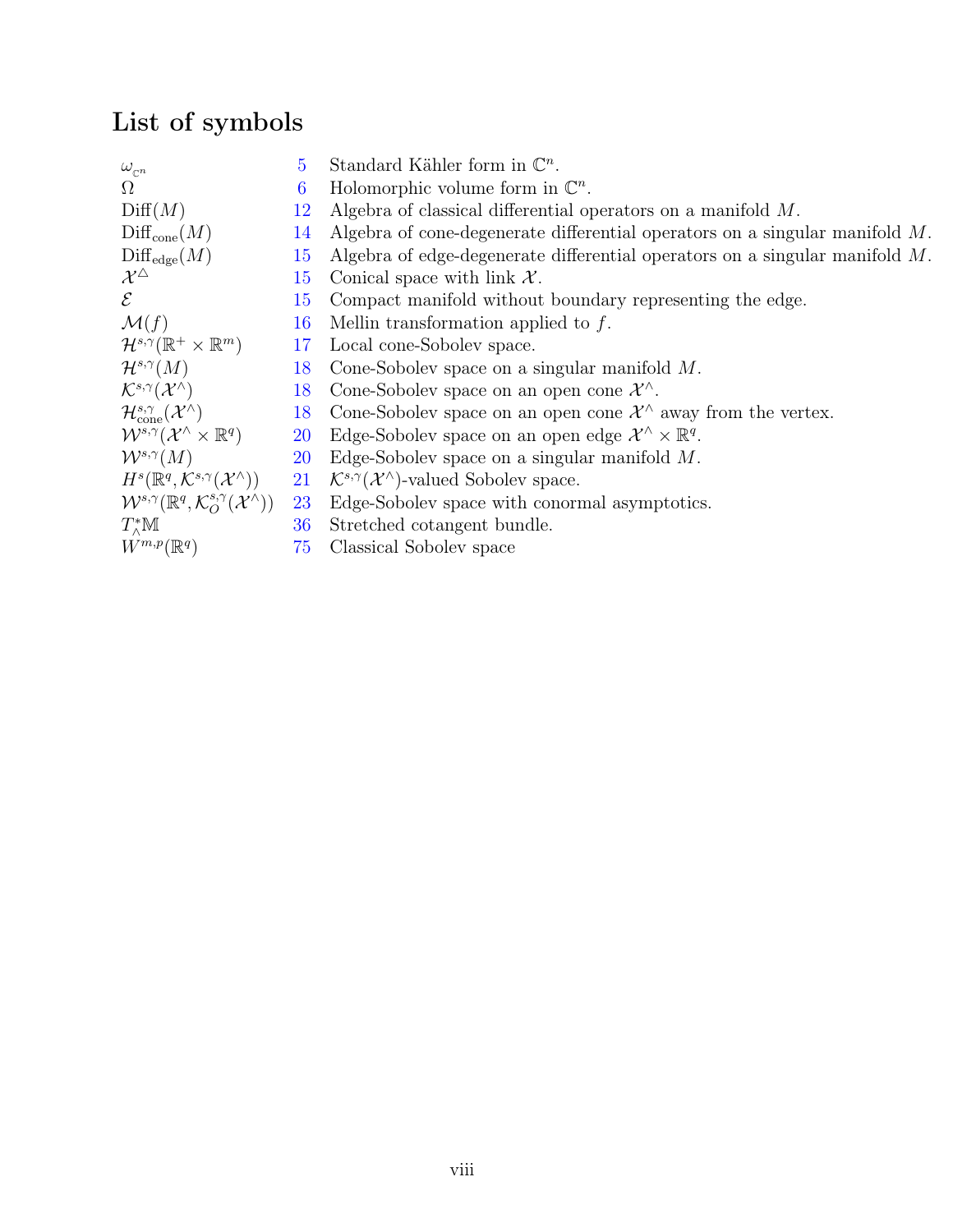# List of symbols

| Symbol | Page | Description |
|---|---|---|
| $\omega_{\mathbb{C}^n}$ | 5 | Standard Kähler form in $\mathbb{C}^n$. |
| $\Omega$ | 6 | Holomorphic volume form in $\mathbb{C}^n$. |
| $\mathrm{Diff}(M)$ | 12 | Algebra of classical differential operators on a manifold $M$. |
| $\mathrm{Diff}_{\mathrm{cone}}(M)$ | 14 | Algebra of cone-degenerate differential operators on a singular manifold $M$. |
| $\mathrm{Diff}_{\mathrm{edge}}(M)$ | 15 | Algebra of edge-degenerate differential operators on a singular manifold $M$. |
| $\mathcal{X}^{\triangle}$ | 15 | Conical space with link $\mathcal{X}$. |
| $\mathcal{E}$ | 15 | Compact manifold without boundary representing the edge. |
| $\mathcal{M}(f)$ | 16 | Mellin transformation applied to $f$. |
| $\mathcal{H}^{s,\gamma}(\mathbb{R}^+ \times \mathbb{R}^m)$ | 17 | Local cone-Sobolev space. |
| $\mathcal{H}^{s,\gamma}(M)$ | 18 | Cone-Sobolev space on a singular manifold $M$. |
| $\mathcal{K}^{s,\gamma}(\mathcal{X}^\wedge)$ | 18 | Cone-Sobolev space on an open cone $\mathcal{X}^\wedge$. |
| $\mathcal{H}^{s,\gamma}_{\mathrm{cone}}(\mathcal{X}^\wedge)$ | 18 | Cone-Sobolev space on an open cone $\mathcal{X}^\wedge$ away from the vertex. |
| $\mathcal{W}^{s,\gamma}(\mathcal{X}^\wedge \times \mathbb{R}^q)$ | 20 | Edge-Sobolev space on an open edge $\mathcal{X}^\wedge \times \mathbb{R}^q$. |
| $\mathcal{W}^{s,\gamma}(M)$ | 20 | Edge-Sobolev space on a singular manifold $M$. |
| $H^s(\mathbb{R}^q, \mathcal{K}^{s,\gamma}(\mathcal{X}^\wedge))$ | 21 | $\mathcal{K}^{s,\gamma}(\mathcal{X}^\wedge)$-valued Sobolev space. |
| $\mathcal{W}^{s,\gamma}(\mathbb{R}^q, \mathcal{K}^{s,\gamma}_O(\mathcal{X}^\wedge))$ | 23 | Edge-Sobolev space with conormal asymptotics. |
| $T^*_\wedge\mathbb{M}$ | 36 | Stretched cotangent bundle. |
| $W^{m,p}(\mathbb{R}^q)$ | 75 | Classical Sobolev space |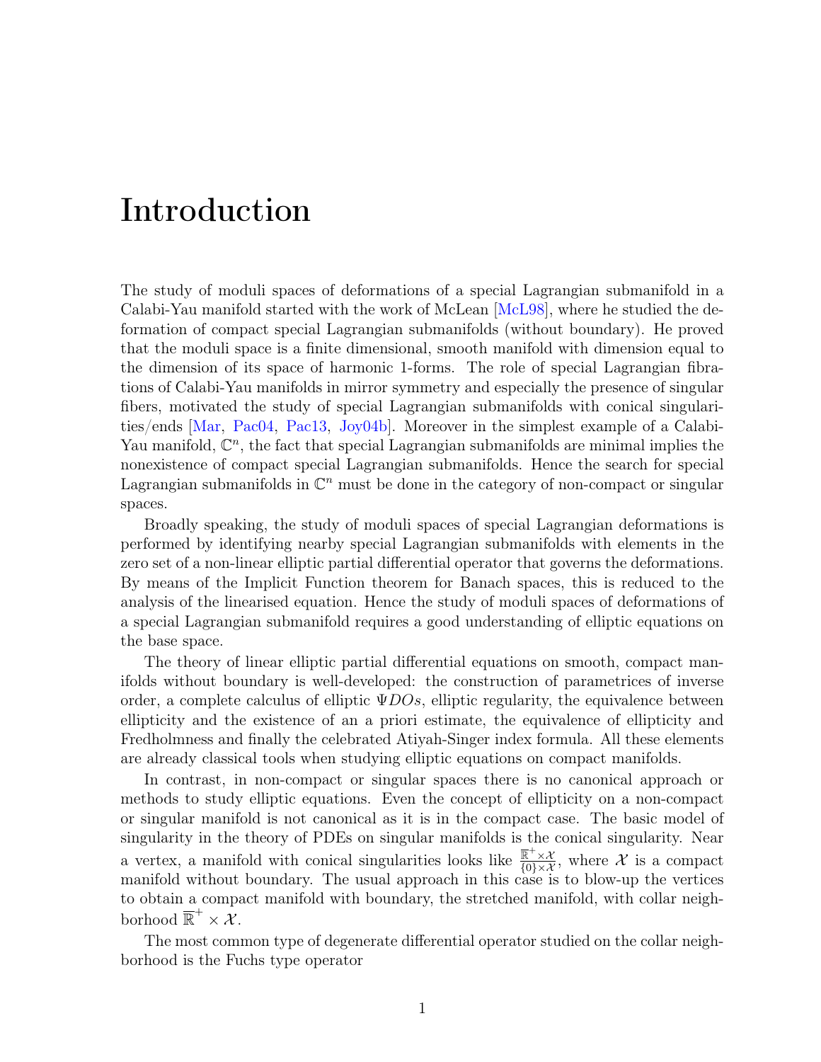# Introduction

The study of moduli spaces of deformations of a special Lagrangian submanifold in a Calabi-Yau manifold started with the work of McLean [McL98], where he studied the deformation of compact special Lagrangian submanifolds (without boundary). He proved that the moduli space is a finite dimensional, smooth manifold with dimension equal to the dimension of its space of harmonic 1-forms. The role of special Lagrangian fibrations of Calabi-Yau manifolds in mirror symmetry and especially the presence of singular fibers, motivated the study of special Lagrangian submanifolds with conical singularities/ends [Mar, Pac04, Pac13, Joy04b]. Moreover in the simplest example of a Calabi-Yau manifold, $\mathbb{C}^n$, the fact that special Lagrangian submanifolds are minimal implies the nonexistence of compact special Lagrangian submanifolds. Hence the search for special Lagrangian submanifolds in $\mathbb{C}^n$ must be done in the category of non-compact or singular spaces.

Broadly speaking, the study of moduli spaces of special Lagrangian deformations is performed by identifying nearby special Lagrangian submanifolds with elements in the zero set of a non-linear elliptic partial differential operator that governs the deformations. By means of the Implicit Function theorem for Banach spaces, this is reduced to the analysis of the linearised equation. Hence the study of moduli spaces of deformations of a special Lagrangian submanifold requires a good understanding of elliptic equations on the base space.

The theory of linear elliptic partial differential equations on smooth, compact manifolds without boundary is well-developed: the construction of parametrices of inverse order, a complete calculus of elliptic $\Psi DOs$, elliptic regularity, the equivalence between ellipticity and the existence of an a priori estimate, the equivalence of ellipticity and Fredholmness and finally the celebrated Atiyah-Singer index formula. All these elements are already classical tools when studying elliptic equations on compact manifolds.

In contrast, in non-compact or singular spaces there is no canonical approach or methods to study elliptic equations. Even the concept of ellipticity on a non-compact or singular manifold is not canonical as it is in the compact case. The basic model of singularity in the theory of PDEs on singular manifolds is the conical singularity. Near a vertex, a manifold with conical singularities looks like $\frac{\overline{\mathbb{R}}^+ \times \mathcal{X}}{\{0\} \times \mathcal{X}}$, where $\mathcal{X}$ is a compact manifold without boundary. The usual approach in this case is to blow-up the vertices to obtain a compact manifold with boundary, the stretched manifold, with collar neighborhood $\overline{\mathbb{R}}^+ \times \mathcal{X}$.

The most common type of degenerate differential operator studied on the collar neighborhood is the Fuchs type operator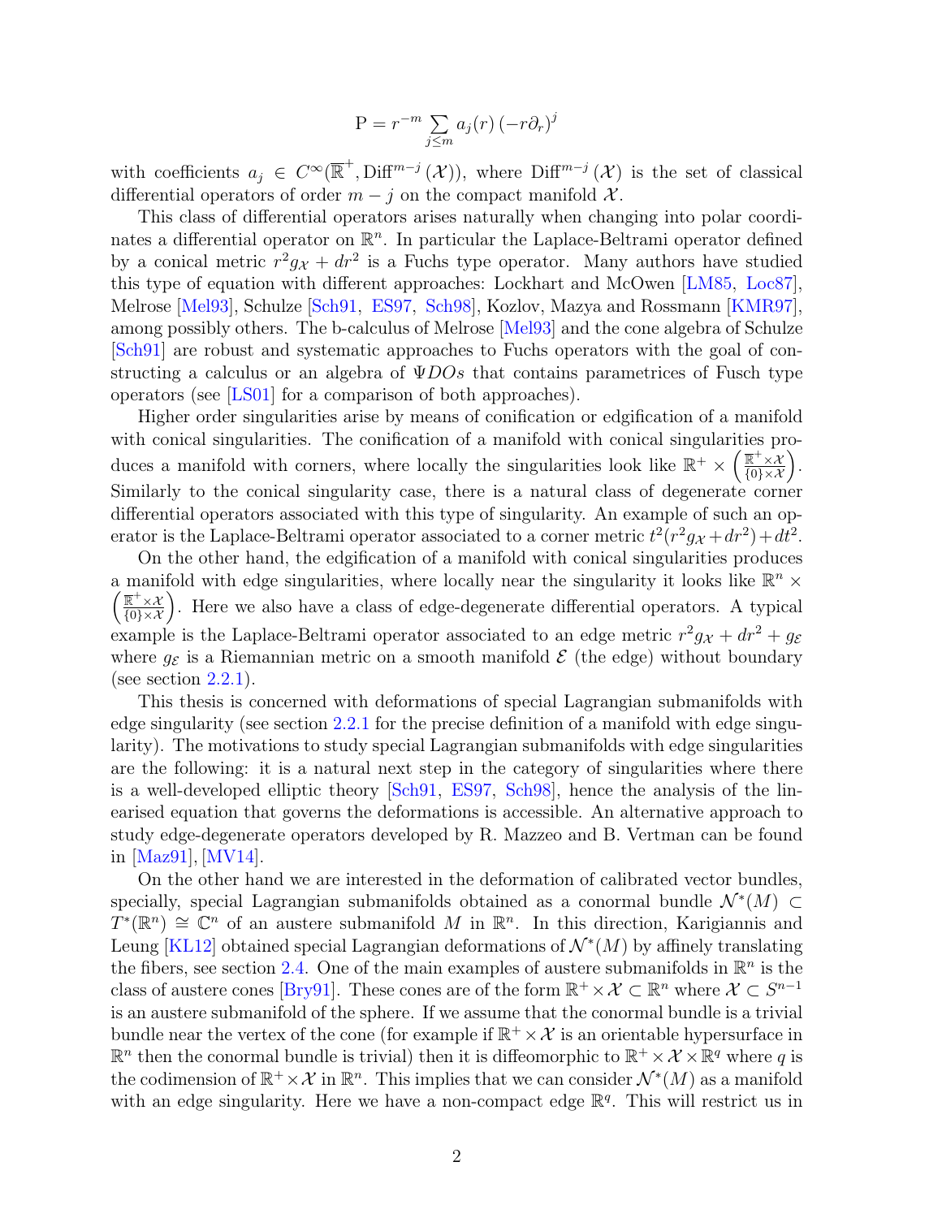$$\mathrm{P} = r^{-m} \sum_{j \leq m} a_j(r) \left(-r\partial_r\right)^j$$

with coefficients $a_j \in C^\infty(\overline{\mathbb{R}}^+, \mathrm{Diff}^{m-j}(\mathcal{X}))$, where $\mathrm{Diff}^{m-j}(\mathcal{X})$ is the set of classical differential operators of order $m-j$ on the compact manifold $\mathcal{X}$.

This class of differential operators arises naturally when changing into polar coordinates a differential operator on $\mathbb{R}^n$. In particular the Laplace-Beltrami operator defined by a conical metric $r^2 g_{\mathcal{X}} + dr^2$ is a Fuchs type operator. Many authors have studied this type of equation with different approaches: Lockhart and McOwen [LM85, Loc87], Melrose [Mel93], Schulze [Sch91, ES97, Sch98], Kozlov, Mazya and Rossmann [KMR97], among possibly others. The b-calculus of Melrose [Mel93] and the cone algebra of Schulze [Sch91] are robust and systematic approaches to Fuchs operators with the goal of constructing a calculus or an algebra of $\Psi DOs$ that contains parametrices of Fusch type operators (see [LS01] for a comparison of both approaches).

Higher order singularities arise by means of conification or edgification of a manifold with conical singularities. The conification of a manifold with conical singularities produces a manifold with corners, where locally the singularities look like $\mathbb{R}^+ \times \left(\frac{\mathbb{R}^+ \times \mathcal{X}}{\{0\} \times \mathcal{X}}\right)$. Similarly to the conical singularity case, there is a natural class of degenerate corner differential operators associated with this type of singularity. An example of such an operator is the Laplace-Beltrami operator associated to a corner metric $t^2(r^2 g_{\mathcal{X}} + dr^2) + dt^2$.

On the other hand, the edgification of a manifold with conical singularities produces a manifold with edge singularities, where locally near the singularity it looks like $\mathbb{R}^n \times \left(\frac{\mathbb{R}^+ \times \mathcal{X}}{\{0\} \times \mathcal{X}}\right)$. Here we also have a class of edge-degenerate differential operators. A typical example is the Laplace-Beltrami operator associated to an edge metric $r^2 g_{\mathcal{X}} + dr^2 + g_{\mathcal{E}}$ where $g_{\mathcal{E}}$ is a Riemannian metric on a smooth manifold $\mathcal{E}$ (the edge) without boundary (see section 2.2.1).

This thesis is concerned with deformations of special Lagrangian submanifolds with edge singularity (see section 2.2.1 for the precise definition of a manifold with edge singularity). The motivations to study special Lagrangian submanifolds with edge singularities are the following: it is a natural next step in the category of singularities where there is a well-developed elliptic theory [Sch91, ES97, Sch98], hence the analysis of the linearised equation that governs the deformations is accessible. An alternative approach to study edge-degenerate operators developed by R. Mazzeo and B. Vertman can be found in [Maz91], [MV14].

On the other hand we are interested in the deformation of calibrated vector bundles, specially, special Lagrangian submanifolds obtained as a conormal bundle $\mathcal{N}^*(M) \subset T^*(\mathbb{R}^n) \cong \mathbb{C}^n$ of an austere submanifold $M$ in $\mathbb{R}^n$. In this direction, Karigiannis and Leung [KL12] obtained special Lagrangian deformations of $\mathcal{N}^*(M)$ by affinely translating the fibers, see section 2.4. One of the main examples of austere submanifolds in $\mathbb{R}^n$ is the class of austere cones [Bry91]. These cones are of the form $\mathbb{R}^+ \times \mathcal{X} \subset \mathbb{R}^n$ where $\mathcal{X} \subset S^{n-1}$ is an austere submanifold of the sphere. If we assume that the conormal bundle is a trivial bundle near the vertex of the cone (for example if $\mathbb{R}^+ \times \mathcal{X}$ is an orientable hypersurface in $\mathbb{R}^n$ then the conormal bundle is trivial) then it is diffeomorphic to $\mathbb{R}^+ \times \mathcal{X} \times \mathbb{R}^q$ where $q$ is the codimension of $\mathbb{R}^+ \times \mathcal{X}$ in $\mathbb{R}^n$. This implies that we can consider $\mathcal{N}^*(M)$ as a manifold with an edge singularity. Here we have a non-compact edge $\mathbb{R}^q$. This will restrict us in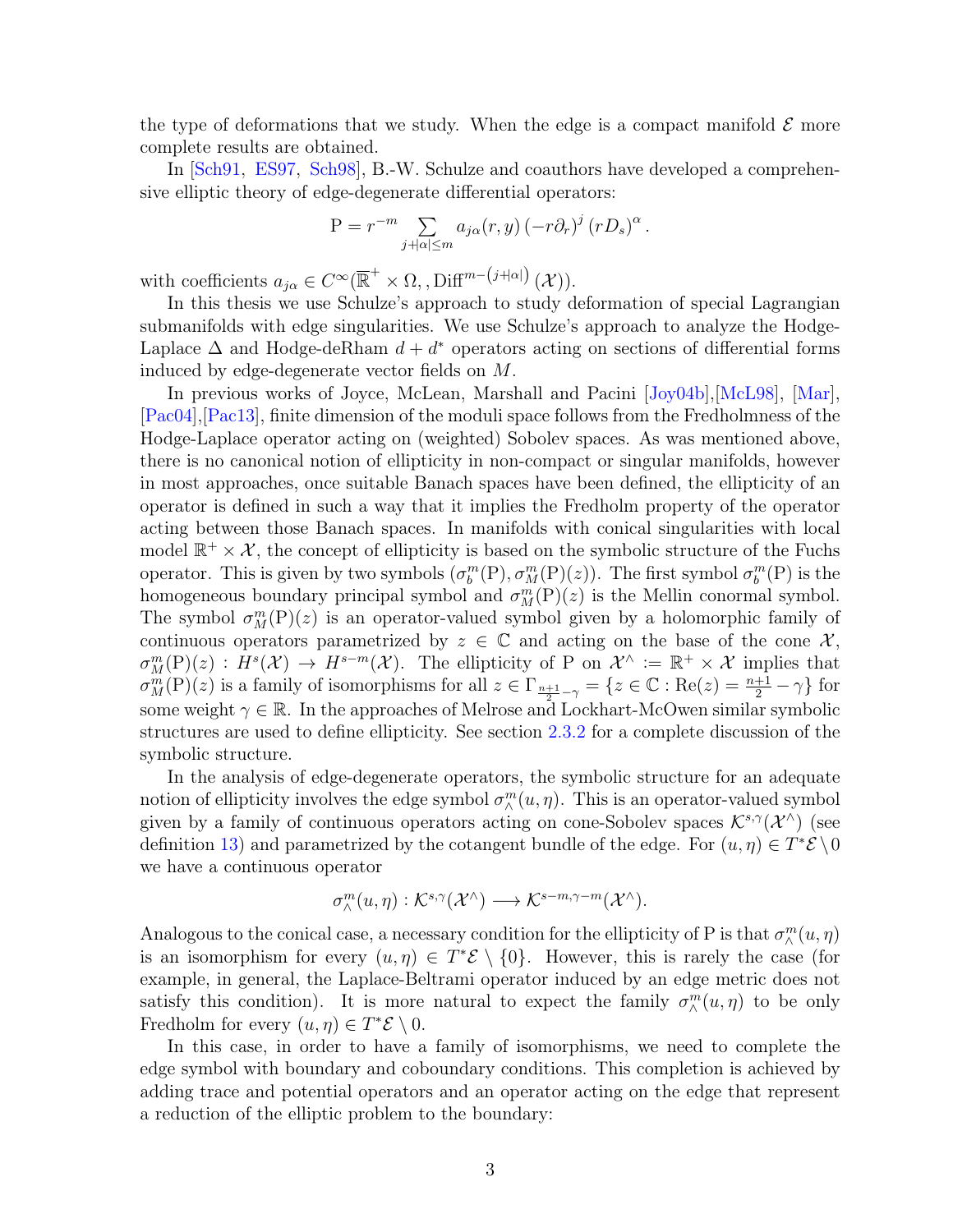the type of deformations that we study. When the edge is a compact manifold $\mathcal{E}$ more complete results are obtained.

In [Sch91, ES97, Sch98], B.-W. Schulze and coauthors have developed a comprehensive elliptic theory of edge-degenerate differential operators:

$$\mathrm{P} = r^{-m} \sum_{j+|\alpha|\leq m} a_{j\alpha}(r,y)\,(-r\partial_r)^j\,(rD_s)^\alpha\,.$$

with coefficients $a_{j\alpha} \in C^\infty(\overline{\mathbb{R}}^+ \times \Omega, , \mathrm{Diff}^{m-(j+|\alpha|)}(\mathcal{X}))$.

In this thesis we use Schulze's approach to study deformation of special Lagrangian submanifolds with edge singularities. We use Schulze's approach to analyze the Hodge-Laplace $\Delta$ and Hodge-deRham $d + d^*$ operators acting on sections of differential forms induced by edge-degenerate vector fields on $M$.

In previous works of Joyce, McLean, Marshall and Pacini [Joy04b],[McL98], [Mar], [Pac04],[Pac13], finite dimension of the moduli space follows from the Fredholmness of the Hodge-Laplace operator acting on (weighted) Sobolev spaces. As was mentioned above, there is no canonical notion of ellipticity in non-compact or singular manifolds, however in most approaches, once suitable Banach spaces have been defined, the ellipticity of an operator is defined in such a way that it implies the Fredholm property of the operator acting between those Banach spaces. In manifolds with conical singularities with local model $\mathbb{R}^+ \times \mathcal{X}$, the concept of ellipticity is based on the symbolic structure of the Fuchs operator. This is given by two symbols $(\sigma_b^m(\mathrm{P}), \sigma_M^m(\mathrm{P})(z))$. The first symbol $\sigma_b^m(\mathrm{P})$ is the homogeneous boundary principal symbol and $\sigma_M^m(\mathrm{P})(z)$ is the Mellin conormal symbol. The symbol $\sigma_M^m(\mathrm{P})(z)$ is an operator-valued symbol given by a holomorphic family of continuous operators parametrized by $z \in \mathbb{C}$ and acting on the base of the cone $\mathcal{X}$, $\sigma_M^m(\mathrm{P})(z) : H^s(\mathcal{X}) \to H^{s-m}(\mathcal{X})$. The ellipticity of P on $\mathcal{X}^\wedge := \mathbb{R}^+ \times \mathcal{X}$ implies that $\sigma_M^m(\mathrm{P})(z)$ is a family of isomorphisms for all $z \in \Gamma_{\frac{n+1}{2}-\gamma} = \{z \in \mathbb{C} : \mathrm{Re}(z) = \frac{n+1}{2} - \gamma\}$ for some weight $\gamma \in \mathbb{R}$. In the approaches of Melrose and Lockhart-McOwen similar symbolic structures are used to define ellipticity. See section 2.3.2 for a complete discussion of the symbolic structure.

In the analysis of edge-degenerate operators, the symbolic structure for an adequate notion of ellipticity involves the edge symbol $\sigma_\wedge^m(u,\eta)$. This is an operator-valued symbol given by a family of continuous operators acting on cone-Sobolev spaces $\mathcal{K}^{s,\gamma}(\mathcal{X}^\wedge)$ (see definition 13) and parametrized by the cotangent bundle of the edge. For $(u,\eta) \in T^*\mathcal{E}\setminus 0$ we have a continuous operator

$$\sigma_\wedge^m(u,\eta) : \mathcal{K}^{s,\gamma}(\mathcal{X}^\wedge) \longrightarrow \mathcal{K}^{s-m,\gamma-m}(\mathcal{X}^\wedge).$$

Analogous to the conical case, a necessary condition for the ellipticity of P is that $\sigma_\wedge^m(u,\eta)$ is an isomorphism for every $(u,\eta) \in T^*\mathcal{E} \setminus \{0\}$. However, this is rarely the case (for example, in general, the Laplace-Beltrami operator induced by an edge metric does not satisfy this condition). It is more natural to expect the family $\sigma_\wedge^m(u,\eta)$ to be only Fredholm for every $(u,\eta) \in T^*\mathcal{E} \setminus 0$.

In this case, in order to have a family of isomorphisms, we need to complete the edge symbol with boundary and coboundary conditions. This completion is achieved by adding trace and potential operators and an operator acting on the edge that represent a reduction of the elliptic problem to the boundary: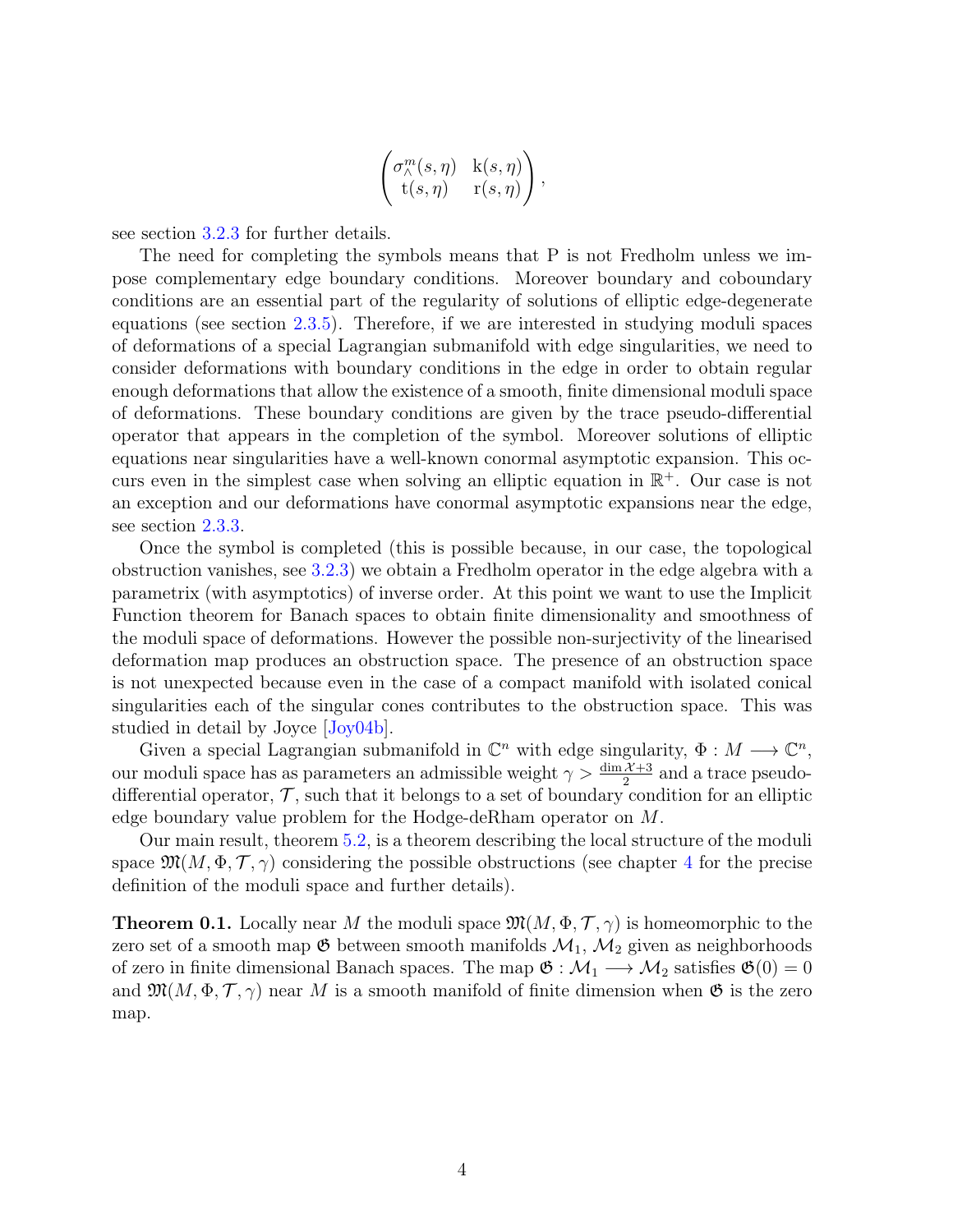$$\begin{pmatrix} \sigma_\wedge^m(s,\eta) & \mathrm{k}(s,\eta) \\ \mathrm{t}(s,\eta) & \mathrm{r}(s,\eta) \end{pmatrix},$$

see section 3.2.3 for further details.

The need for completing the symbols means that P is not Fredholm unless we impose complementary edge boundary conditions. Moreover boundary and coboundary conditions are an essential part of the regularity of solutions of elliptic edge-degenerate equations (see section 2.3.5). Therefore, if we are interested in studying moduli spaces of deformations of a special Lagrangian submanifold with edge singularities, we need to consider deformations with boundary conditions in the edge in order to obtain regular enough deformations that allow the existence of a smooth, finite dimensional moduli space of deformations. These boundary conditions are given by the trace pseudo-differential operator that appears in the completion of the symbol. Moreover solutions of elliptic equations near singularities have a well-known conormal asymptotic expansion. This occurs even in the simplest case when solving an elliptic equation in $\mathbb{R}^+$. Our case is not an exception and our deformations have conormal asymptotic expansions near the edge, see section 2.3.3.

Once the symbol is completed (this is possible because, in our case, the topological obstruction vanishes, see 3.2.3) we obtain a Fredholm operator in the edge algebra with a parametrix (with asymptotics) of inverse order. At this point we want to use the Implicit Function theorem for Banach spaces to obtain finite dimensionality and smoothness of the moduli space of deformations. However the possible non-surjectivity of the linearised deformation map produces an obstruction space. The presence of an obstruction space is not unexpected because even in the case of a compact manifold with isolated conical singularities each of the singular cones contributes to the obstruction space. This was studied in detail by Joyce [Joy04b].

Given a special Lagrangian submanifold in $\mathbb{C}^n$ with edge singularity, $\Phi : M \longrightarrow \mathbb{C}^n$, our moduli space has as parameters an admissible weight $\gamma > \frac{\dim \mathcal{X}+3}{2}$ and a trace pseudo-differential operator, $\mathcal{T}$, such that it belongs to a set of boundary condition for an elliptic edge boundary value problem for the Hodge-deRham operator on $M$.

Our main result, theorem 5.2, is a theorem describing the local structure of the moduli space $\mathfrak{M}(M, \Phi, \mathcal{T}, \gamma)$ considering the possible obstructions (see chapter 4 for the precise definition of the moduli space and further details).

**Theorem 0.1.** Locally near $M$ the moduli space $\mathfrak{M}(M, \Phi, \mathcal{T}, \gamma)$ is homeomorphic to the zero set of a smooth map $\mathfrak{G}$ between smooth manifolds $\mathcal{M}_1$, $\mathcal{M}_2$ given as neighborhoods of zero in finite dimensional Banach spaces. The map $\mathfrak{G} : \mathcal{M}_1 \longrightarrow \mathcal{M}_2$ satisfies $\mathfrak{G}(0) = 0$ and $\mathfrak{M}(M, \Phi, \mathcal{T}, \gamma)$ near $M$ is a smooth manifold of finite dimension when $\mathfrak{G}$ is the zero map.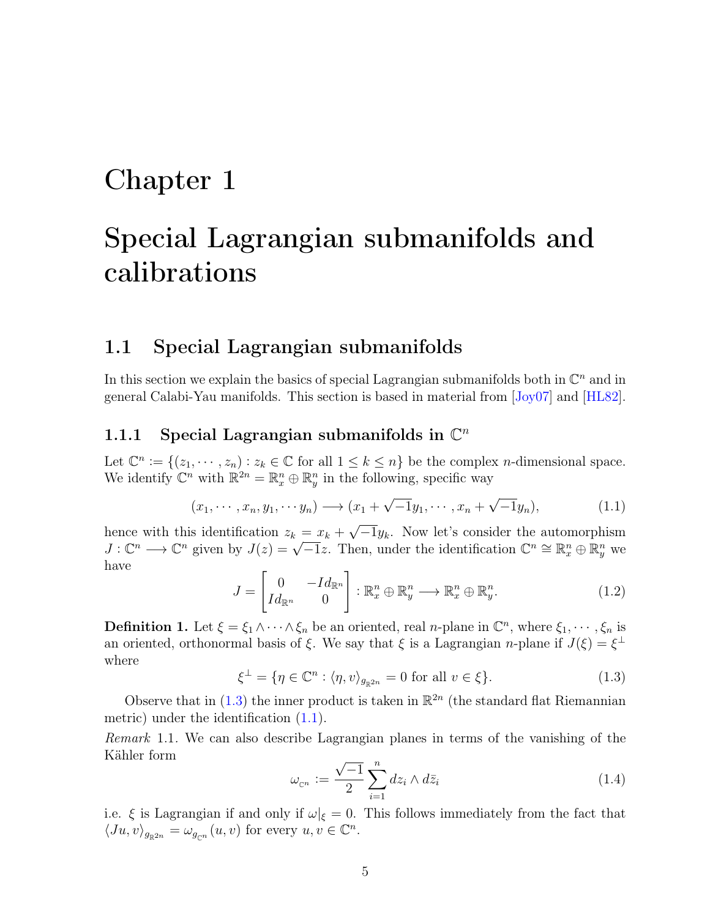# Chapter 1

# Special Lagrangian submanifolds and calibrations

## 1.1 Special Lagrangian submanifolds

In this section we explain the basics of special Lagrangian submanifolds both in $\mathbb{C}^n$ and in general Calabi-Yau manifolds. This section is based in material from [Joy07] and [HL82].

### 1.1.1 Special Lagrangian submanifolds in $\mathbb{C}^n$

Let $\mathbb{C}^n := \{(z_1, \cdots, z_n) : z_k \in \mathbb{C} \text{ for all } 1 \leq k \leq n\}$ be the complex $n$-dimensional space. We identify $\mathbb{C}^n$ with $\mathbb{R}^{2n} = \mathbb{R}^n_x \oplus \mathbb{R}^n_y$ in the following, specific way

$$(x_1, \cdots, x_n, y_1, \cdots y_n) \longrightarrow (x_1 + \sqrt{-1}y_1, \cdots, x_n + \sqrt{-1}y_n), \tag{1.1}$$

hence with this identification $z_k = x_k + \sqrt{-1}y_k$. Now let's consider the automorphism $J : \mathbb{C}^n \longrightarrow \mathbb{C}^n$ given by $J(z) = \sqrt{-1}z$. Then, under the identification $\mathbb{C}^n \cong \mathbb{R}^n_x \oplus \mathbb{R}^n_y$ we have

$$J = \begin{bmatrix} 0 & -Id_{\mathbb{R}^n} \\ Id_{\mathbb{R}^n} & 0 \end{bmatrix} : \mathbb{R}^n_x \oplus \mathbb{R}^n_y \longrightarrow \mathbb{R}^n_x \oplus \mathbb{R}^n_y. \tag{1.2}$$

**Definition 1.** Let $\xi = \xi_1 \wedge \cdots \wedge \xi_n$ be an oriented, real $n$-plane in $\mathbb{C}^n$, where $\xi_1, \cdots, \xi_n$ is an oriented, orthonormal basis of $\xi$. We say that $\xi$ is a Lagrangian $n$-plane if $J(\xi) = \xi^\perp$ where

$$\xi^\perp = \{\eta \in \mathbb{C}^n : \langle \eta, v\rangle_{g_{\mathbb{R}^{2n}}} = 0 \text{ for all } v \in \xi\}. \tag{1.3}$$

Observe that in (1.3) the inner product is taken in $\mathbb{R}^{2n}$ (the standard flat Riemannian metric) under the identification (1.1).

*Remark* 1.1. We can also describe Lagrangian planes in terms of the vanishing of the Kähler form

$$\omega_{_{\mathbb{C}^n}} := \frac{\sqrt{-1}}{2} \sum_{i=1}^{n} dz_i \wedge d\bar{z}_i \tag{1.4}$$

i.e. $\xi$ is Lagrangian if and only if $\omega|_\xi = 0$. This follows immediately from the fact that $\langle Ju, v\rangle_{g_{\mathbb{R}^{2n}}} = \omega_{g_{\mathbb{C}^n}}(u, v)$ for every $u, v \in \mathbb{C}^n$.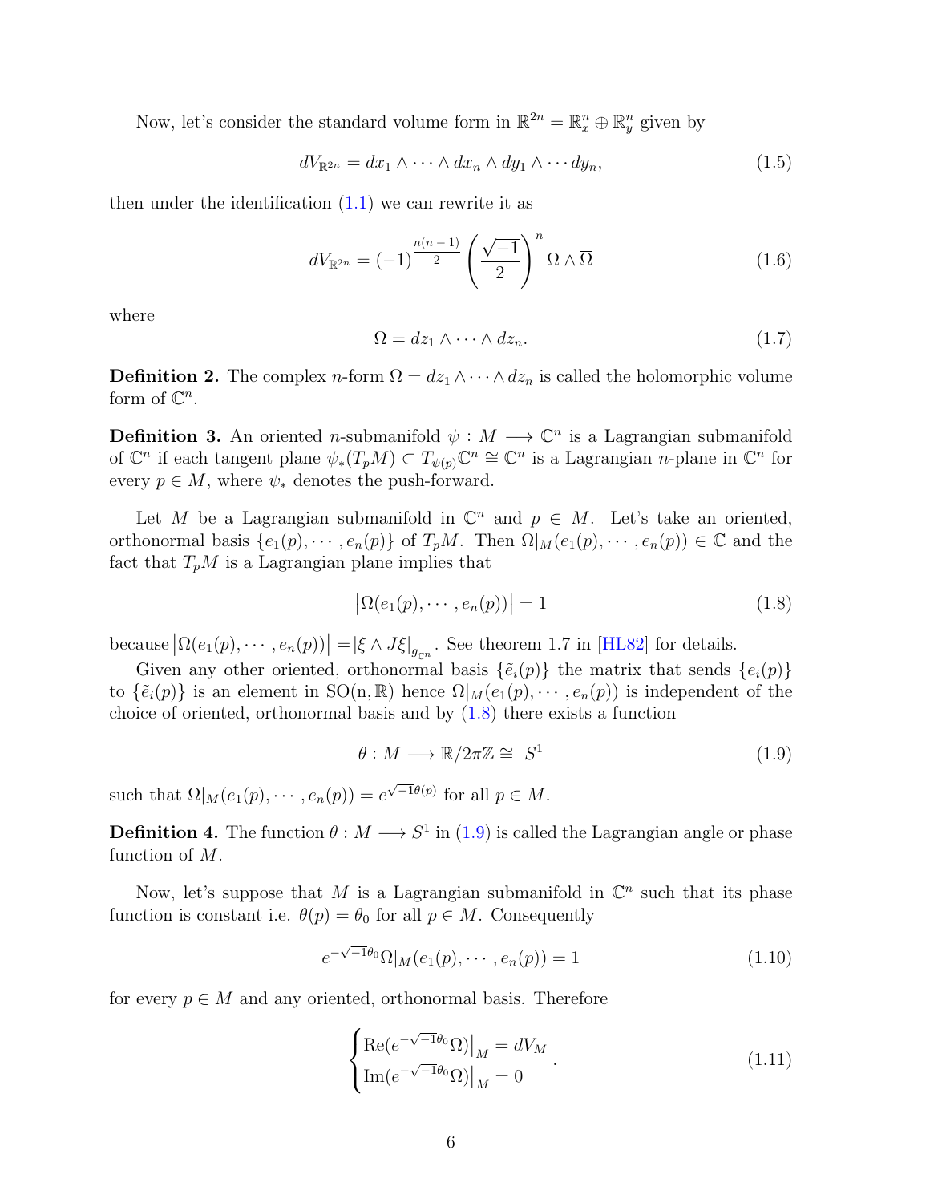Now, let's consider the standard volume form in $\mathbb{R}^{2n} = \mathbb{R}^n_x \oplus \mathbb{R}^n_y$ given by

$$dV_{\mathbb{R}^{2n}} = dx_1 \wedge \cdots \wedge dx_n \wedge dy_1 \wedge \cdots dy_n, \tag{1.5}$$

then under the identification (1.1) we can rewrite it as

$$dV_{\mathbb{R}^{2n}} = (-1)^{\frac{n(n-1)}{2}} \left(\frac{\sqrt{-1}}{2}\right)^n \Omega \wedge \overline{\Omega} \tag{1.6}$$

where

$$\Omega = dz_1 \wedge \cdots \wedge dz_n. \tag{1.7}$$

**Definition 2.** The complex $n$-form $\Omega = dz_1 \wedge \cdots \wedge dz_n$ is called the holomorphic volume form of $\mathbb{C}^n$.

**Definition 3.** An oriented $n$-submanifold $\psi : M \longrightarrow \mathbb{C}^n$ is a Lagrangian submanifold of $\mathbb{C}^n$ if each tangent plane $\psi_*(T_pM) \subset T_{\psi(p)}\mathbb{C}^n \cong \mathbb{C}^n$ is a Lagrangian $n$-plane in $\mathbb{C}^n$ for every $p \in M$, where $\psi_*$ denotes the push-forward.

Let $M$ be a Lagrangian submanifold in $\mathbb{C}^n$ and $p \in M$. Let's take an oriented, orthonormal basis $\{e_1(p), \cdots, e_n(p)\}$ of $T_pM$. Then $\Omega|_M(e_1(p), \cdots, e_n(p)) \in \mathbb{C}$ and the fact that $T_pM$ is a Lagrangian plane implies that

$$\left|\Omega(e_1(p), \cdots, e_n(p))\right| = 1 \tag{1.8}$$

because $\left|\Omega(e_1(p), \cdots, e_n(p))\right| = \left|\xi \wedge J\xi\right|_{g_{\mathbb{C}^n}}$. See theorem 1.7 in [HL82] for details.

Given any other oriented, orthonormal basis $\{\tilde{e}_i(p)\}$ the matrix that sends $\{e_i(p)\}$ to $\{\tilde{e}_i(p)\}$ is an element in $\mathrm{SO(n,\mathbb{R})}$ hence $\Omega|_M(e_1(p), \cdots, e_n(p))$ is independent of the choice of oriented, orthonormal basis and by (1.8) there exists a function

$$\theta : M \longrightarrow \mathbb{R}/2\pi\mathbb{Z} \cong S^1 \tag{1.9}$$

such that $\Omega|_M(e_1(p), \cdots, e_n(p)) = e^{\sqrt{-1}\theta(p)}$ for all $p \in M$.

**Definition 4.** The function $\theta : M \longrightarrow S^1$ in (1.9) is called the Lagrangian angle or phase function of $M$.

Now, let's suppose that $M$ is a Lagrangian submanifold in $\mathbb{C}^n$ such that its phase function is constant i.e. $\theta(p) = \theta_0$ for all $p \in M$. Consequently

$$e^{-\sqrt{-1}\theta_0}\Omega|_M(e_1(p), \cdots, e_n(p)) = 1 \tag{1.10}$$

for every $p \in M$ and any oriented, orthonormal basis. Therefore

$$\begin{cases} \mathrm{Re}(e^{-\sqrt{-1}\theta_0}\Omega)\big|_M = dV_M \\ \mathrm{Im}(e^{-\sqrt{-1}\theta_0}\Omega)\big|_M = 0 \end{cases}. \tag{1.11}$$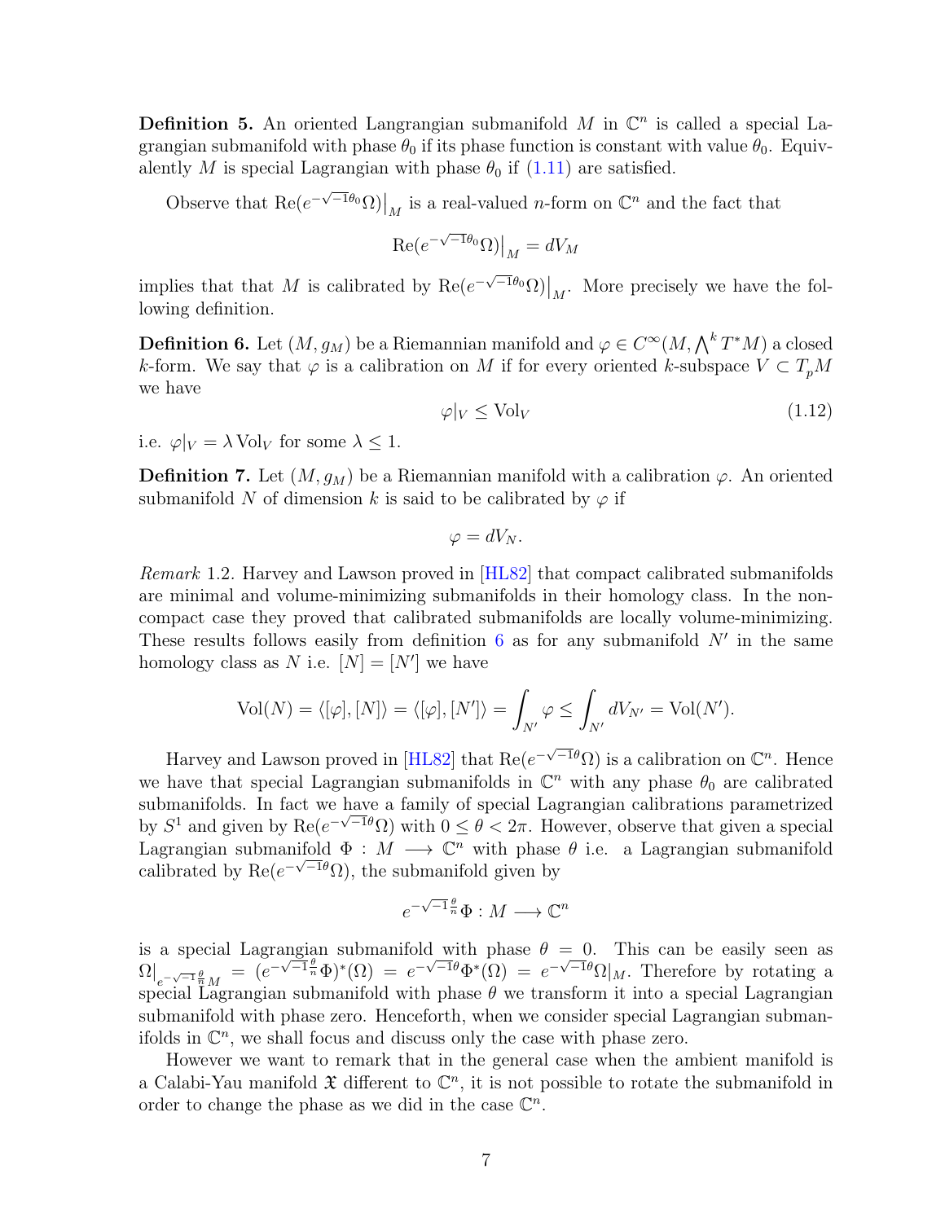**Definition 5.** An oriented Langrangian submanifold $M$ in $\mathbb{C}^n$ is called a special Lagrangian submanifold with phase $\theta_0$ if its phase function is constant with value $\theta_0$. Equivalently $M$ is special Lagrangian with phase $\theta_0$ if (1.11) are satisfied.

Observe that $\mathrm{Re}(e^{-\sqrt{-1}\theta_0}\Omega)\big|_M$ is a real-valued $n$-form on $\mathbb{C}^n$ and the fact that

$$\mathrm{Re}(e^{-\sqrt{-1}\theta_0}\Omega)\big|_M = dV_M$$

implies that that $M$ is calibrated by $\mathrm{Re}(e^{-\sqrt{-1}\theta_0}\Omega)\big|_M$. More precisely we have the following definition.

**Definition 6.** Let $(M, g_M)$ be a Riemannian manifold and $\varphi \in C^\infty(M, \bigwedge^k T^*M)$ a closed $k$-form. We say that $\varphi$ is a calibration on $M$ if for every oriented $k$-subspace $V \subset T_pM$ we have

$$\varphi|_V \leq \mathrm{Vol}_V \tag{1.12}$$

i.e. $\varphi|_V = \lambda \,\mathrm{Vol}_V$ for some $\lambda \leq 1$.

**Definition 7.** Let $(M, g_M)$ be a Riemannian manifold with a calibration $\varphi$. An oriented submanifold $N$ of dimension $k$ is said to be calibrated by $\varphi$ if

$$\varphi = dV_N.$$

*Remark* 1.2. Harvey and Lawson proved in [HL82] that compact calibrated submanifolds are minimal and volume-minimizing submanifolds in their homology class. In the non-compact case they proved that calibrated submanifolds are locally volume-minimizing. These results follows easily from definition 6 as for any submanifold $N'$ in the same homology class as $N$ i.e. $[N] = [N']$ we have

$$\mathrm{Vol}(N) = \langle[\varphi], [N]\rangle = \langle[\varphi], [N']\rangle = \int_{N'} \varphi \leq \int_{N'} dV_{N'} = \mathrm{Vol}(N').$$

Harvey and Lawson proved in [HL82] that $\mathrm{Re}(e^{-\sqrt{-1}\theta}\Omega)$ is a calibration on $\mathbb{C}^n$. Hence we have that special Lagrangian submanifolds in $\mathbb{C}^n$ with any phase $\theta_0$ are calibrated submanifolds. In fact we have a family of special Lagrangian calibrations parametrized by $S^1$ and given by $\mathrm{Re}(e^{-\sqrt{-1}\theta}\Omega)$ with $0 \leq \theta < 2\pi$. However, observe that given a special Lagrangian submanifold $\Phi : M \longrightarrow \mathbb{C}^n$ with phase $\theta$ i.e. a Lagrangian submanifold calibrated by $\mathrm{Re}(e^{-\sqrt{-1}\theta}\Omega)$, the submanifold given by

$$e^{-\sqrt{-1}\frac{\theta}{n}}\Phi : M \longrightarrow \mathbb{C}^n$$

is a special Lagrangian submanifold with phase $\theta = 0$. This can be easily seen as $\Omega\big|_{e^{-\sqrt{-1}\frac{\theta}{n}}M} = (e^{-\sqrt{-1}\frac{\theta}{n}}\Phi)^*(\Omega) = e^{-\sqrt{-1}\theta}\Phi^*(\Omega) = e^{-\sqrt{-1}\theta}\Omega|_M$. Therefore by rotating a special Lagrangian submanifold with phase $\theta$ we transform it into a special Lagrangian submanifold with phase zero. Henceforth, when we consider special Lagrangian submanifolds in $\mathbb{C}^n$, we shall focus and discuss only the case with phase zero.

However we want to remark that in the general case when the ambient manifold is a Calabi-Yau manifold $\mathfrak{X}$ different to $\mathbb{C}^n$, it is not possible to rotate the submanifold in order to change the phase as we did in the case $\mathbb{C}^n$.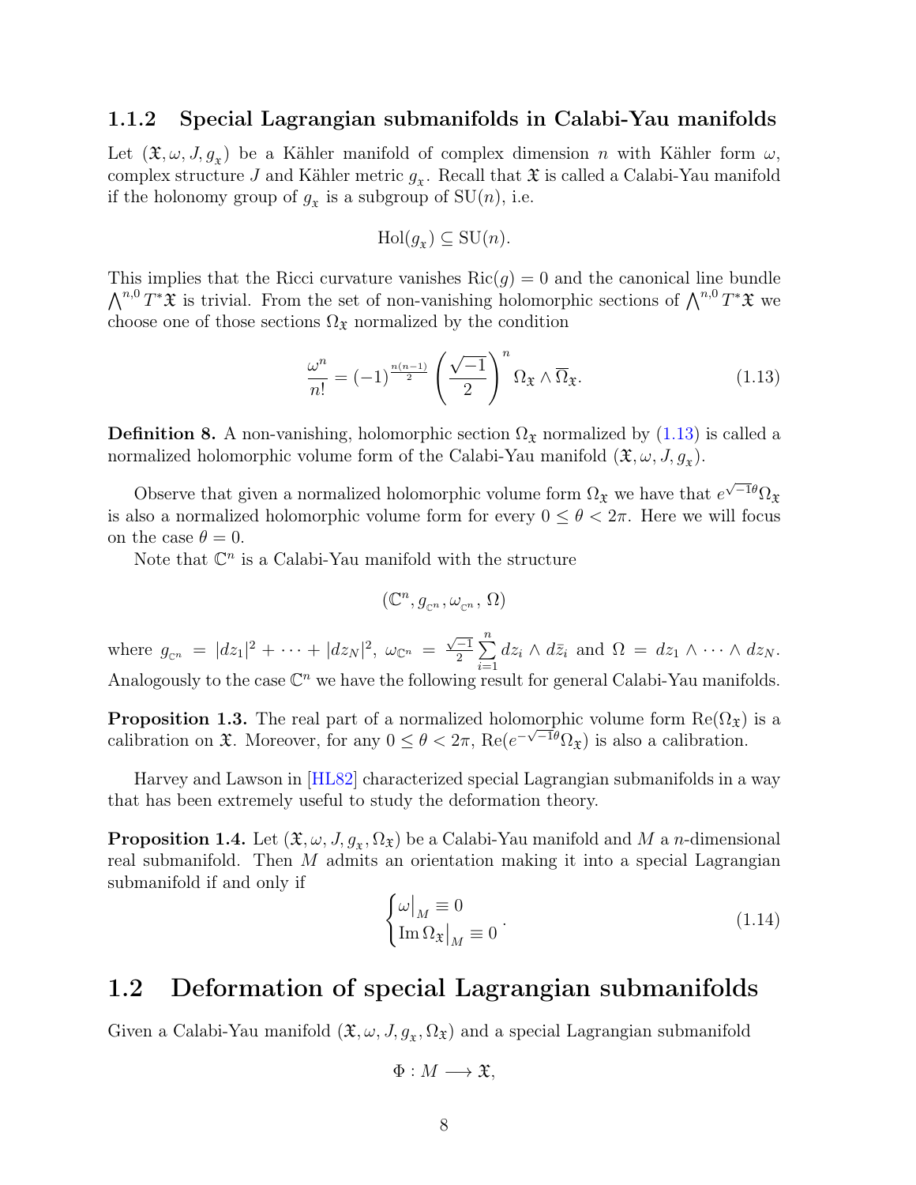### 1.1.2 Special Lagrangian submanifolds in Calabi-Yau manifolds

Let $(\mathfrak{X}, \omega, J, g_{\mathfrak{X}})$ be a Kähler manifold of complex dimension $n$ with Kähler form $\omega$, complex structure $J$ and Kähler metric $g_{\mathfrak{X}}$. Recall that $\mathfrak{X}$ is called a Calabi-Yau manifold if the holonomy group of $g_{\mathfrak{X}}$ is a subgroup of $\mathrm{SU}(n)$, i.e.

$$\mathrm{Hol}(g_{\mathfrak{X}}) \subseteq \mathrm{SU}(n).$$

This implies that the Ricci curvature vanishes $\mathrm{Ric}(g) = 0$ and the canonical line bundle $\bigwedge^{n,0} T^*\mathfrak{X}$ is trivial. From the set of non-vanishing holomorphic sections of $\bigwedge^{n,0} T^*\mathfrak{X}$ we choose one of those sections $\Omega_{\mathfrak{X}}$ normalized by the condition

$$\frac{\omega^n}{n!} = (-1)^{\frac{n(n-1)}{2}} \left(\frac{\sqrt{-1}}{2}\right)^n \Omega_{\mathfrak{X}} \wedge \overline{\Omega}_{\mathfrak{X}}. \tag{1.13}$$

**Definition 8.** A non-vanishing, holomorphic section $\Omega_{\mathfrak{X}}$ normalized by (1.13) is called a normalized holomorphic volume form of the Calabi-Yau manifold $(\mathfrak{X}, \omega, J, g_{\mathfrak{X}})$.

Observe that given a normalized holomorphic volume form $\Omega_{\mathfrak{X}}$ we have that $e^{\sqrt{-1}\theta}\Omega_{\mathfrak{X}}$ is also a normalized holomorphic volume form for every $0 \leq \theta < 2\pi$. Here we will focus on the case $\theta = 0$.

Note that $\mathbb{C}^n$ is a Calabi-Yau manifold with the structure

$$(\mathbb{C}^n, g_{\mathbb{C}^n}, \omega_{\mathbb{C}^n}, \Omega)$$

where $g_{\mathbb{C}^n} = |dz_1|^2 + \cdots + |dz_N|^2$, $\omega_{\mathbb{C}^n} = \frac{\sqrt{-1}}{2} \sum_{i=1}^{n} dz_i \wedge d\bar{z}_i$ and $\Omega = dz_1 \wedge \cdots \wedge dz_N$. Analogously to the case $\mathbb{C}^n$ we have the following result for general Calabi-Yau manifolds.

**Proposition 1.3.** The real part of a normalized holomorphic volume form $\mathrm{Re}(\Omega_{\mathfrak{X}})$ is a calibration on $\mathfrak{X}$. Moreover, for any $0 \leq \theta < 2\pi$, $\mathrm{Re}(e^{-\sqrt{-1}\theta}\Omega_{\mathfrak{X}})$ is also a calibration.

Harvey and Lawson in [HL82] characterized special Lagrangian submanifolds in a way that has been extremely useful to study the deformation theory.

**Proposition 1.4.** Let $(\mathfrak{X}, \omega, J, g_{\mathfrak{X}}, \Omega_{\mathfrak{X}})$ be a Calabi-Yau manifold and $M$ a $n$-dimensional real submanifold. Then $M$ admits an orientation making it into a special Lagrangian submanifold if and only if

$$\begin{cases} \omega\big|_M \equiv 0 \\ \mathrm{Im}\,\Omega_{\mathfrak{X}}\big|_M \equiv 0 \end{cases}. \tag{1.14}$$

## 1.2 Deformation of special Lagrangian submanifolds

Given a Calabi-Yau manifold $(\mathfrak{X}, \omega, J, g_{\mathfrak{X}}, \Omega_{\mathfrak{X}})$ and a special Lagrangian submanifold

$$\Phi : M \longrightarrow \mathfrak{X},$$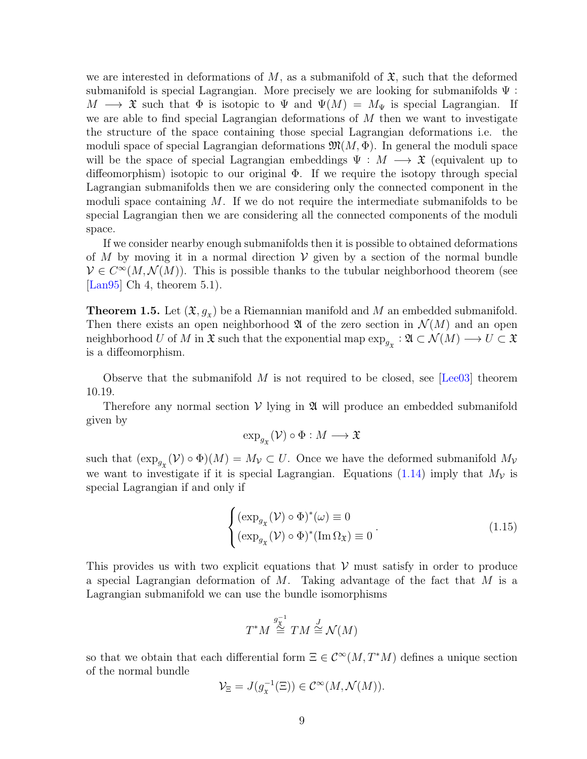we are interested in deformations of $M$, as a submanifold of $\mathfrak{X}$, such that the deformed submanifold is special Lagrangian. More precisely we are looking for submanifolds $\Psi : M \longrightarrow \mathfrak{X}$ such that $\Phi$ is isotopic to $\Psi$ and $\Psi(M) = M_\Psi$ is special Lagrangian. If we are able to find special Lagrangian deformations of $M$ then we want to investigate the structure of the space containing those special Lagrangian deformations i.e. the moduli space of special Lagrangian deformations $\mathfrak{M}(M, \Phi)$. In general the moduli space will be the space of special Lagrangian embeddings $\Psi : M \longrightarrow \mathfrak{X}$ (equivalent up to diffeomorphism) isotopic to our original $\Phi$. If we require the isotopy through special Lagrangian submanifolds then we are considering only the connected component in the moduli space containing $M$. If we do not require the intermediate submanifolds to be special Lagrangian then we are considering all the connected components of the moduli space.

If we consider nearby enough submanifolds then it is possible to obtained deformations of $M$ by moving it in a normal direction $\mathcal{V}$ given by a section of the normal bundle $\mathcal{V} \in C^\infty(M, \mathcal{N}(M))$. This is possible thanks to the tubular neighborhood theorem (see [Lan95] Ch 4, theorem 5.1).

**Theorem 1.5.** Let $(\mathfrak{X}, g_\mathfrak{x})$ be a Riemannian manifold and $M$ an embedded submanifold. Then there exists an open neighborhood $\mathfrak{A}$ of the zero section in $\mathcal{N}(M)$ and an open neighborhood $U$ of $M$ in $\mathfrak{X}$ such that the exponential map $\exp_{g_\mathfrak{x}} : \mathfrak{A} \subset \mathcal{N}(M) \longrightarrow U \subset \mathfrak{X}$ is a diffeomorphism.

Observe that the submanifold $M$ is not required to be closed, see [Lee03] theorem 10.19.

Therefore any normal section $\mathcal{V}$ lying in $\mathfrak{A}$ will produce an embedded submanifold given by

$$\exp_{g_\mathfrak{x}}(\mathcal{V}) \circ \Phi : M \longrightarrow \mathfrak{X}$$

such that $(\exp_{g_\mathfrak{x}}(\mathcal{V}) \circ \Phi)(M) = M_\mathcal{V} \subset U$. Once we have the deformed submanifold $M_\mathcal{V}$ we want to investigate if it is special Lagrangian. Equations (1.14) imply that $M_\mathcal{V}$ is special Lagrangian if and only if

$$\begin{cases} (\exp_{g_\mathfrak{x}}(\mathcal{V}) \circ \Phi)^*(\omega) \equiv 0 \\ (\exp_{g_\mathfrak{x}}(\mathcal{V}) \circ \Phi)^*(\operatorname{Im} \Omega_\mathfrak{X}) \equiv 0 \end{cases}. \tag{1.15}$$

This provides us with two explicit equations that $\mathcal{V}$ must satisfy in order to produce a special Lagrangian deformation of $M$. Taking advantage of the fact that $M$ is a Lagrangian submanifold we can use the bundle isomorphisms

$$T^*M \overset{g_\mathfrak{x}^{-1}}{\cong} TM \overset{J}{\cong} \mathcal{N}(M)$$

so that we obtain that each differential form $\Xi \in \mathcal{C}^\infty(M, T^*M)$ defines a unique section of the normal bundle

$$\mathcal{V}_\Xi = J(g_\mathfrak{x}^{-1}(\Xi)) \in \mathcal{C}^\infty(M, \mathcal{N}(M)).$$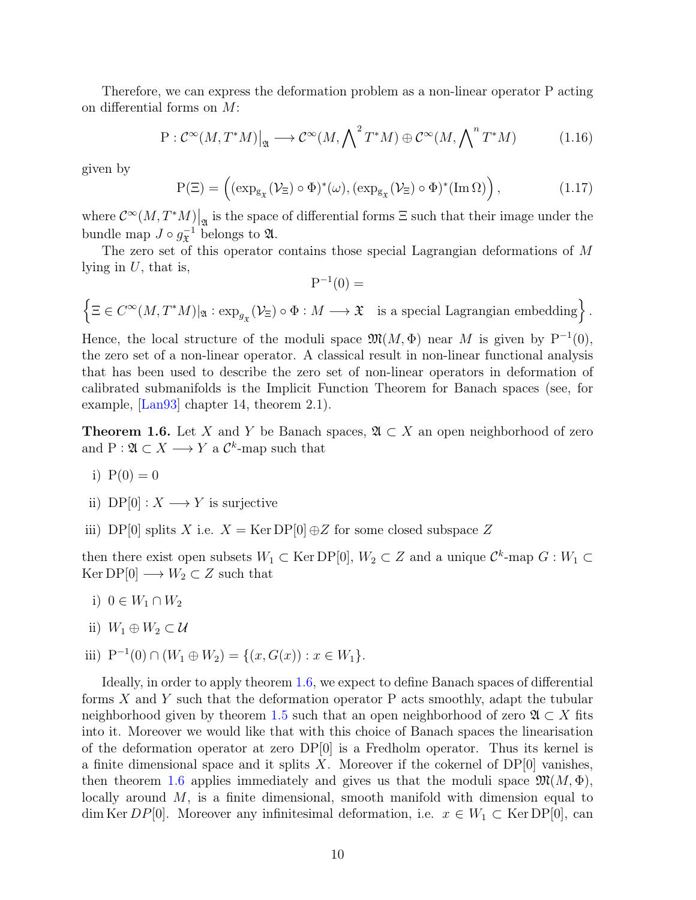Therefore, we can express the deformation problem as a non-linear operator P acting on differential forms on $M$:

$$\mathrm{P} : \mathcal{C}^\infty(M, T^*M)\big|_{\mathfrak{A}} \longrightarrow \mathcal{C}^\infty(M, \bigwedge^2 T^*M) \oplus \mathcal{C}^\infty(M, \bigwedge^n T^*M) \tag{1.16}$$

given by

$$\mathrm{P}(\Xi) = \Big( (\exp_{g_{\mathfrak{X}}}(\mathcal{V}_\Xi) \circ \Phi)^*(\omega), (\exp_{g_{\mathfrak{X}}}(\mathcal{V}_\Xi) \circ \Phi)^*(\operatorname{Im}\Omega) \Big), \tag{1.17}$$

where $\mathcal{C}^\infty(M, T^*M)\big|_{\mathfrak{A}}$ is the space of differential forms $\Xi$ such that their image under the bundle map $J \circ g_{\mathfrak{X}}^{-1}$ belongs to $\mathfrak{A}$.

The zero set of this operator contains those special Lagrangian deformations of $M$ lying in $U$, that is,

$$\mathrm{P}^{-1}(0) =$$

$$\Big\{ \Xi \in C^\infty(M, T^*M)|_{\mathfrak{A}} : \exp_{g_{\mathfrak{X}}}(\mathcal{V}_\Xi) \circ \Phi : M \longrightarrow \mathfrak{X} \quad \text{is a special Lagrangian embedding} \Big\}.$$

Hence, the local structure of the moduli space $\mathfrak{M}(M, \Phi)$ near $M$ is given by $\mathrm{P}^{-1}(0)$, the zero set of a non-linear operator. A classical result in non-linear functional analysis that has been used to describe the zero set of non-linear operators in deformation of calibrated submanifolds is the Implicit Function Theorem for Banach spaces (see, for example, [Lan93] chapter 14, theorem 2.1).

**Theorem 1.6.** Let $X$ and $Y$ be Banach spaces, $\mathfrak{A} \subset X$ an open neighborhood of zero and $\mathrm{P} : \mathfrak{A} \subset X \longrightarrow Y$ a $\mathcal{C}^k$-map such that

- i) $\mathrm{P}(0) = 0$
- ii) $\mathrm{DP}[0] : X \longrightarrow Y$ is surjective
- iii) $\mathrm{DP}[0]$ splits $X$ i.e. $X = \operatorname{Ker} \mathrm{DP}[0] \oplus Z$ for some closed subspace $Z$

then there exist open subsets $W_1 \subset \operatorname{Ker} \mathrm{DP}[0]$, $W_2 \subset Z$ and a unique $\mathcal{C}^k$-map $G : W_1 \subset \operatorname{Ker} \mathrm{DP}[0] \longrightarrow W_2 \subset Z$ such that

- i) $0 \in W_1 \cap W_2$
- ii) $W_1 \oplus W_2 \subset \mathcal{U}$
- iii) $\mathrm{P}^{-1}(0) \cap (W_1 \oplus W_2) = \{(x, G(x)) : x \in W_1\}$.

Ideally, in order to apply theorem 1.6, we expect to define Banach spaces of differential forms $X$ and $Y$ such that the deformation operator P acts smoothly, adapt the tubular neighborhood given by theorem 1.5 such that an open neighborhood of zero $\mathfrak{A} \subset X$ fits into it. Moreover we would like that with this choice of Banach spaces the linearisation of the deformation operator at zero $\mathrm{DP}[0]$ is a Fredholm operator. Thus its kernel is a finite dimensional space and it splits $X$. Moreover if the cokernel of $\mathrm{DP}[0]$ vanishes, then theorem 1.6 applies immediately and gives us that the moduli space $\mathfrak{M}(M, \Phi)$, locally around $M$, is a finite dimensional, smooth manifold with dimension equal to $\dim \operatorname{Ker} DP[0]$. Moreover any infinitesimal deformation, i.e. $x \in W_1 \subset \operatorname{Ker} \mathrm{DP}[0]$, can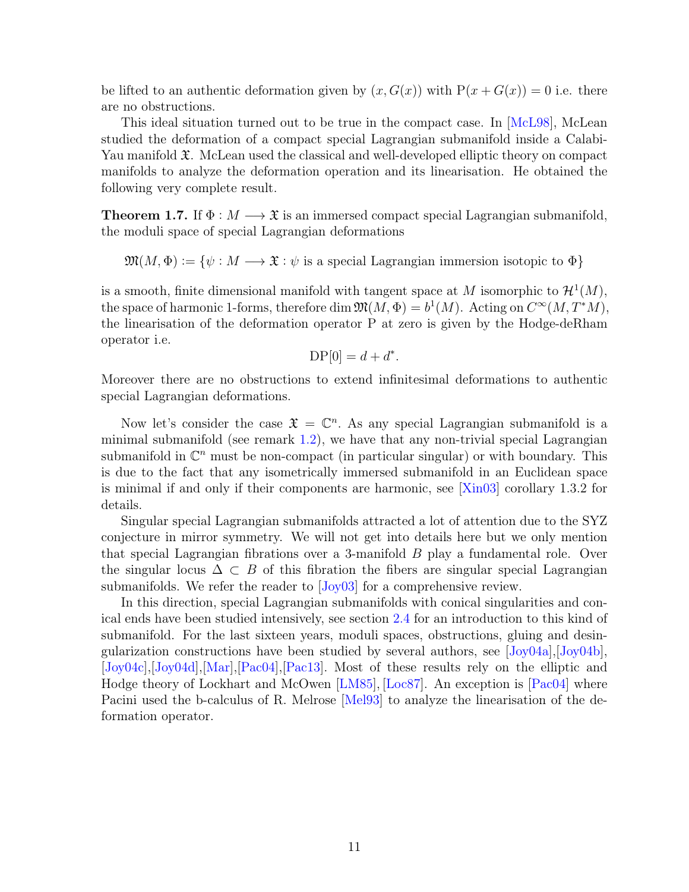be lifted to an authentic deformation given by $(x, G(x))$ with $\mathrm{P}(x + G(x)) = 0$ i.e. there are no obstructions.

This ideal situation turned out to be true in the compact case. In [McL98], McLean studied the deformation of a compact special Lagrangian submanifold inside a Calabi-Yau manifold $\mathfrak{X}$. McLean used the classical and well-developed elliptic theory on compact manifolds to analyze the deformation operation and its linearisation. He obtained the following very complete result.

**Theorem 1.7.** If $\Phi : M \longrightarrow \mathfrak{X}$ is an immersed compact special Lagrangian submanifold, the moduli space of special Lagrangian deformations

$$\mathfrak{M}(M, \Phi) := \{\psi : M \longrightarrow \mathfrak{X} : \psi \text{ is a special Lagrangian immersion isotopic to } \Phi\}$$

is a smooth, finite dimensional manifold with tangent space at $M$ isomorphic to $\mathcal{H}^1(M)$, the space of harmonic 1-forms, therefore $\dim \mathfrak{M}(M, \Phi) = b^1(M)$. Acting on $C^\infty(M, T^*M)$, the linearisation of the deformation operator P at zero is given by the Hodge-deRham operator i.e.

$$\mathrm{DP}[0] = d + d^*.$$

Moreover there are no obstructions to extend infinitesimal deformations to authentic special Lagrangian deformations.

Now let's consider the case $\mathfrak{X} = \mathbb{C}^n$. As any special Lagrangian submanifold is a minimal submanifold (see remark 1.2), we have that any non-trivial special Lagrangian submanifold in $\mathbb{C}^n$ must be non-compact (in particular singular) or with boundary. This is due to the fact that any isometrically immersed submanifold in an Euclidean space is minimal if and only if their components are harmonic, see [Xin03] corollary 1.3.2 for details.

Singular special Lagrangian submanifolds attracted a lot of attention due to the SYZ conjecture in mirror symmetry. We will not get into details here but we only mention that special Lagrangian fibrations over a 3-manifold $B$ play a fundamental role. Over the singular locus $\Delta \subset B$ of this fibration the fibers are singular special Lagrangian submanifolds. We refer the reader to [Joy03] for a comprehensive review.

In this direction, special Lagrangian submanifolds with conical singularities and conical ends have been studied intensively, see section 2.4 for an introduction to this kind of submanifold. For the last sixteen years, moduli spaces, obstructions, gluing and desingularization constructions have been studied by several authors, see [Joy04a],[Joy04b], [Joy04c],[Joy04d],[Mar],[Pac04],[Pac13]. Most of these results rely on the elliptic and Hodge theory of Lockhart and McOwen [LM85], [Loc87]. An exception is [Pac04] where Pacini used the b-calculus of R. Melrose [Mel93] to analyze the linearisation of the deformation operator.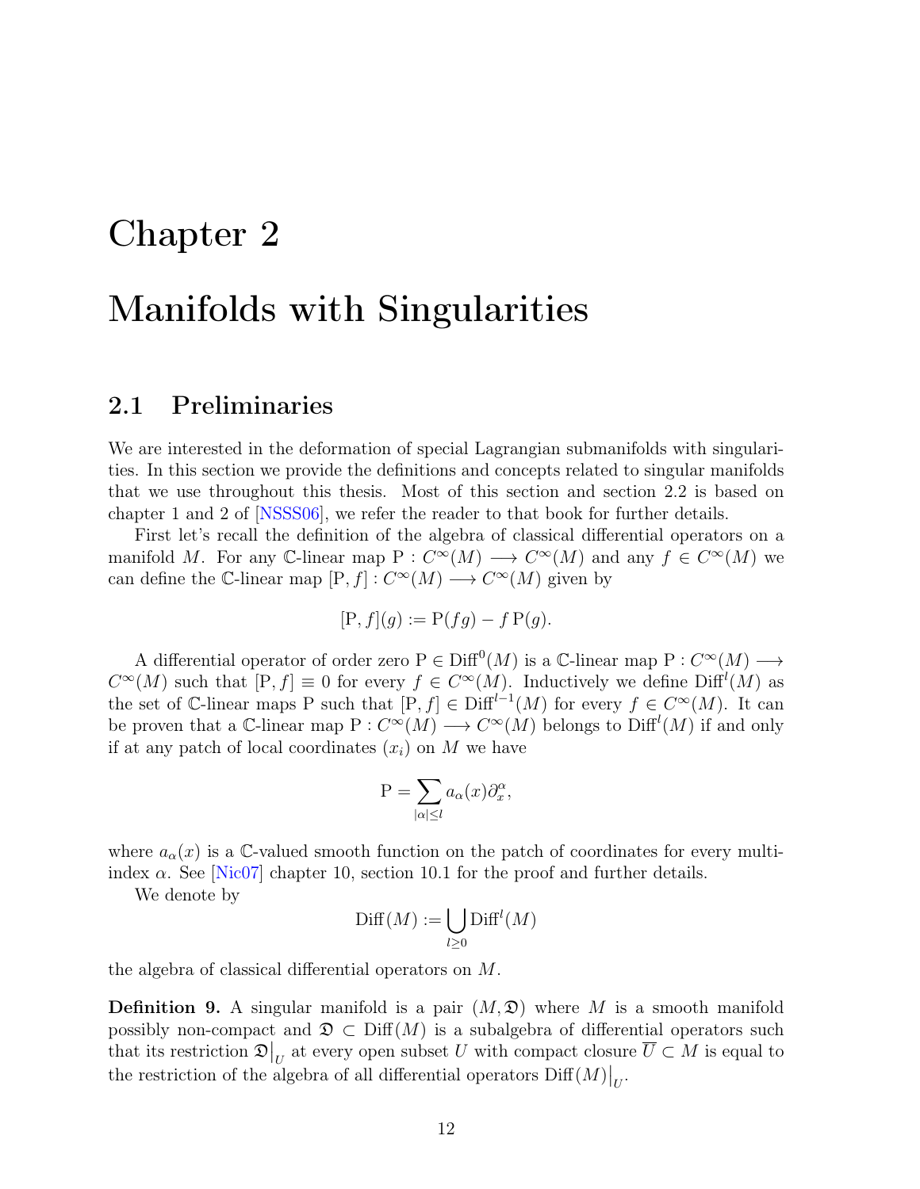# Chapter 2

# Manifolds with Singularities

## 2.1 Preliminaries

We are interested in the deformation of special Lagrangian submanifolds with singularities. In this section we provide the definitions and concepts related to singular manifolds that we use throughout this thesis. Most of this section and section 2.2 is based on chapter 1 and 2 of [NSSS06], we refer the reader to that book for further details.

First let's recall the definition of the algebra of classical differential operators on a manifold $M$. For any $\mathbb{C}$-linear map $\mathrm{P} : C^\infty(M) \longrightarrow C^\infty(M)$ and any $f \in C^\infty(M)$ we can define the $\mathbb{C}$-linear map $[\mathrm{P}, f] : C^\infty(M) \longrightarrow C^\infty(M)$ given by

$$[\mathrm{P}, f](g) := \mathrm{P}(fg) - f\,\mathrm{P}(g).$$

A differential operator of order zero $\mathrm{P} \in \mathrm{Diff}^0(M)$ is a $\mathbb{C}$-linear map $\mathrm{P} : C^\infty(M) \longrightarrow C^\infty(M)$ such that $[\mathrm{P}, f] \equiv 0$ for every $f \in C^\infty(M)$. Inductively we define $\mathrm{Diff}^l(M)$ as the set of $\mathbb{C}$-linear maps $\mathrm{P}$ such that $[\mathrm{P}, f] \in \mathrm{Diff}^{l-1}(M)$ for every $f \in C^\infty(M)$. It can be proven that a $\mathbb{C}$-linear map $\mathrm{P} : C^\infty(M) \longrightarrow C^\infty(M)$ belongs to $\mathrm{Diff}^l(M)$ if and only if at any patch of local coordinates $(x_i)$ on $M$ we have

$$\mathrm{P} = \sum_{|\alpha| \leq l} a_\alpha(x) \partial_x^\alpha,$$

where $a_\alpha(x)$ is a $\mathbb{C}$-valued smooth function on the patch of coordinates for every multi-index $\alpha$. See [Nic07] chapter 10, section 10.1 for the proof and further details.

We denote by

$$\mathrm{Diff}(M) := \bigcup_{l \geq 0} \mathrm{Diff}^l(M)$$

the algebra of classical differential operators on $M$.

**Definition 9.** A singular manifold is a pair $(M, \mathfrak{D})$ where $M$ is a smooth manifold possibly non-compact and $\mathfrak{D} \subset \mathrm{Diff}(M)$ is a subalgebra of differential operators such that its restriction $\mathfrak{D}\big|_U$ at every open subset $U$ with compact closure $\overline{U} \subset M$ is equal to the restriction of the algebra of all differential operators $\mathrm{Diff}(M)\big|_U$.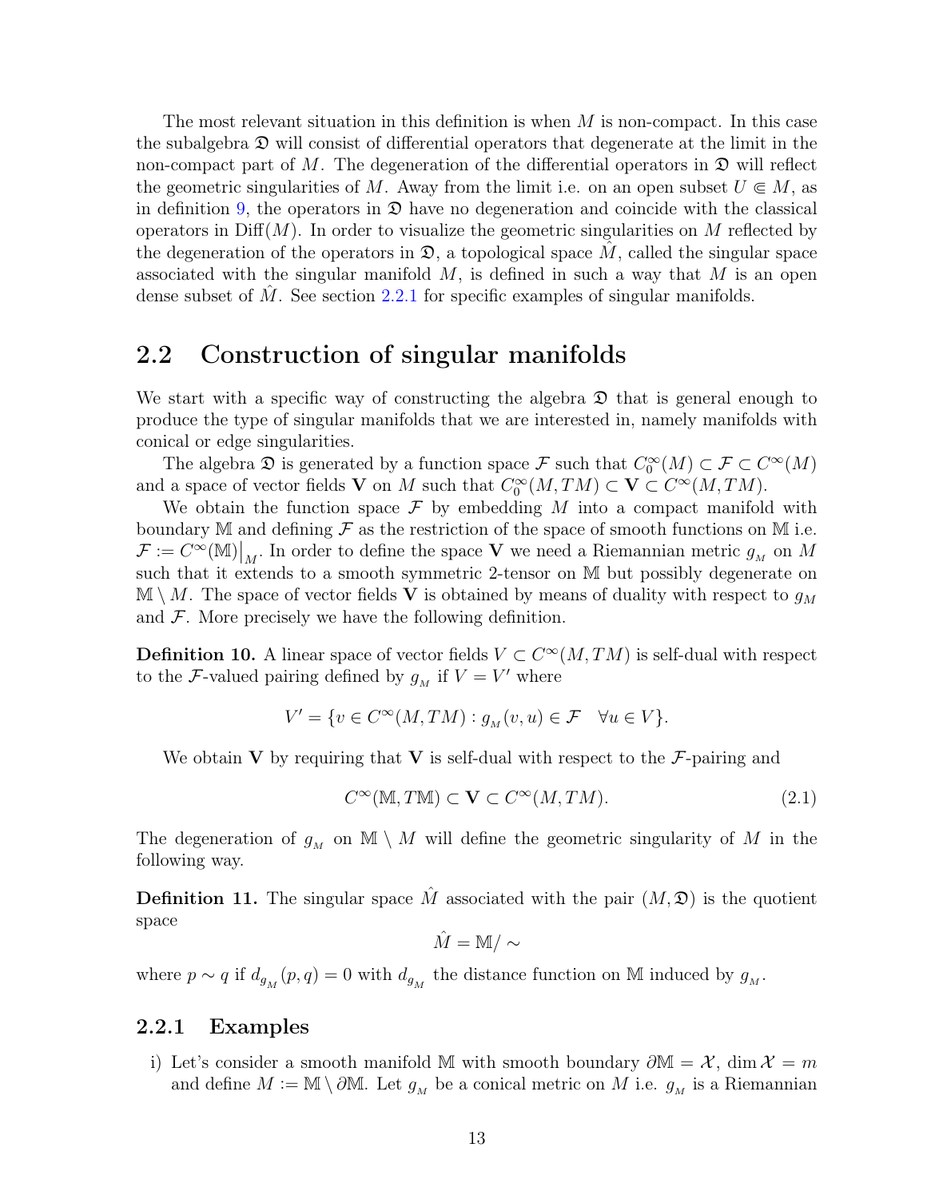The most relevant situation in this definition is when $M$ is non-compact. In this case the subalgebra $\mathfrak{D}$ will consist of differential operators that degenerate at the limit in the non-compact part of $M$. The degeneration of the differential operators in $\mathfrak{D}$ will reflect the geometric singularities of $M$. Away from the limit i.e. on an open subset $U \Subset M$, as in definition 9, the operators in $\mathfrak{D}$ have no degeneration and coincide with the classical operators in $\mathrm{Diff}(M)$. In order to visualize the geometric singularities on $M$ reflected by the degeneration of the operators in $\mathfrak{D}$, a topological space $\hat{M}$, called the singular space associated with the singular manifold $M$, is defined in such a way that $M$ is an open dense subset of $\hat{M}$. See section 2.2.1 for specific examples of singular manifolds.

## 2.2 Construction of singular manifolds

We start with a specific way of constructing the algebra $\mathfrak{D}$ that is general enough to produce the type of singular manifolds that we are interested in, namely manifolds with conical or edge singularities.

The algebra $\mathfrak{D}$ is generated by a function space $\mathcal{F}$ such that $C_0^\infty(M) \subset \mathcal{F} \subset C^\infty(M)$ and a space of vector fields $\mathbf{V}$ on $M$ such that $C_0^\infty(M, TM) \subset \mathbf{V} \subset C^\infty(M, TM)$.

We obtain the function space $\mathcal{F}$ by embedding $M$ into a compact manifold with boundary $\mathbb{M}$ and defining $\mathcal{F}$ as the restriction of the space of smooth functions on $\mathbb{M}$ i.e. $\mathcal{F} := C^\infty(\mathbb{M})\big|_M$. In order to define the space $\mathbf{V}$ we need a Riemannian metric $g_{_M}$ on $M$ such that it extends to a smooth symmetric 2-tensor on $\mathbb{M}$ but possibly degenerate on $\mathbb{M} \setminus M$. The space of vector fields $\mathbf{V}$ is obtained by means of duality with respect to $g_{_M}$ and $\mathcal{F}$. More precisely we have the following definition.

**Definition 10.** A linear space of vector fields $V \subset C^\infty(M, TM)$ is self-dual with respect to the $\mathcal{F}$-valued pairing defined by $g_{_M}$ if $V = V'$ where

$$V' = \{v \in C^\infty(M, TM) : g_{_M}(v, u) \in \mathcal{F} \quad \forall u \in V\}.$$

We obtain $\mathbf{V}$ by requiring that $\mathbf{V}$ is self-dual with respect to the $\mathcal{F}$-pairing and

$$C^\infty(\mathbb{M}, T\mathbb{M}) \subset \mathbf{V} \subset C^\infty(M, TM). \tag{2.1}$$

The degeneration of $g_{_M}$ on $\mathbb{M} \setminus M$ will define the geometric singularity of $M$ in the following way.

**Definition 11.** The singular space $\hat{M}$ associated with the pair $(M, \mathfrak{D})$ is the quotient space

$$\hat{M} = \mathbb{M}/\sim$$

where $p \sim q$ if $d_{g_M}(p, q) = 0$ with $d_{g_M}$ the distance function on $\mathbb{M}$ induced by $g_{_M}$.

### 2.2.1 Examples

i) Let's consider a smooth manifold $\mathbb{M}$ with smooth boundary $\partial\mathbb{M} = \mathcal{X}$, $\dim \mathcal{X} = m$ and define $M := \mathbb{M} \setminus \partial\mathbb{M}$. Let $g_{_M}$ be a conical metric on $M$ i.e. $g_{_M}$ is a Riemannian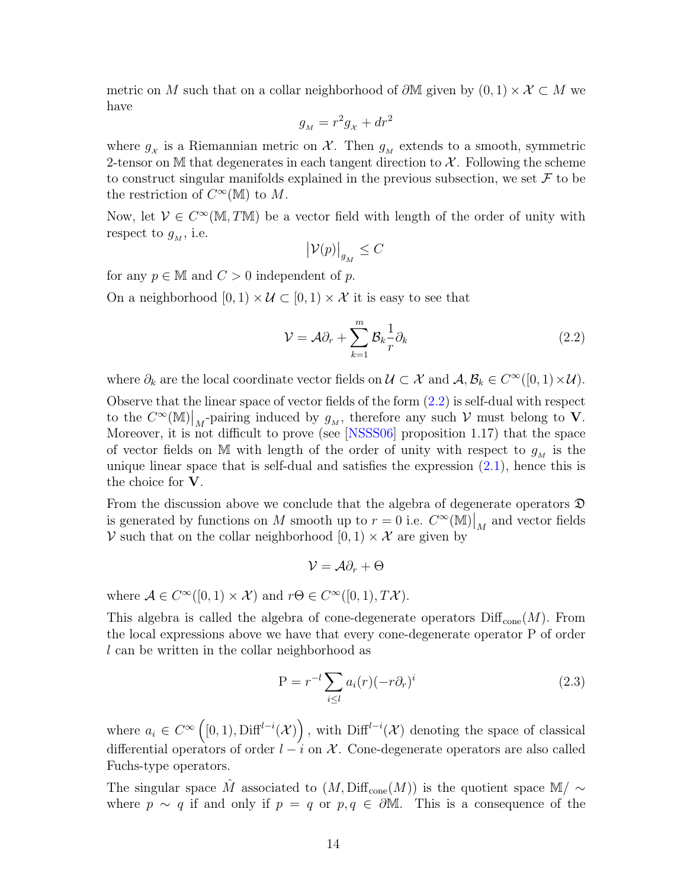metric on $M$ such that on a collar neighborhood of $\partial\mathbb{M}$ given by $(0,1)\times\mathcal{X}\subset M$ we have

$$g_{_M} = r^2 g_{_\mathcal{X}} + dr^2$$

where $g_{_\mathcal{X}}$ is a Riemannian metric on $\mathcal{X}$. Then $g_{_M}$ extends to a smooth, symmetric 2-tensor on $\mathbb{M}$ that degenerates in each tangent direction to $\mathcal{X}$. Following the scheme to construct singular manifolds explained in the previous subsection, we set $\mathcal{F}$ to be the restriction of $C^\infty(\mathbb{M})$ to $M$.

Now, let $\mathcal{V}\in C^\infty(\mathbb{M},T\mathbb{M})$ be a vector field with length of the order of unity with respect to $g_{_M}$, i.e.

$$\left|\mathcal{V}(p)\right|_{g_{_M}} \leq C$$

for any $p\in\mathbb{M}$ and $C>0$ independent of $p$.

On a neighborhood $[0,1)\times\mathcal{U}\subset[0,1)\times\mathcal{X}$ it is easy to see that

$$\mathcal{V} = \mathcal{A}\partial_r + \sum_{k=1}^{m}\mathcal{B}_k\frac{1}{r}\partial_k \tag{2.2}$$

where $\partial_k$ are the local coordinate vector fields on $\mathcal{U}\subset\mathcal{X}$ and $\mathcal{A},\mathcal{B}_k\in C^\infty([0,1)\times\mathcal{U})$.

Observe that the linear space of vector fields of the form (2.2) is self-dual with respect to the $C^\infty(\mathbb{M})\big|_M$-pairing induced by $g_{_M}$, therefore any such $\mathcal{V}$ must belong to $\mathbf{V}$. Moreover, it is not difficult to prove (see [NSSS06] proposition 1.17) that the space of vector fields on $\mathbb{M}$ with length of the order of unity with respect to $g_{_M}$ is the unique linear space that is self-dual and satisfies the expression (2.1), hence this is the choice for $\mathbf{V}$.

From the discussion above we conclude that the algebra of degenerate operators $\mathfrak{D}$ is generated by functions on $M$ smooth up to $r=0$ i.e. $C^\infty(\mathbb{M})\big|_M$ and vector fields $\mathcal{V}$ such that on the collar neighborhood $[0,1)\times\mathcal{X}$ are given by

$$\mathcal{V} = \mathcal{A}\partial_r + \Theta$$

where $\mathcal{A}\in C^\infty([0,1)\times\mathcal{X})$ and $r\Theta\in C^\infty([0,1),T\mathcal{X})$.

This algebra is called the algebra of cone-degenerate operators $\mathrm{Diff}_{\mathrm{cone}}(M)$. From the local expressions above we have that every cone-degenerate operator P of order $l$ can be written in the collar neighborhood as

$$\mathrm{P} = r^{-l}\sum_{i\leq l} a_i(r)(-r\partial_r)^i \tag{2.3}$$

where $a_i\in C^\infty\Big([0,1),\mathrm{Diff}^{l-i}(\mathcal{X})\Big)$, with $\mathrm{Diff}^{l-i}(\mathcal{X})$ denoting the space of classical differential operators of order $l-i$ on $\mathcal{X}$. Cone-degenerate operators are also called Fuchs-type operators.

The singular space $\hat{M}$ associated to $(M,\mathrm{Diff}_{\mathrm{cone}}(M))$ is the quotient space $\mathbb{M}/\sim$ where $p\sim q$ if and only if $p=q$ or $p,q\in\partial\mathbb{M}$. This is a consequence of the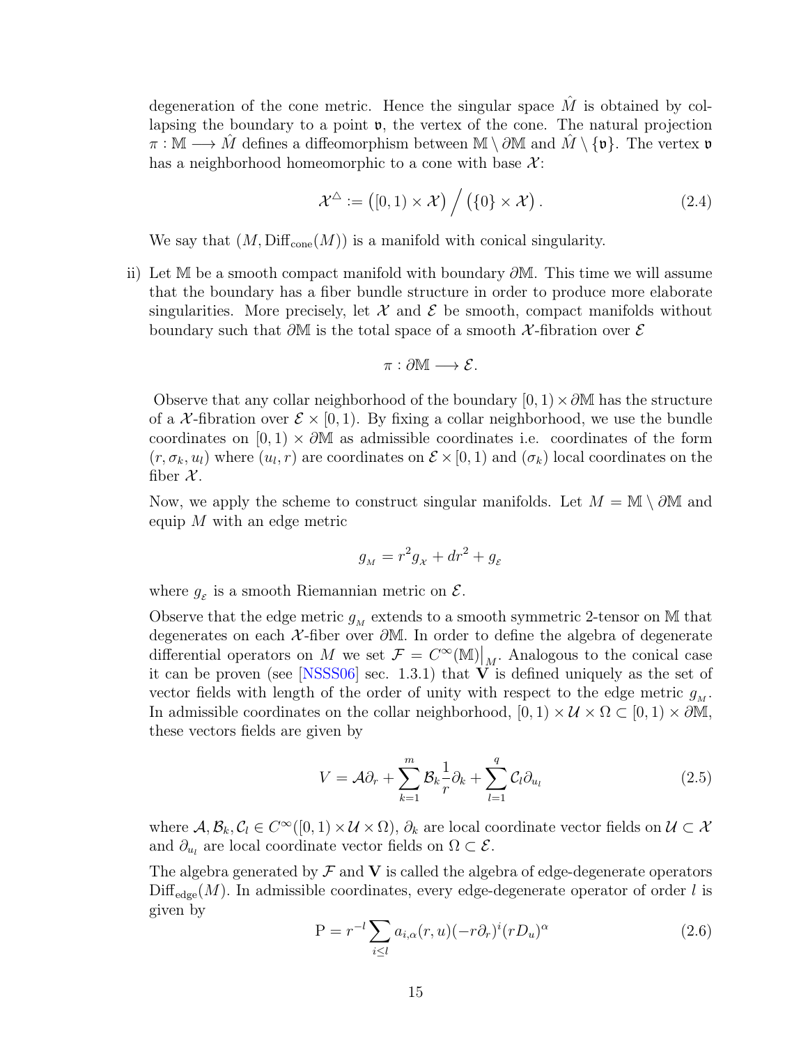degeneration of the cone metric. Hence the singular space $\hat{M}$ is obtained by collapsing the boundary to a point $\mathfrak{v}$, the vertex of the cone. The natural projection $\pi : \mathbb{M} \longrightarrow \hat{M}$ defines a diffeomorphism between $\mathbb{M} \setminus \partial\mathbb{M}$ and $\hat{M} \setminus \{\mathfrak{v}\}$. The vertex $\mathfrak{v}$ has a neighborhood homeomorphic to a cone with base $\mathcal{X}$:

$$\mathcal{X}^{\triangle} := \big([0,1) \times \mathcal{X}\big) \Big/ \big(\{0\} \times \mathcal{X}\big). \tag{2.4}$$

We say that $(M, \mathrm{Diff}_{\mathrm{cone}}(M))$ is a manifold with conical singularity.

ii) Let $\mathbb{M}$ be a smooth compact manifold with boundary $\partial\mathbb{M}$. This time we will assume that the boundary has a fiber bundle structure in order to produce more elaborate singularities. More precisely, let $\mathcal{X}$ and $\mathcal{E}$ be smooth, compact manifolds without boundary such that $\partial\mathbb{M}$ is the total space of a smooth $\mathcal{X}$-fibration over $\mathcal{E}$

$$\pi : \partial\mathbb{M} \longrightarrow \mathcal{E}.$$

Observe that any collar neighborhood of the boundary $[0,1) \times \partial\mathbb{M}$ has the structure of a $\mathcal{X}$-fibration over $\mathcal{E} \times [0,1)$. By fixing a collar neighborhood, we use the bundle coordinates on $[0,1) \times \partial\mathbb{M}$ as admissible coordinates i.e. coordinates of the form $(r, \sigma_k, u_l)$ where $(u_l, r)$ are coordinates on $\mathcal{E} \times [0,1)$ and $(\sigma_k)$ local coordinates on the fiber $\mathcal{X}$.

Now, we apply the scheme to construct singular manifolds. Let $M = \mathbb{M} \setminus \partial\mathbb{M}$ and equip $M$ with an edge metric

$$g_{M} = r^2 g_{\mathcal{X}} + dr^2 + g_{\mathcal{E}}$$

where $g_{\mathcal{E}}$ is a smooth Riemannian metric on $\mathcal{E}$.

Observe that the edge metric $g_M$ extends to a smooth symmetric 2-tensor on $\mathbb{M}$ that degenerates on each $\mathcal{X}$-fiber over $\partial\mathbb{M}$. In order to define the algebra of degenerate differential operators on $M$ we set $\mathcal{F} = C^\infty(\mathbb{M})\big|_M$. Analogous to the conical case it can be proven (see [NSSS06] sec. 1.3.1) that $\mathbf{V}$ is defined uniquely as the set of vector fields with length of the order of unity with respect to the edge metric $g_M$. In admissible coordinates on the collar neighborhood, $[0,1) \times \mathcal{U} \times \Omega \subset [0,1) \times \partial\mathbb{M}$, these vectors fields are given by

$$V = \mathcal{A}\partial_r + \sum_{k=1}^{m} \mathcal{B}_k \frac{1}{r}\partial_k + \sum_{l=1}^{q} \mathcal{C}_l \partial_{u_l} \tag{2.5}$$

where $\mathcal{A}, \mathcal{B}_k, \mathcal{C}_l \in C^\infty([0,1) \times \mathcal{U} \times \Omega)$, $\partial_k$ are local coordinate vector fields on $\mathcal{U} \subset \mathcal{X}$ and $\partial_{u_l}$ are local coordinate vector fields on $\Omega \subset \mathcal{E}$.

The algebra generated by $\mathcal{F}$ and $\mathbf{V}$ is called the algebra of edge-degenerate operators $\mathrm{Diff}_{\mathrm{edge}}(M)$. In admissible coordinates, every edge-degenerate operator of order $l$ is given by

$$\mathrm{P} = r^{-l} \sum_{i \leq l} a_{i,\alpha}(r,u)(-r\partial_r)^i (rD_u)^\alpha \tag{2.6}$$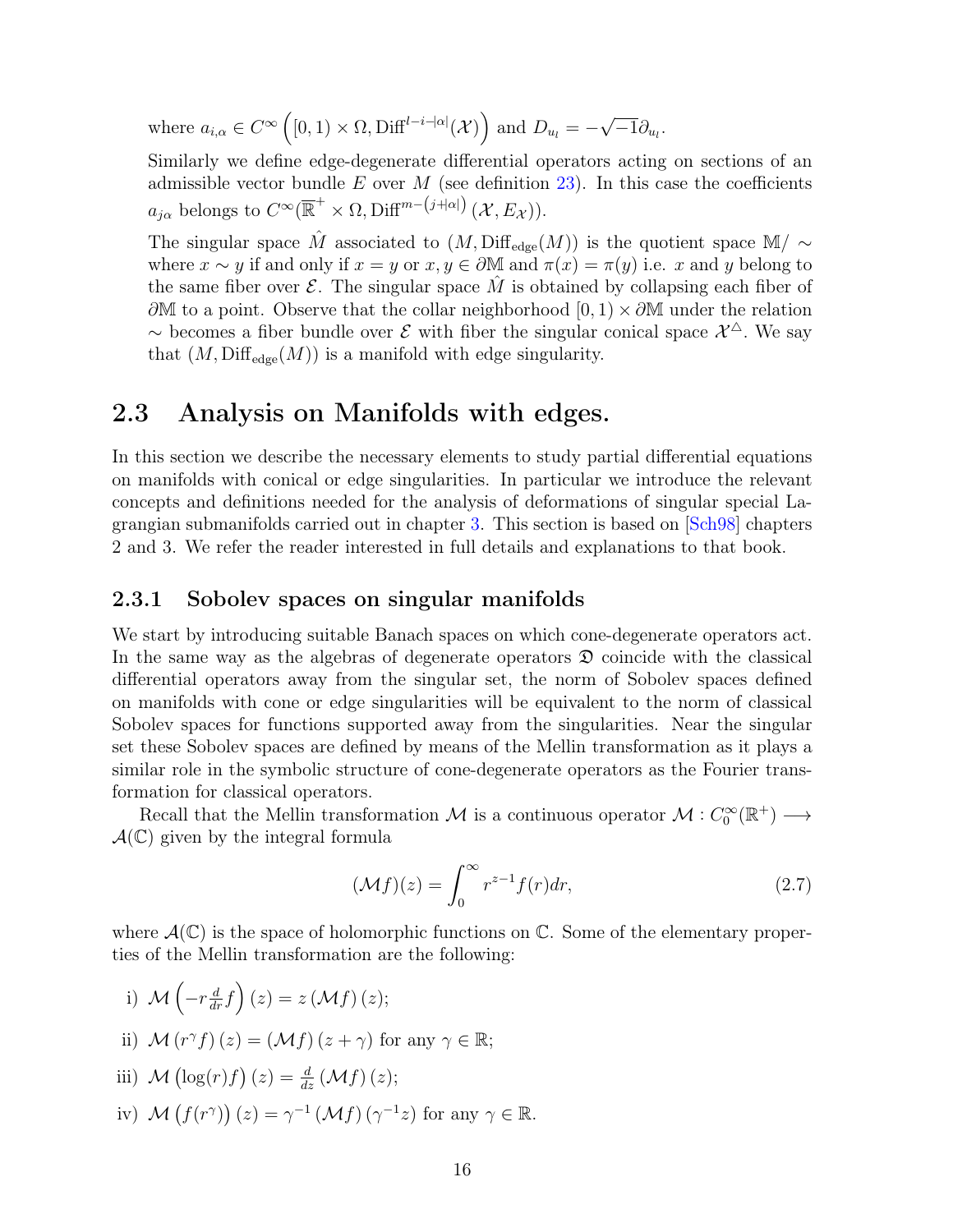where $a_{i,\alpha} \in C^\infty\left([0,1) \times \Omega, \mathrm{Diff}^{l-i-|\alpha|}(\mathcal{X})\right)$ and $D_{u_l} = -\sqrt{-1}\partial_{u_l}$.

Similarly we define edge-degenerate differential operators acting on sections of an admissible vector bundle $E$ over $M$ (see definition 23). In this case the coefficients $a_{j\alpha}$ belongs to $C^\infty(\overline{\mathbb{R}}^+ \times \Omega, \mathrm{Diff}^{m-\left(j+|\alpha|\right)}(\mathcal{X}, E_{\mathcal{X}}))$.

The singular space $\hat{M}$ associated to $(M, \mathrm{Diff}_{\mathrm{edge}}(M))$ is the quotient space $\mathbb{M}/\sim$ where $x \sim y$ if and only if $x = y$ or $x, y \in \partial\mathbb{M}$ and $\pi(x) = \pi(y)$ i.e. $x$ and $y$ belong to the same fiber over $\mathcal{E}$. The singular space $\hat{M}$ is obtained by collapsing each fiber of $\partial\mathbb{M}$ to a point. Observe that the collar neighborhood $[0,1) \times \partial\mathbb{M}$ under the relation $\sim$ becomes a fiber bundle over $\mathcal{E}$ with fiber the singular conical space $\mathcal{X}^\triangle$. We say that $(M, \mathrm{Diff}_{\mathrm{edge}}(M))$ is a manifold with edge singularity.

## 2.3 Analysis on Manifolds with edges.

In this section we describe the necessary elements to study partial differential equations on manifolds with conical or edge singularities. In particular we introduce the relevant concepts and definitions needed for the analysis of deformations of singular special Lagrangian submanifolds carried out in chapter 3. This section is based on [Sch98] chapters 2 and 3. We refer the reader interested in full details and explanations to that book.

### 2.3.1 Sobolev spaces on singular manifolds

We start by introducing suitable Banach spaces on which cone-degenerate operators act. In the same way as the algebras of degenerate operators $\mathfrak{D}$ coincide with the classical differential operators away from the singular set, the norm of Sobolev spaces defined on manifolds with cone or edge singularities will be equivalent to the norm of classical Sobolev spaces for functions supported away from the singularities. Near the singular set these Sobolev spaces are defined by means of the Mellin transformation as it plays a similar role in the symbolic structure of cone-degenerate operators as the Fourier transformation for classical operators.

Recall that the Mellin transformation $\mathcal{M}$ is a continuous operator $\mathcal{M} : C_0^\infty(\mathbb{R}^+) \longrightarrow \mathcal{A}(\mathbb{C})$ given by the integral formula

$$(\mathcal{M}f)(z) = \int_0^\infty r^{z-1} f(r) dr, \tag{2.7}$$

where $\mathcal{A}(\mathbb{C})$ is the space of holomorphic functions on $\mathbb{C}$. Some of the elementary properties of the Mellin transformation are the following:

i) $\mathcal{M}\left(-r\frac{d}{dr}f\right)(z) = z\left(\mathcal{M}f\right)(z)$;

ii) $\mathcal{M}\left(r^\gamma f\right)(z) = \left(\mathcal{M}f\right)(z+\gamma)$ for any $\gamma \in \mathbb{R}$;

iii) $\mathcal{M}\left(\log(r)f\right)(z) = \frac{d}{dz}\left(\mathcal{M}f\right)(z)$;

iv) $\mathcal{M}\left(f(r^\gamma)\right)(z) = \gamma^{-1}\left(\mathcal{M}f\right)(\gamma^{-1}z)$ for any $\gamma \in \mathbb{R}$.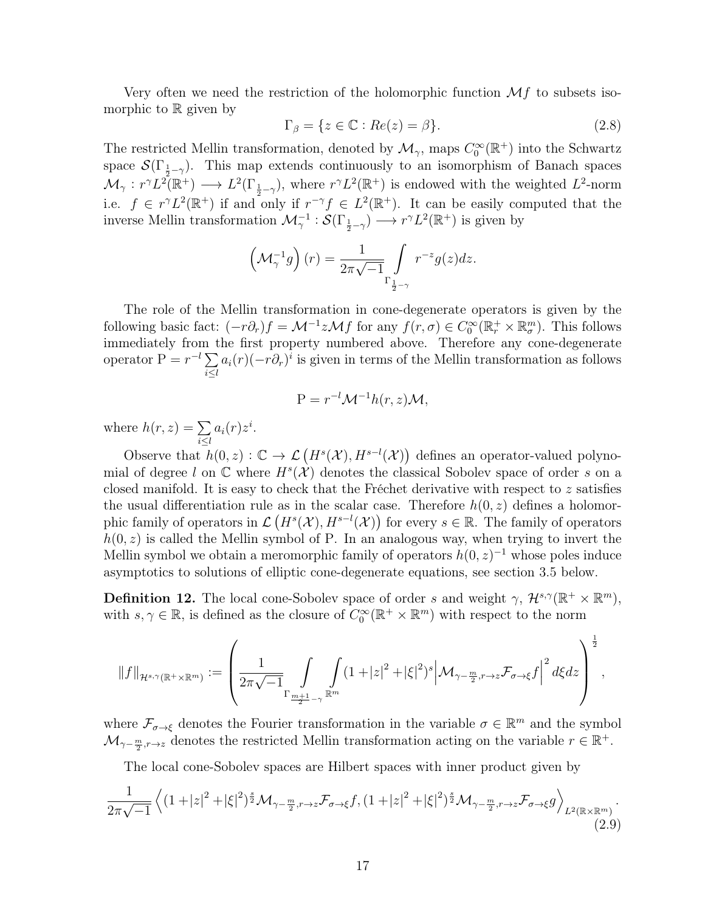Very often we need the restriction of the holomorphic function $\mathcal{M}f$ to subsets isomorphic to $\mathbb{R}$ given by

$$\Gamma_\beta = \{z \in \mathbb{C} : Re(z) = \beta\}. \tag{2.8}$$

The restricted Mellin transformation, denoted by $\mathcal{M}_\gamma$, maps $C_0^\infty(\mathbb{R}^+)$ into the Schwartz space $\mathcal{S}(\Gamma_{\frac{1}{2}-\gamma})$. This map extends continuously to an isomorphism of Banach spaces $\mathcal{M}_\gamma : r^\gamma L^2(\mathbb{R}^+) \longrightarrow L^2(\Gamma_{\frac{1}{2}-\gamma})$, where $r^\gamma L^2(\mathbb{R}^+)$ is endowed with the weighted $L^2$-norm i.e. $f \in r^\gamma L^2(\mathbb{R}^+)$ if and only if $r^{-\gamma} f \in L^2(\mathbb{R}^+)$. It can be easily computed that the inverse Mellin transformation $\mathcal{M}_\gamma^{-1} : \mathcal{S}(\Gamma_{\frac{1}{2}-\gamma}) \longrightarrow r^\gamma L^2(\mathbb{R}^+)$ is given by

$$\left(\mathcal{M}_\gamma^{-1} g\right)(r) = \frac{1}{2\pi\sqrt{-1}} \int\limits_{\Gamma_{\frac{1}{2}-\gamma}} r^{-z} g(z) dz.$$

The role of the Mellin transformation in cone-degenerate operators is given by the following basic fact: $(-r\partial_r)f = \mathcal{M}^{-1} z \mathcal{M} f$ for any $f(r,\sigma) \in C_0^\infty(\mathbb{R}_r^+ \times \mathbb{R}_\sigma^m)$. This follows immediately from the first property numbered above. Therefore any cone-degenerate operator $\mathrm{P} = r^{-l} \sum\limits_{i \leq l} a_i(r)(-r\partial_r)^i$ is given in terms of the Mellin transformation as follows

$$\mathrm{P} = r^{-l} \mathcal{M}^{-1} h(r,z) \mathcal{M},$$

where $h(r,z) = \sum\limits_{i \leq l} a_i(r) z^i$.

Observe that $h(0,z) : \mathbb{C} \to \mathcal{L}\left(H^s(\mathcal{X}), H^{s-l}(\mathcal{X})\right)$ defines an operator-valued polynomial of degree $l$ on $\mathbb{C}$ where $H^s(\mathcal{X})$ denotes the classical Sobolev space of order $s$ on a closed manifold. It is easy to check that the Fréchet derivative with respect to $z$ satisfies the usual differentiation rule as in the scalar case. Therefore $h(0,z)$ defines a holomorphic family of operators in $\mathcal{L}\left(H^s(\mathcal{X}), H^{s-l}(\mathcal{X})\right)$ for every $s \in \mathbb{R}$. The family of operators $h(0,z)$ is called the Mellin symbol of P. In an analogous way, when trying to invert the Mellin symbol we obtain a meromorphic family of operators $h(0,z)^{-1}$ whose poles induce asymptotics to solutions of elliptic cone-degenerate equations, see section 3.5 below.

**Definition 12.** The local cone-Sobolev space of order $s$ and weight $\gamma$, $\mathcal{H}^{s,\gamma}(\mathbb{R}^+ \times \mathbb{R}^m)$, with $s, \gamma \in \mathbb{R}$, is defined as the closure of $C_0^\infty(\mathbb{R}^+ \times \mathbb{R}^m)$ with respect to the norm

$$\|f\|_{\mathcal{H}^{s,\gamma}(\mathbb{R}^+ \times \mathbb{R}^m)} := \left( \frac{1}{2\pi\sqrt{-1}} \int\limits_{\Gamma_{\frac{m+1}{2}-\gamma}} \int\limits_{\mathbb{R}^m} (1 + |z|^2 + |\xi|^2)^s \left| \mathcal{M}_{\gamma - \frac{m}{2}, r \to z} \mathcal{F}_{\sigma \to \xi} f \right|^2 d\xi dz \right)^{\frac{1}{2}},$$

where $\mathcal{F}_{\sigma \to \xi}$ denotes the Fourier transformation in the variable $\sigma \in \mathbb{R}^m$ and the symbol $\mathcal{M}_{\gamma - \frac{m}{2}, r \to z}$ denotes the restricted Mellin transformation acting on the variable $r \in \mathbb{R}^+$.

The local cone-Sobolev spaces are Hilbert spaces with inner product given by

$$\frac{1}{2\pi\sqrt{-1}} \left\langle (1 + |z|^2 + |\xi|^2)^{\frac{s}{2}} \mathcal{M}_{\gamma - \frac{m}{2}, r \to z} \mathcal{F}_{\sigma \to \xi} f, (1 + |z|^2 + |\xi|^2)^{\frac{s}{2}} \mathcal{M}_{\gamma - \frac{m}{2}, r \to z} \mathcal{F}_{\sigma \to \xi} g \right\rangle_{L^2(\mathbb{R} \times \mathbb{R}^m)}. \tag{2.9}$$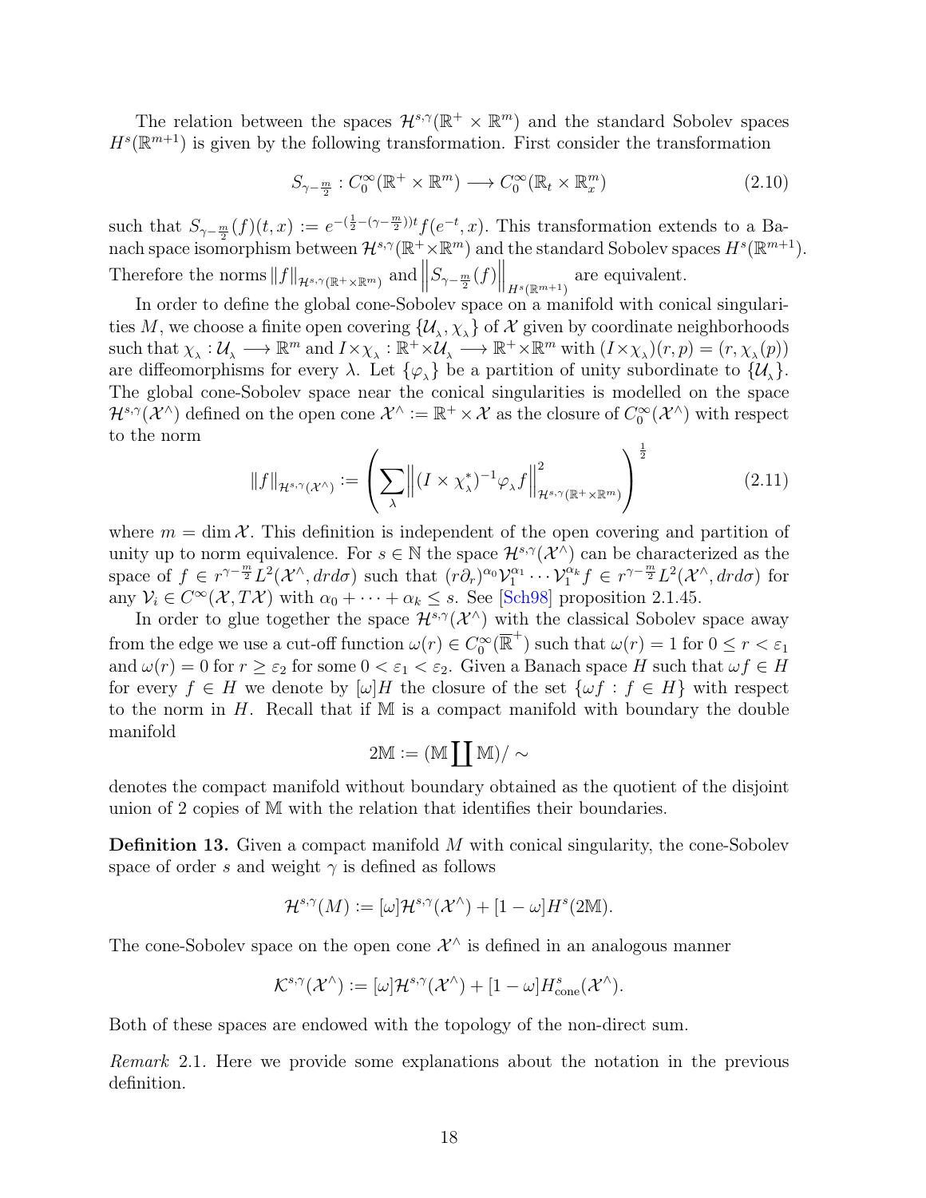The relation between the spaces $\mathcal{H}^{s,\gamma}(\mathbb{R}^+ \times \mathbb{R}^m)$ and the standard Sobolev spaces $H^s(\mathbb{R}^{m+1})$ is given by the following transformation. First consider the transformation

$$S_{\gamma-\frac{m}{2}} : C_0^\infty(\mathbb{R}^+ \times \mathbb{R}^m) \longrightarrow C_0^\infty(\mathbb{R}_t \times \mathbb{R}_x^m) \tag{2.10}$$

such that $S_{\gamma-\frac{m}{2}}(f)(t,x) := e^{-(\frac{1}{2}-(\gamma-\frac{m}{2}))t} f(e^{-t},x)$. This transformation extends to a Banach space isomorphism between $\mathcal{H}^{s,\gamma}(\mathbb{R}^+ \times \mathbb{R}^m)$ and the standard Sobolev spaces $H^s(\mathbb{R}^{m+1})$. Therefore the norms $\|f\|_{\mathcal{H}^{s,\gamma}(\mathbb{R}^+\times\mathbb{R}^m)}$ and $\left\|S_{\gamma-\frac{m}{2}}(f)\right\|_{H^s(\mathbb{R}^{m+1})}$ are equivalent.

In order to define the global cone-Sobolev space on a manifold with conical singularities $M$, we choose a finite open covering $\{\mathcal{U}_\lambda, \chi_\lambda\}$ of $\mathcal{X}$ given by coordinate neighborhoods such that $\chi_\lambda : \mathcal{U}_\lambda \longrightarrow \mathbb{R}^m$ and $I \times \chi_\lambda : \mathbb{R}^+ \times \mathcal{U}_\lambda \longrightarrow \mathbb{R}^+ \times \mathbb{R}^m$ with $(I \times \chi_\lambda)(r,p) = (r, \chi_\lambda(p))$ are diffeomorphisms for every $\lambda$. Let $\{\varphi_\lambda\}$ be a partition of unity subordinate to $\{\mathcal{U}_\lambda\}$. The global cone-Sobolev space near the conical singularities is modelled on the space $\mathcal{H}^{s,\gamma}(\mathcal{X}^\wedge)$ defined on the open cone $\mathcal{X}^\wedge := \mathbb{R}^+ \times \mathcal{X}$ as the closure of $C_0^\infty(\mathcal{X}^\wedge)$ with respect to the norm

$$\|f\|_{\mathcal{H}^{s,\gamma}(\mathcal{X}^\wedge)} := \left( \sum_\lambda \left\| (I \times \chi_\lambda^*)^{-1} \varphi_\lambda f \right\|^2_{\mathcal{H}^{s,\gamma}(\mathbb{R}^+\times\mathbb{R}^m)} \right)^{\frac{1}{2}} \tag{2.11}$$

where $m = \dim \mathcal{X}$. This definition is independent of the open covering and partition of unity up to norm equivalence. For $s \in \mathbb{N}$ the space $\mathcal{H}^{s,\gamma}(\mathcal{X}^\wedge)$ can be characterized as the space of $f \in r^{\gamma-\frac{m}{2}} L^2(\mathcal{X}^\wedge, drd\sigma)$ such that $(r\partial_r)^{\alpha_0} \mathcal{V}_1^{\alpha_1} \cdots \mathcal{V}_1^{\alpha_k} f \in r^{\gamma-\frac{m}{2}} L^2(\mathcal{X}^\wedge, drd\sigma)$ for any $\mathcal{V}_i \in C^\infty(\mathcal{X}, T\mathcal{X})$ with $\alpha_0 + \cdots + \alpha_k \leq s$. See [Sch98] proposition 2.1.45.

In order to glue together the space $\mathcal{H}^{s,\gamma}(\mathcal{X}^\wedge)$ with the classical Sobolev space away from the edge we use a cut-off function $\omega(r) \in C_0^\infty(\overline{\mathbb{R}}^+)$ such that $\omega(r) = 1$ for $0 \leq r < \varepsilon_1$ and $\omega(r) = 0$ for $r \geq \varepsilon_2$ for some $0 < \varepsilon_1 < \varepsilon_2$. Given a Banach space $H$ such that $\omega f \in H$ for every $f \in H$ we denote by $[\omega]H$ the closure of the set $\{\omega f : f \in H\}$ with respect to the norm in $H$. Recall that if $\mathbb{M}$ is a compact manifold with boundary the double manifold

$$2\mathbb{M} := (\mathbb{M} \coprod \mathbb{M}) / \sim$$

denotes the compact manifold without boundary obtained as the quotient of the disjoint union of 2 copies of $\mathbb{M}$ with the relation that identifies their boundaries.

**Definition 13.** Given a compact manifold $M$ with conical singularity, the cone-Sobolev space of order $s$ and weight $\gamma$ is defined as follows

$$\mathcal{H}^{s,\gamma}(M) := [\omega]\mathcal{H}^{s,\gamma}(\mathcal{X}^\wedge) + [1-\omega]H^s(2\mathbb{M}).$$

The cone-Sobolev space on the open cone $\mathcal{X}^\wedge$ is defined in an analogous manner

$$\mathcal{K}^{s,\gamma}(\mathcal{X}^\wedge) := [\omega]\mathcal{H}^{s,\gamma}(\mathcal{X}^\wedge) + [1-\omega]H^s_{\text{cone}}(\mathcal{X}^\wedge).$$

Both of these spaces are endowed with the topology of the non-direct sum.

*Remark* 2.1. Here we provide some explanations about the notation in the previous definition.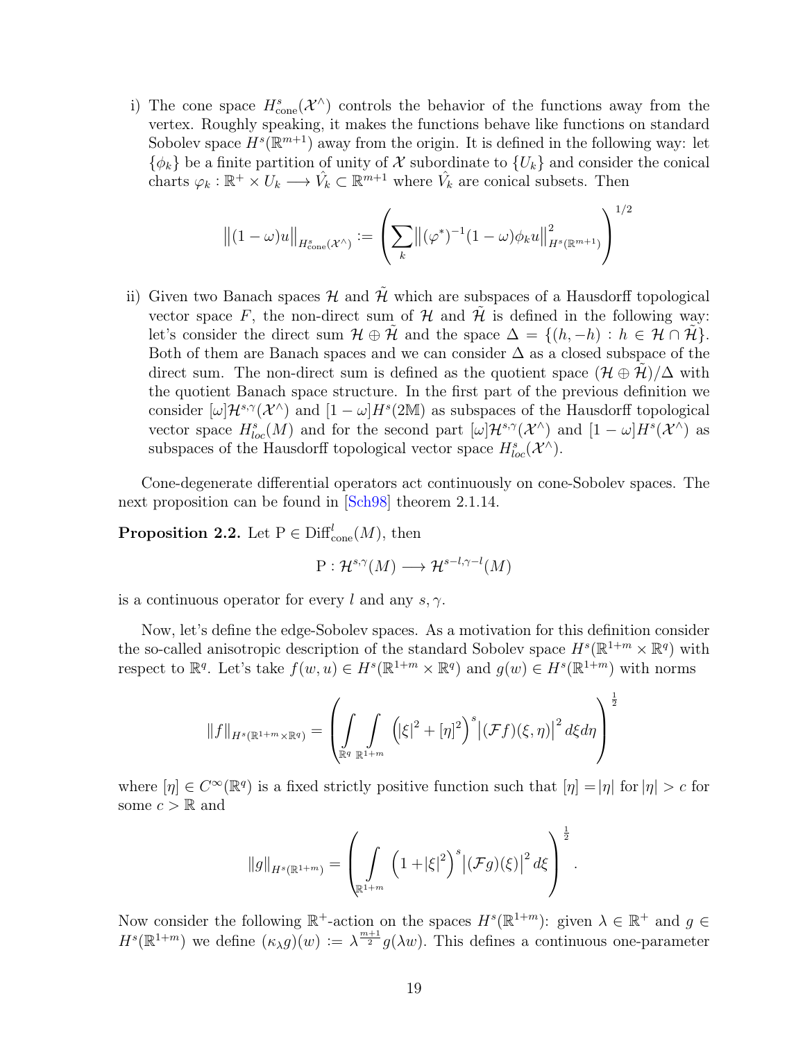i) The cone space $H^s_{\text{cone}}(\mathcal{X}^\wedge)$ controls the behavior of the functions away from the vertex. Roughly speaking, it makes the functions behave like functions on standard Sobolev space $H^s(\mathbb{R}^{m+1})$ away from the origin. It is defined in the following way: let $\{\phi_k\}$ be a finite partition of unity of $\mathcal{X}$ subordinate to $\{U_k\}$ and consider the conical charts $\varphi_k : \mathbb{R}^+ \times U_k \longrightarrow \hat{V}_k \subset \mathbb{R}^{m+1}$ where $\hat{V}_k$ are conical subsets. Then

$$\left\|(1-\omega)u\right\|_{H^s_{\text{cone}}(\mathcal{X}^\wedge)} := \left(\sum_k \left\|(\varphi^*)^{-1}(1-\omega)\phi_k u\right\|^2_{H^s(\mathbb{R}^{m+1})}\right)^{1/2}$$

ii) Given two Banach spaces $\mathcal{H}$ and $\tilde{\mathcal{H}}$ which are subspaces of a Hausdorff topological vector space $F$, the non-direct sum of $\mathcal{H}$ and $\tilde{\mathcal{H}}$ is defined in the following way: let's consider the direct sum $\mathcal{H} \oplus \tilde{\mathcal{H}}$ and the space $\Delta = \{(h, -h) : h \in \mathcal{H} \cap \tilde{\mathcal{H}}\}$. Both of them are Banach spaces and we can consider $\Delta$ as a closed subspace of the direct sum. The non-direct sum is defined as the quotient space $(\mathcal{H} \oplus \tilde{\mathcal{H}})/\Delta$ with the quotient Banach space structure. In the first part of the previous definition we consider $[\omega]\mathcal{H}^{s,\gamma}(\mathcal{X}^\wedge)$ and $[1-\omega]H^s(2\mathbb{M})$ as subspaces of the Hausdorff topological vector space $H^s_{loc}(M)$ and for the second part $[\omega]\mathcal{H}^{s,\gamma}(\mathcal{X}^\wedge)$ and $[1-\omega]H^s(\mathcal{X}^\wedge)$ as subspaces of the Hausdorff topological vector space $H^s_{loc}(\mathcal{X}^\wedge)$.

Cone-degenerate differential operators act continuously on cone-Sobolev spaces. The next proposition can be found in [Sch98] theorem 2.1.14.

**Proposition 2.2.** Let $\mathrm{P} \in \mathrm{Diff}^l_{\text{cone}}(M)$, then

$$\mathrm{P} : \mathcal{H}^{s,\gamma}(M) \longrightarrow \mathcal{H}^{s-l,\gamma-l}(M)$$

is a continuous operator for every $l$ and any $s, \gamma$.

Now, let's define the edge-Sobolev spaces. As a motivation for this definition consider the so-called anisotropic description of the standard Sobolev space $H^s(\mathbb{R}^{1+m} \times \mathbb{R}^q)$ with respect to $\mathbb{R}^q$. Let's take $f(w,u) \in H^s(\mathbb{R}^{1+m} \times \mathbb{R}^q)$ and $g(w) \in H^s(\mathbb{R}^{1+m})$ with norms

$$\|f\|_{H^s(\mathbb{R}^{1+m}\times\mathbb{R}^q)} = \left(\int\limits_{\mathbb{R}^q}\int\limits_{\mathbb{R}^{1+m}} \left(|\xi|^2 + [\eta]^2\right)^s \left|(\mathcal{F}f)(\xi,\eta)\right|^2 d\xi d\eta\right)^{\frac{1}{2}}$$

where $[\eta] \in C^\infty(\mathbb{R}^q)$ is a fixed strictly positive function such that $[\eta] = |\eta|$ for $|\eta| > c$ for some $c > \mathbb{R}$ and

$$\|g\|_{H^s(\mathbb{R}^{1+m})} = \left(\int\limits_{\mathbb{R}^{1+m}} \left(1 + |\xi|^2\right)^s \left|(\mathcal{F}g)(\xi)\right|^2 d\xi\right)^{\frac{1}{2}}.$$

Now consider the following $\mathbb{R}^+$-action on the spaces $H^s(\mathbb{R}^{1+m})$: given $\lambda \in \mathbb{R}^+$ and $g \in H^s(\mathbb{R}^{1+m})$ we define $(\kappa_\lambda g)(w) := \lambda^{\frac{m+1}{2}} g(\lambda w)$. This defines a continuous one-parameter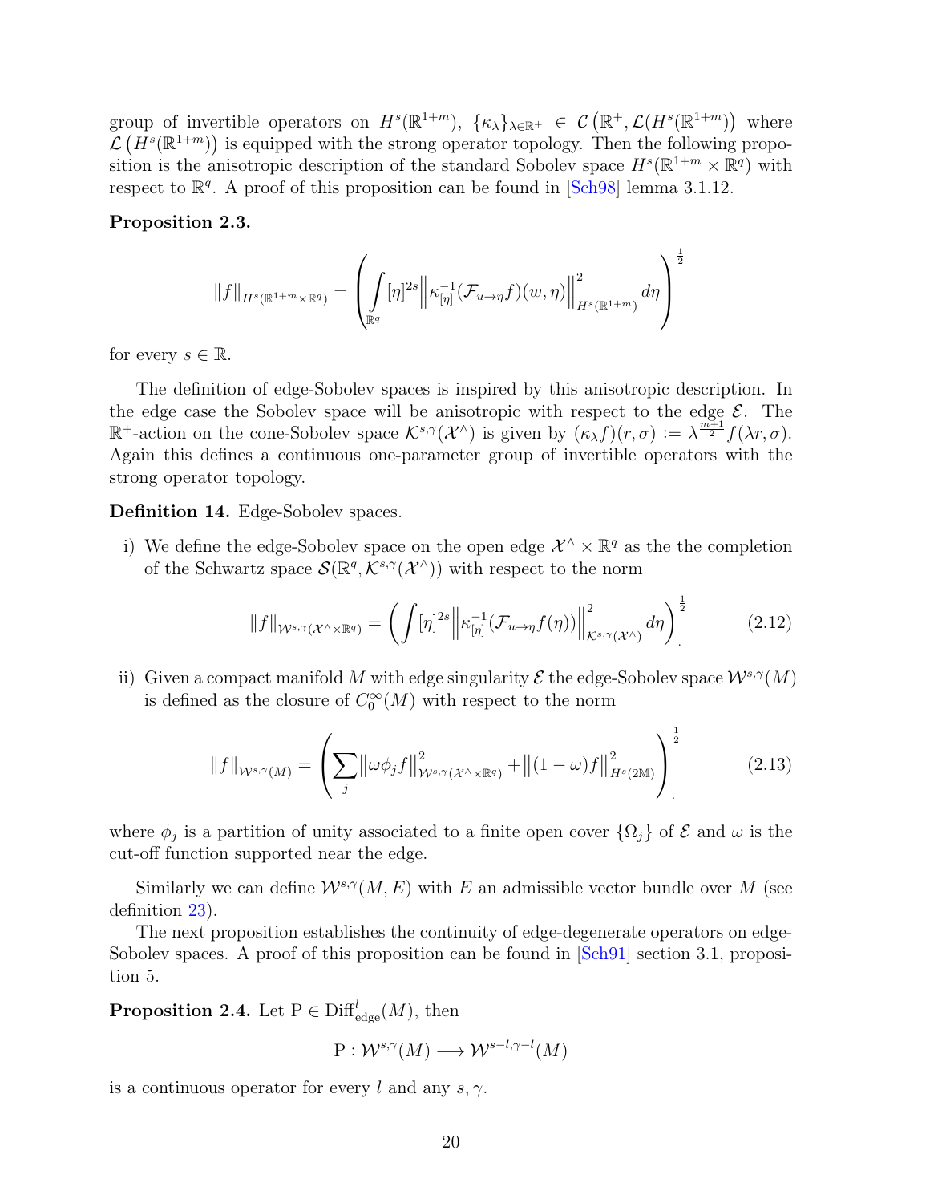group of invertible operators on $H^s(\mathbb{R}^{1+m})$, $\{\kappa_\lambda\}_{\lambda\in\mathbb{R}^+} \in \mathcal{C}\left(\mathbb{R}^+, \mathcal{L}(H^s(\mathbb{R}^{1+m})\right)$ where $\mathcal{L}\left(H^s(\mathbb{R}^{1+m})\right)$ is equipped with the strong operator topology. Then the following proposition is the anisotropic description of the standard Sobolev space $H^s(\mathbb{R}^{1+m} \times \mathbb{R}^q)$ with respect to $\mathbb{R}^q$. A proof of this proposition can be found in [Sch98] lemma 3.1.12.

**Proposition 2.3.**

$$
\|f\|_{H^s(\mathbb{R}^{1+m}\times\mathbb{R}^q)} = \left( \int\limits_{\mathbb{R}^q} [\eta]^{2s} \Big\| \kappa^{-1}_{[\eta]} (\mathcal{F}_{u\to\eta} f)(w,\eta) \Big\|^2_{H^s(\mathbb{R}^{1+m})} d\eta \right)^{\frac{1}{2}}
$$

for every $s \in \mathbb{R}$.

The definition of edge-Sobolev spaces is inspired by this anisotropic description. In the edge case the Sobolev space will be anisotropic with respect to the edge $\mathcal{E}$. The $\mathbb{R}^+$-action on the cone-Sobolev space $\mathcal{K}^{s,\gamma}(\mathcal{X}^\wedge)$ is given by $(\kappa_\lambda f)(r,\sigma) := \lambda^{\frac{m+1}{2}} f(\lambda r, \sigma)$. Again this defines a continuous one-parameter group of invertible operators with the strong operator topology.

**Definition 14.** Edge-Sobolev spaces.

i) We define the edge-Sobolev space on the open edge $\mathcal{X}^\wedge \times \mathbb{R}^q$ as the the completion of the Schwartz space $\mathcal{S}(\mathbb{R}^q, \mathcal{K}^{s,\gamma}(\mathcal{X}^\wedge))$ with respect to the norm

$$
\|f\|_{\mathcal{W}^{s,\gamma}(\mathcal{X}^\wedge\times\mathbb{R}^q)} = \left( \int [\eta]^{2s} \Big\| \kappa^{-1}_{[\eta]} (\mathcal{F}_{u\to\eta} f(\eta)) \Big\|^2_{\mathcal{K}^{s,\gamma}(\mathcal{X}^\wedge)} d\eta \right)^{\frac{1}{2}}_{.} \tag{2.12}
$$

ii) Given a compact manifold $M$ with edge singularity $\mathcal{E}$ the edge-Sobolev space $\mathcal{W}^{s,\gamma}(M)$ is defined as the closure of $C^\infty_0(M)$ with respect to the norm

$$
\|f\|_{\mathcal{W}^{s,\gamma}(M)} = \left( \sum_j \big\|\omega\phi_j f\big\|^2_{\mathcal{W}^{s,\gamma}(\mathcal{X}^\wedge\times\mathbb{R}^q)} + \big\|(1-\omega)f\big\|^2_{H^s(2\mathbb{M})} \right)^{\frac{1}{2}}_{.} \tag{2.13}
$$

where $\phi_j$ is a partition of unity associated to a finite open cover $\{\Omega_j\}$ of $\mathcal{E}$ and $\omega$ is the cut-off function supported near the edge.

Similarly we can define $\mathcal{W}^{s,\gamma}(M,E)$ with $E$ an admissible vector bundle over $M$ (see definition 23).

The next proposition establishes the continuity of edge-degenerate operators on edge-Sobolev spaces. A proof of this proposition can be found in [Sch91] section 3.1, proposition 5.

**Proposition 2.4.** Let $\mathrm{P} \in \mathrm{Diff}^l_{\mathrm{edge}}(M)$, then

$$
\mathrm{P} : \mathcal{W}^{s,\gamma}(M) \longrightarrow \mathcal{W}^{s-l,\gamma-l}(M)
$$

is a continuous operator for every $l$ and any $s, \gamma$.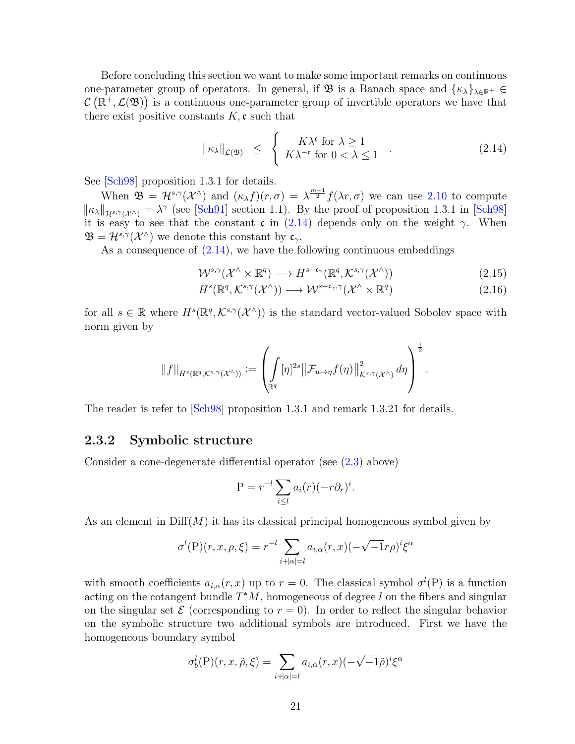Before concluding this section we want to make some important remarks on continuous one-parameter group of operators. In general, if $\mathfrak{B}$ is a Banach space and $\{\kappa_\lambda\}_{\lambda\in\mathbb{R}^+} \in \mathcal{C}\left(\mathbb{R}^+, \mathcal{L}(\mathfrak{B})\right)$ is a continuous one-parameter group of invertible operators we have that there exist positive constants $K, \mathfrak{c}$ such that

$$\|\kappa_\lambda\|_{\mathcal{L}(\mathfrak{B})} \leq \left\{ \begin{array}{c} K\lambda^{\mathfrak{c}} \text{ for } \lambda \geq 1 \\ K\lambda^{-\mathfrak{c}} \text{ for } 0 < \lambda \leq 1 \end{array} \right. . \tag{2.14}$$

See [Sch98] proposition 1.3.1 for details.

When $\mathfrak{B} = \mathcal{H}^{s,\gamma}(\mathcal{X}^\wedge)$ and $(\kappa_\lambda f)(r,\sigma) = \lambda^{\frac{m+1}{2}} f(\lambda r, \sigma)$ we can use 2.10 to compute $\|\kappa_\lambda\|_{\mathcal{H}^{s,\gamma}(\mathcal{X}^\wedge)} = \lambda^\gamma$ (see [Sch91] section 1.1). By the proof of proposition 1.3.1 in [Sch98] it is easy to see that the constant $\mathfrak{c}$ in (2.14) depends only on the weight $\gamma$. When $\mathfrak{B} = \mathcal{H}^{s,\gamma}(\mathcal{X}^\wedge)$ we denote this constant by $\mathfrak{c}_\gamma$.

As a consequence of (2.14), we have the following continuous embeddings

$$\mathcal{W}^{s,\gamma}(\mathcal{X}^\wedge \times \mathbb{R}^q) \longrightarrow H^{s-\mathfrak{c}_\gamma}(\mathbb{R}^q, \mathcal{K}^{s,\gamma}(\mathcal{X}^\wedge)) \tag{2.15}$$

$$H^{s}(\mathbb{R}^q, \mathcal{K}^{s,\gamma}(\mathcal{X}^\wedge)) \longrightarrow \mathcal{W}^{s+\mathfrak{c}_\gamma,\gamma}(\mathcal{X}^\wedge \times \mathbb{R}^q) \tag{2.16}$$

for all $s \in \mathbb{R}$ where $H^s(\mathbb{R}^q, \mathcal{K}^{s,\gamma}(\mathcal{X}^\wedge))$ is the standard vector-valued Sobolev space with norm given by

$$\|f\|_{H^s(\mathbb{R}^q, \mathcal{K}^{s,\gamma}(\mathcal{X}^\wedge))} := \left( \int_{\mathbb{R}^q} [\eta]^{2s} \left\| \mathcal{F}_{u\to\eta} f(\eta) \right\|^2_{\mathcal{K}^{s,\gamma}(\mathcal{X}^\wedge)} d\eta \right)^{\frac{1}{2}}.$$

The reader is refer to [Sch98] proposition 1.3.1 and remark 1.3.21 for details.

### 2.3.2 Symbolic structure

Consider a cone-degenerate differential operator (see (2.3) above)

$$\mathrm{P} = r^{-l} \sum_{i\leq l} a_i(r)(-r\partial_r)^i.$$

As an element in $\mathrm{Diff}(M)$ it has its classical principal homogeneous symbol given by

$$\sigma^l(\mathrm{P})(r,x,\rho,\xi) = r^{-l} \sum_{i+|\alpha|=l} a_{i,\alpha}(r,x)(-\sqrt{-1}r\rho)^i \xi^\alpha$$

with smooth coefficients $a_{i,\alpha}(r,x)$ up to $r = 0$. The classical symbol $\sigma^l(\mathrm{P})$ is a function acting on the cotangent bundle $T^*M$, homogeneous of degree $l$ on the fibers and singular on the singular set $\mathcal{E}$ (corresponding to $r = 0$). In order to reflect the singular behavior on the symbolic structure two additional symbols are introduced. First we have the homogeneous boundary symbol

$$\sigma^l_b(\mathrm{P})(r,x,\tilde{\rho},\xi) = \sum_{i+|\alpha|=l} a_{i,\alpha}(r,x)(-\sqrt{-1}\tilde{\rho})^i \xi^\alpha$$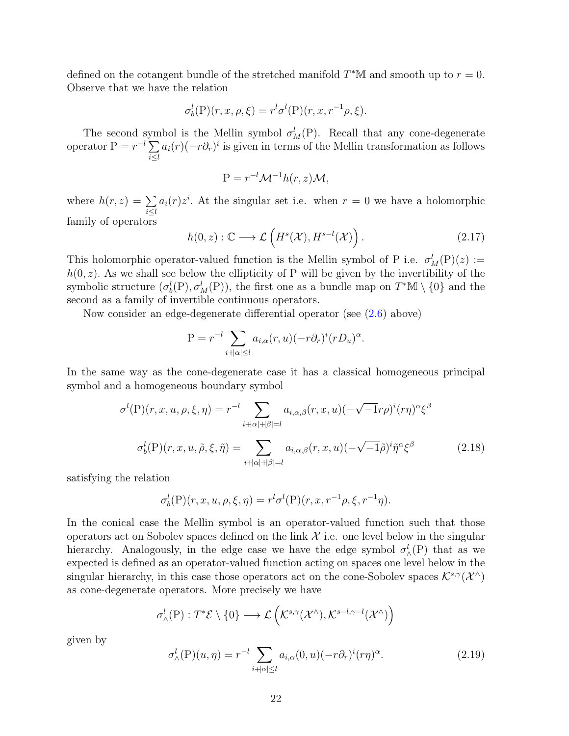defined on the cotangent bundle of the stretched manifold $T^*\mathbb{M}$ and smooth up to $r = 0$. Observe that we have the relation

$$\sigma_b^l(\mathrm{P})(r, x, \rho, \xi) = r^l \sigma^l(\mathrm{P})(r, x, r^{-1}\rho, \xi).$$

The second symbol is the Mellin symbol $\sigma_M^l(\mathrm{P})$. Recall that any cone-degenerate operator $\mathrm{P} = r^{-l} \sum_{i \leq l} a_i(r)(-r\partial_r)^i$ is given in terms of the Mellin transformation as follows

$$\mathrm{P} = r^{-l}\mathcal{M}^{-1}h(r, z)\mathcal{M},$$

where $h(r, z) = \sum_{i \leq l} a_i(r)z^i$. At the singular set i.e. when $r = 0$ we have a holomorphic family of operators

$$h(0, z) : \mathbb{C} \longrightarrow \mathcal{L}\left(H^s(\mathcal{X}), H^{s-l}(\mathcal{X})\right). \tag{2.17}$$

This holomorphic operator-valued function is the Mellin symbol of P i.e. $\sigma_M^l(\mathrm{P})(z) := h(0, z)$. As we shall see below the ellipticity of P will be given by the invertibility of the symbolic structure $(\sigma_b^l(\mathrm{P}), \sigma_M^l(\mathrm{P}))$, the first one as a bundle map on $T^*\mathbb{M} \setminus \{0\}$ and the second as a family of invertible continuous operators.

Now consider an edge-degenerate differential operator (see (2.6) above)

$$\mathrm{P} = r^{-l} \sum_{i+|\alpha| \leq l} a_{i,\alpha}(r, u)(-r\partial_r)^i(rD_u)^\alpha.$$

In the same way as the cone-degenerate case it has a classical homogeneous principal symbol and a homogeneous boundary symbol

$$\sigma^l(\mathrm{P})(r, x, u, \rho, \xi, \eta) = r^{-l} \sum_{i+|\alpha|+|\beta|=l} a_{i,\alpha,\beta}(r, x, u)(-\sqrt{-1}r\rho)^i(r\eta)^\alpha\xi^\beta$$

$$\sigma_b^l(\mathrm{P})(r, x, u, \tilde{\rho}, \xi, \tilde{\eta}) = \sum_{i+|\alpha|+|\beta|=l} a_{i,\alpha,\beta}(r, x, u)(-\sqrt{-1}\tilde{\rho})^i\tilde{\eta}^\alpha\xi^\beta \tag{2.18}$$

satisfying the relation

$$\sigma_b^l(\mathrm{P})(r, x, u, \rho, \xi, \eta) = r^l\sigma^l(\mathrm{P})(r, x, r^{-1}\rho, \xi, r^{-1}\eta).$$

In the conical case the Mellin symbol is an operator-valued function such that those operators act on Sobolev spaces defined on the link $\mathcal{X}$ i.e. one level below in the singular hierarchy. Analogously, in the edge case we have the edge symbol $\sigma_\wedge^l(\mathrm{P})$ that as we expected is defined as an operator-valued function acting on spaces one level below in the singular hierarchy, in this case those operators act on the cone-Sobolev spaces $\mathcal{K}^{s,\gamma}(\mathcal{X}^\wedge)$ as cone-degenerate operators. More precisely we have

$$\sigma_\wedge^l(\mathrm{P}) : T^*\mathcal{E} \setminus \{0\} \longrightarrow \mathcal{L}\left(\mathcal{K}^{s,\gamma}(\mathcal{X}^\wedge), \mathcal{K}^{s-l,\gamma-l}(\mathcal{X}^\wedge)\right)$$

given by

$$\sigma_\wedge^l(\mathrm{P})(u, \eta) = r^{-l} \sum_{i+|\alpha| \leq l} a_{i,\alpha}(0, u)(-r\partial_r)^i(r\eta)^\alpha. \tag{2.19}$$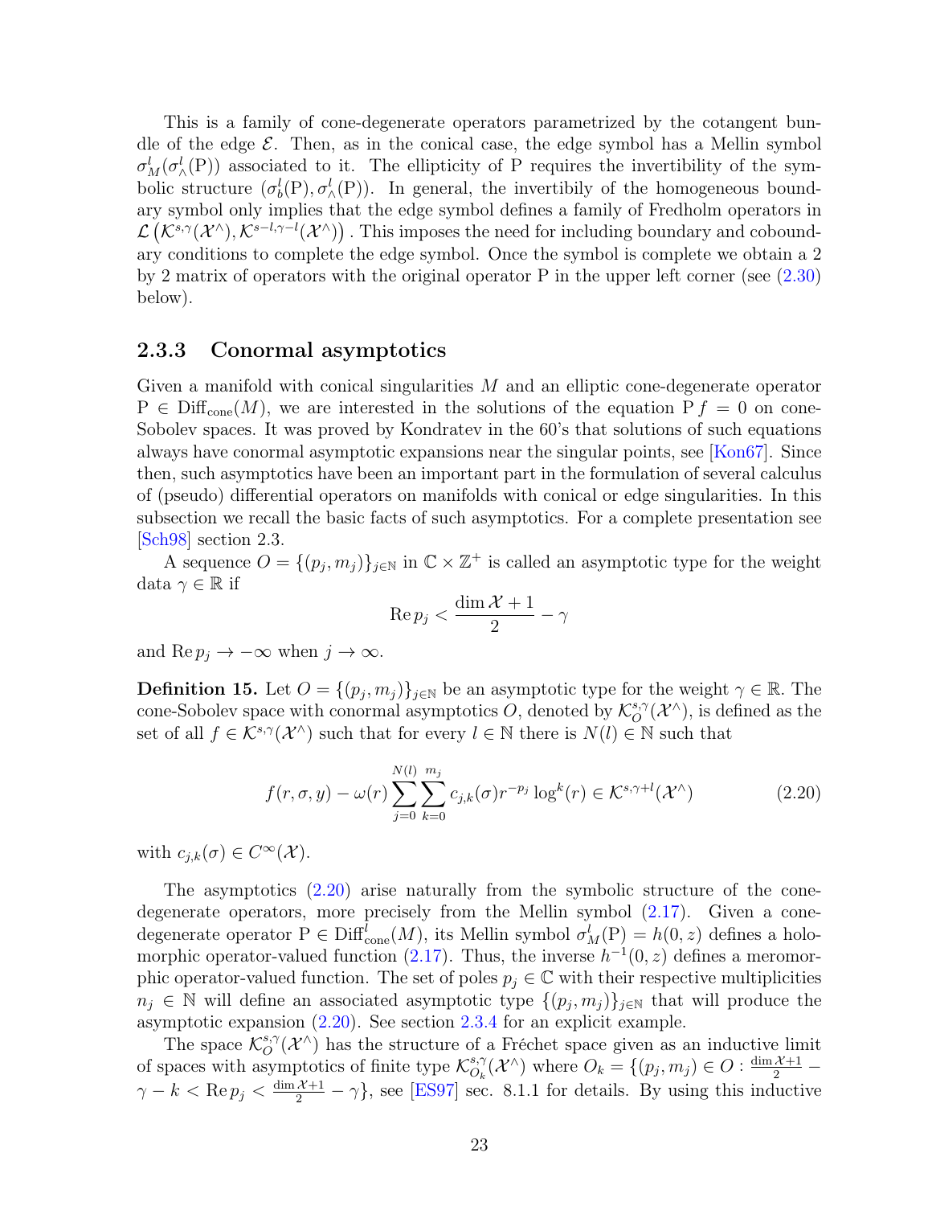This is a family of cone-degenerate operators parametrized by the cotangent bundle of the edge $\mathcal{E}$. Then, as in the conical case, the edge symbol has a Mellin symbol $\sigma_M^l(\sigma_\wedge^l(\mathrm{P}))$ associated to it. The ellipticity of P requires the invertibility of the symbolic structure $(\sigma_b^l(\mathrm{P}), \sigma_\wedge^l(\mathrm{P}))$. In general, the invertibily of the homogeneous boundary symbol only implies that the edge symbol defines a family of Fredholm operators in $\mathcal{L}\left(\mathcal{K}^{s,\gamma}(\mathcal{X}^\wedge), \mathcal{K}^{s-l,\gamma-l}(\mathcal{X}^\wedge)\right)$. This imposes the need for including boundary and coboundary conditions to complete the edge symbol. Once the symbol is complete we obtain a 2 by 2 matrix of operators with the original operator P in the upper left corner (see (2.30) below).

### 2.3.3 Conormal asymptotics

Given a manifold with conical singularities $M$ and an elliptic cone-degenerate operator $\mathrm{P} \in \mathrm{Diff}_{\mathrm{cone}}(M)$, we are interested in the solutions of the equation $\mathrm{P}\, f = 0$ on cone-Sobolev spaces. It was proved by Kondratev in the 60's that solutions of such equations always have conormal asymptotic expansions near the singular points, see [Kon67]. Since then, such asymptotics have been an important part in the formulation of several calculus of (pseudo) differential operators on manifolds with conical or edge singularities. In this subsection we recall the basic facts of such asymptotics. For a complete presentation see [Sch98] section 2.3.

A sequence $O = \{(p_j, m_j)\}_{j\in\mathbb{N}}$ in $\mathbb{C} \times \mathbb{Z}^+$ is called an asymptotic type for the weight data $\gamma \in \mathbb{R}$ if

$$\mathrm{Re}\, p_j < \frac{\dim \mathcal{X} + 1}{2} - \gamma$$

and $\mathrm{Re}\, p_j \to -\infty$ when $j \to \infty$.

**Definition 15.** Let $O = \{(p_j, m_j)\}_{j\in\mathbb{N}}$ be an asymptotic type for the weight $\gamma \in \mathbb{R}$. The cone-Sobolev space with conormal asymptotics $O$, denoted by $\mathcal{K}_O^{s,\gamma}(\mathcal{X}^\wedge)$, is defined as the set of all $f \in \mathcal{K}^{s,\gamma}(\mathcal{X}^\wedge)$ such that for every $l \in \mathbb{N}$ there is $N(l) \in \mathbb{N}$ such that

$$f(r, \sigma, y) - \omega(r) \sum_{j=0}^{N(l)} \sum_{k=0}^{m_j} c_{j,k}(\sigma) r^{-p_j} \log^k(r) \in \mathcal{K}^{s,\gamma+l}(\mathcal{X}^\wedge) \tag{2.20}$$

with $c_{j,k}(\sigma) \in C^\infty(\mathcal{X})$.

The asymptotics (2.20) arise naturally from the symbolic structure of the cone-degenerate operators, more precisely from the Mellin symbol (2.17). Given a cone-degenerate operator $\mathrm{P} \in \mathrm{Diff}^l_{\mathrm{cone}}(M)$, its Mellin symbol $\sigma_M^l(\mathrm{P}) = h(0, z)$ defines a holomorphic operator-valued function (2.17). Thus, the inverse $h^{-1}(0, z)$ defines a meromorphic operator-valued function. The set of poles $p_j \in \mathbb{C}$ with their respective multiplicities $n_j \in \mathbb{N}$ will define an associated asymptotic type $\{(p_j, m_j)\}_{j\in\mathbb{N}}$ that will produce the asymptotic expansion (2.20). See section 2.3.4 for an explicit example.

The space $\mathcal{K}_O^{s,\gamma}(\mathcal{X}^\wedge)$ has the structure of a Fréchet space given as an inductive limit of spaces with asymptotics of finite type $\mathcal{K}_{O_k}^{s,\gamma}(\mathcal{X}^\wedge)$ where $O_k = \{(p_j, m_j) \in O : \frac{\dim \mathcal{X}+1}{2} - \gamma - k < \mathrm{Re}\, p_j < \frac{\dim \mathcal{X}+1}{2} - \gamma\}$, see [ES97] sec. 8.1.1 for details. By using this inductive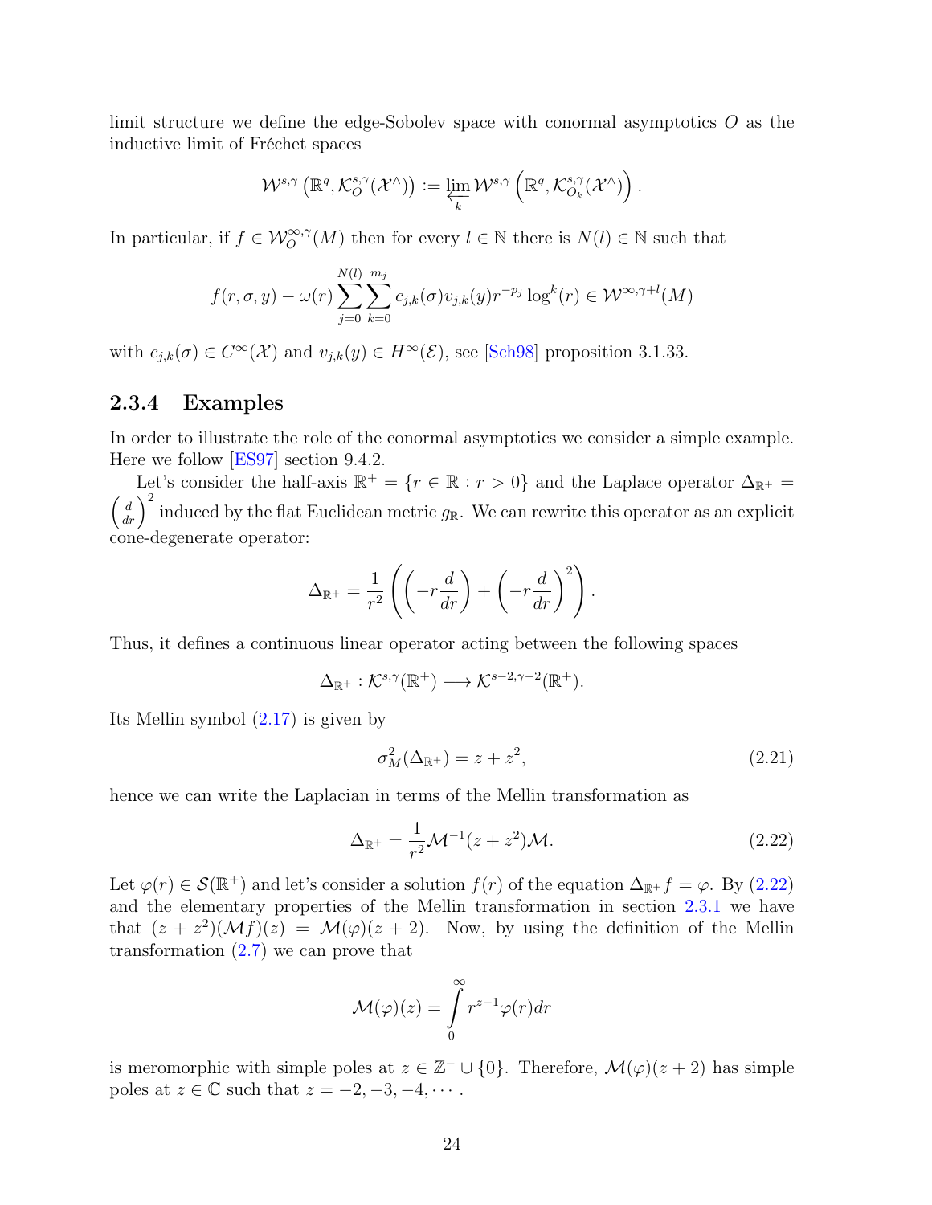limit structure we define the edge-Sobolev space with conormal asymptotics $O$ as the inductive limit of Fréchet spaces

$$\mathcal{W}^{s,\gamma}\left(\mathbb{R}^q, \mathcal{K}_O^{s,\gamma}(\mathcal{X}^\wedge)\right) := \varprojlim_k \mathcal{W}^{s,\gamma}\left(\mathbb{R}^q, \mathcal{K}_{O_k}^{s,\gamma}(\mathcal{X}^\wedge)\right).$$

In particular, if $f \in \mathcal{W}_O^{\infty,\gamma}(M)$ then for every $l \in \mathbb{N}$ there is $N(l) \in \mathbb{N}$ such that

$$f(r,\sigma,y) - \omega(r)\sum_{j=0}^{N(l)}\sum_{k=0}^{m_j} c_{j,k}(\sigma)v_{j,k}(y)r^{-p_j}\log^k(r) \in \mathcal{W}^{\infty,\gamma+l}(M)$$

with $c_{j,k}(\sigma) \in C^\infty(\mathcal{X})$ and $v_{j,k}(y) \in H^\infty(\mathcal{E})$, see [Sch98] proposition 3.1.33.

### 2.3.4 Examples

In order to illustrate the role of the conormal asymptotics we consider a simple example. Here we follow [ES97] section 9.4.2.

Let's consider the half-axis $\mathbb{R}^+ = \{r \in \mathbb{R} : r > 0\}$ and the Laplace operator $\Delta_{\mathbb{R}^+} = \left(\frac{d}{dr}\right)^2$ induced by the flat Euclidean metric $g_{\mathbb{R}}$. We can rewrite this operator as an explicit cone-degenerate operator:

$$\Delta_{\mathbb{R}^+} = \frac{1}{r^2}\left(\left(-r\frac{d}{dr}\right) + \left(-r\frac{d}{dr}\right)^2\right).$$

Thus, it defines a continuous linear operator acting between the following spaces

$$\Delta_{\mathbb{R}^+} : \mathcal{K}^{s,\gamma}(\mathbb{R}^+) \longrightarrow \mathcal{K}^{s-2,\gamma-2}(\mathbb{R}^+).$$

Its Mellin symbol (2.17) is given by

$$\sigma_M^2(\Delta_{\mathbb{R}^+}) = z + z^2, \tag{2.21}$$

hence we can write the Laplacian in terms of the Mellin transformation as

$$\Delta_{\mathbb{R}^+} = \frac{1}{r^2}\mathcal{M}^{-1}(z+z^2)\mathcal{M}. \tag{2.22}$$

Let $\varphi(r) \in \mathcal{S}(\mathbb{R}^+)$ and let's consider a solution $f(r)$ of the equation $\Delta_{\mathbb{R}^+} f = \varphi$. By (2.22) and the elementary properties of the Mellin transformation in section 2.3.1 we have that $(z+z^2)(\mathcal{M}f)(z) = \mathcal{M}(\varphi)(z+2)$. Now, by using the definition of the Mellin transformation (2.7) we can prove that

$$\mathcal{M}(\varphi)(z) = \int_0^\infty r^{z-1}\varphi(r)dr$$

is meromorphic with simple poles at $z \in \mathbb{Z}^- \cup \{0\}$. Therefore, $\mathcal{M}(\varphi)(z+2)$ has simple poles at $z \in \mathbb{C}$ such that $z = -2, -3, -4, \cdots$.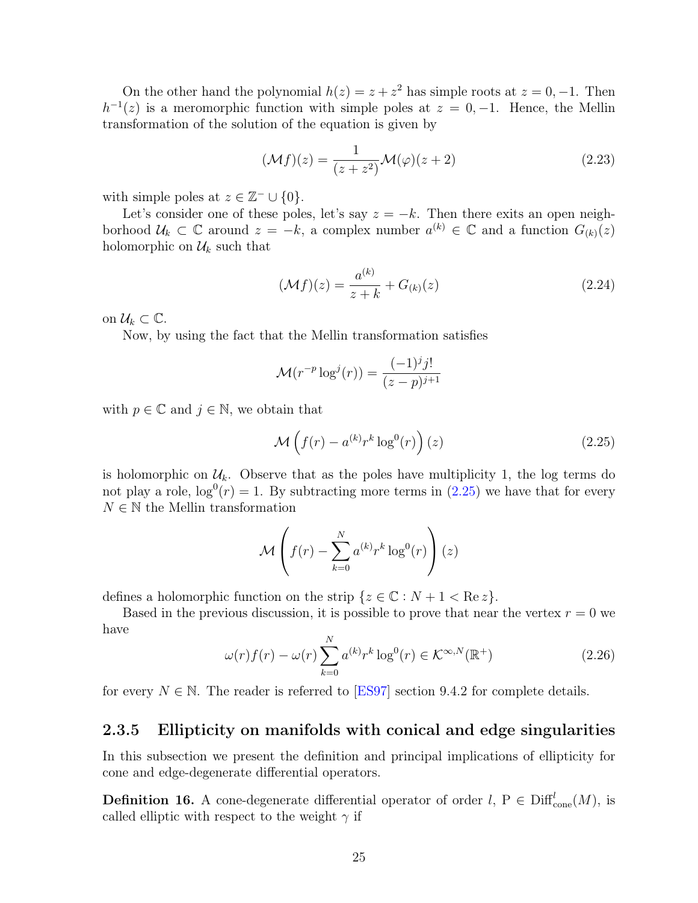On the other hand the polynomial $h(z) = z + z^2$ has simple roots at $z = 0, -1$. Then $h^{-1}(z)$ is a meromorphic function with simple poles at $z = 0, -1$. Hence, the Mellin transformation of the solution of the equation is given by

$$(\mathcal{M}f)(z) = \frac{1}{(z+z^2)}\mathcal{M}(\varphi)(z+2) \tag{2.23}$$

with simple poles at $z \in \mathbb{Z}^- \cup \{0\}$.

Let's consider one of these poles, let's say $z = -k$. Then there exits an open neighborhood $\mathcal{U}_k \subset \mathbb{C}$ around $z = -k$, a complex number $a^{(k)} \in \mathbb{C}$ and a function $G_{(k)}(z)$ holomorphic on $\mathcal{U}_k$ such that

$$(\mathcal{M}f)(z) = \frac{a^{(k)}}{z+k} + G_{(k)}(z) \tag{2.24}$$

on $\mathcal{U}_k \subset \mathbb{C}$.

Now, by using the fact that the Mellin transformation satisfies

$$\mathcal{M}(r^{-p}\log^j(r)) = \frac{(-1)^j j!}{(z-p)^{j+1}}$$

with $p \in \mathbb{C}$ and $j \in \mathbb{N}$, we obtain that

$$\mathcal{M}\left(f(r) - a^{(k)}r^k\log^0(r)\right)(z) \tag{2.25}$$

is holomorphic on $\mathcal{U}_k$. Observe that as the poles have multiplicity 1, the log terms do not play a role, $\log^0(r) = 1$. By subtracting more terms in (2.25) we have that for every $N \in \mathbb{N}$ the Mellin transformation

$$\mathcal{M}\left(f(r) - \sum_{k=0}^{N} a^{(k)}r^k\log^0(r)\right)(z)$$

defines a holomorphic function on the strip $\{z \in \mathbb{C} : N+1 < \operatorname{Re} z\}$.

Based in the previous discussion, it is possible to prove that near the vertex $r = 0$ we have

$$\omega(r)f(r) - \omega(r)\sum_{k=0}^{N} a^{(k)}r^k\log^0(r) \in \mathcal{K}^{\infty,N}(\mathbb{R}^+) \tag{2.26}$$

for every $N \in \mathbb{N}$. The reader is referred to [ES97] section 9.4.2 for complete details.

### 2.3.5 Ellipticity on manifolds with conical and edge singularities

In this subsection we present the definition and principal implications of ellipticity for cone and edge-degenerate differential operators.

**Definition 16.** A cone-degenerate differential operator of order $l$, $\mathrm{P} \in \operatorname{Diff}^l_{\text{cone}}(M)$, is called elliptic with respect to the weight $\gamma$ if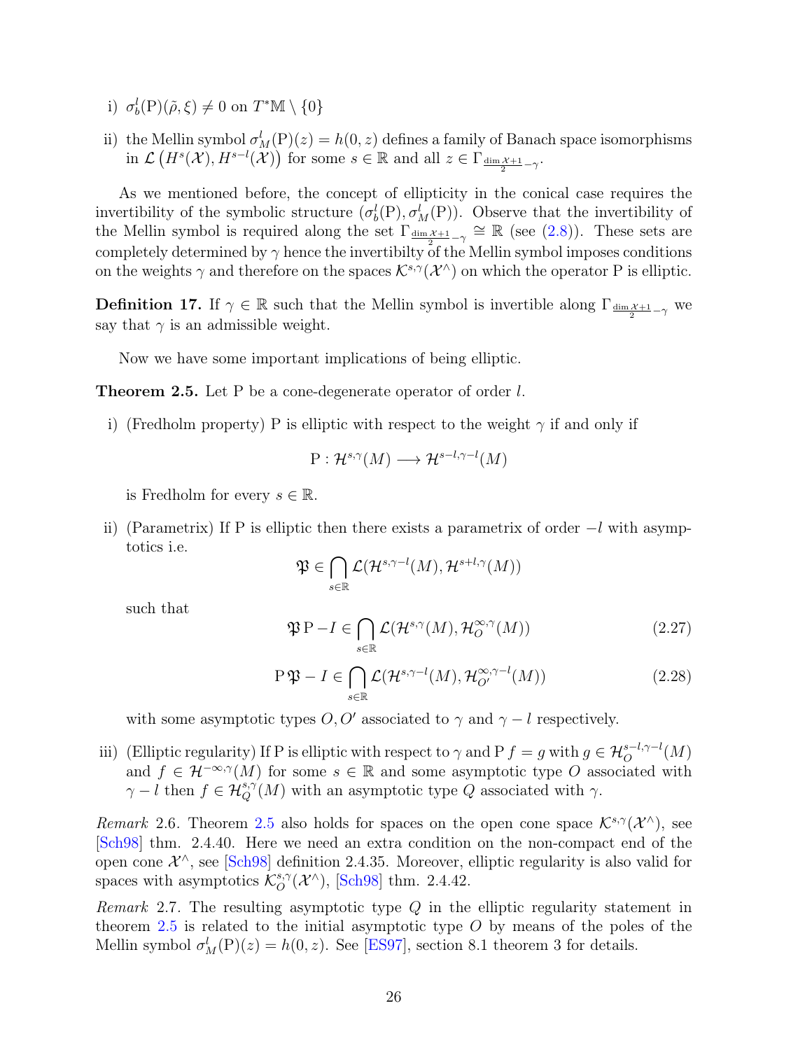i) $\sigma_b^l(\mathrm{P})(\tilde{\rho}, \xi) \neq 0$ on $T^*\mathbb{M} \setminus \{0\}$

ii) the Mellin symbol $\sigma_M^l(\mathrm{P})(z) = h(0, z)$ defines a family of Banach space isomorphisms in $\mathcal{L}\left(H^s(\mathcal{X}), H^{s-l}(\mathcal{X})\right)$ for some $s \in \mathbb{R}$ and all $z \in \Gamma_{\frac{\dim \mathcal{X}+1}{2}-\gamma}$.

As we mentioned before, the concept of ellipticity in the conical case requires the invertibility of the symbolic structure $(\sigma_b^l(\mathrm{P}), \sigma_M^l(\mathrm{P}))$. Observe that the invertibility of the Mellin symbol is required along the set $\Gamma_{\frac{\dim \mathcal{X}+1}{2}-\gamma} \cong \mathbb{R}$ (see (2.8)). These sets are completely determined by $\gamma$ hence the invertibilty of the Mellin symbol imposes conditions on the weights $\gamma$ and therefore on the spaces $\mathcal{K}^{s,\gamma}(\mathcal{X}^\wedge)$ on which the operator P is elliptic.

**Definition 17.** If $\gamma \in \mathbb{R}$ such that the Mellin symbol is invertible along $\Gamma_{\frac{\dim \mathcal{X}+1}{2}-\gamma}$ we say that $\gamma$ is an admissible weight.

Now we have some important implications of being elliptic.

**Theorem 2.5.** Let P be a cone-degenerate operator of order $l$.

i) (Fredholm property) P is elliptic with respect to the weight $\gamma$ if and only if

$$\mathrm{P} : \mathcal{H}^{s,\gamma}(M) \longrightarrow \mathcal{H}^{s-l,\gamma-l}(M)$$

is Fredholm for every $s \in \mathbb{R}$.

ii) (Parametrix) If P is elliptic then there exists a parametrix of order $-l$ with asymptotics i.e.

$$\mathfrak{P} \in \bigcap_{s\in\mathbb{R}} \mathcal{L}(\mathcal{H}^{s,\gamma-l}(M), \mathcal{H}^{s+l,\gamma}(M))$$

such that

$$\mathfrak{P}\,\mathrm{P} - I \in \bigcap_{s\in\mathbb{R}} \mathcal{L}(\mathcal{H}^{s,\gamma}(M), \mathcal{H}_O^{\infty,\gamma}(M)) \tag{2.27}$$

$$\mathrm{P}\,\mathfrak{P} - I \in \bigcap_{s\in\mathbb{R}} \mathcal{L}(\mathcal{H}^{s,\gamma-l}(M), \mathcal{H}_{O'}^{\infty,\gamma-l}(M)) \tag{2.28}$$

with some asymptotic types $O, O'$ associated to $\gamma$ and $\gamma - l$ respectively.

iii) (Elliptic regularity) If P is elliptic with respect to $\gamma$ and $\mathrm{P} f = g$ with $g \in \mathcal{H}_O^{s-l,\gamma-l}(M)$ and $f \in \mathcal{H}^{-\infty,\gamma}(M)$ for some $s \in \mathbb{R}$ and some asymptotic type $O$ associated with $\gamma - l$ then $f \in \mathcal{H}_Q^{s,\gamma}(M)$ with an asymptotic type $Q$ associated with $\gamma$.

*Remark* 2.6. Theorem 2.5 also holds for spaces on the open cone space $\mathcal{K}^{s,\gamma}(\mathcal{X}^\wedge)$, see [Sch98] thm. 2.4.40. Here we need an extra condition on the non-compact end of the open cone $\mathcal{X}^\wedge$, see [Sch98] definition 2.4.35. Moreover, elliptic regularity is also valid for spaces with asymptotics $\mathcal{K}_O^{s,\gamma}(\mathcal{X}^\wedge)$, [Sch98] thm. 2.4.42.

*Remark* 2.7. The resulting asymptotic type $Q$ in the elliptic regularity statement in theorem 2.5 is related to the initial asymptotic type $O$ by means of the poles of the Mellin symbol $\sigma_M^l(\mathrm{P})(z) = h(0, z)$. See [ES97], section 8.1 theorem 3 for details.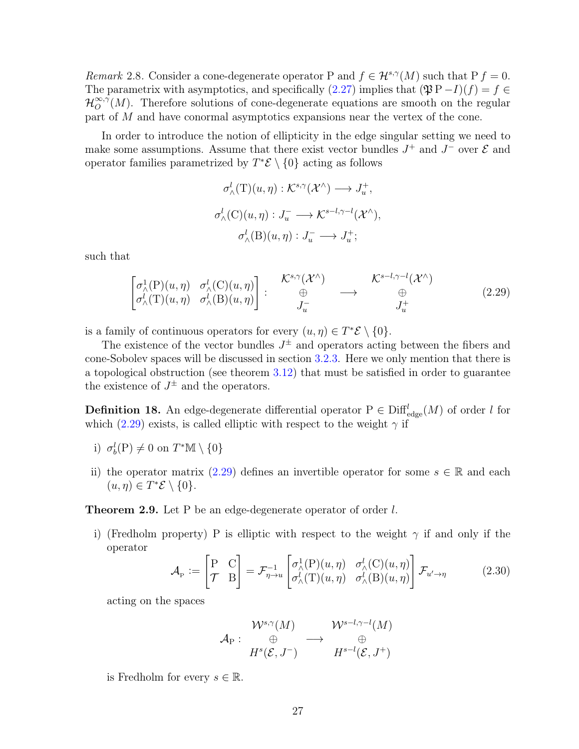*Remark* 2.8. Consider a cone-degenerate operator $\mathrm{P}$ and $f \in \mathcal{H}^{s,\gamma}(M)$ such that $\mathrm{P}\, f = 0$. The parametrix with asymptotics, and specifically (2.27) implies that $(\mathfrak{P}\,\mathrm{P} - I)(f) = f \in \mathcal{H}_O^{\infty,\gamma}(M)$. Therefore solutions of cone-degenerate equations are smooth on the regular part of $M$ and have conormal asymptotics expansions near the vertex of the cone.

In order to introduce the notion of ellipticity in the edge singular setting we need to make some assumptions. Assume that there exist vector bundles $J^+$ and $J^-$ over $\mathcal{E}$ and operator families parametrized by $T^*\mathcal{E} \setminus \{0\}$ acting as follows

$$
\sigma_\wedge^l(\mathrm{T})(u,\eta) : \mathcal{K}^{s,\gamma}(\mathcal{X}^\wedge) \longrightarrow J_u^+,
$$

$$
\sigma_\wedge^l(\mathrm{C})(u,\eta) : J_u^- \longrightarrow \mathcal{K}^{s-l,\gamma-l}(\mathcal{X}^\wedge),
$$

$$
\sigma_\wedge^l(\mathrm{B})(u,\eta) : J_u^- \longrightarrow J_u^+;
$$

such that

$$
\begin{bmatrix} \sigma_\wedge^1(\mathrm{P})(u,\eta) & \sigma_\wedge^l(\mathrm{C})(u,\eta) \\ \sigma_\wedge^l(\mathrm{T})(u,\eta) & \sigma_\wedge^l(\mathrm{B})(u,\eta) \end{bmatrix} : \begin{array}{c} \mathcal{K}^{s,\gamma}(\mathcal{X}^\wedge) \\ \oplus \\ J_u^- \end{array} \longrightarrow \begin{array}{c} \mathcal{K}^{s-l,\gamma-l}(\mathcal{X}^\wedge) \\ \oplus \\ J_u^+ \end{array} \tag{2.29}
$$

is a family of continuous operators for every $(u,\eta) \in T^*\mathcal{E} \setminus \{0\}$.

The existence of the vector bundles $J^\pm$ and operators acting between the fibers and cone-Sobolev spaces will be discussed in section 3.2.3. Here we only mention that there is a topological obstruction (see theorem 3.12) that must be satisfied in order to guarantee the existence of $J^\pm$ and the operators.

**Definition 18.** An edge-degenerate differential operator $\mathrm{P} \in \mathrm{Diff}^l_{\mathrm{edge}}(M)$ of order $l$ for which (2.29) exists, is called elliptic with respect to the weight $\gamma$ if

i) $\sigma_b^l(\mathrm{P}) \neq 0$ on $T^*\mathbb{M} \setminus \{0\}$

ii) the operator matrix (2.29) defines an invertible operator for some $s \in \mathbb{R}$ and each $(u,\eta) \in T^*\mathcal{E} \setminus \{0\}$.

**Theorem 2.9.** Let $\mathrm{P}$ be an edge-degenerate operator of order $l$.

i) (Fredholm property) $\mathrm{P}$ is elliptic with respect to the weight $\gamma$ if and only if the operator

$$
\mathcal{A}_{\mathrm{P}} := \begin{bmatrix} \mathrm{P} & \mathrm{C} \\ \mathcal{T} & \mathrm{B} \end{bmatrix} = \mathcal{F}^{-1}_{\eta \to u} \begin{bmatrix} \sigma_\wedge^1(\mathrm{P})(u,\eta) & \sigma_\wedge^l(\mathrm{C})(u,\eta) \\ \sigma_\wedge^l(\mathrm{T})(u,\eta) & \sigma_\wedge^l(\mathrm{B})(u,\eta) \end{bmatrix} \mathcal{F}_{u' \to \eta} \tag{2.30}
$$

acting on the spaces

$$
\mathcal{A}_{\mathrm{P}} : \begin{array}{c} \mathcal{W}^{s,\gamma}(M) \\ \oplus \\ H^s(\mathcal{E}, J^-) \end{array} \longrightarrow \begin{array}{c} \mathcal{W}^{s-l,\gamma-l}(M) \\ \oplus \\ H^{s-l}(\mathcal{E}, J^+) \end{array}
$$

is Fredholm for every $s \in \mathbb{R}$.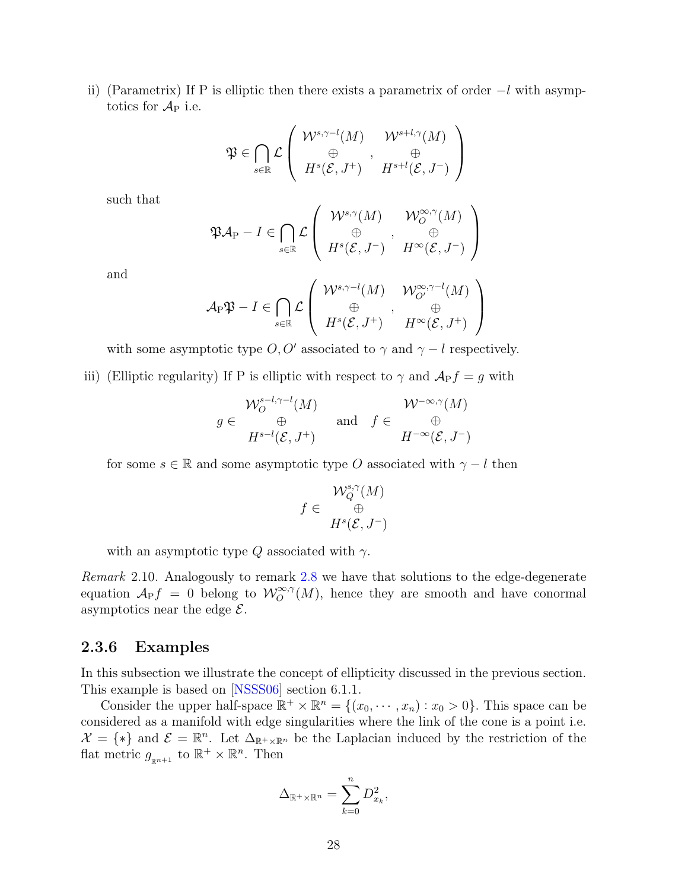ii) (Parametrix) If P is elliptic then there exists a parametrix of order $-l$ with asymptotics for $\mathcal{A}_{\mathrm{P}}$ i.e.

$$\mathfrak{P} \in \bigcap_{s\in\mathbb{R}} \mathcal{L}\left( \begin{array}{c} \mathcal{W}^{s,\gamma-l}(M) \\ \oplus \\ H^s(\mathcal{E},J^+) \end{array} , \begin{array}{c} \mathcal{W}^{s+l,\gamma}(M) \\ \oplus \\ H^{s+l}(\mathcal{E},J^-) \end{array} \right)$$

such that

$$\mathfrak{P}\mathcal{A}_{\mathrm{P}} - I \in \bigcap_{s\in\mathbb{R}} \mathcal{L}\left( \begin{array}{c} \mathcal{W}^{s,\gamma}(M) \\ \oplus \\ H^s(\mathcal{E},J^-) \end{array} , \begin{array}{c} \mathcal{W}_O^{\infty,\gamma}(M) \\ \oplus \\ H^{\infty}(\mathcal{E},J^-) \end{array} \right)$$

and

$$\mathcal{A}_{\mathrm{P}}\mathfrak{P} - I \in \bigcap_{s\in\mathbb{R}} \mathcal{L}\left( \begin{array}{c} \mathcal{W}^{s,\gamma-l}(M) \\ \oplus \\ H^s(\mathcal{E},J^+) \end{array} , \begin{array}{c} \mathcal{W}_{O'}^{\infty,\gamma-l}(M) \\ \oplus \\ H^{\infty}(\mathcal{E},J^+) \end{array} \right)$$

with some asymptotic type $O, O'$ associated to $\gamma$ and $\gamma - l$ respectively.

iii) (Elliptic regularity) If P is elliptic with respect to $\gamma$ and $\mathcal{A}_{\mathrm{P}} f = g$ with

$$g \in \begin{array}{c} \mathcal{W}_O^{s-l,\gamma-l}(M) \\ \oplus \\ H^{s-l}(\mathcal{E},J^+) \end{array} \quad \text{and} \quad f \in \begin{array}{c} \mathcal{W}^{-\infty,\gamma}(M) \\ \oplus \\ H^{-\infty}(\mathcal{E},J^-) \end{array}$$

for some $s \in \mathbb{R}$ and some asymptotic type $O$ associated with $\gamma - l$ then

$$f \in \begin{array}{c} \mathcal{W}_Q^{s,\gamma}(M) \\ \oplus \\ H^{s}(\mathcal{E},J^-) \end{array}$$

with an asymptotic type $Q$ associated with $\gamma$.

*Remark* 2.10. Analogously to remark 2.8 we have that solutions to the edge-degenerate equation $\mathcal{A}_{\mathrm{P}} f = 0$ belong to $\mathcal{W}_O^{\infty,\gamma}(M)$, hence they are smooth and have conormal asymptotics near the edge $\mathcal{E}$.

### 2.3.6 Examples

In this subsection we illustrate the concept of ellipticity discussed in the previous section. This example is based on [NSSS06] section 6.1.1.

Consider the upper half-space $\mathbb{R}^+ \times \mathbb{R}^n = \{(x_0, \cdots, x_n) : x_0 > 0\}$. This space can be considered as a manifold with edge singularities where the link of the cone is a point i.e. $\mathcal{X} = \{*\}$ and $\mathcal{E} = \mathbb{R}^n$. Let $\Delta_{\mathbb{R}^+\times\mathbb{R}^n}$ be the Laplacian induced by the restriction of the flat metric $g_{\mathbb{R}^{n+1}}$ to $\mathbb{R}^+ \times \mathbb{R}^n$. Then

$$\Delta_{\mathbb{R}^+\times\mathbb{R}^n} = \sum_{k=0}^{n} D_{x_k}^2,$$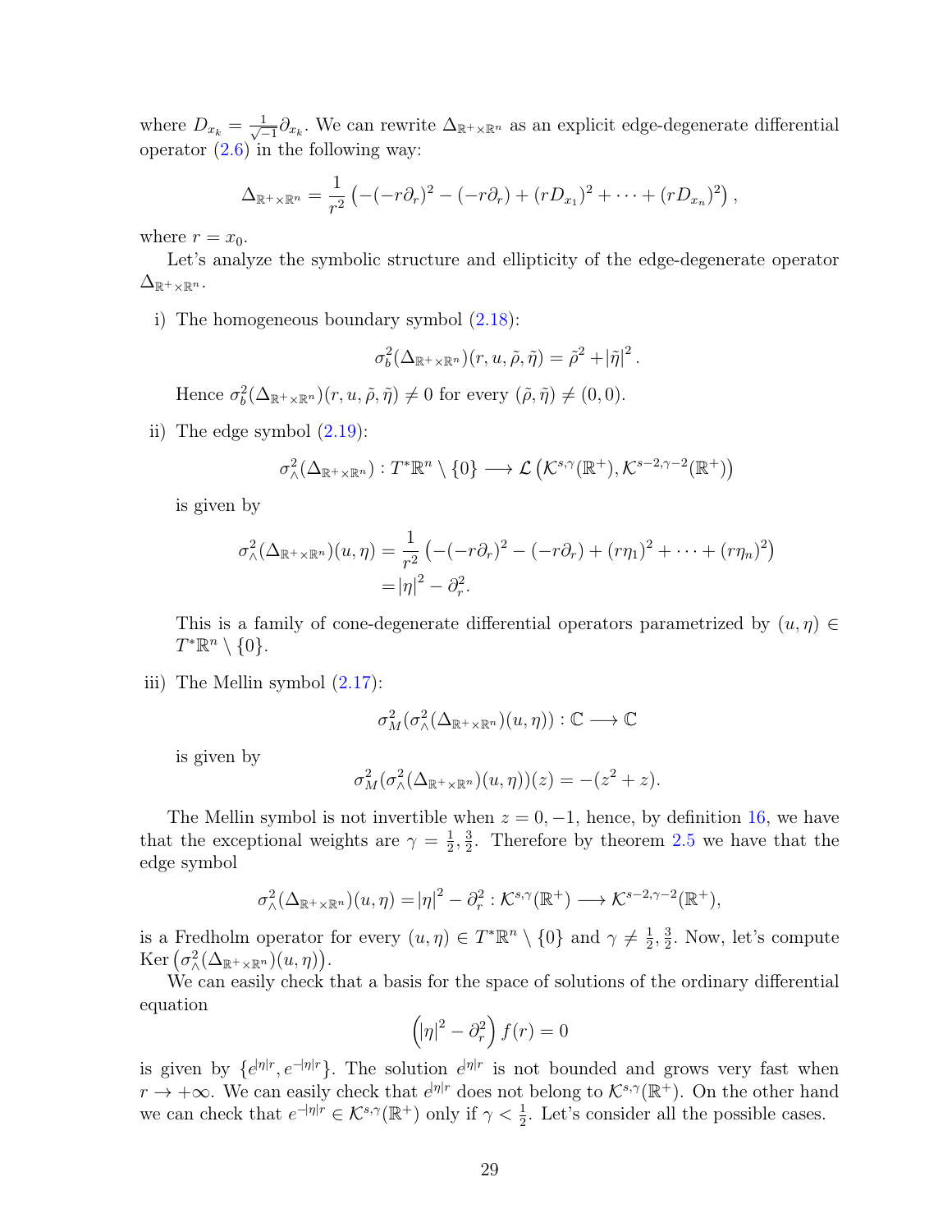where $D_{x_k} = \frac{1}{\sqrt{-1}}\partial_{x_k}$. We can rewrite $\Delta_{\mathbb{R}^+\times\mathbb{R}^n}$ as an explicit edge-degenerate differential operator (2.6) in the following way:

$$\Delta_{\mathbb{R}^+\times\mathbb{R}^n} = \frac{1}{r^2}\left(-(-r\partial_r)^2 - (-r\partial_r) + (rD_{x_1})^2 + \cdots + (rD_{x_n})^2\right),$$

where $r = x_0$.

Let's analyze the symbolic structure and ellipticity of the edge-degenerate operator $\Delta_{\mathbb{R}^+\times\mathbb{R}^n}$.

i) The homogeneous boundary symbol (2.18):

$$\sigma_b^2(\Delta_{\mathbb{R}^+\times\mathbb{R}^n})(r,u,\tilde{\rho},\tilde{\eta}) = \tilde{\rho}^2 + |\tilde{\eta}|^2.$$

Hence $\sigma_b^2(\Delta_{\mathbb{R}^+\times\mathbb{R}^n})(r,u,\tilde{\rho},\tilde{\eta}) \neq 0$ for every $(\tilde{\rho},\tilde{\eta}) \neq (0,0)$.

ii) The edge symbol (2.19):

$$\sigma_\wedge^2(\Delta_{\mathbb{R}^+\times\mathbb{R}^n}) : T^*\mathbb{R}^n \setminus \{0\} \longrightarrow \mathcal{L}\left(\mathcal{K}^{s,\gamma}(\mathbb{R}^+), \mathcal{K}^{s-2,\gamma-2}(\mathbb{R}^+)\right)$$

is given by

$$\begin{aligned}\sigma_\wedge^2(\Delta_{\mathbb{R}^+\times\mathbb{R}^n})(u,\eta) &= \frac{1}{r^2}\left(-(-r\partial_r)^2 - (-r\partial_r) + (r\eta_1)^2 + \cdots + (r\eta_n)^2\right) \\ &= |\eta|^2 - \partial_r^2.\end{aligned}$$

This is a family of cone-degenerate differential operators parametrized by $(u,\eta) \in T^*\mathbb{R}^n \setminus \{0\}$.

iii) The Mellin symbol (2.17):

$$\sigma_M^2(\sigma_\wedge^2(\Delta_{\mathbb{R}^+\times\mathbb{R}^n})(u,\eta)) : \mathbb{C} \longrightarrow \mathbb{C}$$

is given by

$$\sigma_M^2(\sigma_\wedge^2(\Delta_{\mathbb{R}^+\times\mathbb{R}^n})(u,\eta))(z) = -(z^2 + z).$$

The Mellin symbol is not invertible when $z = 0, -1$, hence, by definition 16, we have that the exceptional weights are $\gamma = \frac{1}{2}, \frac{3}{2}$. Therefore by theorem 2.5 we have that the edge symbol

$$\sigma_\wedge^2(\Delta_{\mathbb{R}^+\times\mathbb{R}^n})(u,\eta) = |\eta|^2 - \partial_r^2 : \mathcal{K}^{s,\gamma}(\mathbb{R}^+) \longrightarrow \mathcal{K}^{s-2,\gamma-2}(\mathbb{R}^+),$$

is a Fredholm operator for every $(u,\eta) \in T^*\mathbb{R}^n \setminus \{0\}$ and $\gamma \neq \frac{1}{2}, \frac{3}{2}$. Now, let's compute $\operatorname{Ker}\left(\sigma_\wedge^2(\Delta_{\mathbb{R}^+\times\mathbb{R}^n})(u,\eta)\right)$.

We can easily check that a basis for the space of solutions of the ordinary differential equation

$$\left(|\eta|^2 - \partial_r^2\right) f(r) = 0$$

is given by $\{e^{|\eta|r}, e^{-|\eta|r}\}$. The solution $e^{|\eta|r}$ is not bounded and grows very fast when $r \to +\infty$. We can easily check that $e^{|\eta|r}$ does not belong to $\mathcal{K}^{s,\gamma}(\mathbb{R}^+)$. On the other hand we can check that $e^{-|\eta|r} \in \mathcal{K}^{s,\gamma}(\mathbb{R}^+)$ only if $\gamma < \frac{1}{2}$. Let's consider all the possible cases.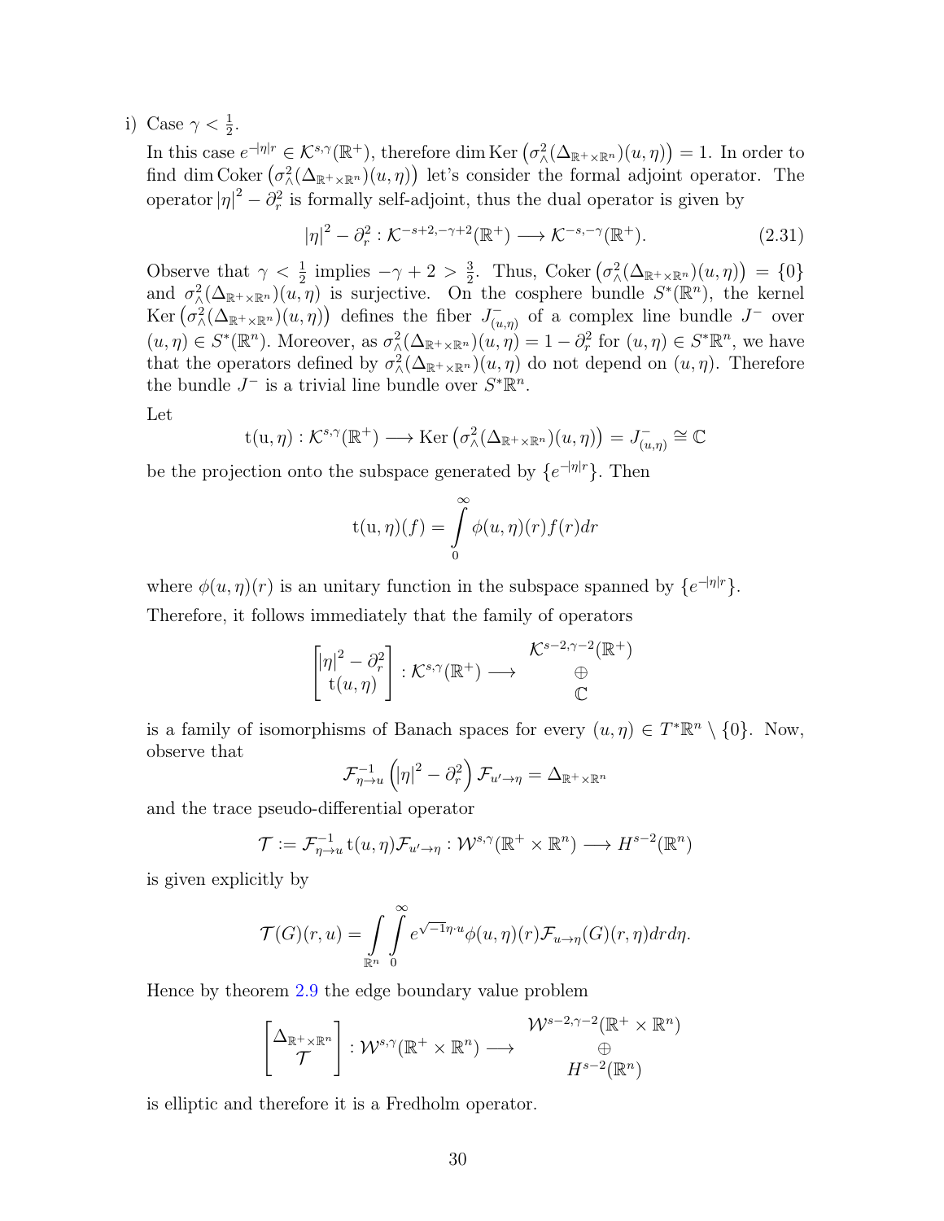i) Case $\gamma < \frac{1}{2}$.

In this case $e^{-|\eta|r} \in \mathcal{K}^{s,\gamma}(\mathbb{R}^+)$, therefore $\dim \operatorname{Ker}\left(\sigma_\wedge^2(\Delta_{\mathbb{R}^+\times\mathbb{R}^n})(u,\eta)\right) = 1$. In order to find $\dim \operatorname{Coker}\left(\sigma_\wedge^2(\Delta_{\mathbb{R}^+\times\mathbb{R}^n})(u,\eta)\right)$ let's consider the formal adjoint operator. The operator $|\eta|^2 - \partial_r^2$ is formally self-adjoint, thus the dual operator is given by

$$|\eta|^2 - \partial_r^2 : \mathcal{K}^{-s+2,-\gamma+2}(\mathbb{R}^+) \longrightarrow \mathcal{K}^{-s,-\gamma}(\mathbb{R}^+). \tag{2.31}$$

Observe that $\gamma < \frac{1}{2}$ implies $-\gamma + 2 > \frac{3}{2}$. Thus, $\operatorname{Coker}\left(\sigma_\wedge^2(\Delta_{\mathbb{R}^+\times\mathbb{R}^n})(u,\eta)\right) = \{0\}$ and $\sigma_\wedge^2(\Delta_{\mathbb{R}^+\times\mathbb{R}^n})(u,\eta)$ is surjective. On the cosphere bundle $S^*(\mathbb{R}^n)$, the kernel $\operatorname{Ker}\left(\sigma_\wedge^2(\Delta_{\mathbb{R}^+\times\mathbb{R}^n})(u,\eta)\right)$ defines the fiber $J^-_{(u,\eta)}$ of a complex line bundle $J^-$ over $(u,\eta) \in S^*(\mathbb{R}^n)$. Moreover, as $\sigma_\wedge^2(\Delta_{\mathbb{R}^+\times\mathbb{R}^n})(u,\eta) = 1 - \partial_r^2$ for $(u,\eta) \in S^*\mathbb{R}^n$, we have that the operators defined by $\sigma_\wedge^2(\Delta_{\mathbb{R}^+\times\mathbb{R}^n})(u,\eta)$ do not depend on $(u,\eta)$. Therefore the bundle $J^-$ is a trivial line bundle over $S^*\mathbb{R}^n$.

Let

$$\mathrm{t}(\mathrm{u},\eta) : \mathcal{K}^{s,\gamma}(\mathbb{R}^+) \longrightarrow \operatorname{Ker}\left(\sigma_\wedge^2(\Delta_{\mathbb{R}^+\times\mathbb{R}^n})(u,\eta)\right) = J^-_{(u,\eta)} \cong \mathbb{C}$$

be the projection onto the subspace generated by $\{e^{-|\eta|r}\}$. Then

$$\mathrm{t}(\mathrm{u},\eta)(f) = \int_0^\infty \phi(u,\eta)(r) f(r) dr$$

where $\phi(u,\eta)(r)$ is an unitary function in the subspace spanned by $\{e^{-|\eta|r}\}$.

Therefore, it follows immediately that the family of operators

$$\begin{bmatrix} |\eta|^2 - \partial_r^2 \\ \mathrm{t}(u,\eta) \end{bmatrix} : \mathcal{K}^{s,\gamma}(\mathbb{R}^+) \longrightarrow \begin{array}{c} \mathcal{K}^{s-2,\gamma-2}(\mathbb{R}^+) \\ \oplus \\ \mathbb{C} \end{array}$$

is a family of isomorphisms of Banach spaces for every $(u,\eta) \in T^*\mathbb{R}^n \setminus \{0\}$. Now, observe that

$$\mathcal{F}^{-1}_{\eta\to u}\left(|\eta|^2 - \partial_r^2\right)\mathcal{F}_{u'\to\eta} = \Delta_{\mathbb{R}^+\times\mathbb{R}^n}$$

and the trace pseudo-differential operator

$$\mathcal{T} := \mathcal{F}^{-1}_{\eta\to u}\,\mathrm{t}(u,\eta)\mathcal{F}_{u'\to\eta} : \mathcal{W}^{s,\gamma}(\mathbb{R}^+\times\mathbb{R}^n) \longrightarrow H^{s-2}(\mathbb{R}^n)$$

is given explicitly by

$$\mathcal{T}(G)(r,u) = \int_{\mathbb{R}^n}\int_0^\infty e^{\sqrt{-1}\eta\cdot u}\phi(u,\eta)(r)\mathcal{F}_{u\to\eta}(G)(r,\eta) dr d\eta.$$

Hence by theorem 2.9 the edge boundary value problem

$$\begin{bmatrix} \Delta_{\mathbb{R}^+\times\mathbb{R}^n} \\ \mathcal{T} \end{bmatrix} : \mathcal{W}^{s,\gamma}(\mathbb{R}^+\times\mathbb{R}^n) \longrightarrow \begin{array}{c} \mathcal{W}^{s-2,\gamma-2}(\mathbb{R}^+\times\mathbb{R}^n) \\ \oplus \\ H^{s-2}(\mathbb{R}^n) \end{array}$$

is elliptic and therefore it is a Fredholm operator.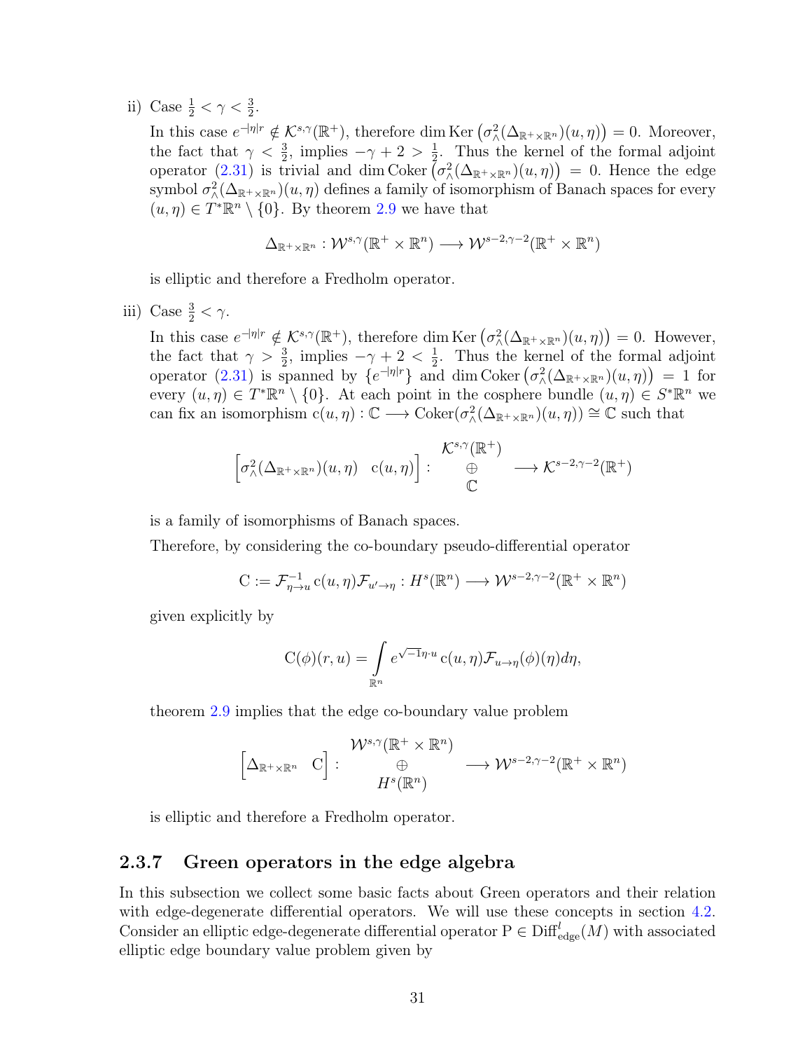ii) Case $\frac{1}{2} < \gamma < \frac{3}{2}$.

In this case $e^{-|\eta| r} \notin \mathcal{K}^{s,\gamma}(\mathbb{R}^+)$, therefore $\dim \operatorname{Ker}\left(\sigma^2_\wedge(\Delta_{\mathbb{R}^+\times\mathbb{R}^n})(u,\eta)\right) = 0$. Moreover, the fact that $\gamma < \frac{3}{2}$, implies $-\gamma + 2 > \frac{1}{2}$. Thus the kernel of the formal adjoint operator (2.31) is trivial and $\dim \operatorname{Coker}\left(\sigma^2_\wedge(\Delta_{\mathbb{R}^+\times\mathbb{R}^n})(u,\eta)\right) = 0$. Hence the edge symbol $\sigma^2_\wedge(\Delta_{\mathbb{R}^+\times\mathbb{R}^n})(u,\eta)$ defines a family of isomorphism of Banach spaces for every $(u,\eta) \in T^*\mathbb{R}^n \setminus \{0\}$. By theorem 2.9 we have that

$$\Delta_{\mathbb{R}^+\times\mathbb{R}^n} : \mathcal{W}^{s,\gamma}(\mathbb{R}^+ \times \mathbb{R}^n) \longrightarrow \mathcal{W}^{s-2,\gamma-2}(\mathbb{R}^+ \times \mathbb{R}^n)$$

is elliptic and therefore a Fredholm operator.

iii) Case $\frac{3}{2} < \gamma$.

In this case $e^{-|\eta| r} \notin \mathcal{K}^{s,\gamma}(\mathbb{R}^+)$, therefore $\dim \operatorname{Ker}\left(\sigma^2_\wedge(\Delta_{\mathbb{R}^+\times\mathbb{R}^n})(u,\eta)\right) = 0$. However, the fact that $\gamma > \frac{3}{2}$, implies $-\gamma + 2 < \frac{1}{2}$. Thus the kernel of the formal adjoint operator (2.31) is spanned by $\{e^{-|\eta| r}\}$ and $\dim \operatorname{Coker}\left(\sigma^2_\wedge(\Delta_{\mathbb{R}^+\times\mathbb{R}^n})(u,\eta)\right) = 1$ for every $(u,\eta) \in T^*\mathbb{R}^n \setminus \{0\}$. At each point in the cosphere bundle $(u,\eta) \in S^*\mathbb{R}^n$ we can fix an isomorphism $\mathrm{c}(u,\eta) : \mathbb{C} \longrightarrow \operatorname{Coker}(\sigma^2_\wedge(\Delta_{\mathbb{R}^+\times\mathbb{R}^n})(u,\eta)) \cong \mathbb{C}$ such that

$$\begin{bmatrix} \sigma^2_\wedge(\Delta_{\mathbb{R}^+\times\mathbb{R}^n})(u,\eta) & \mathrm{c}(u,\eta) \end{bmatrix} : \begin{array}{c} \mathcal{K}^{s,\gamma}(\mathbb{R}^+) \\ \oplus \\ \mathbb{C} \end{array} \longrightarrow \mathcal{K}^{s-2,\gamma-2}(\mathbb{R}^+)$$

is a family of isomorphisms of Banach spaces.

Therefore, by considering the co-boundary pseudo-differential operator

$$\mathrm{C} := \mathcal{F}^{-1}_{\eta\to u}\, \mathrm{c}(u,\eta) \mathcal{F}_{u'\to\eta} : H^s(\mathbb{R}^n) \longrightarrow \mathcal{W}^{s-2,\gamma-2}(\mathbb{R}^+ \times \mathbb{R}^n)$$

given explicitly by

$$\mathrm{C}(\phi)(r,u) = \int_{\mathbb{R}^n} e^{\sqrt{-1}\eta\cdot u}\, \mathrm{c}(u,\eta) \mathcal{F}_{u\to\eta}(\phi)(\eta) d\eta,$$

theorem 2.9 implies that the edge co-boundary value problem

$$\begin{bmatrix} \Delta_{\mathbb{R}^+\times\mathbb{R}^n} & \mathrm{C} \end{bmatrix} : \begin{array}{c} \mathcal{W}^{s,\gamma}(\mathbb{R}^+ \times \mathbb{R}^n) \\ \oplus \\ H^s(\mathbb{R}^n) \end{array} \longrightarrow \mathcal{W}^{s-2,\gamma-2}(\mathbb{R}^+ \times \mathbb{R}^n)$$

is elliptic and therefore a Fredholm operator.

### 2.3.7 Green operators in the edge algebra

In this subsection we collect some basic facts about Green operators and their relation with edge-degenerate differential operators. We will use these concepts in section 4.2. Consider an elliptic edge-degenerate differential operator $\mathrm{P} \in \operatorname{Diff}^l_{\mathrm{edge}}(M)$ with associated elliptic edge boundary value problem given by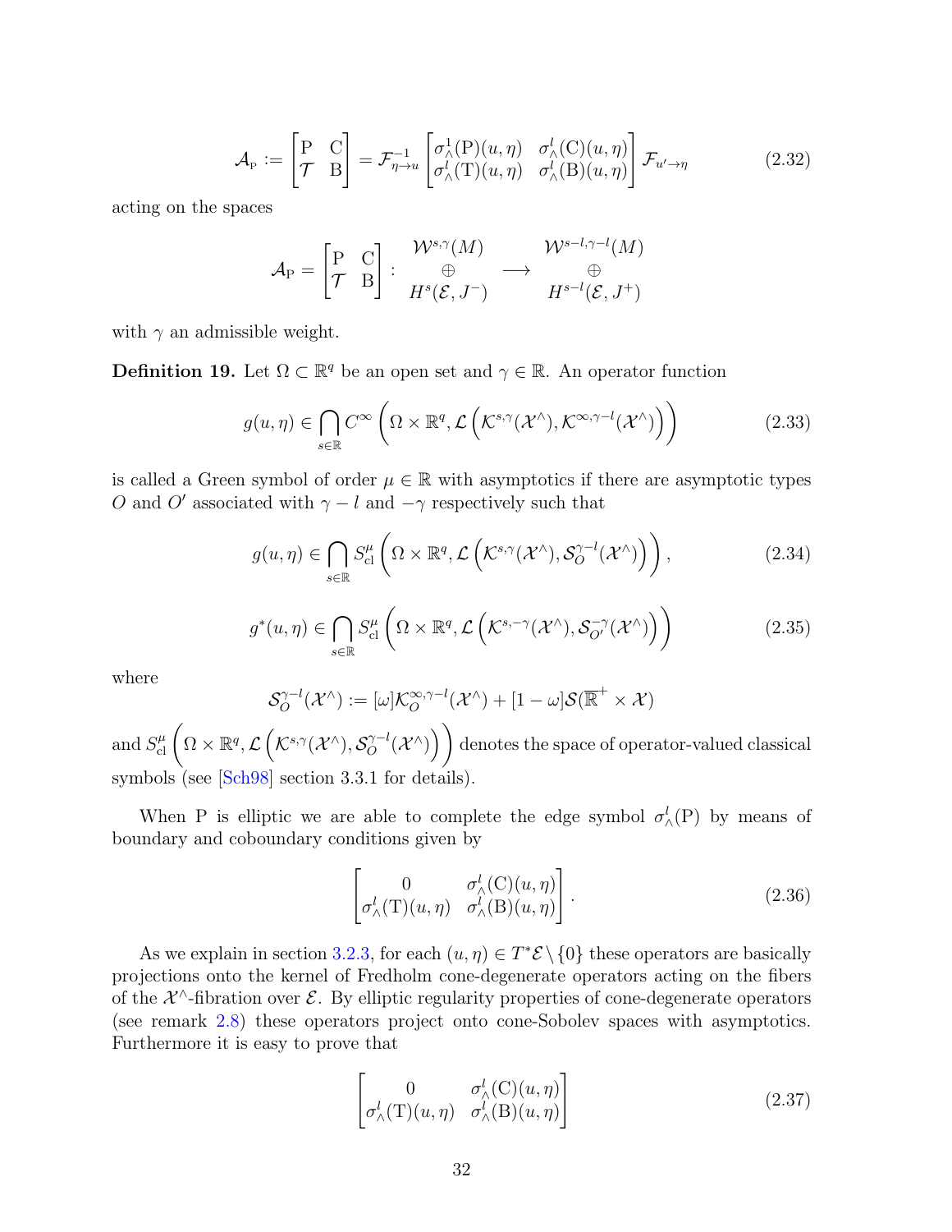$$\mathcal{A}_{\mathrm{P}} := \begin{bmatrix} \mathrm{P} & \mathrm{C} \\ \mathcal{T} & \mathrm{B} \end{bmatrix} = \mathcal{F}^{-1}_{\eta \to u} \begin{bmatrix} \sigma^1_\wedge(\mathrm{P})(u,\eta) & \sigma^l_\wedge(\mathrm{C})(u,\eta) \\ \sigma^l_\wedge(\mathrm{T})(u,\eta) & \sigma^l_\wedge(\mathrm{B})(u,\eta) \end{bmatrix} \mathcal{F}_{u' \to \eta} \tag{2.32}$$

acting on the spaces

$$\mathcal{A}_{\mathrm{P}} = \begin{bmatrix} \mathrm{P} & \mathrm{C} \\ \mathcal{T} & \mathrm{B} \end{bmatrix} : \begin{array}{c} \mathcal{W}^{s,\gamma}(M) \\ \oplus \\ H^s(\mathcal{E}, J^-) \end{array} \longrightarrow \begin{array}{c} \mathcal{W}^{s-l,\gamma-l}(M) \\ \oplus \\ H^{s-l}(\mathcal{E}, J^+) \end{array}$$

with $\gamma$ an admissible weight.

**Definition 19.** Let $\Omega \subset \mathbb{R}^q$ be an open set and $\gamma \in \mathbb{R}$. An operator function

$$g(u,\eta) \in \bigcap_{s\in\mathbb{R}} C^\infty\left(\Omega \times \mathbb{R}^q, \mathcal{L}\left(\mathcal{K}^{s,\gamma}(\mathcal{X}^\wedge), \mathcal{K}^{\infty,\gamma-l}(\mathcal{X}^\wedge)\right)\right) \tag{2.33}$$

is called a Green symbol of order $\mu \in \mathbb{R}$ with asymptotics if there are asymptotic types $O$ and $O'$ associated with $\gamma - l$ and $-\gamma$ respectively such that

$$g(u,\eta) \in \bigcap_{s\in\mathbb{R}} S^\mu_{\mathrm{cl}}\left(\Omega \times \mathbb{R}^q, \mathcal{L}\left(\mathcal{K}^{s,\gamma}(\mathcal{X}^\wedge), \mathcal{S}^{\gamma-l}_O(\mathcal{X}^\wedge)\right)\right), \tag{2.34}$$

$$g^*(u,\eta) \in \bigcap_{s\in\mathbb{R}} S^\mu_{\mathrm{cl}}\left(\Omega \times \mathbb{R}^q, \mathcal{L}\left(\mathcal{K}^{s,-\gamma}(\mathcal{X}^\wedge), \mathcal{S}^{-\gamma}_{O'}(\mathcal{X}^\wedge)\right)\right) \tag{2.35}$$

where

$$\mathcal{S}^{\gamma-l}_O(\mathcal{X}^\wedge) := [\omega]\mathcal{K}^{\infty,\gamma-l}_O(\mathcal{X}^\wedge) + [1-\omega]\mathcal{S}(\overline{\mathbb{R}}^+ \times \mathcal{X})$$

and $S^\mu_{\mathrm{cl}}\left(\Omega \times \mathbb{R}^q, \mathcal{L}\left(\mathcal{K}^{s,\gamma}(\mathcal{X}^\wedge), \mathcal{S}^{\gamma-l}_O(\mathcal{X}^\wedge)\right)\right)$ denotes the space of operator-valued classical symbols (see [Sch98] section 3.3.1 for details).

When P is elliptic we are able to complete the edge symbol $\sigma^l_\wedge(\mathrm{P})$ by means of boundary and coboundary conditions given by

$$\begin{bmatrix} 0 & \sigma^l_\wedge(\mathrm{C})(u,\eta) \\ \sigma^l_\wedge(\mathrm{T})(u,\eta) & \sigma^l_\wedge(\mathrm{B})(u,\eta) \end{bmatrix}. \tag{2.36}$$

As we explain in section 3.2.3, for each $(u,\eta) \in T^*\mathcal{E} \setminus \{0\}$ these operators are basically projections onto the kernel of Fredholm cone-degenerate operators acting on the fibers of the $\mathcal{X}^\wedge$-fibration over $\mathcal{E}$. By elliptic regularity properties of cone-degenerate operators (see remark 2.8) these operators project onto cone-Sobolev spaces with asymptotics. Furthermore it is easy to prove that

$$\begin{bmatrix} 0 & \sigma^l_\wedge(\mathrm{C})(u,\eta) \\ \sigma^l_\wedge(\mathrm{T})(u,\eta) & \sigma^l_\wedge(\mathrm{B})(u,\eta) \end{bmatrix} \tag{2.37}$$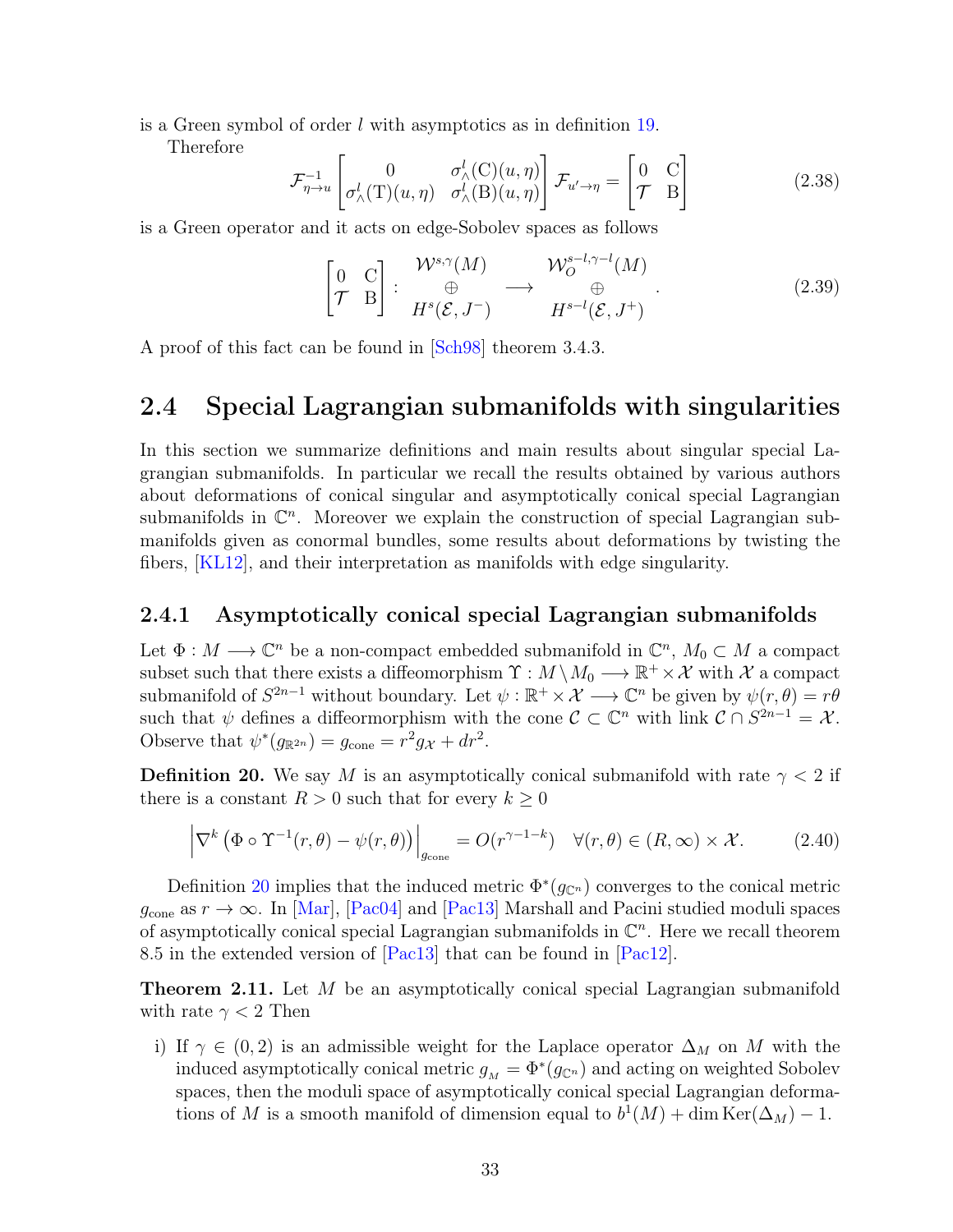is a Green symbol of order $l$ with asymptotics as in definition 19.

Therefore

$$\mathcal{F}^{-1}_{\eta\to u}\begin{bmatrix} 0 & \sigma^l_\wedge(\mathrm{C})(u,\eta) \\ \sigma^l_\wedge(\mathrm{T})(u,\eta) & \sigma^l_\wedge(\mathrm{B})(u,\eta)\end{bmatrix}\mathcal{F}_{u'\to\eta} = \begin{bmatrix} 0 & \mathrm{C} \\ \mathcal{T} & \mathrm{B}\end{bmatrix} \tag{2.38}$$

is a Green operator and it acts on edge-Sobolev spaces as follows

$$\begin{bmatrix} 0 & \mathrm{C} \\ \mathcal{T} & \mathrm{B}\end{bmatrix} : \begin{array}{c} \mathcal{W}^{s,\gamma}(M) \\ \oplus \\ H^s(\mathcal{E}, J^-) \end{array} \longrightarrow \begin{array}{c} \mathcal{W}^{s-l,\gamma-l}_O(M) \\ \oplus \\ H^{s-l}(\mathcal{E}, J^+) \end{array}. \tag{2.39}$$

A proof of this fact can be found in [Sch98] theorem 3.4.3.

## 2.4 Special Lagrangian submanifolds with singularities

In this section we summarize definitions and main results about singular special Lagrangian submanifolds. In particular we recall the results obtained by various authors about deformations of conical singular and asymptotically conical special Lagrangian submanifolds in $\mathbb{C}^n$. Moreover we explain the construction of special Lagrangian submanifolds given as conormal bundles, some results about deformations by twisting the fibers, [KL12], and their interpretation as manifolds with edge singularity.

### 2.4.1 Asymptotically conical special Lagrangian submanifolds

Let $\Phi : M \longrightarrow \mathbb{C}^n$ be a non-compact embedded submanifold in $\mathbb{C}^n$, $M_0 \subset M$ a compact subset such that there exists a diffeomorphism $\Upsilon : M \setminus M_0 \longrightarrow \mathbb{R}^+ \times \mathcal{X}$ with $\mathcal{X}$ a compact submanifold of $S^{2n-1}$ without boundary. Let $\psi : \mathbb{R}^+ \times \mathcal{X} \longrightarrow \mathbb{C}^n$ be given by $\psi(r,\theta) = r\theta$ such that $\psi$ defines a diffeormorphism with the cone $\mathcal{C} \subset \mathbb{C}^n$ with link $\mathcal{C} \cap S^{2n-1} = \mathcal{X}$. Observe that $\psi^*(g_{\mathbb{R}^{2n}}) = g_{\text{cone}} = r^2 g_{\mathcal{X}} + dr^2$.

**Definition 20.** We say $M$ is an asymptotically conical submanifold with rate $\gamma < 2$ if there is a constant $R > 0$ such that for every $k \geq 0$

$$\left|\nabla^k\left(\Phi\circ\Upsilon^{-1}(r,\theta) - \psi(r,\theta)\right)\right|_{g_{\text{cone}}} = O(r^{\gamma-1-k}) \quad \forall (r,\theta) \in (R,\infty)\times\mathcal{X}. \tag{2.40}$$

Definition 20 implies that the induced metric $\Phi^*(g_{\mathbb{C}^n})$ converges to the conical metric $g_{\text{cone}}$ as $r \to \infty$. In [Mar], [Pac04] and [Pac13] Marshall and Pacini studied moduli spaces of asymptotically conical special Lagrangian submanifolds in $\mathbb{C}^n$. Here we recall theorem 8.5 in the extended version of [Pac13] that can be found in [Pac12].

**Theorem 2.11.** *Let $M$ be an asymptotically conical special Lagrangian submanifold with rate $\gamma < 2$ Then*

i) *If $\gamma \in (0,2)$ is an admissible weight for the Laplace operator $\Delta_M$ on $M$ with the induced asymptotically conical metric $g_{_M} = \Phi^*(g_{\mathbb{C}^n})$ and acting on weighted Sobolev spaces, then the moduli space of asymptotically conical special Lagrangian deformations of $M$ is a smooth manifold of dimension equal to $b^1(M) + \dim \mathrm{Ker}(\Delta_M) - 1$.*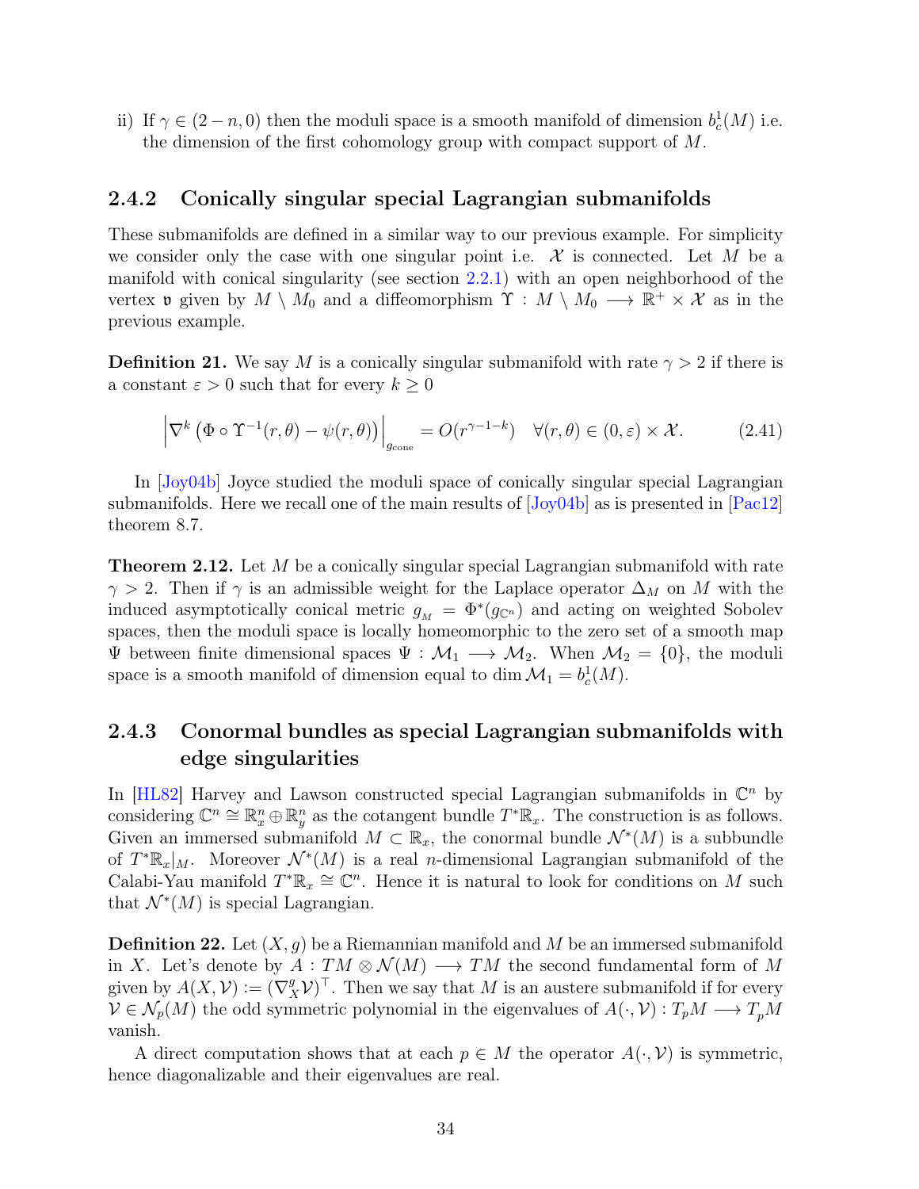ii) If $\gamma \in (2-n, 0)$ then the moduli space is a smooth manifold of dimension $b^1_c(M)$ i.e. the dimension of the first cohomology group with compact support of $M$.

### 2.4.2 Conically singular special Lagrangian submanifolds

These submanifolds are defined in a similar way to our previous example. For simplicity we consider only the case with one singular point i.e. $\mathcal{X}$ is connected. Let $M$ be a manifold with conical singularity (see section 2.2.1) with an open neighborhood of the vertex $\mathfrak{v}$ given by $M \setminus M_0$ and a diffeomorphism $\Upsilon : M \setminus M_0 \longrightarrow \mathbb{R}^+ \times \mathcal{X}$ as in the previous example.

**Definition 21.** We say $M$ is a conically singular submanifold with rate $\gamma > 2$ if there is a constant $\varepsilon > 0$ such that for every $k \geq 0$

$$\left|\nabla^k \left(\Phi \circ \Upsilon^{-1}(r,\theta) - \psi(r,\theta)\right)\right|_{g_{\text{cone}}} = O(r^{\gamma-1-k}) \quad \forall (r,\theta) \in (0,\varepsilon) \times \mathcal{X}. \tag{2.41}$$

In [Joy04b] Joyce studied the moduli space of conically singular special Lagrangian submanifolds. Here we recall one of the main results of [Joy04b] as is presented in [Pac12] theorem 8.7.

**Theorem 2.12.** Let $M$ be a conically singular special Lagrangian submanifold with rate $\gamma > 2$. Then if $\gamma$ is an admissible weight for the Laplace operator $\Delta_M$ on $M$ with the induced asymptotically conical metric $g_M = \Phi^*(g_{\mathbb{C}^n})$ and acting on weighted Sobolev spaces, then the moduli space is locally homeomorphic to the zero set of a smooth map $\Psi$ between finite dimensional spaces $\Psi : \mathcal{M}_1 \longrightarrow \mathcal{M}_2$. When $\mathcal{M}_2 = \{0\}$, the moduli space is a smooth manifold of dimension equal to $\dim \mathcal{M}_1 = b^1_c(M)$.

### 2.4.3 Conormal bundles as special Lagrangian submanifolds with edge singularities

In [HL82] Harvey and Lawson constructed special Lagrangian submanifolds in $\mathbb{C}^n$ by considering $\mathbb{C}^n \cong \mathbb{R}^n_x \oplus \mathbb{R}^n_y$ as the cotangent bundle $T^*\mathbb{R}_x$. The construction is as follows. Given an immersed submanifold $M \subset \mathbb{R}_x$, the conormal bundle $\mathcal{N}^*(M)$ is a subbundle of $T^*\mathbb{R}_x|_M$. Moreover $\mathcal{N}^*(M)$ is a real $n$-dimensional Lagrangian submanifold of the Calabi-Yau manifold $T^*\mathbb{R}_x \cong \mathbb{C}^n$. Hence it is natural to look for conditions on $M$ such that $\mathcal{N}^*(M)$ is special Lagrangian.

**Definition 22.** Let $(X, g)$ be a Riemannian manifold and $M$ be an immersed submanifold in $X$. Let's denote by $A : TM \otimes \mathcal{N}(M) \longrightarrow TM$ the second fundamental form of $M$ given by $A(X, \mathcal{V}) := (\nabla^g_X \mathcal{V})^\top$. Then we say that $M$ is an austere submanifold if for every $\mathcal{V} \in \mathcal{N}_p(M)$ the odd symmetric polynomial in the eigenvalues of $A(\cdot, \mathcal{V}) : T_pM \longrightarrow T_pM$ vanish.

A direct computation shows that at each $p \in M$ the operator $A(\cdot, \mathcal{V})$ is symmetric, hence diagonalizable and their eigenvalues are real.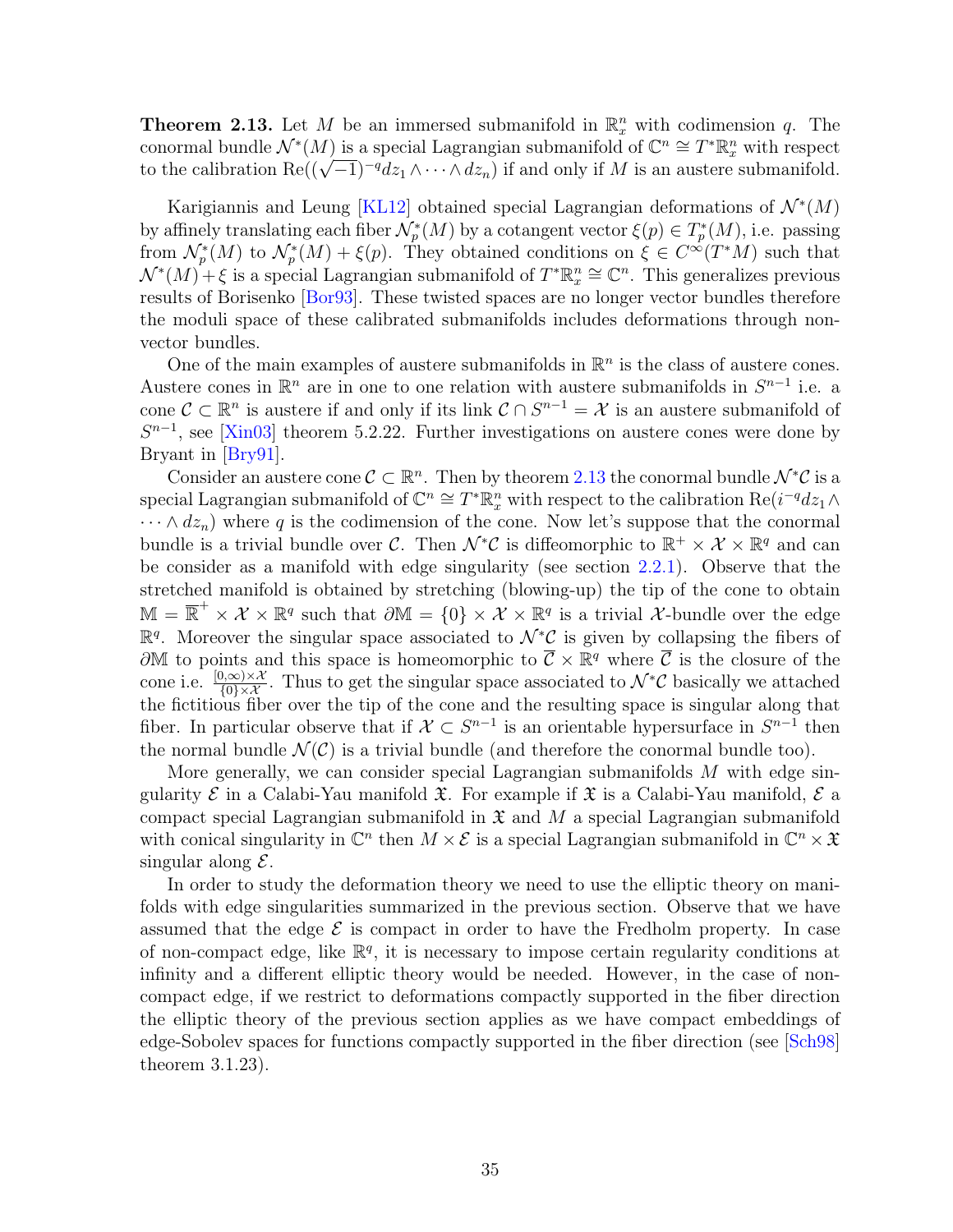**Theorem 2.13.** Let $M$ be an immersed submanifold in $\mathbb{R}^n_x$ with codimension $q$. The conormal bundle $\mathcal{N}^*(M)$ is a special Lagrangian submanifold of $\mathbb{C}^n \cong T^*\mathbb{R}^n_x$ with respect to the calibration $\mathrm{Re}((\sqrt{-1})^{-q} dz_1 \wedge \cdots \wedge dz_n)$ if and only if $M$ is an austere submanifold.

Karigiannis and Leung [KL12] obtained special Lagrangian deformations of $\mathcal{N}^*(M)$ by affinely translating each fiber $\mathcal{N}^*_p(M)$ by a cotangent vector $\xi(p) \in T^*_p(M)$, i.e. passing from $\mathcal{N}^*_p(M)$ to $\mathcal{N}^*_p(M) + \xi(p)$. They obtained conditions on $\xi \in C^\infty(T^*M)$ such that $\mathcal{N}^*(M) + \xi$ is a special Lagrangian submanifold of $T^*\mathbb{R}^n_x \cong \mathbb{C}^n$. This generalizes previous results of Borisenko [Bor93]. These twisted spaces are no longer vector bundles therefore the moduli space of these calibrated submanifolds includes deformations through non-vector bundles.

One of the main examples of austere submanifolds in $\mathbb{R}^n$ is the class of austere cones. Austere cones in $\mathbb{R}^n$ are in one to one relation with austere submanifolds in $S^{n-1}$ i.e. a cone $\mathcal{C} \subset \mathbb{R}^n$ is austere if and only if its link $\mathcal{C} \cap S^{n-1} = \mathcal{X}$ is an austere submanifold of $S^{n-1}$, see [Xin03] theorem 5.2.22. Further investigations on austere cones were done by Bryant in [Bry91].

Consider an austere cone $\mathcal{C} \subset \mathbb{R}^n$. Then by theorem 2.13 the conormal bundle $\mathcal{N}^*\mathcal{C}$ is a special Lagrangian submanifold of $\mathbb{C}^n \cong T^*\mathbb{R}^n_x$ with respect to the calibration $\mathrm{Re}(i^{-q} dz_1 \wedge \cdots \wedge dz_n)$ where $q$ is the codimension of the cone. Now let's suppose that the conormal bundle is a trivial bundle over $\mathcal{C}$. Then $\mathcal{N}^*\mathcal{C}$ is diffeomorphic to $\mathbb{R}^+ \times \mathcal{X} \times \mathbb{R}^q$ and can be consider as a manifold with edge singularity (see section 2.2.1). Observe that the stretched manifold is obtained by stretching (blowing-up) the tip of the cone to obtain $\mathbb{M} = \overline{\mathbb{R}}^+ \times \mathcal{X} \times \mathbb{R}^q$ such that $\partial\mathbb{M} = \{0\} \times \mathcal{X} \times \mathbb{R}^q$ is a trivial $\mathcal{X}$-bundle over the edge $\mathbb{R}^q$. Moreover the singular space associated to $\mathcal{N}^*\mathcal{C}$ is given by collapsing the fibers of $\partial\mathbb{M}$ to points and this space is homeomorphic to $\overline{\mathcal{C}} \times \mathbb{R}^q$ where $\overline{\mathcal{C}}$ is the closure of the cone i.e. $\frac{[0,\infty)\times\mathcal{X}}{\{0\}\times\mathcal{X}}$. Thus to get the singular space associated to $\mathcal{N}^*\mathcal{C}$ basically we attached the fictitious fiber over the tip of the cone and the resulting space is singular along that fiber. In particular observe that if $\mathcal{X} \subset S^{n-1}$ is an orientable hypersurface in $S^{n-1}$ then the normal bundle $\mathcal{N}(\mathcal{C})$ is a trivial bundle (and therefore the conormal bundle too).

More generally, we can consider special Lagrangian submanifolds $M$ with edge singularity $\mathcal{E}$ in a Calabi-Yau manifold $\mathfrak{X}$. For example if $\mathfrak{X}$ is a Calabi-Yau manifold, $\mathcal{E}$ a compact special Lagrangian submanifold in $\mathfrak{X}$ and $M$ a special Lagrangian submanifold with conical singularity in $\mathbb{C}^n$ then $M \times \mathcal{E}$ is a special Lagrangian submanifold in $\mathbb{C}^n \times \mathfrak{X}$ singular along $\mathcal{E}$.

In order to study the deformation theory we need to use the elliptic theory on manifolds with edge singularities summarized in the previous section. Observe that we have assumed that the edge $\mathcal{E}$ is compact in order to have the Fredholm property. In case of non-compact edge, like $\mathbb{R}^q$, it is necessary to impose certain regularity conditions at infinity and a different elliptic theory would be needed. However, in the case of non-compact edge, if we restrict to deformations compactly supported in the fiber direction the elliptic theory of the previous section applies as we have compact embeddings of edge-Sobolev spaces for functions compactly supported in the fiber direction (see [Sch98] theorem 3.1.23).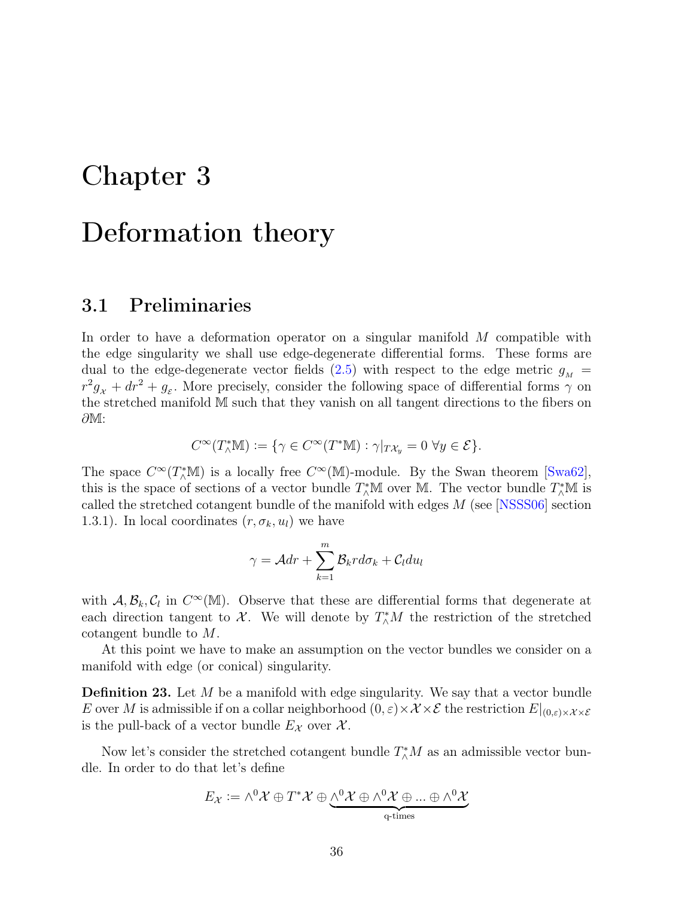# Chapter 3

# Deformation theory

## 3.1 Preliminaries

In order to have a deformation operator on a singular manifold $M$ compatible with the edge singularity we shall use edge-degenerate differential forms. These forms are dual to the edge-degenerate vector fields (2.5) with respect to the edge metric $g_{_M} = r^2 g_{_\mathcal{X}} + dr^2 + g_{_\mathcal{E}}$. More precisely, consider the following space of differential forms $\gamma$ on the stretched manifold $\mathbb{M}$ such that they vanish on all tangent directions to the fibers on $\partial\mathbb{M}$:

$$C^\infty(T^*_\wedge\mathbb{M}) := \{\gamma \in C^\infty(T^*\mathbb{M}) : \gamma|_{T\mathcal{X}_y} = 0 \ \forall y \in \mathcal{E}\}.$$

The space $C^\infty(T^*_\wedge\mathbb{M})$ is a locally free $C^\infty(\mathbb{M})$-module. By the Swan theorem [Swa62], this is the space of sections of a vector bundle $T^*_\wedge\mathbb{M}$ over $\mathbb{M}$. The vector bundle $T^*_\wedge\mathbb{M}$ is called the stretched cotangent bundle of the manifold with edges $M$ (see [NSSS06] section 1.3.1). In local coordinates $(r, \sigma_k, u_l)$ we have

$$\gamma = \mathcal{A}dr + \sum_{k=1}^{m} \mathcal{B}_k r d\sigma_k + \mathcal{C}_l du_l$$

with $\mathcal{A}, \mathcal{B}_k, \mathcal{C}_l$ in $C^\infty(\mathbb{M})$. Observe that these are differential forms that degenerate at each direction tangent to $\mathcal{X}$. We will denote by $T^*_\wedge M$ the restriction of the stretched cotangent bundle to $M$.

At this point we have to make an assumption on the vector bundles we consider on a manifold with edge (or conical) singularity.

**Definition 23.** Let $M$ be a manifold with edge singularity. We say that a vector bundle $E$ over $M$ is admissible if on a collar neighborhood $(0, \varepsilon) \times \mathcal{X} \times \mathcal{E}$ the restriction $E|_{(0,\varepsilon)\times\mathcal{X}\times\mathcal{E}}$ is the pull-back of a vector bundle $E_\mathcal{X}$ over $\mathcal{X}$.

Now let's consider the stretched cotangent bundle $T^*_\wedge M$ as an admissible vector bundle. In order to do that let's define

$$E_\mathcal{X} := \wedge^0\mathcal{X} \oplus T^*\mathcal{X} \oplus \underbrace{\wedge^0\mathcal{X} \oplus \wedge^0\mathcal{X} \oplus ... \oplus \wedge^0\mathcal{X}}_{\text{q-times}}$$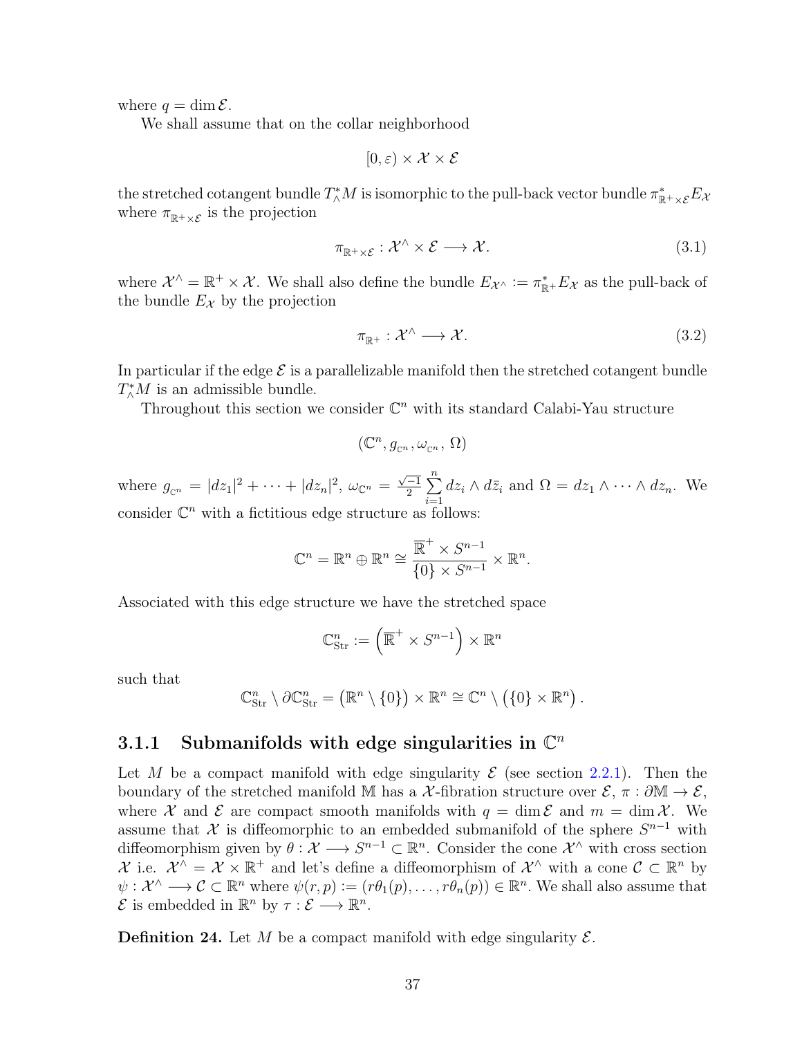where $q = \dim \mathcal{E}$.

We shall assume that on the collar neighborhood

$$[0, \varepsilon) \times \mathcal{X} \times \mathcal{E}$$

the stretched cotangent bundle $T^*_\wedge M$ is isomorphic to the pull-back vector bundle $\pi^*_{\mathbb{R}^+ \times \mathcal{E}} E_\mathcal{X}$ where $\pi_{\mathbb{R}^+ \times \mathcal{E}}$ is the projection

$$\pi_{\mathbb{R}^+ \times \mathcal{E}} : \mathcal{X}^\wedge \times \mathcal{E} \longrightarrow \mathcal{X}. \tag{3.1}$$

where $\mathcal{X}^\wedge = \mathbb{R}^+ \times \mathcal{X}$. We shall also define the bundle $E_{\mathcal{X}^\wedge} := \pi^*_{\mathbb{R}^+} E_\mathcal{X}$ as the pull-back of the bundle $E_\mathcal{X}$ by the projection

$$\pi_{\mathbb{R}^+} : \mathcal{X}^\wedge \longrightarrow \mathcal{X}. \tag{3.2}$$

In particular if the edge $\mathcal{E}$ is a parallelizable manifold then the stretched cotangent bundle $T^*_\wedge M$ is an admissible bundle.

Throughout this section we consider $\mathbb{C}^n$ with its standard Calabi-Yau structure

$$(\mathbb{C}^n, g_{\mathbb{C}^n}, \omega_{\mathbb{C}^n}, \Omega)$$

where $g_{\mathbb{C}^n} = |dz_1|^2 + \cdots + |dz_n|^2$, $\omega_{\mathbb{C}^n} = \frac{\sqrt{-1}}{2} \sum_{i=1}^{n} dz_i \wedge d\bar{z}_i$ and $\Omega = dz_1 \wedge \cdots \wedge dz_n$. We consider $\mathbb{C}^n$ with a fictitious edge structure as follows:

$$\mathbb{C}^n = \mathbb{R}^n \oplus \mathbb{R}^n \cong \frac{\overline{\mathbb{R}}^+ \times S^{n-1}}{\{0\} \times S^{n-1}} \times \mathbb{R}^n.$$

Associated with this edge structure we have the stretched space

$$\mathbb{C}^n_{\mathrm{Str}} := \left(\overline{\mathbb{R}}^+ \times S^{n-1}\right) \times \mathbb{R}^n$$

such that

$$\mathbb{C}^n_{\mathrm{Str}} \setminus \partial \mathbb{C}^n_{\mathrm{Str}} = \left(\mathbb{R}^n \setminus \{0\}\right) \times \mathbb{R}^n \cong \mathbb{C}^n \setminus \left(\{0\} \times \mathbb{R}^n\right).$$

### 3.1.1 Submanifolds with edge singularities in $\mathbb{C}^n$

Let $M$ be a compact manifold with edge singularity $\mathcal{E}$ (see section 2.2.1). Then the boundary of the stretched manifold $\mathbb{M}$ has a $\mathcal{X}$-fibration structure over $\mathcal{E}$, $\pi : \partial\mathbb{M} \to \mathcal{E}$, where $\mathcal{X}$ and $\mathcal{E}$ are compact smooth manifolds with $q = \dim \mathcal{E}$ and $m = \dim \mathcal{X}$. We assume that $\mathcal{X}$ is diffeomorphic to an embedded submanifold of the sphere $S^{n-1}$ with diffeomorphism given by $\theta : \mathcal{X} \longrightarrow S^{n-1} \subset \mathbb{R}^n$. Consider the cone $\mathcal{X}^\wedge$ with cross section $\mathcal{X}$ i.e. $\mathcal{X}^\wedge = \mathcal{X} \times \mathbb{R}^+$ and let's define a diffeomorphism of $\mathcal{X}^\wedge$ with a cone $\mathcal{C} \subset \mathbb{R}^n$ by $\psi : \mathcal{X}^\wedge \longrightarrow \mathcal{C} \subset \mathbb{R}^n$ where $\psi(r, p) := (r\theta_1(p), \ldots, r\theta_n(p)) \in \mathbb{R}^n$. We shall also assume that $\mathcal{E}$ is embedded in $\mathbb{R}^n$ by $\tau : \mathcal{E} \longrightarrow \mathbb{R}^n$.

**Definition 24.** Let $M$ be a compact manifold with edge singularity $\mathcal{E}$.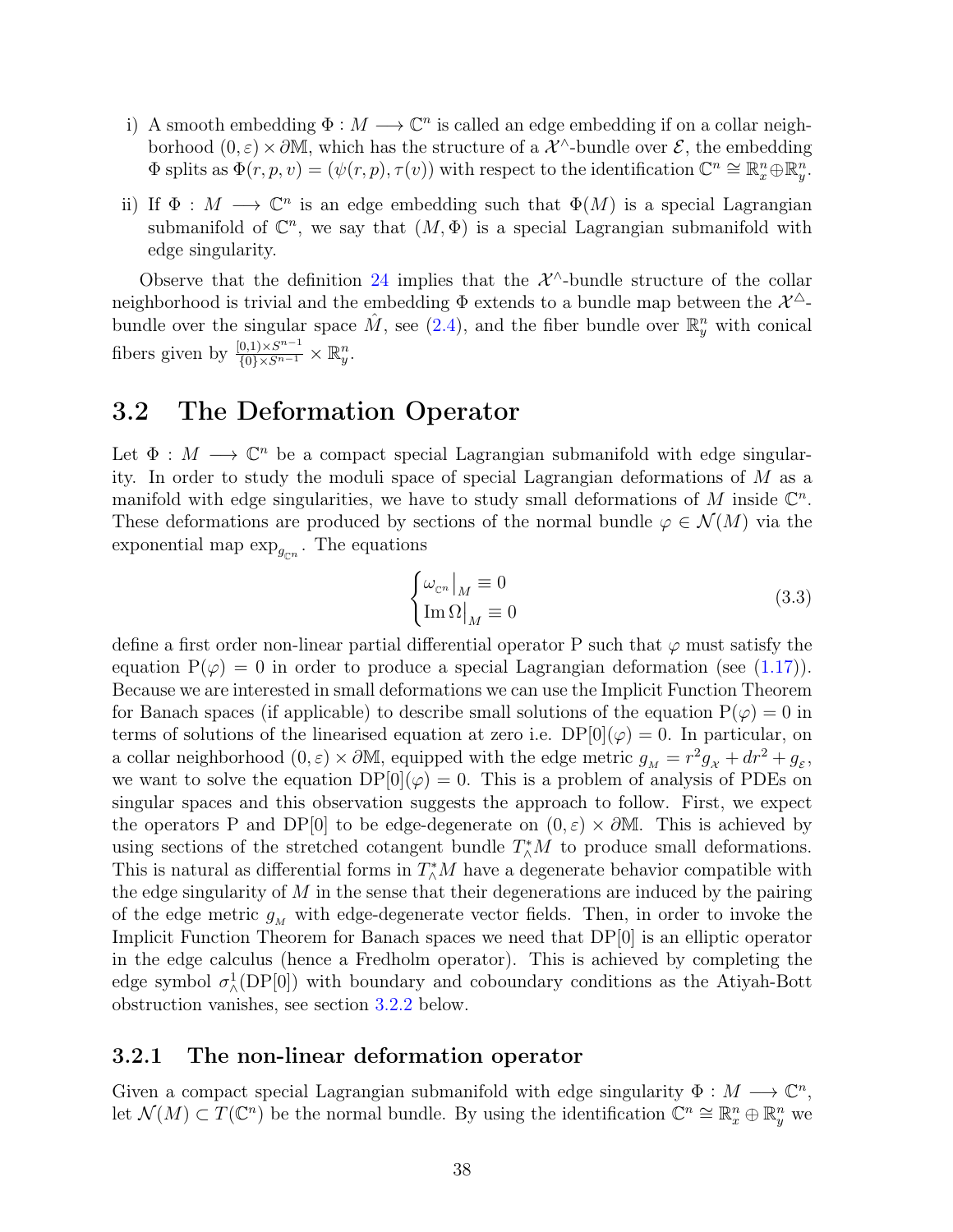i) A smooth embedding $\Phi : M \longrightarrow \mathbb{C}^n$ is called an edge embedding if on a collar neighborhood $(0, \varepsilon) \times \partial\mathbb{M}$, which has the structure of a $\mathcal{X}^\wedge$-bundle over $\mathcal{E}$, the embedding $\Phi$ splits as $\Phi(r, p, v) = (\psi(r, p), \tau(v))$ with respect to the identification $\mathbb{C}^n \cong \mathbb{R}^n_x \oplus \mathbb{R}^n_y$.

ii) If $\Phi : M \longrightarrow \mathbb{C}^n$ is an edge embedding such that $\Phi(M)$ is a special Lagrangian submanifold of $\mathbb{C}^n$, we say that $(M, \Phi)$ is a special Lagrangian submanifold with edge singularity.

Observe that the definition 24 implies that the $\mathcal{X}^\wedge$-bundle structure of the collar neighborhood is trivial and the embedding $\Phi$ extends to a bundle map between the $\mathcal{X}^\triangle$-bundle over the singular space $\hat{M}$, see (2.4), and the fiber bundle over $\mathbb{R}^n_y$ with conical fibers given by $\frac{[0,1) \times S^{n-1}}{\{0\} \times S^{n-1}} \times \mathbb{R}^n_y$.

## 3.2 The Deformation Operator

Let $\Phi : M \longrightarrow \mathbb{C}^n$ be a compact special Lagrangian submanifold with edge singularity. In order to study the moduli space of special Lagrangian deformations of $M$ as a manifold with edge singularities, we have to study small deformations of $M$ inside $\mathbb{C}^n$. These deformations are produced by sections of the normal bundle $\varphi \in \mathcal{N}(M)$ via the exponential map $\exp_{g_{\mathbb{C}^n}}$. The equations

$$\begin{cases} \omega_{\mathbb{C}^n}\big|_M \equiv 0 \\ \operatorname{Im}\Omega\big|_M \equiv 0 \end{cases} \tag{3.3}$$

define a first order non-linear partial differential operator P such that $\varphi$ must satisfy the equation $\mathrm{P}(\varphi) = 0$ in order to produce a special Lagrangian deformation (see (1.17)). Because we are interested in small deformations we can use the Implicit Function Theorem for Banach spaces (if applicable) to describe small solutions of the equation $\mathrm{P}(\varphi) = 0$ in terms of solutions of the linearised equation at zero i.e. $\mathrm{DP}[0](\varphi) = 0$. In particular, on a collar neighborhood $(0, \varepsilon) \times \partial\mathbb{M}$, equipped with the edge metric $g_M = r^2 g_{\mathcal{X}} + dr^2 + g_{\mathcal{E}}$, we want to solve the equation $\mathrm{DP}[0](\varphi) = 0$. This is a problem of analysis of PDEs on singular spaces and this observation suggests the approach to follow. First, we expect the operators P and DP[0] to be edge-degenerate on $(0, \varepsilon) \times \partial\mathbb{M}$. This is achieved by using sections of the stretched cotangent bundle $T^*_\wedge M$ to produce small deformations. This is natural as differential forms in $T^*_\wedge M$ have a degenerate behavior compatible with the edge singularity of $M$ in the sense that their degenerations are induced by the pairing of the edge metric $g_M$ with edge-degenerate vector fields. Then, in order to invoke the Implicit Function Theorem for Banach spaces we need that DP[0] is an elliptic operator in the edge calculus (hence a Fredholm operator). This is achieved by completing the edge symbol $\sigma^1_\wedge(\mathrm{DP}[0])$ with boundary and coboundary conditions as the Atiyah-Bott obstruction vanishes, see section 3.2.2 below.

### 3.2.1 The non-linear deformation operator

Given a compact special Lagrangian submanifold with edge singularity $\Phi : M \longrightarrow \mathbb{C}^n$, let $\mathcal{N}(M) \subset T(\mathbb{C}^n)$ be the normal bundle. By using the identification $\mathbb{C}^n \cong \mathbb{R}^n_x \oplus \mathbb{R}^n_y$ we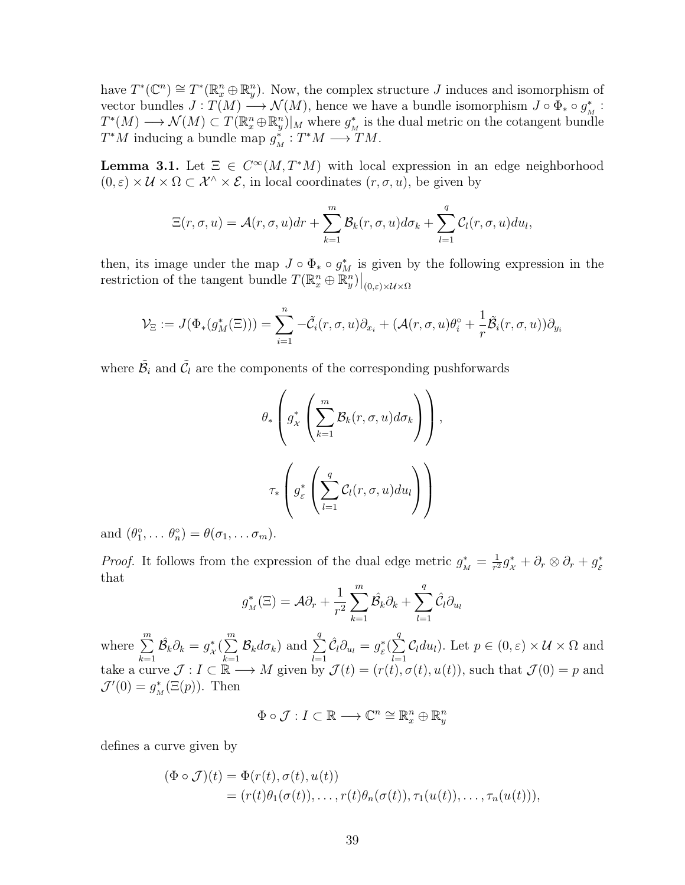have $T^*(\mathbb{C}^n) \cong T^*(\mathbb{R}^n_x \oplus \mathbb{R}^n_y)$. Now, the complex structure $J$ induces and isomorphism of vector bundles $J : T(M) \longrightarrow \mathcal{N}(M)$, hence we have a bundle isomorphism $J \circ \Phi_* \circ g^*_{_M} : T^*(M) \longrightarrow \mathcal{N}(M) \subset T(\mathbb{R}^n_x \oplus \mathbb{R}^n_y)|_M$ where $g^*_{_M}$ is the dual metric on the cotangent bundle $T^*M$ inducing a bundle map $g^*_{_M} : T^*M \longrightarrow TM$.

**Lemma 3.1.** Let $\Xi \in C^\infty(M, T^*M)$ with local expression in an edge neighborhood $(0, \varepsilon) \times \mathcal{U} \times \Omega \subset \mathcal{X}^\wedge \times \mathcal{E}$, in local coordinates $(r, \sigma, u)$, be given by

$$\Xi(r, \sigma, u) = \mathcal{A}(r, \sigma, u)dr + \sum_{k=1}^{m} \mathcal{B}_k(r, \sigma, u)d\sigma_k + \sum_{l=1}^{q} \mathcal{C}_l(r, \sigma, u)du_l,$$

then, its image under the map $J \circ \Phi_* \circ g^*_M$ is given by the following expression in the restriction of the tangent bundle $T(\mathbb{R}^n_x \oplus \mathbb{R}^n_y)\big|_{(0,\varepsilon)\times\mathcal{U}\times\Omega}$

$$\mathcal{V}_\Xi := J(\Phi_*(g^*_M(\Xi))) = \sum_{i=1}^{n} -\tilde{\mathcal{C}}_i(r, \sigma, u)\partial_{x_i} + (\mathcal{A}(r, \sigma, u)\theta^\circ_i + \frac{1}{r}\tilde{\mathcal{B}}_i(r, \sigma, u))\partial_{y_i}$$

where $\tilde{\mathcal{B}}_i$ and $\tilde{\mathcal{C}}_l$ are the components of the corresponding pushforwards

$$\theta_*\left(g^*_{\mathcal{X}}\left(\sum_{k=1}^{m} \mathcal{B}_k(r, \sigma, u)d\sigma_k\right)\right),$$

$$\tau_*\left(g^*_{\mathcal{E}}\left(\sum_{l=1}^{q} \mathcal{C}_l(r, \sigma, u)du_l\right)\right)$$

and $(\theta^\circ_1, \ldots \theta^\circ_n) = \theta(\sigma_1, \ldots \sigma_m)$.

*Proof.* It follows from the expression of the dual edge metric $g^*_{_M} = \frac{1}{r^2}g^*_{\mathcal{X}} + \partial_r \otimes \partial_r + g^*_{\mathcal{E}}$ that

$$g^*_{_M}(\Xi) = \mathcal{A}\partial_r + \frac{1}{r^2}\sum_{k=1}^{m} \hat{\mathcal{B}}_k\partial_k + \sum_{l=1}^{q} \hat{\mathcal{C}}_l\partial_{u_l}$$

where $\sum_{k=1}^{m} \hat{\mathcal{B}}_k\partial_k = g^*_{\mathcal{X}}(\sum_{k=1}^{m} \mathcal{B}_k d\sigma_k)$ and $\sum_{l=1}^{q} \hat{\mathcal{C}}_l\partial_{u_l} = g^*_{\mathcal{E}}(\sum_{l=1}^{q} \mathcal{C}_l du_l)$. Let $p \in (0, \varepsilon) \times \mathcal{U} \times \Omega$ and take a curve $\mathcal{J} : I \subset \mathbb{R} \longrightarrow M$ given by $\mathcal{J}(t) = (r(t), \sigma(t), u(t))$, such that $\mathcal{J}(0) = p$ and $\mathcal{J}'(0) = g^*_{_M}(\Xi(p))$. Then

$$\Phi \circ \mathcal{J} : I \subset \mathbb{R} \longrightarrow \mathbb{C}^n \cong \mathbb{R}^n_x \oplus \mathbb{R}^n_y$$

defines a curve given by

$$\begin{aligned}(\Phi \circ \mathcal{J})(t) &= \Phi(r(t), \sigma(t), u(t)) \\ &= (r(t)\theta_1(\sigma(t)), \ldots, r(t)\theta_n(\sigma(t)), \tau_1(u(t)), \ldots, \tau_n(u(t))),\end{aligned}$$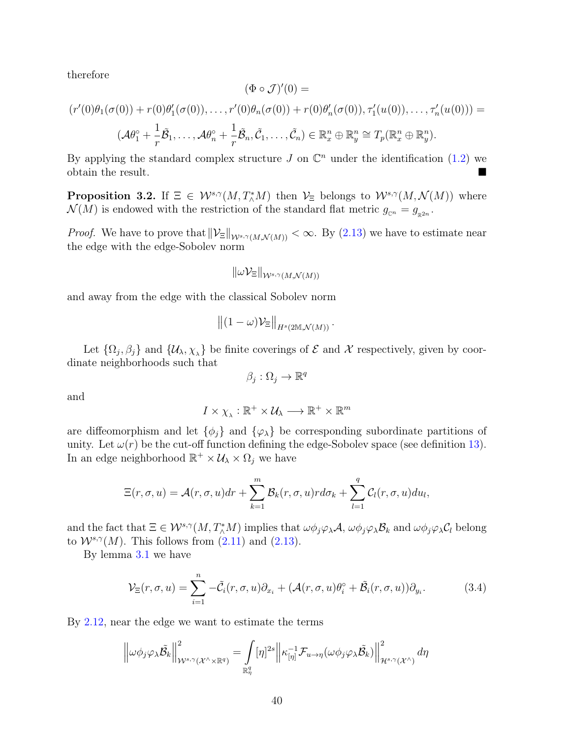therefore

$$(\Phi \circ \mathcal{J})'(0) =$$

$$(r'(0)\theta_1(\sigma(0)) + r(0)\theta_1'(\sigma(0)), \dots, r'(0)\theta_n(\sigma(0)) + r(0)\theta_n'(\sigma(0)), \tau_1'(u(0)), \dots, \tau_n'(u(0))) =$$

$$(\mathcal{A}\theta_1^\circ + \frac{1}{r}\tilde{\mathcal{B}}_1, \dots, \mathcal{A}\theta_n^\circ + \frac{1}{r}\tilde{\mathcal{B}}_n, \tilde{\mathcal{C}}_1, \dots, \tilde{\mathcal{C}}_n) \in \mathbb{R}^n_x \oplus \mathbb{R}^n_y \cong T_p(\mathbb{R}^n_x \oplus \mathbb{R}^n_y).$$

By applying the standard complex structure $J$ on $\mathbb{C}^n$ under the identification (1.2) we obtain the result. ■

**Proposition 3.2.** If $\Xi \in \mathcal{W}^{s,\gamma}(M, T^*_\wedge M)$ then $\mathcal{V}_\Xi$ belongs to $\mathcal{W}^{s,\gamma}(M, \mathcal{N}(M))$ where $\mathcal{N}(M)$ is endowed with the restriction of the standard flat metric $g_{\mathbb{C}^n} = g_{\mathbb{R}^{2n}}$.

*Proof.* We have to prove that $\|\mathcal{V}_\Xi\|_{\mathcal{W}^{s,\gamma}(M,\mathcal{N}(M))} < \infty$. By (2.13) we have to estimate near the edge with the edge-Sobolev norm

$$\|\omega\mathcal{V}_\Xi\|_{\mathcal{W}^{s,\gamma}(M,\mathcal{N}(M))}$$

and away from the edge with the classical Sobolev norm

$$\left\|(1-\omega)\mathcal{V}_\Xi\right\|_{H^s(2\mathbb{M},\mathcal{N}(M))}.$$

Let $\{\Omega_j, \beta_j\}$ and $\{\mathcal{U}_\lambda, \chi_\lambda\}$ be finite coverings of $\mathcal{E}$ and $\mathcal{X}$ respectively, given by coordinate neighborhoods such that

$$\beta_j : \Omega_j \to \mathbb{R}^q$$

and

$$I \times \chi_\lambda : \mathbb{R}^+ \times \mathcal{U}_\lambda \longrightarrow \mathbb{R}^+ \times \mathbb{R}^m$$

are diffeomorphism and let $\{\phi_j\}$ and $\{\varphi_\lambda\}$ be corresponding subordinate partitions of unity. Let $\omega(r)$ be the cut-off function defining the edge-Sobolev space (see definition 13). In an edge neighborhood $\mathbb{R}^+ \times \mathcal{U}_\lambda \times \Omega_j$ we have

$$\Xi(r,\sigma,u) = \mathcal{A}(r,\sigma,u)dr + \sum_{k=1}^{m} \mathcal{B}_k(r,\sigma,u) r d\sigma_k + \sum_{l=1}^{q} \mathcal{C}_l(r,\sigma,u) du_l,$$

and the fact that $\Xi \in \mathcal{W}^{s,\gamma}(M, T^*_\wedge M)$ implies that $\omega\phi_j\varphi_\lambda\mathcal{A}$, $\omega\phi_j\varphi_\lambda\mathcal{B}_k$ and $\omega\phi_j\varphi_\lambda\mathcal{C}_l$ belong to $\mathcal{W}^{s,\gamma}(M)$. This follows from (2.11) and (2.13).

By lemma 3.1 we have

$$\mathcal{V}_\Xi(r,\sigma,u) = \sum_{i=1}^{n} -\tilde{\mathcal{C}}_i(r,\sigma,u)\partial_{x_i} + (\mathcal{A}(r,\sigma,u)\theta_i^\circ + \tilde{\mathcal{B}}_i(r,\sigma,u))\partial_{y_i}. \tag{3.4}$$

By 2.12, near the edge we want to estimate the terms

$$\left\|\omega\phi_j\varphi_\lambda\tilde{\mathcal{B}}_k\right\|^2_{\mathcal{W}^{s,\gamma}(\mathcal{X}^\wedge\times\mathbb{R}^q)} = \int_{\mathbb{R}^q_\eta} [\eta]^{2s} \left\|\kappa^{-1}_{[\eta]}\mathcal{F}_{u\to\eta}(\omega\phi_j\varphi_\lambda\tilde{\mathcal{B}}_k)\right\|^2_{\mathcal{H}^{s,\gamma}(\mathcal{X}^\wedge)} d\eta$$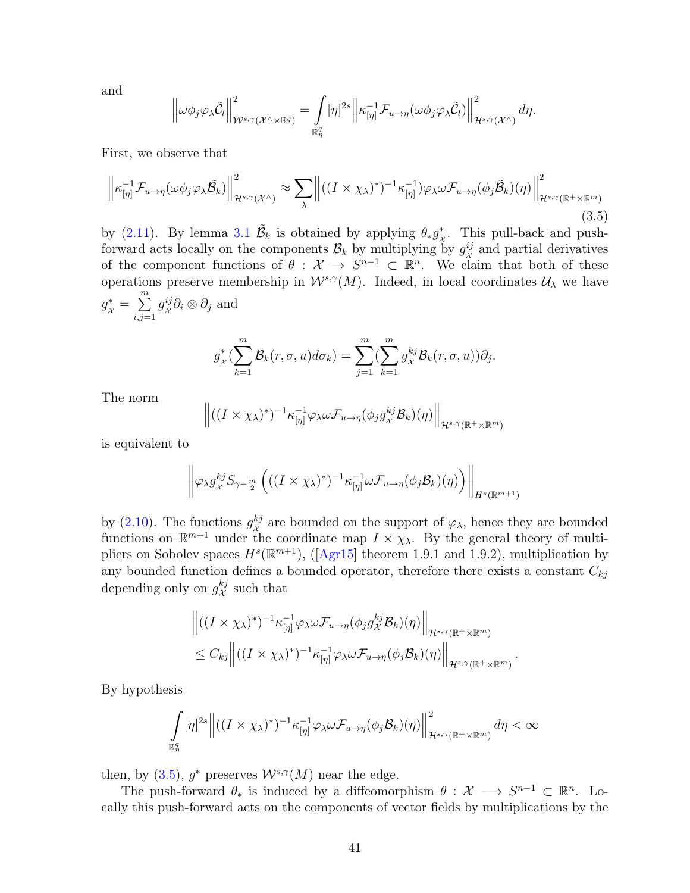and

$$\left\|\omega\phi_j\varphi_\lambda\tilde{\mathcal{C}}_l\right\|^2_{\mathcal{W}^{s,\gamma}(\mathcal{X}^\wedge\times\mathbb{R}^q)} = \int_{\mathbb{R}^q_\eta} [\eta]^{2s}\left\|\kappa^{-1}_{[\eta]}\mathcal{F}_{u\to\eta}(\omega\phi_j\varphi_\lambda\tilde{\mathcal{C}}_l)\right\|^2_{\mathcal{H}^{s,\gamma}(\mathcal{X}^\wedge)} d\eta.$$

First, we observe that

$$\left\|\kappa^{-1}_{[\eta]}\mathcal{F}_{u\to\eta}(\omega\phi_j\varphi_\lambda\tilde{\mathcal{B}}_k)\right\|^2_{\mathcal{H}^{s,\gamma}(\mathcal{X}^\wedge)} \approx \sum_\lambda \left\|((I\times\chi_\lambda)^*)^{-1}\kappa^{-1}_{[\eta]})\varphi_\lambda\omega\mathcal{F}_{u\to\eta}(\phi_j\tilde{\mathcal{B}}_k)(\eta)\right\|^2_{\mathcal{H}^{s,\gamma}(\mathbb{R}^+\times\mathbb{R}^m)} \tag{3.5}$$

by (2.11). By lemma 3.1 $\tilde{\mathcal{B}}_k$ is obtained by applying $\theta_* g^*_{\mathcal{X}}$. This pull-back and push-forward acts locally on the components $\mathcal{B}_k$ by multiplying by $g^{ij}_{\mathcal{X}}$ and partial derivatives of the component functions of $\theta : \mathcal{X} \to S^{n-1} \subset \mathbb{R}^n$. We claim that both of these operations preserve membership in $\mathcal{W}^{s,\gamma}(M)$. Indeed, in local coordinates $\mathcal{U}_\lambda$ we have $g^*_{\mathcal{X}} = \sum_{i,j=1}^m g^{ij}_{\mathcal{X}}\partial_i \otimes \partial_j$ and

$$g^*_{\mathcal{X}}(\sum_{k=1}^m \mathcal{B}_k(r,\sigma,u)d\sigma_k) = \sum_{j=1}^m(\sum_{k=1}^m g^{kj}_{\mathcal{X}}\mathcal{B}_k(r,\sigma,u))\partial_j.$$

The norm

$$\left\|((I\times\chi_\lambda)^*)^{-1}\kappa^{-1}_{[\eta]}\varphi_\lambda\omega\mathcal{F}_{u\to\eta}(\phi_j g^{kj}_{\mathcal{X}}\mathcal{B}_k)(\eta)\right\|_{\mathcal{H}^{s,\gamma}(\mathbb{R}^+\times\mathbb{R}^m)}$$

is equivalent to

$$\left\|\varphi_\lambda g^{kj}_{\mathcal{X}} S_{\gamma-\frac{m}{2}}\left(((I\times\chi_\lambda)^*)^{-1}\kappa^{-1}_{[\eta]}\omega\mathcal{F}_{u\to\eta}(\phi_j\mathcal{B}_k)(\eta)\right)\right\|_{H^s(\mathbb{R}^{m+1})}$$

by (2.10). The functions $g^{kj}_{\mathcal{X}}$ are bounded on the support of $\varphi_\lambda$, hence they are bounded functions on $\mathbb{R}^{m+1}$ under the coordinate map $I\times\chi_\lambda$. By the general theory of multipliers on Sobolev spaces $H^s(\mathbb{R}^{m+1})$, ([Agr15] theorem 1.9.1 and 1.9.2), multiplication by any bounded function defines a bounded operator, therefore there exists a constant $C_{kj}$ depending only on $g^{kj}_{\mathcal{X}}$ such that

$$\begin{aligned}&\left\|((I\times\chi_\lambda)^*)^{-1}\kappa^{-1}_{[\eta]}\varphi_\lambda\omega\mathcal{F}_{u\to\eta}(\phi_j g^{kj}_{\mathcal{X}}\mathcal{B}_k)(\eta)\right\|_{\mathcal{H}^{s,\gamma}(\mathbb{R}^+\times\mathbb{R}^m)}\\ &\leq C_{kj}\left\|((I\times\chi_\lambda)^*)^{-1}\kappa^{-1}_{[\eta]}\varphi_\lambda\omega\mathcal{F}_{u\to\eta}(\phi_j\mathcal{B}_k)(\eta)\right\|_{\mathcal{H}^{s,\gamma}(\mathbb{R}^+\times\mathbb{R}^m)}.\end{aligned}$$

By hypothesis

$$\int_{\mathbb{R}^q_\eta}[\eta]^{2s}\left\|((I\times\chi_\lambda)^*)^{-1}\kappa^{-1}_{[\eta]}\varphi_\lambda\omega\mathcal{F}_{u\to\eta}(\phi_j\mathcal{B}_k)(\eta)\right\|^2_{\mathcal{H}^{s,\gamma}(\mathbb{R}^+\times\mathbb{R}^m)} d\eta < \infty$$

then, by (3.5), $g^*$ preserves $\mathcal{W}^{s,\gamma}(M)$ near the edge.

The push-forward $\theta_*$ is induced by a diffeomorphism $\theta : \mathcal{X} \longrightarrow S^{n-1} \subset \mathbb{R}^n$. Locally this push-forward acts on the components of vector fields by multiplications by the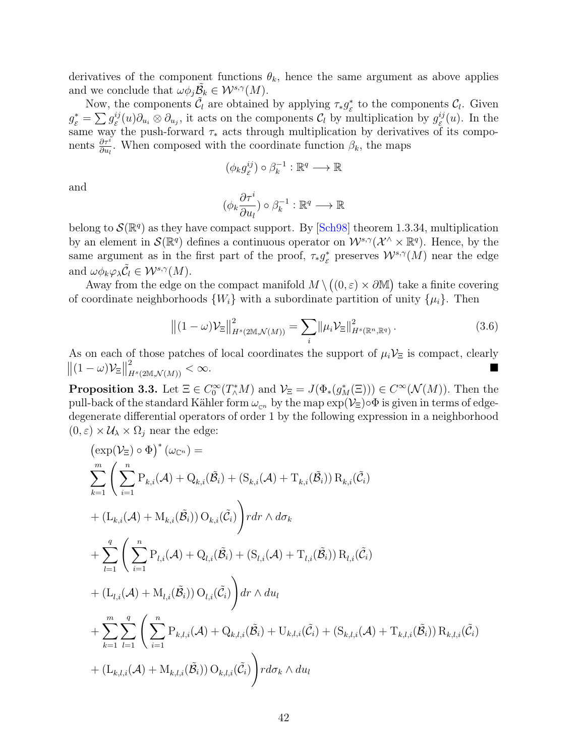derivatives of the component functions $\theta_k$, hence the same argument as above applies and we conclude that $\omega\phi_j\tilde{\mathcal{B}}_k \in \mathcal{W}^{s,\gamma}(M)$.

Now, the components $\tilde{\mathcal{C}}_l$ are obtained by applying $\tau_* g_\varepsilon^*$ to the components $\mathcal{C}_l$. Given $g_\varepsilon^* = \sum g_\varepsilon^{ij}(u)\partial_{u_i} \otimes \partial_{u_j}$, it acts on the components $\mathcal{C}_l$ by multiplication by $g_\varepsilon^{ij}(u)$. In the same way the push-forward $\tau_*$ acts through multiplication by derivatives of its components $\frac{\partial \tau^i}{\partial u_l}$. When composed with the coordinate function $\beta_k$, the maps

$$(\phi_k g_\varepsilon^{ij}) \circ \beta_k^{-1} : \mathbb{R}^q \longrightarrow \mathbb{R}$$

and

$$(\phi_k \frac{\partial \tau^i}{\partial u_l}) \circ \beta_k^{-1} : \mathbb{R}^q \longrightarrow \mathbb{R}$$

belong to $\mathcal{S}(\mathbb{R}^q)$ as they have compact support. By [Sch98] theorem 1.3.34, multiplication by an element in $\mathcal{S}(\mathbb{R}^q)$ defines a continuous operator on $\mathcal{W}^{s,\gamma}(\mathcal{X}^\wedge \times \mathbb{R}^q)$. Hence, by the same argument as in the first part of the proof, $\tau_* g_\varepsilon^*$ preserves $\mathcal{W}^{s,\gamma}(M)$ near the edge and $\omega\phi_k\varphi_\lambda\tilde{\mathcal{C}}_l \in \mathcal{W}^{s,\gamma}(M)$.

Away from the edge on the compact manifold $M \setminus \big((0,\varepsilon) \times \partial\mathbb{M}\big)$ take a finite covering of coordinate neighborhoods $\{W_i\}$ with a subordinate partition of unity $\{\mu_i\}$. Then

$$\big\|(1-\omega)\mathcal{V}_\Xi\big\|^2_{H^s(2\mathbb{M},\mathcal{N}(M))} = \sum_i \|\mu_i \mathcal{V}_\Xi\|^2_{H^s(\mathbb{R}^n,\mathbb{R}^q)}. \tag{3.6}$$

As on each of those patches of local coordinates the support of $\mu_i\mathcal{V}_\Xi$ is compact, clearly $\big\|(1-\omega)\mathcal{V}_\Xi\big\|^2_{H^s(2\mathbb{M},\mathcal{N}(M))} < \infty$. ∎

**Proposition 3.3.** Let $\Xi \in C_0^\infty(T^*_\wedge M)$ and $\mathcal{V}_\Xi = J(\Phi_*(g_M^*(\Xi))) \in C^\infty(\mathcal{N}(M))$. Then the pull-back of the standard Kähler form $\omega_{\mathbb{C}^n}$ by the map $\exp(\mathcal{V}_\Xi)\circ\Phi$ is given in terms of edge-degenerate differential operators of order 1 by the following expression in a neighborhood $(0,\varepsilon) \times \mathcal{U}_\lambda \times \Omega_j$ near the edge:

$$
\begin{aligned}
&\big(\exp(\mathcal{V}_\Xi)\circ\Phi\big)^*(\omega_{\mathbb{C}^n}) = \\
&\sum_{k=1}^{m}\Bigg(\sum_{i=1}^{n} \mathrm{P}_{k,i}(\mathcal{A}) + \mathrm{Q}_{k,i}(\tilde{\mathcal{B}}_i) + (\mathrm{S}_{k,i}(\mathcal{A}) + \mathrm{T}_{k,i}(\tilde{\mathcal{B}}_i))\,\mathrm{R}_{k,i}(\tilde{\mathcal{C}}_i) \\
&+ (\mathrm{L}_{k,i}(\mathcal{A}) + \mathrm{M}_{k,i}(\tilde{\mathcal{B}}_i))\,\mathrm{O}_{k,i}(\tilde{\mathcal{C}}_i)\Bigg) r dr \wedge d\sigma_k \\
&+ \sum_{l=1}^{q}\Bigg(\sum_{i=1}^{n} \mathrm{P}_{l,i}(\mathcal{A}) + \mathrm{Q}_{l,i}(\tilde{\mathcal{B}}_i) + (\mathrm{S}_{l,i}(\mathcal{A}) + \mathrm{T}_{l,i}(\tilde{\mathcal{B}}_i))\,\mathrm{R}_{l,i}(\tilde{\mathcal{C}}_i) \\
&+ (\mathrm{L}_{l,i}(\mathcal{A}) + \mathrm{M}_{l,i}(\tilde{\mathcal{B}}_i))\,\mathrm{O}_{l,i}(\tilde{\mathcal{C}}_i)\Bigg) dr \wedge du_l \\
&+ \sum_{k=1}^{m}\sum_{l=1}^{q}\Bigg(\sum_{i=1}^{n} \mathrm{P}_{k,l,i}(\mathcal{A}) + \mathrm{Q}_{k,l,i}(\tilde{\mathcal{B}}_i) + \mathrm{U}_{k,l,i}(\tilde{\mathcal{C}}_i) + (\mathrm{S}_{k,l,i}(\mathcal{A}) + \mathrm{T}_{k,l,i}(\tilde{\mathcal{B}}_i))\,\mathrm{R}_{k,l,i}(\tilde{\mathcal{C}}_i) \\
&+ (\mathrm{L}_{k,l,i}(\mathcal{A}) + \mathrm{M}_{k,l,i}(\tilde{\mathcal{B}}_i))\,\mathrm{O}_{k,l,i}(\tilde{\mathcal{C}}_i)\Bigg) r d\sigma_k \wedge du_l
\end{aligned}
$$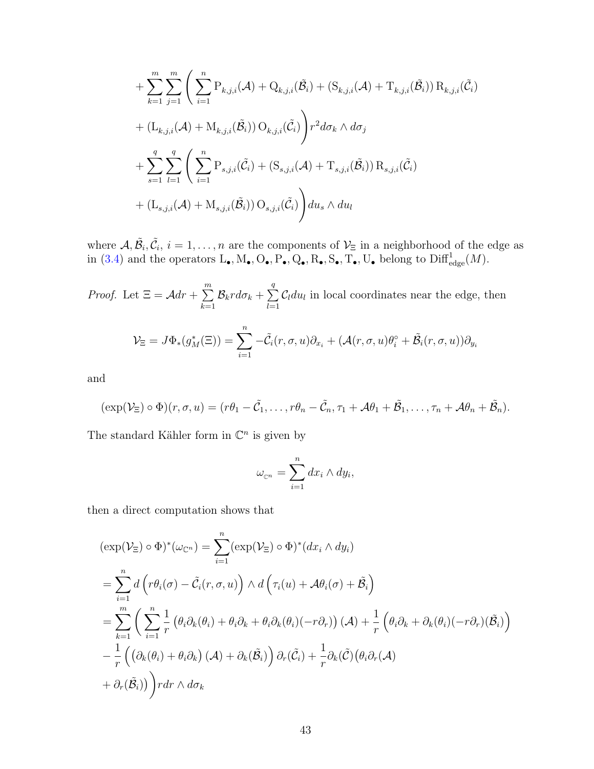$$
\begin{aligned}
&+\sum_{k=1}^{m}\sum_{j=1}^{m}\Bigg(\sum_{i=1}^{n}\mathrm{P}_{k,j,i}(\mathcal{A})+\mathrm{Q}_{k,j,i}(\tilde{\mathcal{B}}_i)+\left(\mathrm{S}_{k,j,i}(\mathcal{A})+\mathrm{T}_{k,j,i}(\tilde{\mathcal{B}}_i)\right)\mathrm{R}_{k,j,i}(\tilde{\mathcal{C}}_i)\\
&+\left(\mathrm{L}_{k,j,i}(\mathcal{A})+\mathrm{M}_{k,j,i}(\tilde{\mathcal{B}}_i)\right)\mathrm{O}_{k,j,i}(\tilde{\mathcal{C}}_i)\Bigg)r^2 d\sigma_k\wedge d\sigma_j\\
&+\sum_{s=1}^{q}\sum_{l=1}^{q}\Bigg(\sum_{i=1}^{n}\mathrm{P}_{s,j,i}(\tilde{\mathcal{C}}_i)+\left(\mathrm{S}_{s,j,i}(\mathcal{A})+\mathrm{T}_{s,j,i}(\tilde{\mathcal{B}}_i)\right)\mathrm{R}_{s,j,i}(\tilde{\mathcal{C}}_i)\\
&+\left(\mathrm{L}_{s,j,i}(\mathcal{A})+\mathrm{M}_{s,j,i}(\tilde{\mathcal{B}}_i)\right)\mathrm{O}_{s,j,i}(\tilde{\mathcal{C}}_i)\Bigg)du_s\wedge du_l
\end{aligned}
$$

where $\mathcal{A}, \tilde{\mathcal{B}}_i, \tilde{\mathcal{C}}_i$, $i = 1, \ldots, n$ are the components of $\mathcal{V}_\Xi$ in a neighborhood of the edge as in (3.4) and the operators $\mathrm{L}_\bullet, \mathrm{M}_\bullet, \mathrm{O}_\bullet, \mathrm{P}_\bullet, \mathrm{Q}_\bullet, \mathrm{R}_\bullet, \mathrm{S}_\bullet, \mathrm{T}_\bullet, \mathrm{U}_\bullet$ belong to $\mathrm{Diff}^1_{\mathrm{edge}}(M)$.

*Proof.* Let $\Xi = \mathcal{A}dr + \sum_{k=1}^{m} \mathcal{B}_k r d\sigma_k + \sum_{l=1}^{q} \mathcal{C}_l du_l$ in local coordinates near the edge, then

$$
\mathcal{V}_\Xi = J\Phi_*(g_M^*(\Xi)) = \sum_{i=1}^{n} -\tilde{\mathcal{C}}_i(r,\sigma,u)\partial_{x_i} + (\mathcal{A}(r,\sigma,u)\theta_i^\circ + \tilde{\mathcal{B}}_i(r,\sigma,u))\partial_{y_i}
$$

and

$$
(\exp(\mathcal{V}_\Xi)\circ\Phi)(r,\sigma,u) = (r\theta_1 - \tilde{\mathcal{C}}_1, \ldots, r\theta_n - \tilde{\mathcal{C}}_n, \tau_1 + \mathcal{A}\theta_1 + \tilde{\mathcal{B}}_1, \ldots, \tau_n + \mathcal{A}\theta_n + \tilde{\mathcal{B}}_n).
$$

The standard Kähler form in $\mathbb{C}^n$ is given by

$$
\omega_{\mathbb{C}^n} = \sum_{i=1}^{n} dx_i \wedge dy_i,
$$

then a direct computation shows that

$$
\begin{aligned}
&(\exp(\mathcal{V}_\Xi)\circ\Phi)^*(\omega_{\mathbb{C}^n}) = \sum_{i=1}^{n}(\exp(\mathcal{V}_\Xi)\circ\Phi)^*(dx_i\wedge dy_i)\\
&= \sum_{i=1}^{n} d\left(r\theta_i(\sigma) - \tilde{\mathcal{C}}_i(r,\sigma,u)\right)\wedge d\left(\tau_i(u) + \mathcal{A}\theta_i(\sigma) + \tilde{\mathcal{B}}_i\right)\\
&= \sum_{k=1}^{m}\Bigg(\sum_{i=1}^{n}\frac{1}{r}\left(\theta_i\partial_k(\theta_i) + \theta_i\partial_k + \theta_i\partial_k(\theta_i)(-r\partial_r)\right)(\mathcal{A}) + \frac{1}{r}\left(\theta_i\partial_k + \partial_k(\theta_i)(-r\partial_r)(\tilde{\mathcal{B}}_i)\right)\\
&-\frac{1}{r}\left(\left(\partial_k(\theta_i)+\theta_i\partial_k\right)(\mathcal{A}) + \partial_k(\tilde{\mathcal{B}}_i)\right)\partial_r(\tilde{\mathcal{C}}_i) + \frac{1}{r}\partial_k(\tilde{\mathcal{C}})\big(\theta_i\partial_r(\mathcal{A})\\
&+\partial_r(\tilde{\mathcal{B}}_i)\big)\Bigg) r dr\wedge d\sigma_k
\end{aligned}
$$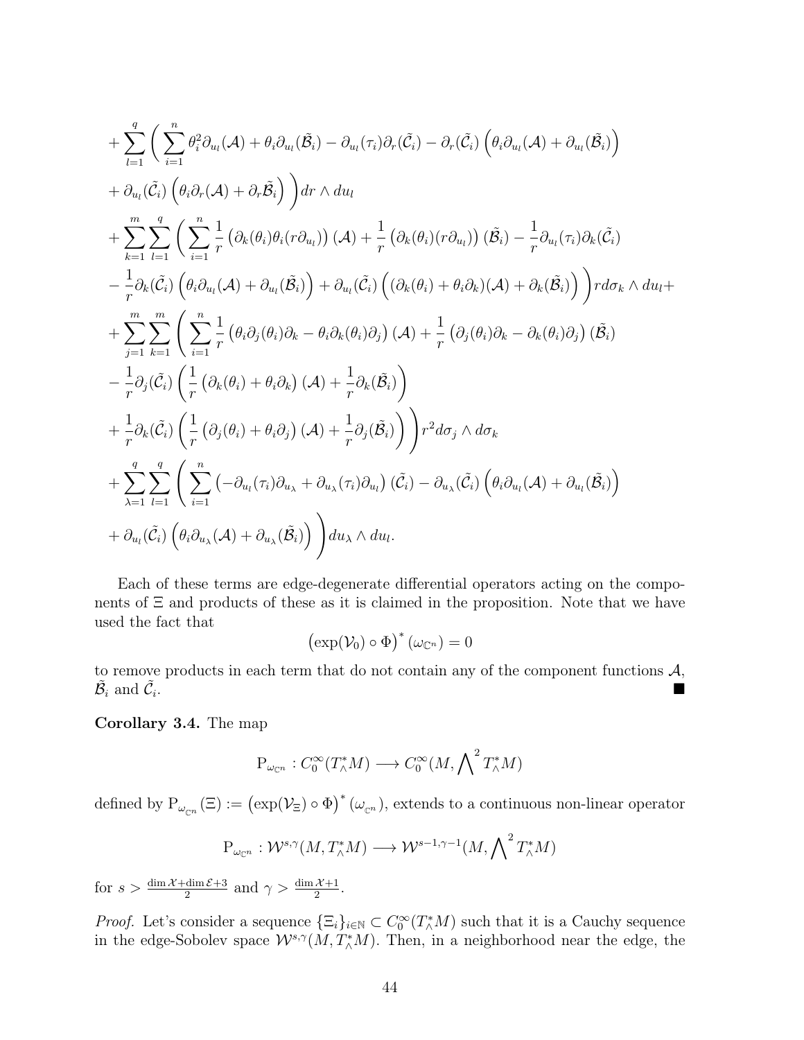$$
\begin{aligned}
&+\sum_{l=1}^{q}\Bigg(\sum_{i=1}^{n}\theta_i^2\partial_{u_l}(\mathcal{A})+\theta_i\partial_{u_l}(\tilde{\mathcal{B}}_i)-\partial_{u_l}(\tau_i)\partial_r(\tilde{\mathcal{C}}_i)-\partial_r(\tilde{\mathcal{C}}_i)\Big(\theta_i\partial_{u_l}(\mathcal{A})+\partial_{u_l}(\tilde{\mathcal{B}}_i)\Big)\\
&+\partial_{u_l}(\tilde{\mathcal{C}}_i)\Big(\theta_i\partial_r(\mathcal{A})+\partial_r\tilde{\mathcal{B}}_i\Big)\Bigg)dr\wedge du_l\\
&+\sum_{k=1}^{m}\sum_{l=1}^{q}\Bigg(\sum_{i=1}^{n}\frac{1}{r}\left(\partial_k(\theta_i)\theta_i(r\partial_{u_l})\right)(\mathcal{A})+\frac{1}{r}\left(\partial_k(\theta_i)(r\partial_{u_l})\right)(\tilde{\mathcal{B}}_i)-\frac{1}{r}\partial_{u_l}(\tau_i)\partial_k(\tilde{\mathcal{C}}_i)\\
&-\frac{1}{r}\partial_k(\tilde{\mathcal{C}}_i)\Big(\theta_i\partial_{u_l}(\mathcal{A})+\partial_{u_l}(\tilde{\mathcal{B}}_i)\Big)+\partial_{u_l}(\tilde{\mathcal{C}}_i)\Big((\partial_k(\theta_i)+\theta_i\partial_k)(\mathcal{A})+\partial_k(\tilde{\mathcal{B}}_i)\Big)\Bigg)rd\sigma_k\wedge du_l+\\
&+\sum_{j=1}^{m}\sum_{k=1}^{m}\Bigg(\sum_{i=1}^{n}\frac{1}{r}\left(\theta_i\partial_j(\theta_i)\partial_k-\theta_i\partial_k(\theta_i)\partial_j\right)(\mathcal{A})+\frac{1}{r}\left(\partial_j(\theta_i)\partial_k-\partial_k(\theta_i)\partial_j\right)(\tilde{\mathcal{B}}_i)\\
&-\frac{1}{r}\partial_j(\tilde{\mathcal{C}}_i)\left(\frac{1}{r}\left(\partial_k(\theta_i)+\theta_i\partial_k\right)(\mathcal{A})+\frac{1}{r}\partial_k(\tilde{\mathcal{B}}_i)\right)\\
&+\frac{1}{r}\partial_k(\tilde{\mathcal{C}}_i)\left(\frac{1}{r}\left(\partial_j(\theta_i)+\theta_i\partial_j\right)(\mathcal{A})+\frac{1}{r}\partial_j(\tilde{\mathcal{B}}_i)\right)\Bigg)r^2d\sigma_j\wedge d\sigma_k\\
&+\sum_{\lambda=1}^{q}\sum_{l=1}^{q}\Bigg(\sum_{i=1}^{n}\left(-\partial_{u_l}(\tau_i)\partial_{u_\lambda}+\partial_{u_\lambda}(\tau_i)\partial_{u_l}\right)(\tilde{\mathcal{C}}_i)-\partial_{u_\lambda}(\tilde{\mathcal{C}}_i)\Big(\theta_i\partial_{u_l}(\mathcal{A})+\partial_{u_l}(\tilde{\mathcal{B}}_i)\Big)\\
&+\partial_{u_l}(\tilde{\mathcal{C}}_i)\Big(\theta_i\partial_{u_\lambda}(\mathcal{A})+\partial_{u_\lambda}(\tilde{\mathcal{B}}_i)\Big)\Bigg)du_\lambda\wedge du_l.
\end{aligned}
$$

Each of these terms are edge-degenerate differential operators acting on the components of $\Xi$ and products of these as it is claimed in the proposition. Note that we have used the fact that

$$
\left(\exp(\mathcal{V}_0)\circ\Phi\right)^*(\omega_{\mathbb{C}^n})=0
$$

to remove products in each term that do not contain any of the component functions $\mathcal{A}$, $\tilde{\mathcal{B}}_i$ and $\tilde{\mathcal{C}}_i$. ■

**Corollary 3.4.** The map

$$
\mathrm{P}_{\omega_{\mathbb{C}^n}}:C_0^\infty(T^*_\wedge M)\longrightarrow C_0^\infty(M,\bigwedge\nolimits^2 T^*_\wedge M)
$$

defined by $\mathrm{P}_{\omega_{\mathbb{C}^n}}(\Xi):=\left(\exp(\mathcal{V}_\Xi)\circ\Phi\right)^*(\omega_{\mathbb{C}^n})$, extends to a continuous non-linear operator

$$
\mathrm{P}_{\omega_{\mathbb{C}^n}}:\mathcal{W}^{s,\gamma}(M,T^*_\wedge M)\longrightarrow\mathcal{W}^{s-1,\gamma-1}(M,\bigwedge\nolimits^2 T^*_\wedge M)
$$

for $s>\frac{\dim\mathcal{X}+\dim\mathcal{E}+3}{2}$ and $\gamma>\frac{\dim\mathcal{X}+1}{2}$.

*Proof.* Let's consider a sequence $\{\Xi_i\}_{i\in\mathbb{N}}\subset C_0^\infty(T^*_\wedge M)$ such that it is a Cauchy sequence in the edge-Sobolev space $\mathcal{W}^{s,\gamma}(M,T^*_\wedge M)$. Then, in a neighborhood near the edge, the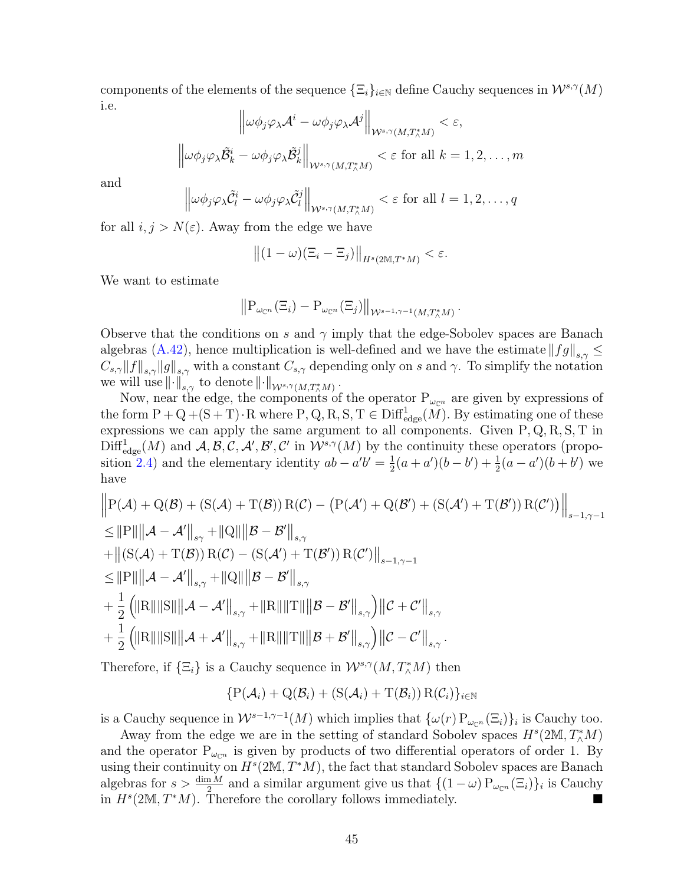components of the elements of the sequence $\{\Xi_i\}_{i\in\mathbb{N}}$ define Cauchy sequences in $\mathcal{W}^{s,\gamma}(M)$ i.e.

$$\left\|\omega\phi_j\varphi_\lambda\mathcal{A}^i - \omega\phi_j\varphi_\lambda\mathcal{A}^j\right\|_{\mathcal{W}^{s,\gamma}(M,T^*_\wedge M)} < \varepsilon,$$

$$\left\|\omega\phi_j\varphi_\lambda\tilde{\mathcal{B}}^i_k - \omega\phi_j\varphi_\lambda\tilde{\mathcal{B}}^j_k\right\|_{\mathcal{W}^{s,\gamma}(M,T^*_\wedge M)} < \varepsilon \text{ for all } k = 1,2,\ldots,m$$

and

$$\left\|\omega\phi_j\varphi_\lambda\tilde{\mathcal{C}}^i_l - \omega\phi_j\varphi_\lambda\tilde{\mathcal{C}}^j_l\right\|_{\mathcal{W}^{s,\gamma}(M,T^*_\wedge M)} < \varepsilon \text{ for all } l = 1,2,\ldots,q$$

for all $i,j > N(\varepsilon)$. Away from the edge we have

$$\left\|(1-\omega)(\Xi_i - \Xi_j)\right\|_{H^s(2\mathbb{M},T^*M)} < \varepsilon.$$

We want to estimate

$$\left\|\mathrm{P}_{\omega_{\mathbb{C}^n}}(\Xi_i) - \mathrm{P}_{\omega_{\mathbb{C}^n}}(\Xi_j)\right\|_{\mathcal{W}^{s-1,\gamma-1}(M,T^*_\wedge M)}.$$

Observe that the conditions on $s$ and $\gamma$ imply that the edge-Sobolev spaces are Banach algebras (A.42), hence multiplication is well-defined and we have the estimate $\|fg\|_{s,\gamma} \le C_{s,\gamma}\|f\|_{s,\gamma}\|g\|_{s,\gamma}$ with a constant $C_{s,\gamma}$ depending only on $s$ and $\gamma$. To simplify the notation we will use $\|\cdot\|_{s,\gamma}$ to denote $\|\cdot\|_{\mathcal{W}^{s,\gamma}(M,T^*_\wedge M)}$.

Now, near the edge, the components of the operator $\mathrm{P}_{\omega_{\mathbb{C}^n}}$ are given by expressions of the form $\mathrm{P}+\mathrm{Q}+(\mathrm{S}+\mathrm{T})\cdot\mathrm{R}$ where $\mathrm{P},\mathrm{Q},\mathrm{R},\mathrm{S},\mathrm{T} \in \mathrm{Diff}^1_{\mathrm{edge}}(M)$. By estimating one of these expressions we can apply the same argument to all components. Given $\mathrm{P},\mathrm{Q},\mathrm{R},\mathrm{S},\mathrm{T}$ in $\mathrm{Diff}^1_{\mathrm{edge}}(M)$ and $\mathcal{A},\mathcal{B},\mathcal{C},\mathcal{A}',\mathcal{B}',\mathcal{C}'$ in $\mathcal{W}^{s,\gamma}(M)$ by the continuity these operators (proposition 2.4) and the elementary identity $ab-a'b' = \frac{1}{2}(a+a')(b-b') + \frac{1}{2}(a-a')(b+b')$ we have

$$\begin{aligned}
&\left\|\mathrm{P}(\mathcal{A}) + \mathrm{Q}(\mathcal{B}) + (\mathrm{S}(\mathcal{A}) + \mathrm{T}(\mathcal{B}))\,\mathrm{R}(\mathcal{C}) - \left(\mathrm{P}(\mathcal{A}') + \mathrm{Q}(\mathcal{B}') + (\mathrm{S}(\mathcal{A}') + \mathrm{T}(\mathcal{B}'))\,\mathrm{R}(\mathcal{C}')\right)\right\|_{s-1,\gamma-1} \\
&\le \|\mathrm{P}\|\left\|\mathcal{A}-\mathcal{A}'\right\|_{s\gamma} + \|\mathrm{Q}\|\left\|\mathcal{B}-\mathcal{B}'\right\|_{s,\gamma} \\
&+ \left\|(\mathrm{S}(\mathcal{A}) + \mathrm{T}(\mathcal{B}))\,\mathrm{R}(\mathcal{C}) - (\mathrm{S}(\mathcal{A}') + \mathrm{T}(\mathcal{B}'))\,\mathrm{R}(\mathcal{C}')\right\|_{s-1,\gamma-1} \\
&\le \|\mathrm{P}\|\left\|\mathcal{A}-\mathcal{A}'\right\|_{s,\gamma} + \|\mathrm{Q}\|\left\|\mathcal{B}-\mathcal{B}'\right\|_{s,\gamma} \\
&+ \frac{1}{2}\left(\|\mathrm{R}\|\|\mathrm{S}\|\left\|\mathcal{A}-\mathcal{A}'\right\|_{s,\gamma} + \|\mathrm{R}\|\|\mathrm{T}\|\left\|\mathcal{B}-\mathcal{B}'\right\|_{s,\gamma}\right)\left\|\mathcal{C}+\mathcal{C}'\right\|_{s,\gamma} \\
&+ \frac{1}{2}\left(\|\mathrm{R}\|\|\mathrm{S}\|\left\|\mathcal{A}+\mathcal{A}'\right\|_{s,\gamma} + \|\mathrm{R}\|\|\mathrm{T}\|\left\|\mathcal{B}+\mathcal{B}'\right\|_{s,\gamma}\right)\left\|\mathcal{C}-\mathcal{C}'\right\|_{s,\gamma}.
\end{aligned}$$

Therefore, if $\{\Xi_i\}$ is a Cauchy sequence in $\mathcal{W}^{s,\gamma}(M,T^*_\wedge M)$ then

$$\{\mathrm{P}(\mathcal{A}_i) + \mathrm{Q}(\mathcal{B}_i) + (\mathrm{S}(\mathcal{A}_i) + \mathrm{T}(\mathcal{B}_i))\,\mathrm{R}(\mathcal{C}_i)\}_{i\in\mathbb{N}}$$

is a Cauchy sequence in $\mathcal{W}^{s-1,\gamma-1}(M)$ which implies that $\{\omega(r)\,\mathrm{P}_{\omega_{\mathbb{C}^n}}(\Xi_i)\}_i$ is Cauchy too.

Away from the edge we are in the setting of standard Sobolev spaces $H^s(2\mathbb{M},T^*_\wedge M)$ and the operator $\mathrm{P}_{\omega_{\mathbb{C}^n}}$ is given by products of two differential operators of order 1. By using their continuity on $H^s(2\mathbb{M},T^*M)$, the fact that standard Sobolev spaces are Banach algebras for $s > \frac{\dim M}{2}$ and a similar argument give us that $\{(1-\omega)\,\mathrm{P}_{\omega_{\mathbb{C}^n}}(\Xi_i)\}_i$ is Cauchy in $H^s(2\mathbb{M},T^*M)$. Therefore the corollary follows immediately. ∎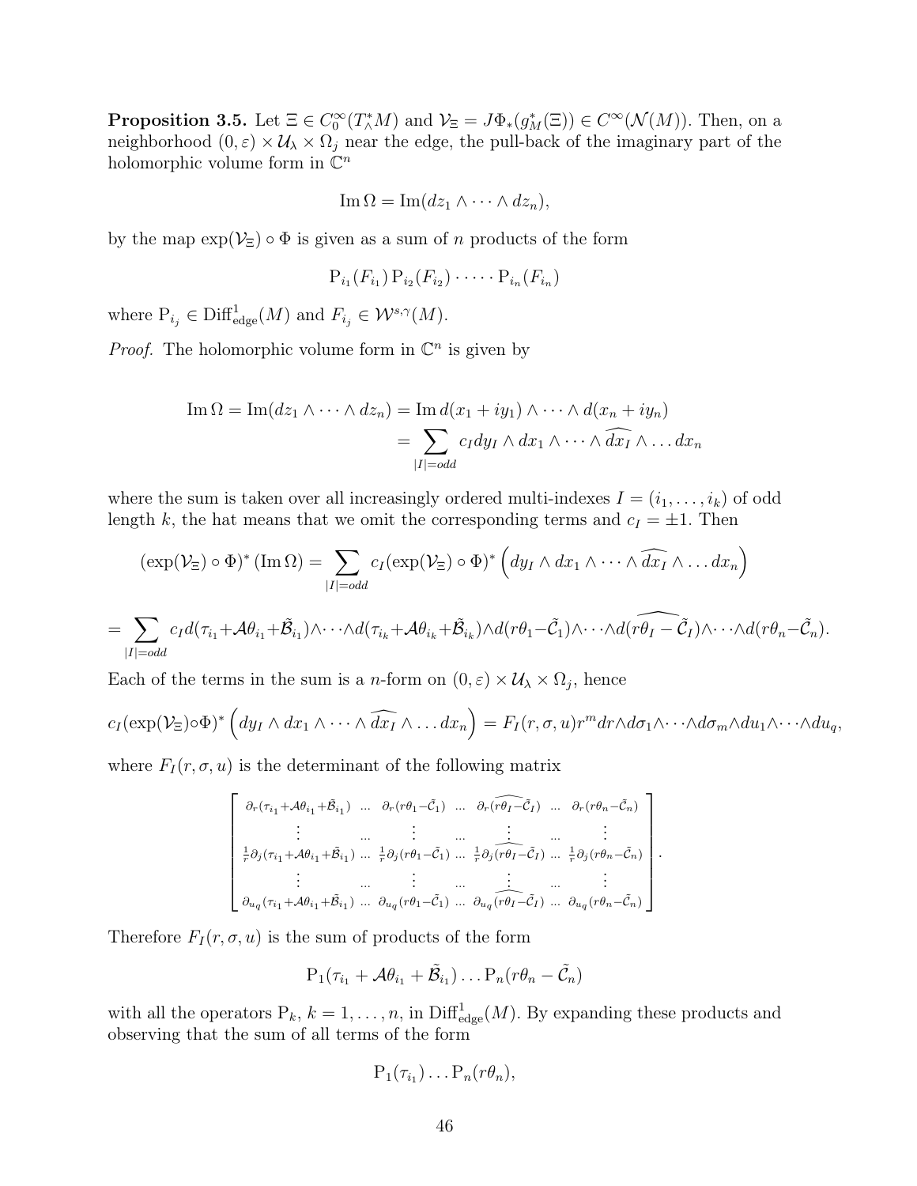**Proposition 3.5.** Let $\Xi \in C_0^\infty(T^*_\wedge M)$ and $\mathcal{V}_\Xi = J\Phi_*(g_M^*(\Xi)) \in C^\infty(\mathcal{N}(M))$. Then, on a neighborhood $(0,\varepsilon) \times \mathcal{U}_\lambda \times \Omega_j$ near the edge, the pull-back of the imaginary part of the holomorphic volume form in $\mathbb{C}^n$

$$\operatorname{Im}\Omega = \operatorname{Im}(dz_1 \wedge \cdots \wedge dz_n),$$

by the map $\exp(\mathcal{V}_\Xi) \circ \Phi$ is given as a sum of $n$ products of the form

$$\mathrm{P}_{i_1}(F_{i_1})\,\mathrm{P}_{i_2}(F_{i_2}) \cdot \cdots \cdot \mathrm{P}_{i_n}(F_{i_n})$$

where $\mathrm{P}_{i_j} \in \mathrm{Diff}^1_{\mathrm{edge}}(M)$ and $F_{i_j} \in \mathcal{W}^{s,\gamma}(M)$.

*Proof.* The holomorphic volume form in $\mathbb{C}^n$ is given by

$$\begin{aligned}\operatorname{Im}\Omega = \operatorname{Im}(dz_1 \wedge \cdots \wedge dz_n) &= \operatorname{Im} d(x_1 + iy_1) \wedge \cdots \wedge d(x_n + iy_n) \\ &= \sum_{|I| = odd} c_I dy_I \wedge dx_1 \wedge \cdots \wedge \widehat{dx_I} \wedge \dots dx_n\end{aligned}$$

where the sum is taken over all increasingly ordered multi-indexes $I = (i_1, \dots, i_k)$ of odd length $k$, the hat means that we omit the corresponding terms and $c_I = \pm 1$. Then

$$(\exp(\mathcal{V}_\Xi) \circ \Phi)^* (\operatorname{Im}\Omega) = \sum_{|I|=odd} c_I (\exp(\mathcal{V}_\Xi) \circ \Phi)^* \left( dy_I \wedge dx_1 \wedge \cdots \wedge \widehat{dx_I} \wedge \dots dx_n \right)$$

$$= \sum_{|I|=odd} c_I d(\tau_{i_1} + \mathcal{A}\theta_{i_1} + \tilde{\mathcal{B}}_{i_1}) \wedge \cdots \wedge d(\tau_{i_k} + \mathcal{A}\theta_{i_k} + \tilde{\mathcal{B}}_{i_k}) \wedge d(r\theta_1 - \tilde{\mathcal{C}}_1) \wedge \cdots \wedge d(\widehat{r\theta_I - \tilde{\mathcal{C}}_I}) \wedge \cdots \wedge d(r\theta_n - \tilde{\mathcal{C}}_n).$$

Each of the terms in the sum is a $n$-form on $(0,\varepsilon) \times \mathcal{U}_\lambda \times \Omega_j$, hence

$$c_I (\exp(\mathcal{V}_\Xi) \circ \Phi)^* \left( dy_I \wedge dx_1 \wedge \cdots \wedge \widehat{dx_I} \wedge \dots dx_n \right) = F_I(r,\sigma,u) r^m dr \wedge d\sigma_1 \wedge \cdots \wedge d\sigma_m \wedge du_1 \wedge \cdots \wedge du_q,$$

where $F_I(r,\sigma,u)$ is the determinant of the following matrix

$$\begin{bmatrix} \partial_r(\tau_{i_1} + \mathcal{A}\theta_{i_1} + \tilde{\mathcal{B}}_{i_1}) & \dots & \partial_r(r\theta_1 - \tilde{\mathcal{C}}_1) & \dots & \partial_r(\widehat{r\theta_I - \tilde{\mathcal{C}}_I}) & \dots & \partial_r(r\theta_n - \tilde{\mathcal{C}}_n) \\ \vdots & \dots & \vdots & \dots & \vdots & \dots & \vdots \\ \frac{1}{r}\partial_j(\tau_{i_1} + \mathcal{A}\theta_{i_1} + \tilde{\mathcal{B}}_{i_1}) & \dots & \frac{1}{r}\partial_j(r\theta_1 - \tilde{\mathcal{C}}_1) & \dots & \frac{1}{r}\partial_j(\widehat{r\theta_I - \tilde{\mathcal{C}}_I}) & \dots & \frac{1}{r}\partial_j(r\theta_n - \tilde{\mathcal{C}}_n) \\ \vdots & \dots & \vdots & \dots & \vdots & \dots & \vdots \\ \partial_{u_q}(\tau_{i_1} + \mathcal{A}\theta_{i_1} + \tilde{\mathcal{B}}_{i_1}) & \dots & \partial_{u_q}(r\theta_1 - \tilde{\mathcal{C}}_1) & \dots & \partial_{u_q}(\widehat{r\theta_I - \tilde{\mathcal{C}}_I}) & \dots & \partial_{u_q}(r\theta_n - \tilde{\mathcal{C}}_n) \end{bmatrix}.$$

Therefore $F_I(r,\sigma,u)$ is the sum of products of the form

$$\mathrm{P}_1(\tau_{i_1} + \mathcal{A}\theta_{i_1} + \tilde{\mathcal{B}}_{i_1}) \dots \mathrm{P}_n(r\theta_n - \tilde{\mathcal{C}}_n)$$

with all the operators $\mathrm{P}_k$, $k = 1, \dots, n$, in $\mathrm{Diff}^1_{\mathrm{edge}}(M)$. By expanding these products and observing that the sum of all terms of the form

$$\mathrm{P}_1(\tau_{i_1}) \dots \mathrm{P}_n(r\theta_n),$$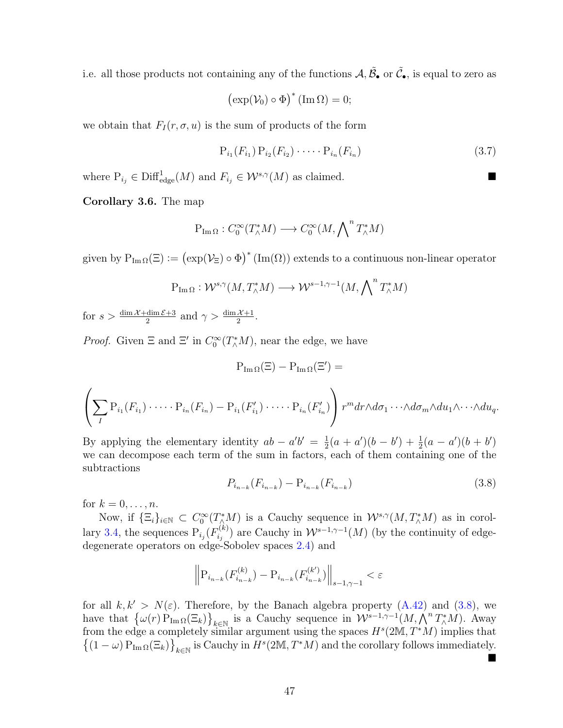i.e. all those products not containing any of the functions $\mathcal{A}, \tilde{\mathcal{B}}_\bullet$ or $\tilde{\mathcal{C}}_\bullet$, is equal to zero as

$$\left(\exp(\mathcal{V}_0) \circ \Phi\right)^* (\operatorname{Im}\Omega) = 0;$$

we obtain that $F_I(r, \sigma, u)$ is the sum of products of the form

$$\mathrm{P}_{i_1}(F_{i_1})\,\mathrm{P}_{i_2}(F_{i_2}) \cdot \dots \cdot \mathrm{P}_{i_n}(F_{i_n}) \tag{3.7}$$

where $\mathrm{P}_{i_j} \in \mathrm{Diff}^1_{\mathrm{edge}}(M)$ and $F_{i_j} \in \mathcal{W}^{s,\gamma}(M)$ as claimed. ■

**Corollary 3.6.** The map

$$\mathrm{P}_{\operatorname{Im}\Omega} : C_0^\infty(T^*_\wedge M) \longrightarrow C_0^\infty(M, \bigwedge\nolimits^n T^*_\wedge M)$$

given by $\mathrm{P}_{\operatorname{Im}\Omega}(\Xi) := \left(\exp(\mathcal{V}_\Xi) \circ \Phi\right)^* (\operatorname{Im}(\Omega))$ extends to a continuous non-linear operator

$$\mathrm{P}_{\operatorname{Im}\Omega} : \mathcal{W}^{s,\gamma}(M, T^*_\wedge M) \longrightarrow \mathcal{W}^{s-1,\gamma-1}(M, \bigwedge\nolimits^n T^*_\wedge M)$$

for $s > \frac{\dim \mathcal{X} + \dim \mathcal{E} + 3}{2}$ and $\gamma > \frac{\dim \mathcal{X} + 1}{2}$.

*Proof.* Given $\Xi$ and $\Xi'$ in $C_0^\infty(T^*_\wedge M)$, near the edge, we have

$$\mathrm{P}_{\operatorname{Im}\Omega}(\Xi) - \mathrm{P}_{\operatorname{Im}\Omega}(\Xi') =$$

$$\left(\sum_I \mathrm{P}_{i_1}(F_{i_1}) \cdot \dots \cdot \mathrm{P}_{i_n}(F_{i_n}) - \mathrm{P}_{i_1}(F'_{i_1}) \cdot \dots \cdot \mathrm{P}_{i_n}(F'_{i_n})\right) r^m dr \wedge d\sigma_1 \cdots \wedge d\sigma_m \wedge du_1 \wedge \cdots \wedge du_q.$$

By applying the elementary identity $ab - a'b' = \frac{1}{2}(a + a')(b - b') + \frac{1}{2}(a - a')(b + b')$ we can decompose each term of the sum in factors, each of them containing one of the subtractions

$$P_{i_{n-k}}(F_{i_{n-k}}) - \mathrm{P}_{i_{n-k}}(F_{i_{n-k}}) \tag{3.8}$$

for $k = 0, \dots, n$.

Now, if $\{\Xi_i\}_{i\in\mathbb{N}} \subset C_0^\infty(T^*_\wedge M)$ is a Cauchy sequence in $\mathcal{W}^{s,\gamma}(M, T^*_\wedge M)$ as in corollary 3.4, the sequences $\mathrm{P}_{i_j}(F^{(k)}_{i_j})$ are Cauchy in $\mathcal{W}^{s-1,\gamma-1}(M)$ (by the continuity of edge-degenerate operators on edge-Sobolev spaces 2.4) and

$$\left\| \mathrm{P}_{i_{n-k}}(F^{(k)}_{i_{n-k}}) - \mathrm{P}_{i_{n-k}}(F^{(k')}_{i_{n-k}}) \right\|_{s-1,\gamma-1} < \varepsilon$$

for all $k, k' > N(\varepsilon)$. Therefore, by the Banach algebra property (A.42) and (3.8), we have that $\left\{\omega(r)\,\mathrm{P}_{\operatorname{Im}\Omega}(\Xi_k)\right\}_{k\in\mathbb{N}}$ is a Cauchy sequence in $\mathcal{W}^{s-1,\gamma-1}(M, \bigwedge^n T^*_\wedge M)$. Away from the edge a completely similar argument using the spaces $H^s(2\mathbb{M}, T^*M)$ implies that $\left\{(1-\omega)\,\mathrm{P}_{\operatorname{Im}\Omega}(\Xi_k)\right\}_{k\in\mathbb{N}}$ is Cauchy in $H^s(2\mathbb{M}, T^*M)$ and the corollary follows immediately. ■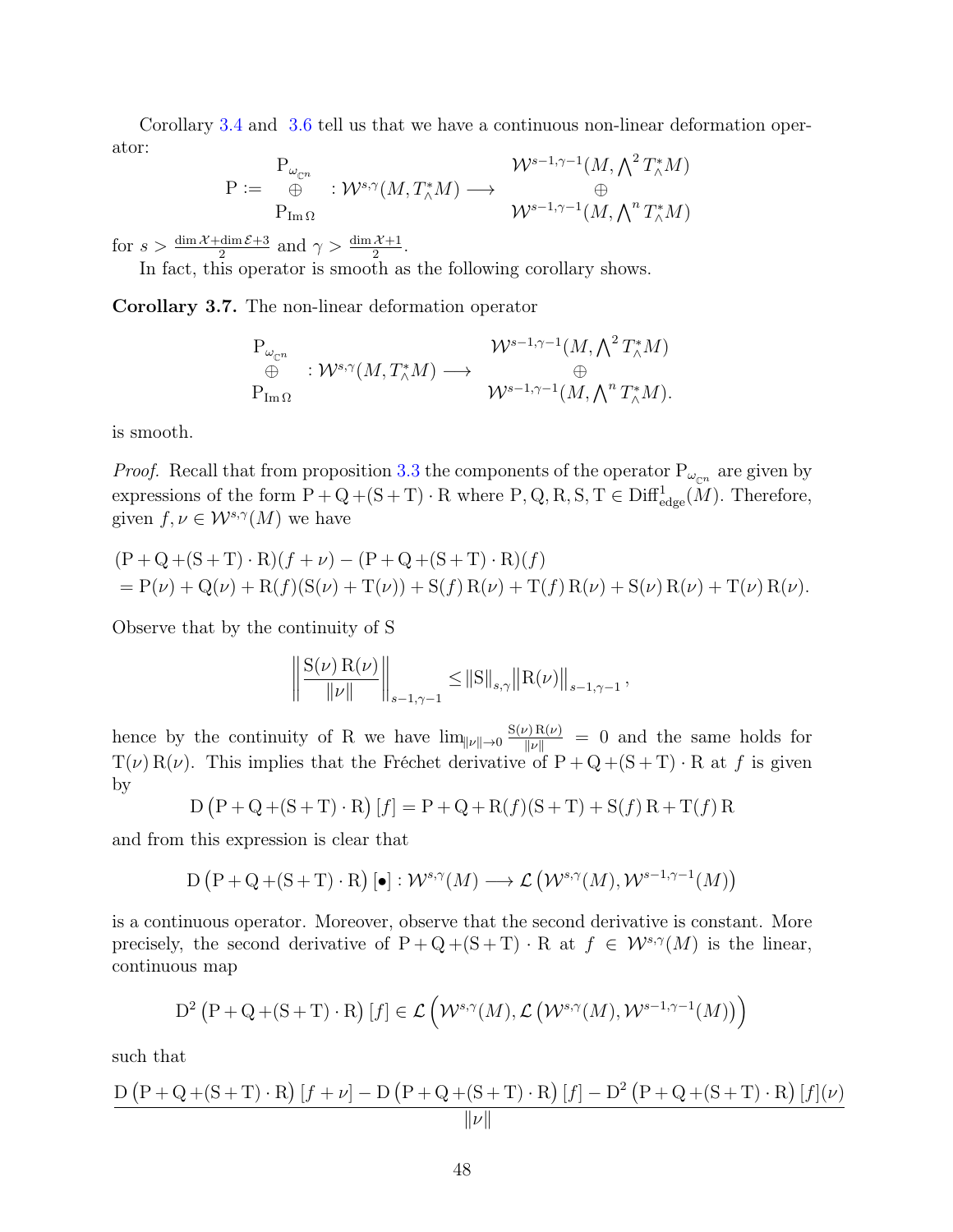Corollary 3.4 and 3.6 tell us that we have a continuous non-linear deformation operator:

$$\mathrm{P} := \begin{array}{c} \mathrm{P}_{\omega_{\mathbb{C}^n}} \\ \oplus \\ \mathrm{P}_{\mathrm{Im}\,\Omega} \end{array} : \mathcal{W}^{s,\gamma}(M, T^*_\wedge M) \longrightarrow \begin{array}{c} \mathcal{W}^{s-1,\gamma-1}(M, \bigwedge^2 T^*_\wedge M) \\ \oplus \\ \mathcal{W}^{s-1,\gamma-1}(M, \bigwedge^n T^*_\wedge M) \end{array}$$

for $s > \frac{\dim \mathcal{X} + \dim \mathcal{E} + 3}{2}$ and $\gamma > \frac{\dim \mathcal{X} + 1}{2}$.

In fact, this operator is smooth as the following corollary shows.

**Corollary 3.7.** The non-linear deformation operator

$$\begin{array}{c} \mathrm{P}_{\omega_{\mathbb{C}^n}} \\ \oplus \\ \mathrm{P}_{\mathrm{Im}\,\Omega} \end{array} : \mathcal{W}^{s,\gamma}(M, T^*_\wedge M) \longrightarrow \begin{array}{c} \mathcal{W}^{s-1,\gamma-1}(M, \bigwedge^2 T^*_\wedge M) \\ \oplus \\ \mathcal{W}^{s-1,\gamma-1}(M, \bigwedge^n T^*_\wedge M). \end{array}$$

is smooth.

*Proof.* Recall that from proposition 3.3 the components of the operator $\mathrm{P}_{\omega_{\mathbb{C}^n}}$ are given by expressions of the form $\mathrm{P} + \mathrm{Q} + (\mathrm{S} + \mathrm{T}) \cdot \mathrm{R}$ where $\mathrm{P}, \mathrm{Q}, \mathrm{R}, \mathrm{S}, \mathrm{T} \in \mathrm{Diff}^1_{\mathrm{edge}}(M)$. Therefore, given $f, \nu \in \mathcal{W}^{s,\gamma}(M)$ we have

$$\begin{aligned}
&(\mathrm{P} + \mathrm{Q} + (\mathrm{S} + \mathrm{T}) \cdot \mathrm{R})(f + \nu) - (\mathrm{P} + \mathrm{Q} + (\mathrm{S} + \mathrm{T}) \cdot \mathrm{R})(f) \\
&= \mathrm{P}(\nu) + \mathrm{Q}(\nu) + \mathrm{R}(f)(\mathrm{S}(\nu) + \mathrm{T}(\nu)) + \mathrm{S}(f)\,\mathrm{R}(\nu) + \mathrm{T}(f)\,\mathrm{R}(\nu) + \mathrm{S}(\nu)\,\mathrm{R}(\nu) + \mathrm{T}(\nu)\,\mathrm{R}(\nu).
\end{aligned}$$

Observe that by the continuity of S

$$\left\| \frac{\mathrm{S}(\nu)\,\mathrm{R}(\nu)}{\|\nu\|} \right\|_{s-1,\gamma-1} \leq \|\mathrm{S}\|_{s,\gamma} \big\|\mathrm{R}(\nu)\big\|_{s-1,\gamma-1},$$

hence by the continuity of R we have $\lim_{\|\nu\| \to 0} \frac{\mathrm{S}(\nu)\,\mathrm{R}(\nu)}{\|\nu\|} = 0$ and the same holds for $\mathrm{T}(\nu)\,\mathrm{R}(\nu)$. This implies that the Fréchet derivative of $\mathrm{P} + \mathrm{Q} + (\mathrm{S} + \mathrm{T}) \cdot \mathrm{R}$ at $f$ is given by

$$\mathrm{D}\left(\mathrm{P} + \mathrm{Q} + (\mathrm{S} + \mathrm{T}) \cdot \mathrm{R}\right)[f] = \mathrm{P} + \mathrm{Q} + \mathrm{R}(f)(\mathrm{S} + \mathrm{T}) + \mathrm{S}(f)\,\mathrm{R} + \mathrm{T}(f)\,\mathrm{R}$$

and from this expression is clear that

$$\mathrm{D}\left(\mathrm{P} + \mathrm{Q} + (\mathrm{S} + \mathrm{T}) \cdot \mathrm{R}\right)[\bullet] : \mathcal{W}^{s,\gamma}(M) \longrightarrow \mathcal{L}\left(\mathcal{W}^{s,\gamma}(M), \mathcal{W}^{s-1,\gamma-1}(M)\right)$$

is a continuous operator. Moreover, observe that the second derivative is constant. More precisely, the second derivative of $\mathrm{P} + \mathrm{Q} + (\mathrm{S} + \mathrm{T}) \cdot \mathrm{R}$ at $f \in \mathcal{W}^{s,\gamma}(M)$ is the linear, continuous map

$$\mathrm{D}^2\left(\mathrm{P} + \mathrm{Q} + (\mathrm{S} + \mathrm{T}) \cdot \mathrm{R}\right)[f] \in \mathcal{L}\Big(\mathcal{W}^{s,\gamma}(M), \mathcal{L}\left(\mathcal{W}^{s,\gamma}(M), \mathcal{W}^{s-1,\gamma-1}(M)\right)\Big)$$

such that

$$\frac{\mathrm{D}\left(\mathrm{P} + \mathrm{Q} + (\mathrm{S} + \mathrm{T}) \cdot \mathrm{R}\right)[f + \nu] - \mathrm{D}\left(\mathrm{P} + \mathrm{Q} + (\mathrm{S} + \mathrm{T}) \cdot \mathrm{R}\right)[f] - \mathrm{D}^2\left(\mathrm{P} + \mathrm{Q} + (\mathrm{S} + \mathrm{T}) \cdot \mathrm{R}\right)[f](\nu)}{\|\nu\|}$$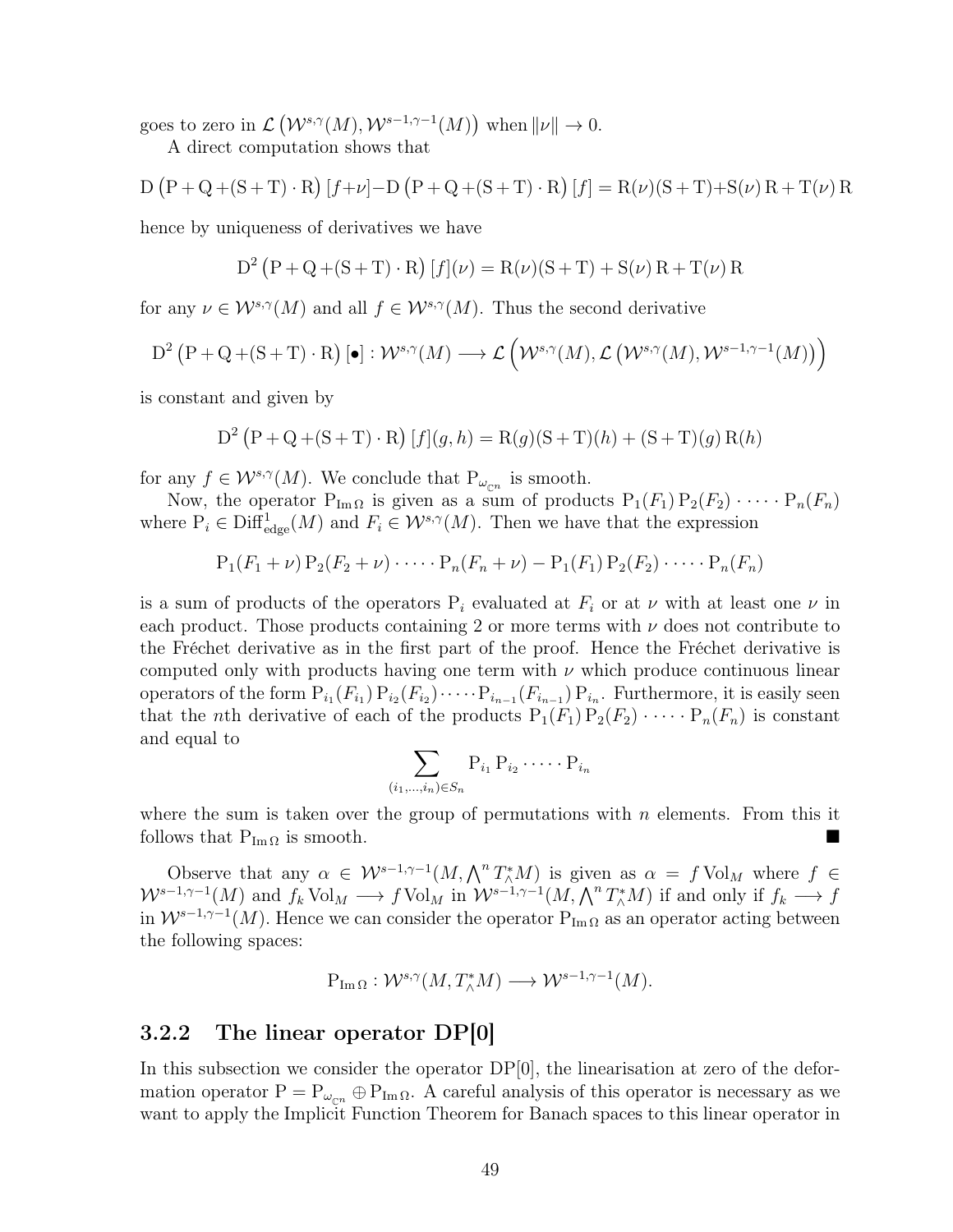goes to zero in $\mathcal{L}\left(\mathcal{W}^{s,\gamma}(M), \mathcal{W}^{s-1,\gamma-1}(M)\right)$ when $\|\nu\| \to 0$.

A direct computation shows that

$$\mathrm{D}\left(\mathrm{P} + \mathrm{Q} + (\mathrm{S} + \mathrm{T}) \cdot \mathrm{R}\right)[f + \nu] - \mathrm{D}\left(\mathrm{P} + \mathrm{Q} + (\mathrm{S} + \mathrm{T}) \cdot \mathrm{R}\right)[f] = \mathrm{R}(\nu)(\mathrm{S} + \mathrm{T}) + \mathrm{S}(\nu)\,\mathrm{R} + \mathrm{T}(\nu)\,\mathrm{R}$$

hence by uniqueness of derivatives we have

$$\mathrm{D}^2\left(\mathrm{P} + \mathrm{Q} + (\mathrm{S} + \mathrm{T}) \cdot \mathrm{R}\right)[f](\nu) = \mathrm{R}(\nu)(\mathrm{S} + \mathrm{T}) + \mathrm{S}(\nu)\,\mathrm{R} + \mathrm{T}(\nu)\,\mathrm{R}$$

for any $\nu \in \mathcal{W}^{s,\gamma}(M)$ and all $f \in \mathcal{W}^{s,\gamma}(M)$. Thus the second derivative

$$\mathrm{D}^2\left(\mathrm{P} + \mathrm{Q} + (\mathrm{S} + \mathrm{T}) \cdot \mathrm{R}\right)[\bullet] : \mathcal{W}^{s,\gamma}(M) \longrightarrow \mathcal{L}\Big(\mathcal{W}^{s,\gamma}(M), \mathcal{L}\left(\mathcal{W}^{s,\gamma}(M), \mathcal{W}^{s-1,\gamma-1}(M)\right)\Big)$$

is constant and given by

$$\mathrm{D}^2\left(\mathrm{P} + \mathrm{Q} + (\mathrm{S} + \mathrm{T}) \cdot \mathrm{R}\right)[f](g, h) = \mathrm{R}(g)(\mathrm{S} + \mathrm{T})(h) + (\mathrm{S} + \mathrm{T})(g)\,\mathrm{R}(h)$$

for any $f \in \mathcal{W}^{s,\gamma}(M)$. We conclude that $\mathrm{P}_{\omega_{\mathbb{C}^n}}$ is smooth.

Now, the operator $\mathrm{P}_{\operatorname{Im}\Omega}$ is given as a sum of products $\mathrm{P}_1(F_1)\,\mathrm{P}_2(F_2) \cdot \dots \cdot \mathrm{P}_n(F_n)$ where $\mathrm{P}_i \in \operatorname{Diff}^1_{\text{edge}}(M)$ and $F_i \in \mathcal{W}^{s,\gamma}(M)$. Then we have that the expression

$$\mathrm{P}_1(F_1 + \nu)\,\mathrm{P}_2(F_2 + \nu) \cdot \dots \cdot \mathrm{P}_n(F_n + \nu) - \mathrm{P}_1(F_1)\,\mathrm{P}_2(F_2) \cdot \dots \cdot \mathrm{P}_n(F_n)$$

is a sum of products of the operators $\mathrm{P}_i$ evaluated at $F_i$ or at $\nu$ with at least one $\nu$ in each product. Those products containing 2 or more terms with $\nu$ does not contribute to the Fréchet derivative as in the first part of the proof. Hence the Fréchet derivative is computed only with products having one term with $\nu$ which produce continuous linear operators of the form $\mathrm{P}_{i_1}(F_{i_1})\,\mathrm{P}_{i_2}(F_{i_2}) \cdot \dots \cdot \mathrm{P}_{i_{n-1}}(F_{i_{n-1}})\,\mathrm{P}_{i_n}$. Furthermore, it is easily seen that the $n$th derivative of each of the products $\mathrm{P}_1(F_1)\,\mathrm{P}_2(F_2) \cdot \dots \cdot \mathrm{P}_n(F_n)$ is constant and equal to

$$\sum_{(i_1, \dots, i_n) \in S_n} \mathrm{P}_{i_1}\,\mathrm{P}_{i_2} \cdot \dots \cdot \mathrm{P}_{i_n}$$

where the sum is taken over the group of permutations with $n$ elements. From this it follows that $\mathrm{P}_{\operatorname{Im}\Omega}$ is smooth. ■

Observe that any $\alpha \in \mathcal{W}^{s-1,\gamma-1}(M, \bigwedge^n T^*_\wedge M)$ is given as $\alpha = f \operatorname{Vol}_M$ where $f \in \mathcal{W}^{s-1,\gamma-1}(M)$ and $f_k \operatorname{Vol}_M \longrightarrow f \operatorname{Vol}_M$ in $\mathcal{W}^{s-1,\gamma-1}(M, \bigwedge^n T^*_\wedge M)$ if and only if $f_k \longrightarrow f$ in $\mathcal{W}^{s-1,\gamma-1}(M)$. Hence we can consider the operator $\mathrm{P}_{\operatorname{Im}\Omega}$ as an operator acting between the following spaces:

$$\mathrm{P}_{\operatorname{Im}\Omega} : \mathcal{W}^{s,\gamma}(M, T^*_\wedge M) \longrightarrow \mathcal{W}^{s-1,\gamma-1}(M).$$

### 3.2.2 The linear operator DP[0]

In this subsection we consider the operator DP[0], the linearisation at zero of the deformation operator $\mathrm{P} = \mathrm{P}_{\omega_{\mathbb{C}^n}} \oplus \mathrm{P}_{\operatorname{Im}\Omega}$. A careful analysis of this operator is necessary as we want to apply the Implicit Function Theorem for Banach spaces to this linear operator in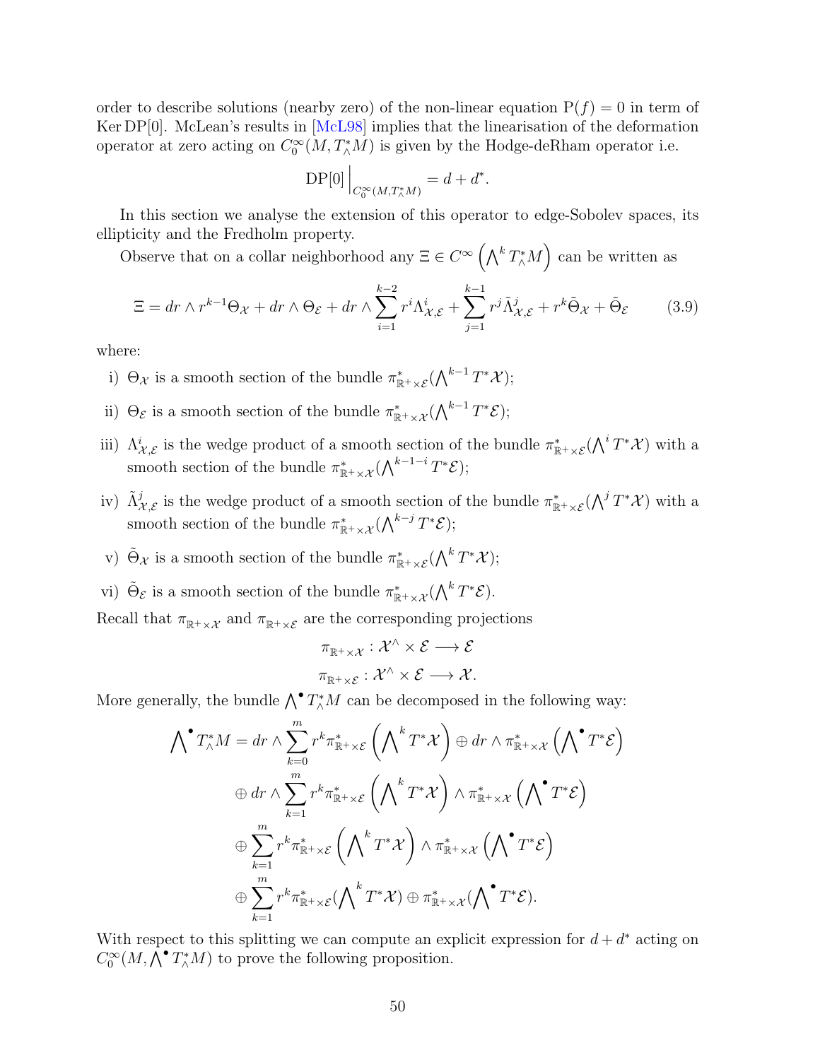order to describe solutions (nearby zero) of the non-linear equation $\mathrm{P}(f) = 0$ in term of $\operatorname{Ker} \mathrm{DP}[0]$. McLean's results in [McL98] implies that the linearisation of the deformation operator at zero acting on $C_0^\infty(M, T_\wedge^* M)$ is given by the Hodge-deRham operator i.e.

$$\mathrm{DP}[0]\Big|_{C_0^\infty(M,T_\wedge^* M)} = d + d^*.$$

In this section we analyse the extension of this operator to edge-Sobolev spaces, its ellipticity and the Fredholm property.

Observe that on a collar neighborhood any $\Xi \in C^\infty\left(\bigwedge^k T_\wedge^* M\right)$ can be written as

$$\Xi = dr \wedge r^{k-1}\Theta_{\mathcal{X}} + dr \wedge \Theta_{\mathcal{E}} + dr \wedge \sum_{i=1}^{k-2} r^i \Lambda^i_{\mathcal{X},\mathcal{E}} + \sum_{j=1}^{k-1} r^j \tilde{\Lambda}^j_{\mathcal{X},\mathcal{E}} + r^k \tilde{\Theta}_{\mathcal{X}} + \tilde{\Theta}_{\mathcal{E}} \tag{3.9}$$

where:

i) $\Theta_{\mathcal{X}}$ is a smooth section of the bundle $\pi^*_{\mathbb{R}^+\times\mathcal{E}}(\bigwedge^{k-1} T^*\mathcal{X})$;

ii) $\Theta_{\mathcal{E}}$ is a smooth section of the bundle $\pi^*_{\mathbb{R}^+\times\mathcal{X}}(\bigwedge^{k-1} T^*\mathcal{E})$;

iii) $\Lambda^i_{\mathcal{X},\mathcal{E}}$ is the wedge product of a smooth section of the bundle $\pi^*_{\mathbb{R}^+\times\mathcal{E}}(\bigwedge^{i} T^*\mathcal{X})$ with a smooth section of the bundle $\pi^*_{\mathbb{R}^+\times\mathcal{X}}(\bigwedge^{k-1-i} T^*\mathcal{E})$;

iv) $\tilde{\Lambda}^j_{\mathcal{X},\mathcal{E}}$ is the wedge product of a smooth section of the bundle $\pi^*_{\mathbb{R}^+\times\mathcal{E}}(\bigwedge^{j} T^*\mathcal{X})$ with a smooth section of the bundle $\pi^*_{\mathbb{R}^+\times\mathcal{X}}(\bigwedge^{k-j} T^*\mathcal{E})$;

v) $\tilde{\Theta}_{\mathcal{X}}$ is a smooth section of the bundle $\pi^*_{\mathbb{R}^+\times\mathcal{E}}(\bigwedge^{k} T^*\mathcal{X})$;

vi) $\tilde{\Theta}_{\mathcal{E}}$ is a smooth section of the bundle $\pi^*_{\mathbb{R}^+\times\mathcal{X}}(\bigwedge^{k} T^*\mathcal{E})$.

Recall that $\pi_{\mathbb{R}^+\times\mathcal{X}}$ and $\pi_{\mathbb{R}^+\times\mathcal{E}}$ are the corresponding projections

$$\pi_{\mathbb{R}^+\times\mathcal{X}} : \mathcal{X}^\wedge \times \mathcal{E} \longrightarrow \mathcal{E}$$
$$\pi_{\mathbb{R}^+\times\mathcal{E}} : \mathcal{X}^\wedge \times \mathcal{E} \longrightarrow \mathcal{X}.$$

More generally, the bundle $\bigwedge^\bullet T_\wedge^* M$ can be decomposed in the following way:

$$\begin{aligned}
\bigwedge\nolimits^\bullet T_\wedge^* M = {} & dr \wedge \sum_{k=0}^{m} r^k \pi^*_{\mathbb{R}^+\times\mathcal{E}}\left(\bigwedge\nolimits^k T^*\mathcal{X}\right) \oplus dr \wedge \pi^*_{\mathbb{R}^+\times\mathcal{X}}\left(\bigwedge\nolimits^\bullet T^*\mathcal{E}\right) \\
& \oplus dr \wedge \sum_{k=1}^{m} r^k \pi^*_{\mathbb{R}^+\times\mathcal{E}}\left(\bigwedge\nolimits^k T^*\mathcal{X}\right) \wedge \pi^*_{\mathbb{R}^+\times\mathcal{X}}\left(\bigwedge\nolimits^\bullet T^*\mathcal{E}\right) \\
& \oplus \sum_{k=1}^{m} r^k \pi^*_{\mathbb{R}^+\times\mathcal{E}}\left(\bigwedge\nolimits^k T^*\mathcal{X}\right) \wedge \pi^*_{\mathbb{R}^+\times\mathcal{X}}\left(\bigwedge\nolimits^\bullet T^*\mathcal{E}\right) \\
& \oplus \sum_{k=1}^{m} r^k \pi^*_{\mathbb{R}^+\times\mathcal{E}}(\bigwedge\nolimits^k T^*\mathcal{X}) \oplus \pi^*_{\mathbb{R}^+\times\mathcal{X}}(\bigwedge\nolimits^\bullet T^*\mathcal{E}).
\end{aligned}$$

With respect to this splitting we can compute an explicit expression for $d + d^*$ acting on $C_0^\infty(M, \bigwedge^\bullet T_\wedge^* M)$ to prove the following proposition.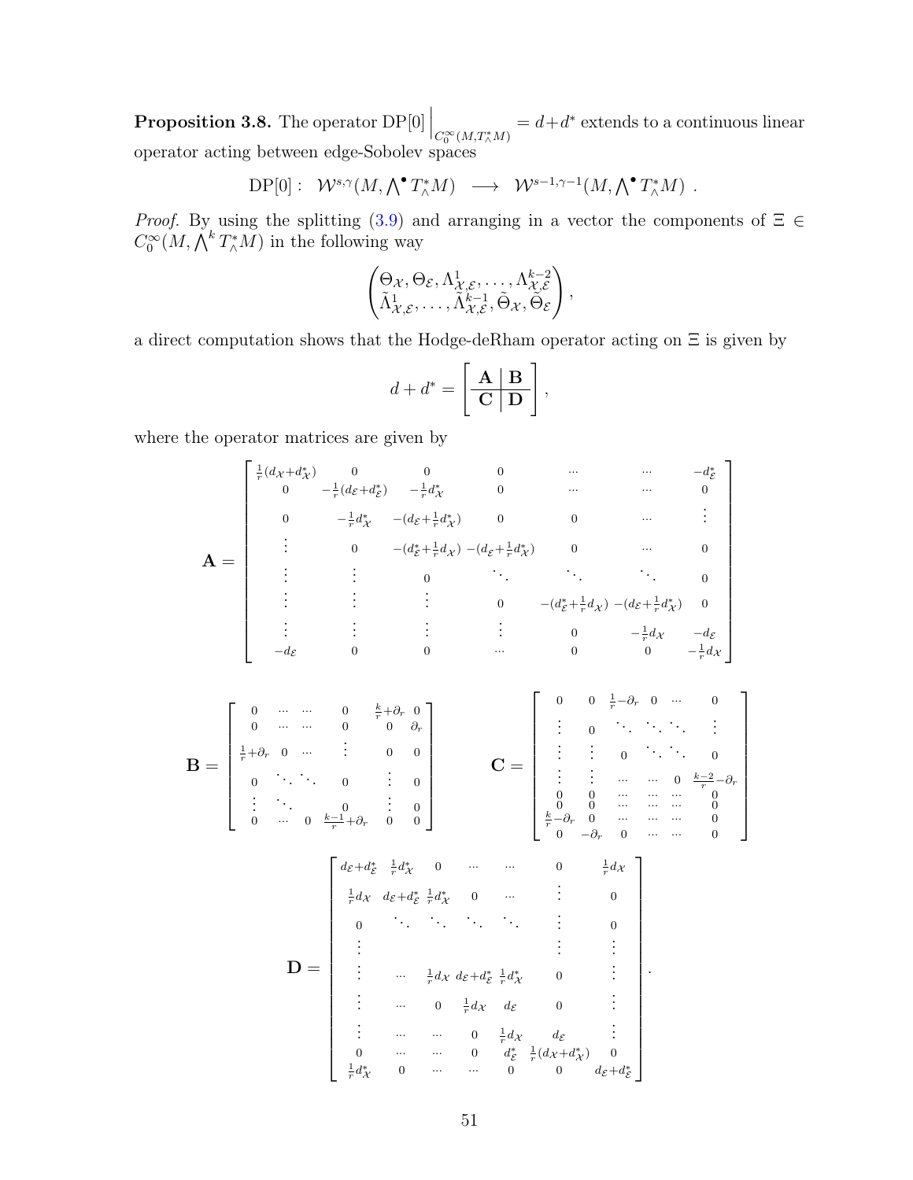**Proposition 3.8.** The operator $\mathrm{DP}[0]\Big|_{C_0^\infty(M,T^*_\wedge M)} = d + d^*$ extends to a continuous linear operator acting between edge-Sobolev spaces

$$\mathrm{DP}[0]: \ \mathcal{W}^{s,\gamma}(M, \textstyle\bigwedge^\bullet T^*_\wedge M) \ \longrightarrow \ \mathcal{W}^{s-1,\gamma-1}(M, \textstyle\bigwedge^\bullet T^*_\wedge M) \ .$$

*Proof.* By using the splitting (3.9) and arranging in a vector the components of $\Xi \in C_0^\infty(M, \bigwedge^k T^*_\wedge M)$ in the following way

$$\begin{pmatrix} \Theta_\mathcal{X}, \Theta_\mathcal{E}, \Lambda^1_{\mathcal{X},\mathcal{E}}, \ldots, \Lambda^{k-2}_{\mathcal{X},\mathcal{E}} \\ \tilde{\Lambda}^1_{\mathcal{X},\mathcal{E}}, \ldots, \tilde{\Lambda}^{k-1}_{\mathcal{X},\mathcal{E}}, \tilde{\Theta}_\mathcal{X}, \tilde{\Theta}_\mathcal{E} \end{pmatrix},$$

a direct computation shows that the Hodge-deRham operator acting on $\Xi$ is given by

$$d + d^* = \left[ \begin{array}{c|c} \mathbf{A} & \mathbf{B} \\ \hline \mathbf{C} & \mathbf{D} \end{array} \right],$$

where the operator matrices are given by

$$\mathbf{A} = \begin{bmatrix}
\frac{1}{r}(d_\mathcal{X}+d^*_\mathcal{X}) & 0 & 0 & 0 & \cdots & \cdots & -d^*_\mathcal{E} \\
0 & -\frac{1}{r}(d_\mathcal{E}+d^*_\mathcal{E}) & -\frac{1}{r}d^*_\mathcal{X} & 0 & \cdots & \cdots & 0 \\
0 & -\frac{1}{r}d^*_\mathcal{X} & -(d_\mathcal{E}+\frac{1}{r}d^*_\mathcal{X}) & 0 & 0 & \cdots & \vdots \\
\vdots & 0 & -(d^*_\mathcal{E}+\frac{1}{r}d_\mathcal{X}) & -(d_\mathcal{E}+\frac{1}{r}d^*_\mathcal{X}) & 0 & \cdots & 0 \\
\vdots & \vdots & 0 & \ddots & \ddots & \ddots & 0 \\
\vdots & \vdots & \vdots & 0 & -(d^*_\mathcal{E}+\frac{1}{r}d_\mathcal{X}) & -(d_\mathcal{E}+\frac{1}{r}d^*_\mathcal{X}) & 0 \\
\vdots & \vdots & \vdots & \vdots & 0 & -\frac{1}{r}d_\mathcal{X} & -d_\mathcal{E} \\
-d_\mathcal{E} & 0 & 0 & \cdots & 0 & 0 & -\frac{1}{r}d_\mathcal{X}
\end{bmatrix}$$

$$\mathbf{B} = \begin{bmatrix}
0 & \cdots & \cdots & 0 & \frac{k}{r}+\partial_r & 0 \\
0 & \cdots & \cdots & 0 & 0 & \partial_r \\
\frac{1}{r}+\partial_r & 0 & \cdots & \vdots & 0 & 0 \\
0 & \ddots & \ddots & 0 & \vdots & 0 \\
\vdots & \ddots & & 0 & \vdots & 0 \\
0 & \cdots & 0 & \frac{k-1}{r}+\partial_r & 0 & 0
\end{bmatrix}
\qquad
\mathbf{C} = \begin{bmatrix}
0 & 0 & \frac{1}{r}-\partial_r & 0 & \cdots & 0 \\
\vdots & 0 & \ddots & \ddots & \ddots & \vdots \\
\vdots & \vdots & 0 & \ddots & \ddots & 0 \\
\vdots & \vdots & \cdots & \cdots & 0 & \frac{k-2}{r}-\partial_r \\
0 & 0 & \cdots & \cdots & \cdots & 0 \\
0 & 0 & \cdots & \cdots & \cdots & 0 \\
\frac{k}{r}-\partial_r & 0 & \cdots & \cdots & \cdots & 0 \\
0 & -\partial_r & 0 & \cdots & \cdots & 0
\end{bmatrix}$$

$$\mathbf{D} = \begin{bmatrix}
d_\mathcal{E}+d^*_\mathcal{E} & \frac{1}{r}d^*_\mathcal{X} & 0 & \cdots & \cdots & 0 & \frac{1}{r}d_\mathcal{X} \\
\frac{1}{r}d_\mathcal{X} & d_\mathcal{E}+d^*_\mathcal{E} & \frac{1}{r}d^*_\mathcal{X} & 0 & \cdots & \vdots & 0 \\
0 & \ddots & \ddots & \ddots & \ddots & \vdots & 0 \\
\vdots & & & & & \vdots & \vdots \\
\vdots & \cdots & \frac{1}{r}d_\mathcal{X} & d_\mathcal{E}+d^*_\mathcal{E} & \frac{1}{r}d^*_\mathcal{X} & 0 & \vdots \\
\vdots & \cdots & 0 & \frac{1}{r}d_\mathcal{X} & d_\mathcal{E} & 0 & \vdots \\
\vdots & \cdots & \cdots & 0 & \frac{1}{r}d_\mathcal{X} & d_\mathcal{E} & \vdots \\
0 & \cdots & \cdots & 0 & d^*_\mathcal{E} & \frac{1}{r}(d_\mathcal{X}+d^*_\mathcal{X}) & 0 \\
\frac{1}{r}d^*_\mathcal{X} & 0 & \cdots & \cdots & 0 & 0 & d_\mathcal{E}+d^*_\mathcal{E}
\end{bmatrix}.$$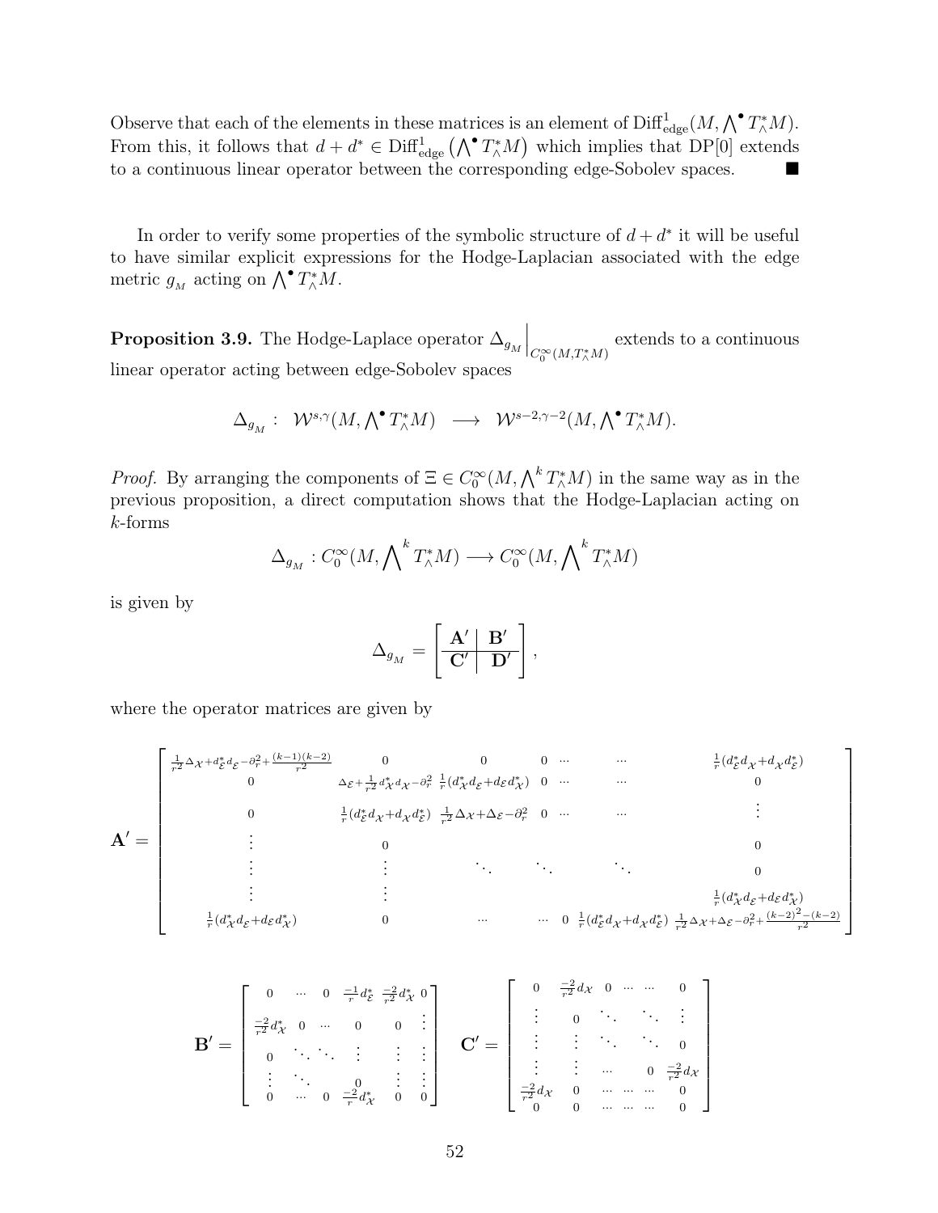Observe that each of the elements in these matrices is an element of $\mathrm{Diff}^1_{\mathrm{edge}}(M, \bigwedge^\bullet T^*_\wedge M)$. From this, it follows that $d + d^* \in \mathrm{Diff}^1_{\mathrm{edge}}\left(\bigwedge^\bullet T^*_\wedge M\right)$ which implies that DP[0] extends to a continuous linear operator between the corresponding edge-Sobolev spaces. ■

In order to verify some properties of the symbolic structure of $d + d^*$ it will be useful to have similar explicit expressions for the Hodge-Laplacian associated with the edge metric $g_{_M}$ acting on $\bigwedge^\bullet T^*_\wedge M$.

**Proposition 3.9.** The Hodge-Laplace operator $\Delta_{g_M}\Big|_{C_0^\infty(M, T^*_\wedge M)}$ extends to a continuous linear operator acting between edge-Sobolev spaces

$$\Delta_{g_M} : \ \mathcal{W}^{s,\gamma}(M, \textstyle\bigwedge^\bullet T^*_\wedge M) \ \longrightarrow \ \mathcal{W}^{s-2,\gamma-2}(M, \textstyle\bigwedge^\bullet T^*_\wedge M).$$

*Proof.* By arranging the components of $\Xi \in C_0^\infty(M, \bigwedge^k T^*_\wedge M)$ in the same way as in the previous proposition, a direct computation shows that the Hodge-Laplacian acting on $k$-forms

$$\Delta_{g_M} : C_0^\infty(M, \bigwedge{}^k T^*_\wedge M) \longrightarrow C_0^\infty(M, \bigwedge{}^k T^*_\wedge M)$$

is given by

$$\Delta_{g_M} = \left[\begin{array}{c|c} \mathbf{A}' & \mathbf{B}' \\ \hline \mathbf{C}' & \mathbf{D}' \end{array}\right],$$

where the operator matrices are given by

$$\mathbf{A}' = \begin{bmatrix} \frac{1}{r^2}\Delta_{\mathcal{X}} + d^*_{\mathcal{E}} d_{\mathcal{E}} - \partial_r^2 + \frac{(k-1)(k-2)}{r^2} & 0 & 0 & 0 \ \cdots & \cdots & \frac{1}{r}(d^*_{\mathcal{E}} d_{\mathcal{X}} + d_{\mathcal{X}} d^*_{\mathcal{E}}) \\ 0 & \Delta_{\mathcal{E}} + \frac{1}{r^2} d^*_{\mathcal{X}} d_{\mathcal{X}} - \partial_r^2 & \frac{1}{r}(d^*_{\mathcal{X}} d_{\mathcal{E}} + d_{\mathcal{E}} d^*_{\mathcal{X}}) & 0 \ \cdots & \cdots & 0 \\ 0 & \frac{1}{r}(d^*_{\mathcal{E}} d_{\mathcal{X}} + d_{\mathcal{X}} d^*_{\mathcal{E}}) & \frac{1}{r^2}\Delta_{\mathcal{X}} + \Delta_{\mathcal{E}} - \partial_r^2 & 0 \ \cdots & \cdots & \vdots \\ \vdots & 0 & & & & 0 \\ \vdots & \vdots & \ddots & \ddots & \ddots & 0 \\ \vdots & \vdots & & & & \frac{1}{r}(d^*_{\mathcal{X}} d_{\mathcal{E}} + d_{\mathcal{E}} d^*_{\mathcal{X}}) \\ \frac{1}{r}(d^*_{\mathcal{X}} d_{\mathcal{E}} + d_{\mathcal{E}} d^*_{\mathcal{X}}) & 0 & \cdots & \cdots \ 0 & \frac{1}{r}(d^*_{\mathcal{E}} d_{\mathcal{X}} + d_{\mathcal{X}} d^*_{\mathcal{E}}) & \frac{1}{r^2}\Delta_{\mathcal{X}} + \Delta_{\mathcal{E}} - \partial_r^2 + \frac{(k-2)^2 - (k-2)}{r^2} \end{bmatrix}$$

$$\mathbf{B}' = \begin{bmatrix} 0 & \cdots & 0 & \frac{-1}{r} d^*_{\mathcal{E}} & \frac{-2}{r^2} d^*_{\mathcal{X}} & 0 \\ \frac{-2}{r^2} d^*_{\mathcal{X}} & 0 & \cdots & 0 & 0 & \vdots \\ 0 & \ddots & \ddots & \vdots & \vdots & \vdots \\ \vdots & \ddots & & 0 & \vdots & \vdots \\ 0 & \cdots & 0 & \frac{-2}{r} d^*_{\mathcal{X}} & 0 & 0 \end{bmatrix} \quad \mathbf{C}' = \begin{bmatrix} 0 & \frac{-2}{r^2} d_{\mathcal{X}} & 0 & \cdots & \cdots & 0 \\ \vdots & 0 & \ddots & & \ddots & \vdots \\ \vdots & \vdots & \ddots & & \ddots & 0 \\ \vdots & \vdots & \cdots & & 0 & \frac{-2}{r^2} d_{\mathcal{X}} \\ \frac{-2}{r^2} d_{\mathcal{X}} & 0 & \cdots & \cdots & \cdots & 0 \\ 0 & 0 & \cdots & \cdots & \cdots & 0 \end{bmatrix}$$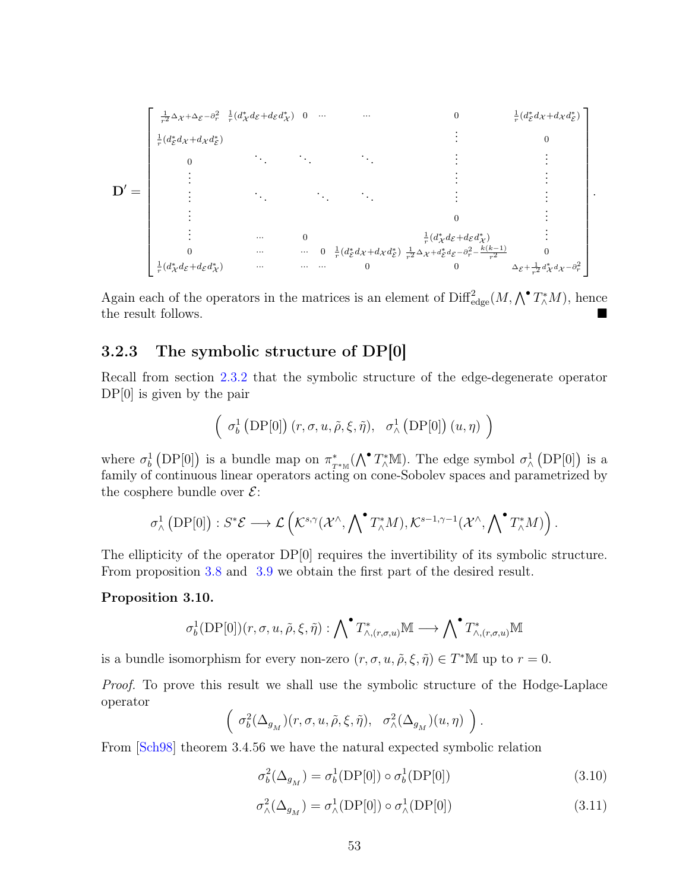$$
\mathbf{D}' = \begin{bmatrix}
\frac{1}{r^2}\Delta_{\mathcal{X}}+\Delta_{\mathcal{E}}-\partial_r^2 & \frac{1}{r}(d^*_{\mathcal{X}}d_{\mathcal{E}}+d_{\mathcal{E}}d^*_{\mathcal{X}}) & 0 & \cdots & \cdots & 0 & \frac{1}{r}(d^*_{\mathcal{E}}d_{\mathcal{X}}+d_{\mathcal{X}}d^*_{\mathcal{E}}) \\
\frac{1}{r}(d^*_{\mathcal{E}}d_{\mathcal{X}}+d_{\mathcal{X}}d^*_{\mathcal{E}}) & & & & & \vdots & 0 \\
0 & \ddots & \ddots & \ddots & & \vdots & \vdots \\
\vdots & & & & & \vdots & \vdots \\
\vdots & \ddots & & \ddots & \ddots & \vdots & \vdots \\
\vdots & & & & & 0 & \vdots \\
\vdots & \cdots & 0 & & & \frac{1}{r}(d^*_{\mathcal{X}}d_{\mathcal{E}}+d_{\mathcal{E}}d^*_{\mathcal{X}}) & \vdots \\
0 & \cdots & \cdots & 0 & \frac{1}{r}(d^*_{\mathcal{E}}d_{\mathcal{X}}+d_{\mathcal{X}}d^*_{\mathcal{E}}) & \frac{1}{r^2}\Delta_{\mathcal{X}}+d^*_{\mathcal{E}}d_{\mathcal{E}}-\partial_r^2-\frac{k(k-1)}{r^2} & 0 \\
\frac{1}{r}(d^*_{\mathcal{X}}d_{\mathcal{E}}+d_{\mathcal{E}}d^*_{\mathcal{X}}) & \cdots & \cdots & \cdots & 0 & 0 & \Delta_{\mathcal{E}}+\frac{1}{r^2}d^*_{\mathcal{X}}d_{\mathcal{X}}-\partial_r^2
\end{bmatrix}.
$$

Again each of the operators in the matrices is an element of $\mathrm{Diff}^2_{\mathrm{edge}}(M, \bigwedge^{\bullet} T^*_{\wedge}M)$, hence the result follows. ∎

### 3.2.3 The symbolic structure of DP[0]

Recall from section 2.3.2 that the symbolic structure of the edge-degenerate operator DP[0] is given by the pair

$$
\left(\ \sigma^1_b\left(\mathrm{DP}[0]\right)(r,\sigma,u,\tilde{\rho},\xi,\tilde{\eta}),\quad \sigma^1_{\wedge}\left(\mathrm{DP}[0]\right)(u,\eta)\ \right)
$$

where $\sigma^1_b\left(\mathrm{DP}[0]\right)$ is a bundle map on $\pi^*_{T^*\mathbb{M}}(\bigwedge^{\bullet} T^*_{\wedge}\mathbb{M})$. The edge symbol $\sigma^1_{\wedge}\left(\mathrm{DP}[0]\right)$ is a family of continuous linear operators acting on cone-Sobolev spaces and parametrized by the cosphere bundle over $\mathcal{E}$:

$$
\sigma^1_{\wedge}\left(\mathrm{DP}[0]\right) : S^*\mathcal{E} \longrightarrow \mathcal{L}\left(\mathcal{K}^{s,\gamma}(\mathcal{X}^{\wedge}, \textstyle\bigwedge^{\bullet} T^*_{\wedge}M), \mathcal{K}^{s-1,\gamma-1}(\mathcal{X}^{\wedge}, \textstyle\bigwedge^{\bullet} T^*_{\wedge}M)\right).
$$

The ellipticity of the operator DP[0] requires the invertibility of its symbolic structure. From proposition 3.8 and 3.9 we obtain the first part of the desired result.

**Proposition 3.10.**

$$
\sigma^1_b(\mathrm{DP}[0])(r,\sigma,u,\tilde{\rho},\xi,\tilde{\eta}) : \textstyle\bigwedge^{\bullet} T^*_{\wedge,(r,\sigma,u)}\mathbb{M} \longrightarrow \textstyle\bigwedge^{\bullet} T^*_{\wedge,(r,\sigma,u)}\mathbb{M}
$$

is a bundle isomorphism for every non-zero $(r,\sigma,u,\tilde{\rho},\xi,\tilde{\eta}) \in T^*\mathbb{M}$ up to $r = 0$.

*Proof.* To prove this result we shall use the symbolic structure of the Hodge-Laplace operator

$$
\left(\ \sigma^2_b(\Delta_{g_M})(r,\sigma,u,\tilde{\rho},\xi,\tilde{\eta}),\quad \sigma^2_{\wedge}(\Delta_{g_M})(u,\eta)\ \right).
$$

From [Sch98] theorem 3.4.56 we have the natural expected symbolic relation

$$
\sigma^2_b(\Delta_{g_M}) = \sigma^1_b(\mathrm{DP}[0]) \circ \sigma^1_b(\mathrm{DP}[0]) \tag{3.10}
$$

$$
\sigma^2_{\wedge}(\Delta_{g_M}) = \sigma^1_{\wedge}(\mathrm{DP}[0]) \circ \sigma^1_{\wedge}(\mathrm{DP}[0]) \tag{3.11}
$$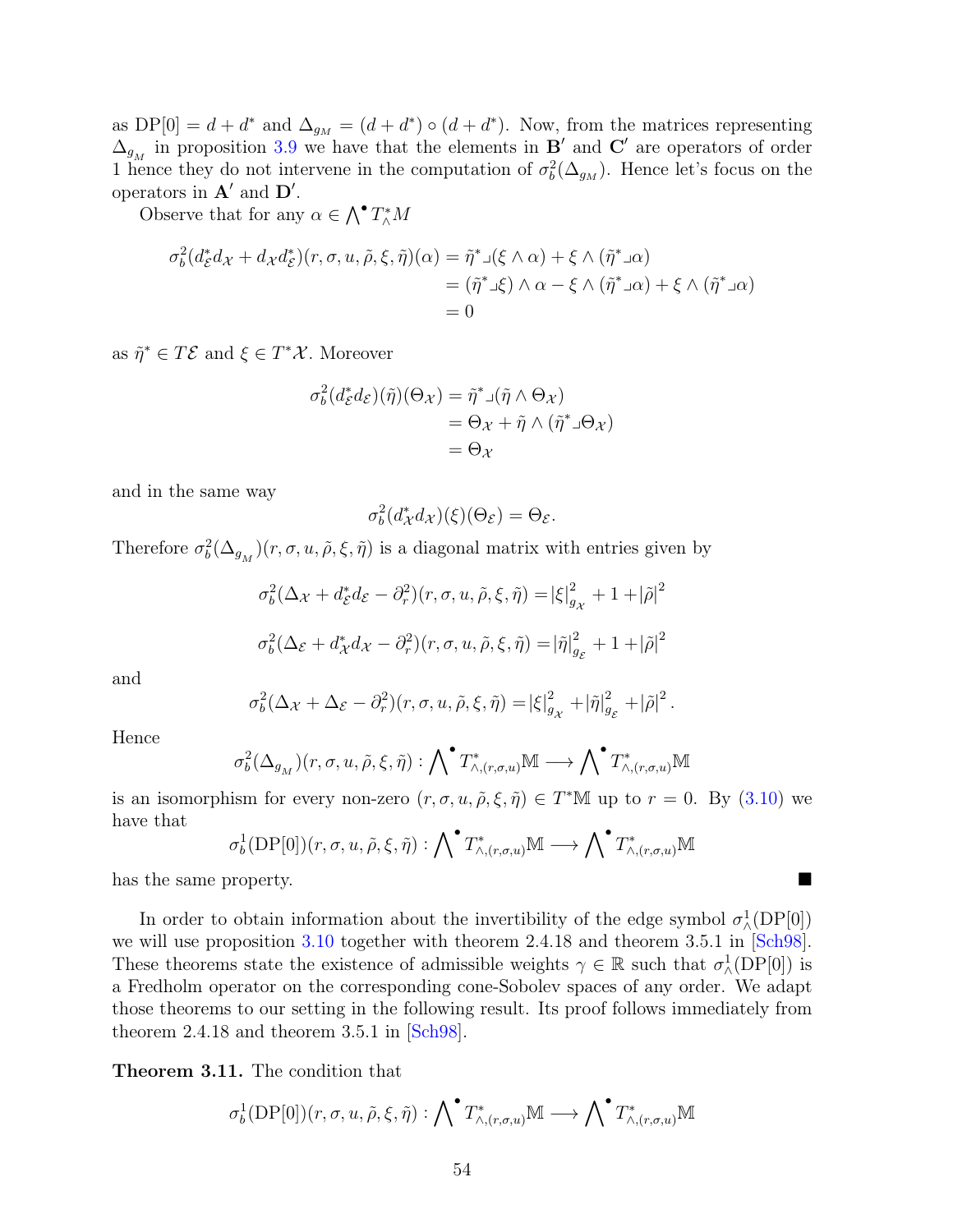as $\mathrm{DP}[0] = d + d^*$ and $\Delta_{g_M} = (d + d^*) \circ (d + d^*)$. Now, from the matrices representing $\Delta_{g_M}$ in proposition 3.9 we have that the elements in $\mathbf{B}'$ and $\mathbf{C}'$ are operators of order 1 hence they do not intervene in the computation of $\sigma_b^2(\Delta_{g_M})$. Hence let's focus on the operators in $\mathbf{A}'$ and $\mathbf{D}'$.

Observe that for any $\alpha \in \bigwedge^\bullet T^*_\wedge M$

$$
\begin{aligned}
\sigma_b^2(d_{\mathcal{E}}^* d_{\mathcal{X}} + d_{\mathcal{X}} d_{\mathcal{E}}^*)(r, \sigma, u, \tilde{\rho}, \xi, \tilde{\eta})(\alpha) &= \tilde{\eta}^* \lrcorner (\xi \wedge \alpha) + \xi \wedge (\tilde{\eta}^* \lrcorner \alpha) \\
&= (\tilde{\eta}^* \lrcorner \xi) \wedge \alpha - \xi \wedge (\tilde{\eta}^* \lrcorner \alpha) + \xi \wedge (\tilde{\eta}^* \lrcorner \alpha) \\
&= 0
\end{aligned}
$$

as $\tilde{\eta}^* \in T\mathcal{E}$ and $\xi \in T^*\mathcal{X}$. Moreover

$$
\begin{aligned}
\sigma_b^2(d_{\mathcal{E}}^* d_{\mathcal{E}})(\tilde{\eta})(\Theta_{\mathcal{X}}) &= \tilde{\eta}^* \lrcorner (\tilde{\eta} \wedge \Theta_{\mathcal{X}}) \\
&= \Theta_{\mathcal{X}} + \tilde{\eta} \wedge (\tilde{\eta}^* \lrcorner \Theta_{\mathcal{X}}) \\
&= \Theta_{\mathcal{X}}
\end{aligned}
$$

and in the same way

$$
\sigma_b^2(d_{\mathcal{X}}^* d_{\mathcal{X}})(\xi)(\Theta_{\mathcal{E}}) = \Theta_{\mathcal{E}}.
$$

Therefore $\sigma_b^2(\Delta_{g_M})(r, \sigma, u, \tilde{\rho}, \xi, \tilde{\eta})$ is a diagonal matrix with entries given by

$$
\sigma_b^2(\Delta_{\mathcal{X}} + d_{\mathcal{E}}^* d_{\mathcal{E}} - \partial_r^2)(r, \sigma, u, \tilde{\rho}, \xi, \tilde{\eta}) = |\xi|^2_{g_{\mathcal{X}}} + 1 + |\tilde{\rho}|^2
$$

$$
\sigma_b^2(\Delta_{\mathcal{E}} + d_{\mathcal{X}}^* d_{\mathcal{X}} - \partial_r^2)(r, \sigma, u, \tilde{\rho}, \xi, \tilde{\eta}) = |\tilde{\eta}|^2_{g_{\mathcal{E}}} + 1 + |\tilde{\rho}|^2
$$

and

$$
\sigma_b^2(\Delta_{\mathcal{X}} + \Delta_{\mathcal{E}} - \partial_r^2)(r, \sigma, u, \tilde{\rho}, \xi, \tilde{\eta}) = |\xi|^2_{g_{\mathcal{X}}} + |\tilde{\eta}|^2_{g_{\mathcal{E}}} + |\tilde{\rho}|^2.
$$

Hence

$$
\sigma_b^2(\Delta_{g_M})(r, \sigma, u, \tilde{\rho}, \xi, \tilde{\eta}) : \bigwedge\nolimits^\bullet T^*_{\wedge,(r,\sigma,u)}\mathbb{M} \longrightarrow \bigwedge\nolimits^\bullet T^*_{\wedge,(r,\sigma,u)}\mathbb{M}
$$

is an isomorphism for every non-zero $(r, \sigma, u, \tilde{\rho}, \xi, \tilde{\eta}) \in T^*\mathbb{M}$ up to $r = 0$. By (3.10) we have that

$$
\sigma_b^1(\mathrm{DP}[0])(r, \sigma, u, \tilde{\rho}, \xi, \tilde{\eta}) : \bigwedge\nolimits^\bullet T^*_{\wedge,(r,\sigma,u)}\mathbb{M} \longrightarrow \bigwedge\nolimits^\bullet T^*_{\wedge,(r,\sigma,u)}\mathbb{M}
$$

has the same property. ■

In order to obtain information about the invertibility of the edge symbol $\sigma_\wedge^1(\mathrm{DP}[0])$ we will use proposition 3.10 together with theorem 2.4.18 and theorem 3.5.1 in [Sch98]. These theorems state the existence of admissible weights $\gamma \in \mathbb{R}$ such that $\sigma_\wedge^1(\mathrm{DP}[0])$ is a Fredholm operator on the corresponding cone-Sobolev spaces of any order. We adapt those theorems to our setting in the following result. Its proof follows immediately from theorem 2.4.18 and theorem 3.5.1 in [Sch98].

**Theorem 3.11.** The condition that

$$
\sigma_b^1(\mathrm{DP}[0])(r, \sigma, u, \tilde{\rho}, \xi, \tilde{\eta}) : \bigwedge\nolimits^\bullet T^*_{\wedge,(r,\sigma,u)}\mathbb{M} \longrightarrow \bigwedge\nolimits^\bullet T^*_{\wedge,(r,\sigma,u)}\mathbb{M}
$$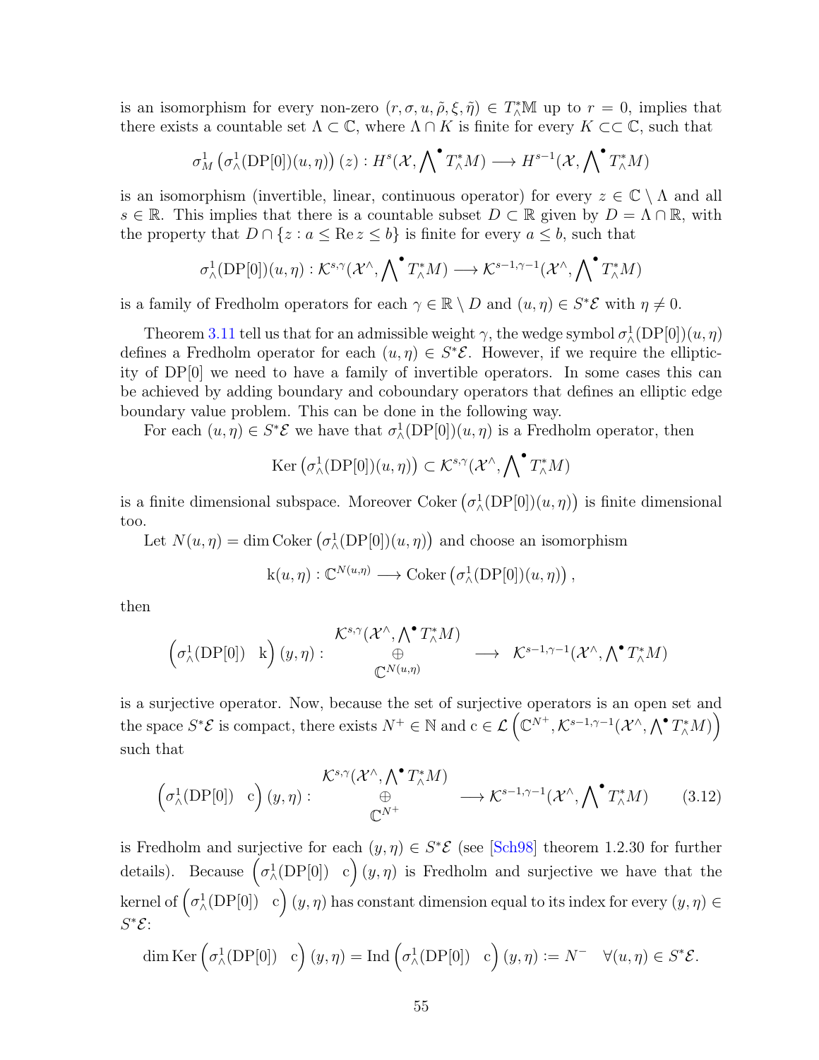is an isomorphism for every non-zero $(r, \sigma, u, \tilde{\rho}, \xi, \tilde{\eta}) \in T^*_\wedge \mathbb{M}$ up to $r = 0$, implies that there exists a countable set $\Lambda \subset \mathbb{C}$, where $\Lambda \cap K$ is finite for every $K \subset\subset \mathbb{C}$, such that

$$\sigma^1_M \left(\sigma^1_\wedge(\mathrm{DP}[0])(u, \eta)\right)(z) : H^s(\mathcal{X}, \bigwedge\nolimits^\bullet T^*_\wedge M) \longrightarrow H^{s-1}(\mathcal{X}, \bigwedge\nolimits^\bullet T^*_\wedge M)$$

is an isomorphism (invertible, linear, continuous operator) for every $z \in \mathbb{C} \setminus \Lambda$ and all $s \in \mathbb{R}$. This implies that there is a countable subset $D \subset \mathbb{R}$ given by $D = \Lambda \cap \mathbb{R}$, with the property that $D \cap \{z : a \leq \operatorname{Re} z \leq b\}$ is finite for every $a \leq b$, such that

$$\sigma^1_\wedge(\mathrm{DP}[0])(u, \eta) : \mathcal{K}^{s,\gamma}(\mathcal{X}^\wedge, \bigwedge\nolimits^\bullet T^*_\wedge M) \longrightarrow \mathcal{K}^{s-1,\gamma-1}(\mathcal{X}^\wedge, \bigwedge\nolimits^\bullet T^*_\wedge M)$$

is a family of Fredholm operators for each $\gamma \in \mathbb{R} \setminus D$ and $(u, \eta) \in S^*\mathcal{E}$ with $\eta \neq 0$.

Theorem 3.11 tell us that for an admissible weight $\gamma$, the wedge symbol $\sigma^1_\wedge(\mathrm{DP}[0])(u, \eta)$ defines a Fredholm operator for each $(u, \eta) \in S^*\mathcal{E}$. However, if we require the ellipticity of $\mathrm{DP}[0]$ we need to have a family of invertible operators. In some cases this can be achieved by adding boundary and coboundary operators that defines an elliptic edge boundary value problem. This can be done in the following way.

For each $(u, \eta) \in S^*\mathcal{E}$ we have that $\sigma^1_\wedge(\mathrm{DP}[0])(u, \eta)$ is a Fredholm operator, then

$$\operatorname{Ker}\left(\sigma^1_\wedge(\mathrm{DP}[0])(u, \eta)\right) \subset \mathcal{K}^{s,\gamma}(\mathcal{X}^\wedge, \bigwedge\nolimits^\bullet T^*_\wedge M)$$

is a finite dimensional subspace. Moreover $\operatorname{Coker}\left(\sigma^1_\wedge(\mathrm{DP}[0])(u, \eta)\right)$ is finite dimensional too.

Let $N(u, \eta) = \dim \operatorname{Coker}\left(\sigma^1_\wedge(\mathrm{DP}[0])(u, \eta)\right)$ and choose an isomorphism

$$\mathrm{k}(u, \eta) : \mathbb{C}^{N(u,\eta)} \longrightarrow \operatorname{Coker}\left(\sigma^1_\wedge(\mathrm{DP}[0])(u, \eta)\right),$$

then

$$\begin{pmatrix} \sigma^1_\wedge(\mathrm{DP}[0]) & \mathrm{k} \end{pmatrix}(y, \eta) : \begin{array}{c} \mathcal{K}^{s,\gamma}(\mathcal{X}^\wedge, \bigwedge^\bullet T^*_\wedge M) \\ \oplus \\ \mathbb{C}^{N(u,\eta)} \end{array} \longrightarrow \mathcal{K}^{s-1,\gamma-1}(\mathcal{X}^\wedge, \bigwedge\nolimits^\bullet T^*_\wedge M)$$

is a surjective operator. Now, because the set of surjective operators is an open set and the space $S^*\mathcal{E}$ is compact, there exists $N^+ \in \mathbb{N}$ and $\mathrm{c} \in \mathcal{L}\left(\mathbb{C}^{N^+}, \mathcal{K}^{s-1,\gamma-1}(\mathcal{X}^\wedge, \bigwedge^\bullet T^*_\wedge M)\right)$ such that

$$\begin{pmatrix} \sigma^1_\wedge(\mathrm{DP}[0]) & \mathrm{c} \end{pmatrix}(y, \eta) : \begin{array}{c} \mathcal{K}^{s,\gamma}(\mathcal{X}^\wedge, \bigwedge^\bullet T^*_\wedge M) \\ \oplus \\ \mathbb{C}^{N^+} \end{array} \longrightarrow \mathcal{K}^{s-1,\gamma-1}(\mathcal{X}^\wedge, \bigwedge\nolimits^\bullet T^*_\wedge M) \tag{3.12}$$

is Fredholm and surjective for each $(y, \eta) \in S^*\mathcal{E}$ (see [Sch98] theorem 1.2.30 for further details). Because $\begin{pmatrix} \sigma^1_\wedge(\mathrm{DP}[0]) & \mathrm{c} \end{pmatrix}(y, \eta)$ is Fredholm and surjective we have that the kernel of $\begin{pmatrix} \sigma^1_\wedge(\mathrm{DP}[0]) & \mathrm{c} \end{pmatrix}(y, \eta)$ has constant dimension equal to its index for every $(y, \eta) \in S^*\mathcal{E}$:

$$\dim \operatorname{Ker}\begin{pmatrix} \sigma^1_\wedge(\mathrm{DP}[0]) & \mathrm{c} \end{pmatrix}(y, \eta) = \operatorname{Ind}\begin{pmatrix} \sigma^1_\wedge(\mathrm{DP}[0]) & \mathrm{c} \end{pmatrix}(y, \eta) := N^- \quad \forall (u, \eta) \in S^*\mathcal{E}.$$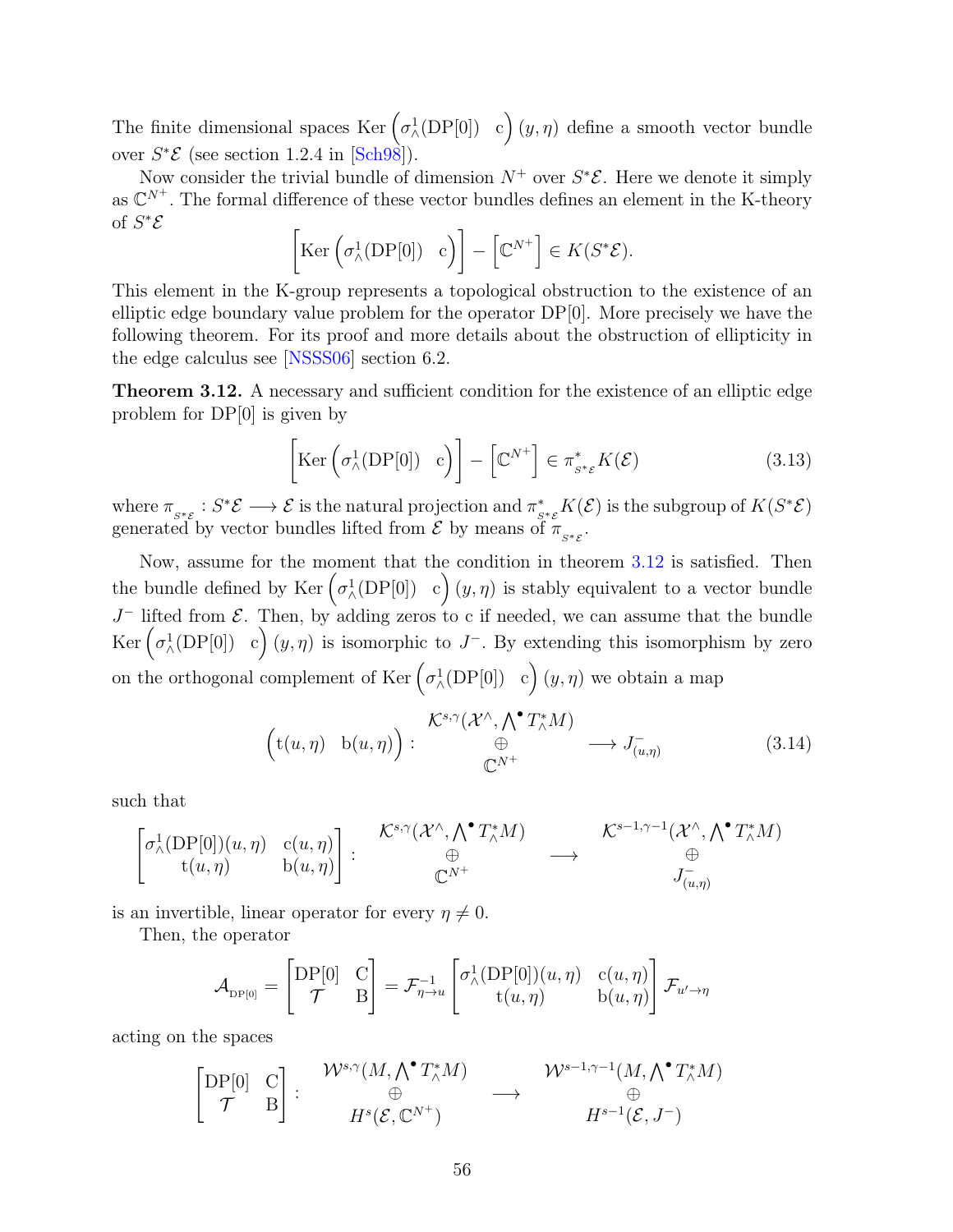The finite dimensional spaces $\operatorname{Ker}\left(\sigma^1_\wedge(\mathrm{DP}[0]) \quad \mathrm{c}\right)(y,\eta)$ define a smooth vector bundle over $S^*\mathcal{E}$ (see section 1.2.4 in [Sch98]).

Now consider the trivial bundle of dimension $N^+$ over $S^*\mathcal{E}$. Here we denote it simply as $\mathbb{C}^{N^+}$. The formal difference of these vector bundles defines an element in the K-theory of $S^*\mathcal{E}$

$$\left[\operatorname{Ker}\left(\sigma^1_\wedge(\mathrm{DP}[0]) \quad \mathrm{c}\right)\right] - \left[\mathbb{C}^{N^+}\right] \in K(S^*\mathcal{E}).$$

This element in the K-group represents a topological obstruction to the existence of an elliptic edge boundary value problem for the operator DP[0]. More precisely we have the following theorem. For its proof and more details about the obstruction of ellipticity in the edge calculus see [NSSS06] section 6.2.

**Theorem 3.12.** A necessary and sufficient condition for the existence of an elliptic edge problem for DP[0] is given by

$$\left[\operatorname{Ker}\left(\sigma^1_\wedge(\mathrm{DP}[0]) \quad \mathrm{c}\right)\right] - \left[\mathbb{C}^{N^+}\right] \in \pi^*_{S^*\mathcal{E}} K(\mathcal{E}) \tag{3.13}$$

where $\pi_{S^*\mathcal{E}} : S^*\mathcal{E} \longrightarrow \mathcal{E}$ is the natural projection and $\pi^*_{S^*\mathcal{E}}K(\mathcal{E})$ is the subgroup of $K(S^*\mathcal{E})$ generated by vector bundles lifted from $\mathcal{E}$ by means of $\pi_{S^*\mathcal{E}}$.

Now, assume for the moment that the condition in theorem 3.12 is satisfied. Then the bundle defined by $\operatorname{Ker}\left(\sigma^1_\wedge(\mathrm{DP}[0]) \quad \mathrm{c}\right)(y,\eta)$ is stably equivalent to a vector bundle $J^-$ lifted from $\mathcal{E}$. Then, by adding zeros to c if needed, we can assume that the bundle $\operatorname{Ker}\left(\sigma^1_\wedge(\mathrm{DP}[0]) \quad \mathrm{c}\right)(y,\eta)$ is isomorphic to $J^-$. By extending this isomorphism by zero on the orthogonal complement of $\operatorname{Ker}\left(\sigma^1_\wedge(\mathrm{DP}[0]) \quad \mathrm{c}\right)(y,\eta)$ we obtain a map

$$\begin{pmatrix} \mathrm{t}(u,\eta) & \mathrm{b}(u,\eta) \end{pmatrix} : \begin{matrix} \mathcal{K}^{s,\gamma}(\mathcal{X}^\wedge, \bigwedge^\bullet T^*_\wedge M) \\ \oplus \\ \mathbb{C}^{N^+} \end{matrix} \longrightarrow J^-_{(u,\eta)} \tag{3.14}$$

such that

$$\begin{bmatrix} \sigma^1_\wedge(\mathrm{DP}[0])(u,\eta) & \mathrm{c}(u,\eta) \\ \mathrm{t}(u,\eta) & \mathrm{b}(u,\eta) \end{bmatrix} : \begin{matrix} \mathcal{K}^{s,\gamma}(\mathcal{X}^\wedge, \bigwedge^\bullet T^*_\wedge M) \\ \oplus \\ \mathbb{C}^{N^+} \end{matrix} \longrightarrow \begin{matrix} \mathcal{K}^{s-1,\gamma-1}(\mathcal{X}^\wedge, \bigwedge^\bullet T^*_\wedge M) \\ \oplus \\ J^-_{(u,\eta)} \end{matrix}$$

is an invertible, linear operator for every $\eta \neq 0$.

Then, the operator

$$\mathcal{A}_{\mathrm{DP}[0]} = \begin{bmatrix} \mathrm{DP}[0] & \mathrm{C} \\ \mathcal{T} & \mathrm{B} \end{bmatrix} = \mathcal{F}^{-1}_{\eta\to u} \begin{bmatrix} \sigma^1_\wedge(\mathrm{DP}[0])(u,\eta) & \mathrm{c}(u,\eta) \\ \mathrm{t}(u,\eta) & \mathrm{b}(u,\eta) \end{bmatrix} \mathcal{F}_{u'\to\eta}$$

acting on the spaces

$$\begin{bmatrix} \mathrm{DP}[0] & \mathrm{C} \\ \mathcal{T} & \mathrm{B} \end{bmatrix} : \begin{matrix} \mathcal{W}^{s,\gamma}(M, \bigwedge^\bullet T^*_\wedge M) \\ \oplus \\ H^s(\mathcal{E}, \mathbb{C}^{N^+}) \end{matrix} \longrightarrow \begin{matrix} \mathcal{W}^{s-1,\gamma-1}(M, \bigwedge^\bullet T^*_\wedge M) \\ \oplus \\ H^{s-1}(\mathcal{E}, J^-) \end{matrix}$$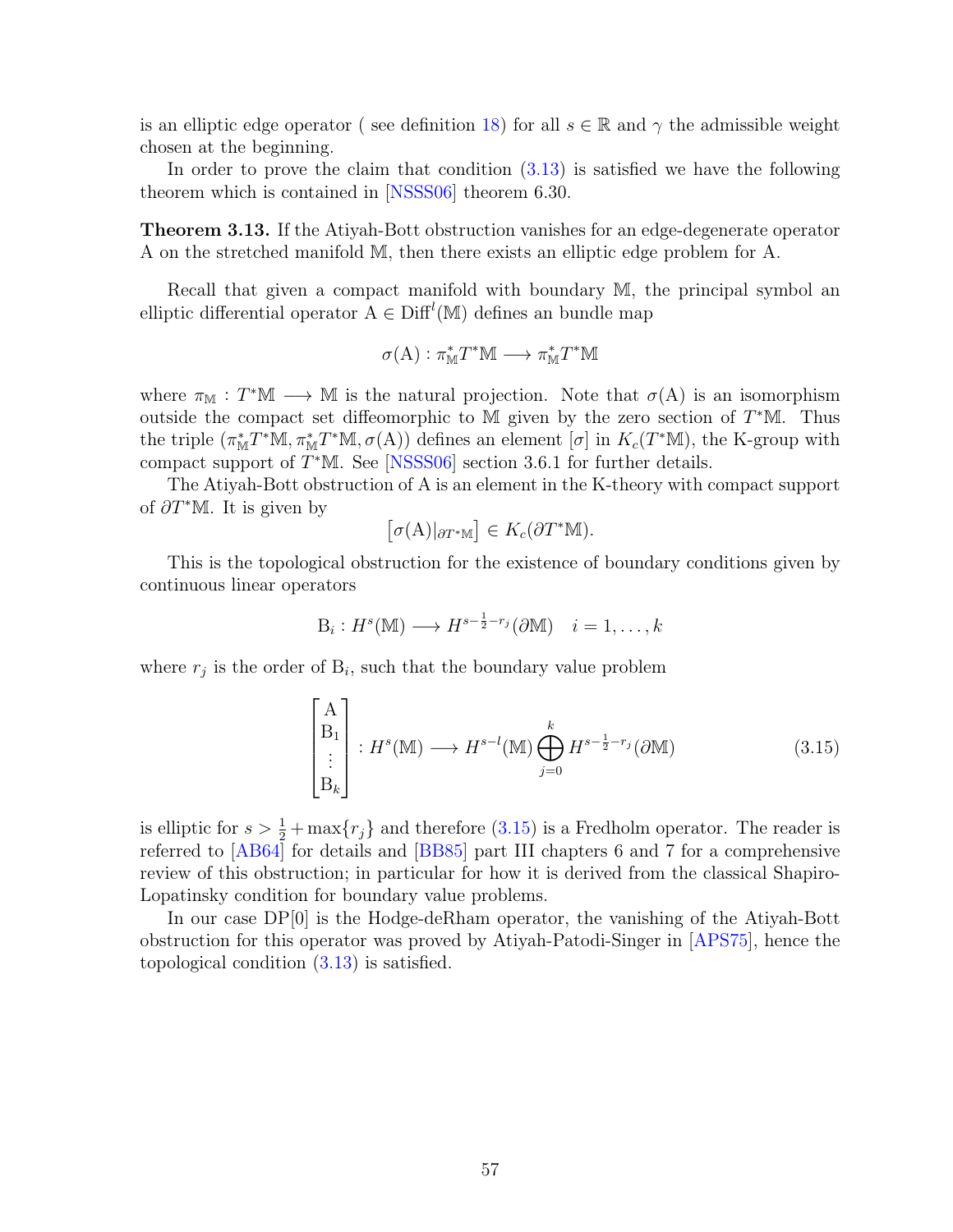is an elliptic edge operator ( see definition 18) for all $s \in \mathbb{R}$ and $\gamma$ the admissible weight chosen at the beginning.

In order to prove the claim that condition (3.13) is satisfied we have the following theorem which is contained in [NSSS06] theorem 6.30.

**Theorem 3.13.** If the Atiyah-Bott obstruction vanishes for an edge-degenerate operator A on the stretched manifold $\mathbb{M}$, then there exists an elliptic edge problem for A.

Recall that given a compact manifold with boundary $\mathbb{M}$, the principal symbol an elliptic differential operator $\mathrm{A} \in \mathrm{Diff}^l(\mathbb{M})$ defines an bundle map

$$\sigma(\mathrm{A}) : \pi_{\mathbb{M}}^* T^*\mathbb{M} \longrightarrow \pi_{\mathbb{M}}^* T^*\mathbb{M}$$

where $\pi_{\mathbb{M}} : T^*\mathbb{M} \longrightarrow \mathbb{M}$ is the natural projection. Note that $\sigma(\mathrm{A})$ is an isomorphism outside the compact set diffeomorphic to $\mathbb{M}$ given by the zero section of $T^*\mathbb{M}$. Thus the triple $(\pi_{\mathbb{M}}^* T^*\mathbb{M}, \pi_{\mathbb{M}}^* T^*\mathbb{M}, \sigma(\mathrm{A}))$ defines an element $[\sigma]$ in $K_c(T^*\mathbb{M})$, the K-group with compact support of $T^*\mathbb{M}$. See [NSSS06] section 3.6.1 for further details.

The Atiyah-Bott obstruction of A is an element in the K-theory with compact support of $\partial T^*\mathbb{M}$. It is given by

$$\left[\sigma(\mathrm{A})|_{\partial T^*\mathbb{M}}\right] \in K_c(\partial T^*\mathbb{M}).$$

This is the topological obstruction for the existence of boundary conditions given by continuous linear operators

$$\mathrm{B}_i : H^s(\mathbb{M}) \longrightarrow H^{s-\frac{1}{2}-r_j}(\partial\mathbb{M}) \quad i = 1, \ldots, k$$

where $r_j$ is the order of $\mathrm{B}_i$, such that the boundary value problem

$$\begin{bmatrix} \mathrm{A} \\ \mathrm{B}_1 \\ \vdots \\ \mathrm{B}_k \end{bmatrix} : H^s(\mathbb{M}) \longrightarrow H^{s-l}(\mathbb{M}) \bigoplus_{j=0}^{k} H^{s-\frac{1}{2}-r_j}(\partial\mathbb{M}) \tag{3.15}$$

is elliptic for $s > \frac{1}{2} + \max\{r_j\}$ and therefore (3.15) is a Fredholm operator. The reader is referred to [AB64] for details and [BB85] part III chapters 6 and 7 for a comprehensive review of this obstruction; in particular for how it is derived from the classical Shapiro-Lopatinsky condition for boundary value problems.

In our case DP[0] is the Hodge-deRham operator, the vanishing of the Atiyah-Bott obstruction for this operator was proved by Atiyah-Patodi-Singer in [APS75], hence the topological condition (3.13) is satisfied.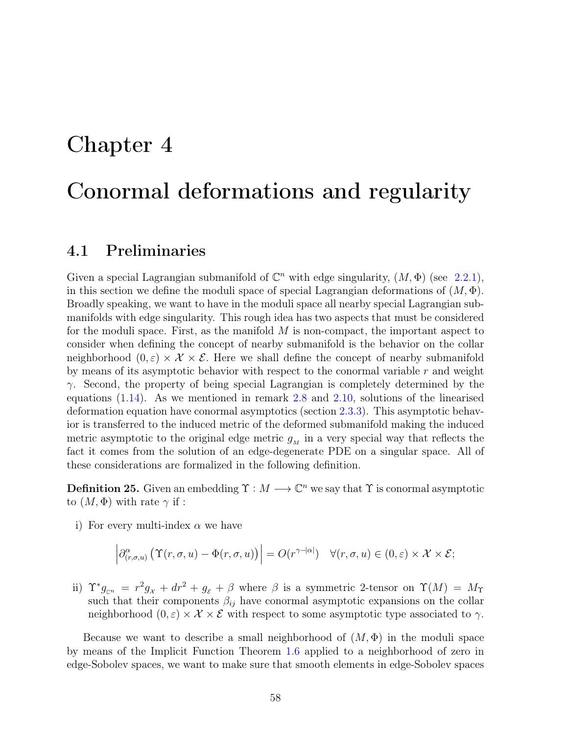# Chapter 4

# Conormal deformations and regularity

## 4.1 Preliminaries

Given a special Lagrangian submanifold of $\mathbb{C}^n$ with edge singularity, $(M, \Phi)$ (see 2.2.1), in this section we define the moduli space of special Lagrangian deformations of $(M, \Phi)$. Broadly speaking, we want to have in the moduli space all nearby special Lagrangian submanifolds with edge singularity. This rough idea has two aspects that must be considered for the moduli space. First, as the manifold $M$ is non-compact, the important aspect to consider when defining the concept of nearby submanifold is the behavior on the collar neighborhood $(0, \varepsilon) \times \mathcal{X} \times \mathcal{E}$. Here we shall define the concept of nearby submanifold by means of its asymptotic behavior with respect to the conormal variable $r$ and weight $\gamma$. Second, the property of being special Lagrangian is completely determined by the equations (1.14). As we mentioned in remark 2.8 and 2.10, solutions of the linearised deformation equation have conormal asymptotics (section 2.3.3). This asymptotic behavior is transferred to the induced metric of the deformed submanifold making the induced metric asymptotic to the original edge metric $g_{_M}$ in a very special way that reflects the fact it comes from the solution of an edge-degenerate PDE on a singular space. All of these considerations are formalized in the following definition.

**Definition 25.** Given an embedding $\Upsilon : M \longrightarrow \mathbb{C}^n$ we say that $\Upsilon$ is conormal asymptotic to $(M, \Phi)$ with rate $\gamma$ if :

i) For every multi-index $\alpha$ we have

$$\left| \partial^{\alpha}_{(r,\sigma,u)} \left( \Upsilon(r, \sigma, u) - \Phi(r, \sigma, u) \right) \right| = O(r^{\gamma - |\alpha|}) \quad \forall (r, \sigma, u) \in (0, \varepsilon) \times \mathcal{X} \times \mathcal{E};$$

ii) $\Upsilon^* g_{_{\mathbb{C}^n}} = r^2 g_{_\mathcal{X}} + dr^2 + g_{_\mathcal{E}} + \beta$ where $\beta$ is a symmetric 2-tensor on $\Upsilon(M) = M_\Upsilon$ such that their components $\beta_{ij}$ have conormal asymptotic expansions on the collar neighborhood $(0, \varepsilon) \times \mathcal{X} \times \mathcal{E}$ with respect to some asymptotic type associated to $\gamma$.

Because we want to describe a small neighborhood of $(M, \Phi)$ in the moduli space by means of the Implicit Function Theorem 1.6 applied to a neighborhood of zero in edge-Sobolev spaces, we want to make sure that smooth elements in edge-Sobolev spaces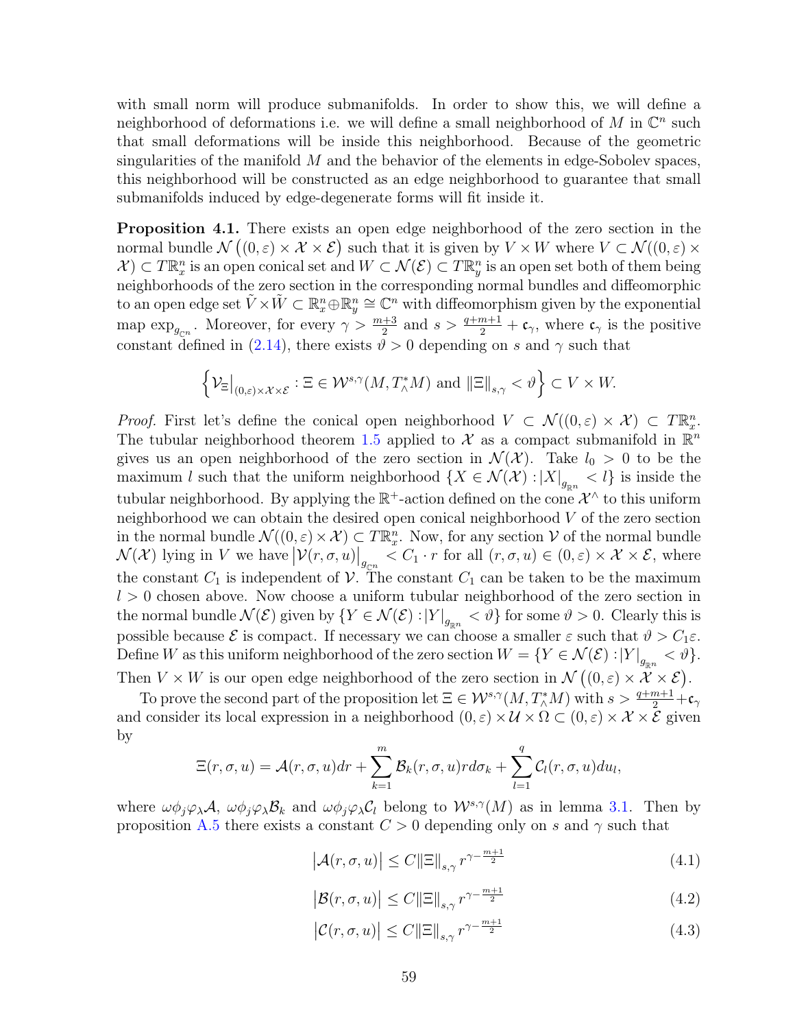with small norm will produce submanifolds. In order to show this, we will define a neighborhood of deformations i.e. we will define a small neighborhood of $M$ in $\mathbb{C}^n$ such that small deformations will be inside this neighborhood. Because of the geometric singularities of the manifold $M$ and the behavior of the elements in edge-Sobolev spaces, this neighborhood will be constructed as an edge neighborhood to guarantee that small submanifolds induced by edge-degenerate forms will fit inside it.

**Proposition 4.1.** There exists an open edge neighborhood of the zero section in the normal bundle $\mathcal{N}\big((0,\varepsilon)\times\mathcal{X}\times\mathcal{E}\big)$ such that it is given by $V\times W$ where $V\subset\mathcal{N}((0,\varepsilon)\times\mathcal{X})\subset T\mathbb{R}^n_x$ is an open conical set and $W\subset\mathcal{N}(\mathcal{E})\subset T\mathbb{R}^n_y$ is an open set both of them being neighborhoods of the zero section in the corresponding normal bundles and diffeomorphic to an open edge set $\tilde{V}\times\tilde{W}\subset\mathbb{R}^n_x\oplus\mathbb{R}^n_y\cong\mathbb{C}^n$ with diffeomorphism given by the exponential map $\exp_{g_{\mathbb{C}^n}}$. Moreover, for every $\gamma>\frac{m+3}{2}$ and $s>\frac{q+m+1}{2}+\mathfrak{c}_\gamma$, where $\mathfrak{c}_\gamma$ is the positive constant defined in (2.14), there exists $\vartheta>0$ depending on $s$ and $\gamma$ such that

$$\Big\{\mathcal{V}_\Xi\big|_{(0,\varepsilon)\times\mathcal{X}\times\mathcal{E}}:\Xi\in\mathcal{W}^{s,\gamma}(M,T^*_\wedge M)\text{ and }\|\Xi\|_{s,\gamma}<\vartheta\Big\}\subset V\times W.$$

*Proof.* First let's define the conical open neighborhood $V\subset\mathcal{N}((0,\varepsilon)\times\mathcal{X})\subset T\mathbb{R}^n_x$. The tubular neighborhood theorem 1.5 applied to $\mathcal{X}$ as a compact submanifold in $\mathbb{R}^n$ gives us an open neighborhood of the zero section in $\mathcal{N}(\mathcal{X})$. Take $l_0>0$ to be the maximum $l$ such that the uniform neighborhood $\{X\in\mathcal{N}(\mathcal{X}):|X|_{g_{\mathbb{R}^n}}<l\}$ is inside the tubular neighborhood. By applying the $\mathbb{R}^+$-action defined on the cone $\mathcal{X}^\wedge$ to this uniform neighborhood we can obtain the desired open conical neighborhood $V$ of the zero section in the normal bundle $\mathcal{N}((0,\varepsilon)\times\mathcal{X})\subset T\mathbb{R}^n_x$. Now, for any section $\mathcal{V}$ of the normal bundle $\mathcal{N}(\mathcal{X})$ lying in $V$ we have $\big|\mathcal{V}(r,\sigma,u)\big|_{g_{\mathbb{C}^n}}<C_1\cdot r$ for all $(r,\sigma,u)\in(0,\varepsilon)\times\mathcal{X}\times\mathcal{E}$, where the constant $C_1$ is independent of $\mathcal{V}$. The constant $C_1$ can be taken to be the maximum $l>0$ chosen above. Now choose a uniform tubular neighborhood of the zero section in the normal bundle $\mathcal{N}(\mathcal{E})$ given by $\{Y\in\mathcal{N}(\mathcal{E}):|Y|_{g_{\mathbb{R}^n}}<\vartheta\}$ for some $\vartheta>0$. Clearly this is possible because $\mathcal{E}$ is compact. If necessary we can choose a smaller $\varepsilon$ such that $\vartheta>C_1\varepsilon$. Define $W$ as this uniform neighborhood of the zero section $W=\{Y\in\mathcal{N}(\mathcal{E}):|Y|_{g_{\mathbb{R}^n}}<\vartheta\}$. Then $V\times W$ is our open edge neighborhood of the zero section in $\mathcal{N}\big((0,\varepsilon)\times\mathcal{X}\times\mathcal{E}\big)$.

To prove the second part of the proposition let $\Xi\in\mathcal{W}^{s,\gamma}(M,T^*_\wedge M)$ with $s>\frac{q+m+1}{2}+\mathfrak{c}_\gamma$ and consider its local expression in a neighborhood $(0,\varepsilon)\times\mathcal{U}\times\Omega\subset(0,\varepsilon)\times\mathcal{X}\times\mathcal{E}$ given by

$$\Xi(r,\sigma,u)=\mathcal{A}(r,\sigma,u)dr+\sum_{k=1}^{m}\mathcal{B}_k(r,\sigma,u)rd\sigma_k+\sum_{l=1}^{q}\mathcal{C}_l(r,\sigma,u)du_l,$$

where $\omega\phi_j\varphi_\lambda\mathcal{A}$, $\omega\phi_j\varphi_\lambda\mathcal{B}_k$ and $\omega\phi_j\varphi_\lambda\mathcal{C}_l$ belong to $\mathcal{W}^{s,\gamma}(M)$ as in lemma 3.1. Then by proposition A.5 there exists a constant $C>0$ depending only on $s$ and $\gamma$ such that

$$\big|\mathcal{A}(r,\sigma,u)\big|\le C\|\Xi\|_{s,\gamma}\,r^{\gamma-\frac{m+1}{2}}\tag{4.1}$$

$$\big|\mathcal{B}(r,\sigma,u)\big|\le C\|\Xi\|_{s,\gamma}\,r^{\gamma-\frac{m+1}{2}}\tag{4.2}$$

$$\big|\mathcal{C}(r,\sigma,u)\big|\le C\|\Xi\|_{s,\gamma}\,r^{\gamma-\frac{m+1}{2}}\tag{4.3}$$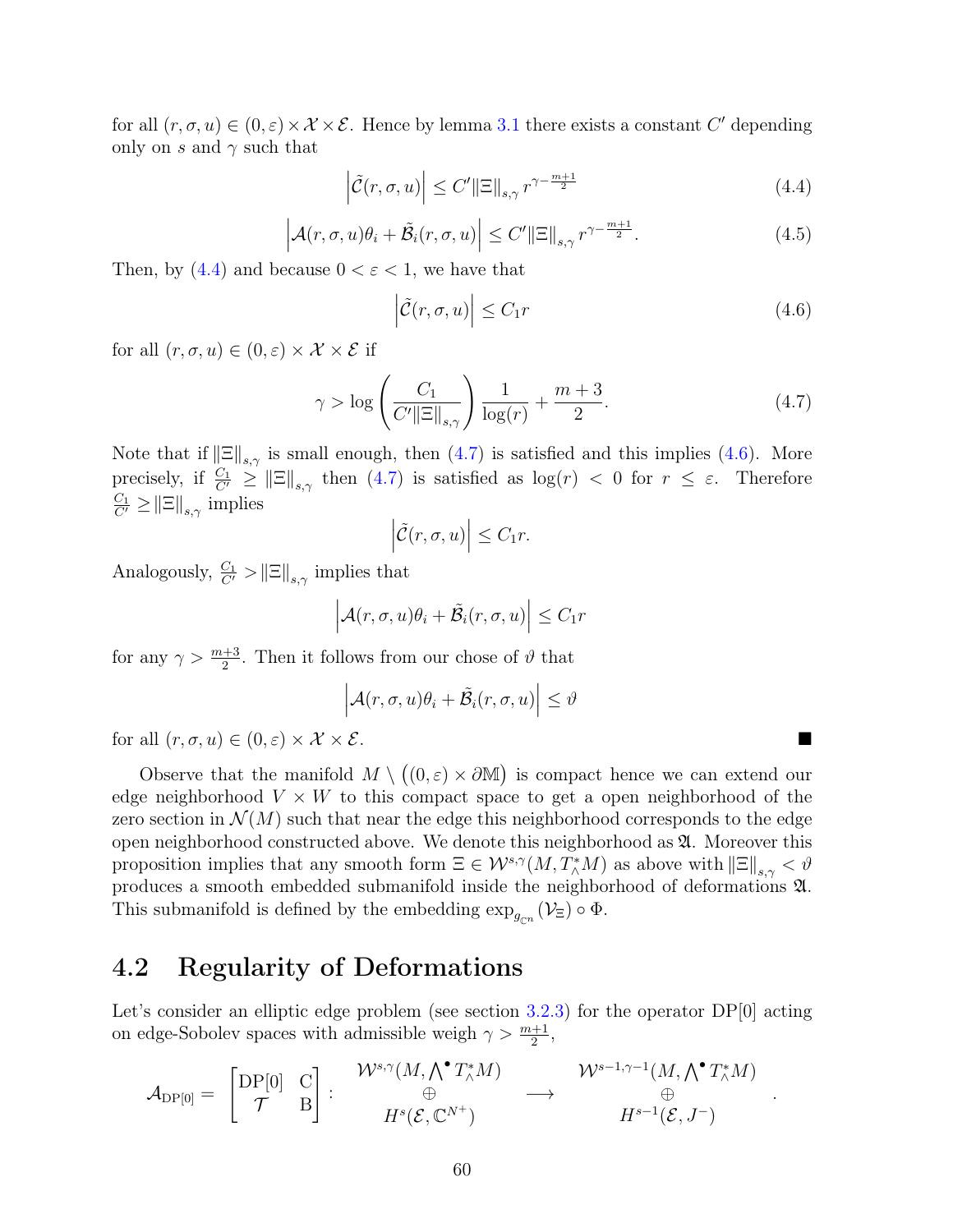for all $(r, \sigma, u) \in (0, \varepsilon) \times \mathcal{X} \times \mathcal{E}$. Hence by lemma 3.1 there exists a constant $C'$ depending only on $s$ and $\gamma$ such that

$$\left|\tilde{\mathcal{C}}(r, \sigma, u)\right| \leq C' \|\Xi\|_{s,\gamma} r^{\gamma - \frac{m+1}{2}} \tag{4.4}$$

$$\left|\mathcal{A}(r, \sigma, u)\theta_i + \tilde{\mathcal{B}}_i(r, \sigma, u)\right| \leq C' \|\Xi\|_{s,\gamma} r^{\gamma - \frac{m+1}{2}}. \tag{4.5}$$

Then, by (4.4) and because $0 < \varepsilon < 1$, we have that

$$\left|\tilde{\mathcal{C}}(r, \sigma, u)\right| \leq C_1 r \tag{4.6}$$

for all $(r, \sigma, u) \in (0, \varepsilon) \times \mathcal{X} \times \mathcal{E}$ if

$$\gamma > \log\left(\frac{C_1}{C' \|\Xi\|_{s,\gamma}}\right) \frac{1}{\log(r)} + \frac{m+3}{2}. \tag{4.7}$$

Note that if $\|\Xi\|_{s,\gamma}$ is small enough, then (4.7) is satisfied and this implies (4.6). More precisely, if $\frac{C_1}{C'} \geq \|\Xi\|_{s,\gamma}$ then (4.7) is satisfied as $\log(r) < 0$ for $r \leq \varepsilon$. Therefore $\frac{C_1}{C'} \geq \|\Xi\|_{s,\gamma}$ implies

$$\left|\tilde{\mathcal{C}}(r, \sigma, u)\right| \leq C_1 r.$$

Analogously, $\frac{C_1}{C'} > \|\Xi\|_{s,\gamma}$ implies that

$$\left|\mathcal{A}(r, \sigma, u)\theta_i + \tilde{\mathcal{B}}_i(r, \sigma, u)\right| \leq C_1 r$$

for any $\gamma > \frac{m+3}{2}$. Then it follows from our chose of $\vartheta$ that

$$\left|\mathcal{A}(r, \sigma, u)\theta_i + \tilde{\mathcal{B}}_i(r, \sigma, u)\right| \leq \vartheta$$

for all $(r, \sigma, u) \in (0, \varepsilon) \times \mathcal{X} \times \mathcal{E}$. ■

Observe that the manifold $M \setminus \big((0, \varepsilon) \times \partial\mathbb{M}\big)$ is compact hence we can extend our edge neighborhood $V \times W$ to this compact space to get a open neighborhood of the zero section in $\mathcal{N}(M)$ such that near the edge this neighborhood corresponds to the edge open neighborhood constructed above. We denote this neighborhood as $\mathfrak{A}$. Moreover this proposition implies that any smooth form $\Xi \in \mathcal{W}^{s,\gamma}(M, T^*_\wedge M)$ as above with $\|\Xi\|_{s,\gamma} < \vartheta$ produces a smooth embedded submanifold inside the neighborhood of deformations $\mathfrak{A}$. This submanifold is defined by the embedding $\exp_{g_{\mathbb{C}^n}}(\mathcal{V}_\Xi) \circ \Phi$.

## 4.2 Regularity of Deformations

Let's consider an elliptic edge problem (see section 3.2.3) for the operator DP[0] acting on edge-Sobolev spaces with admissible weigh $\gamma > \frac{m+1}{2}$,

$$\mathcal{A}_{\mathrm{DP}[0]} = \begin{bmatrix} \mathrm{DP}[0] & \mathrm{C} \\ \mathcal{T} & \mathrm{B} \end{bmatrix} : \begin{array}{c} \mathcal{W}^{s,\gamma}(M, \bigwedge^\bullet T^*_\wedge M) \\ \oplus \\ H^s(\mathcal{E}, \mathbb{C}^{N^+}) \end{array} \longrightarrow \begin{array}{c} \mathcal{W}^{s-1,\gamma-1}(M, \bigwedge^\bullet T^*_\wedge M) \\ \oplus \\ H^{s-1}(\mathcal{E}, J^-) \end{array}.$$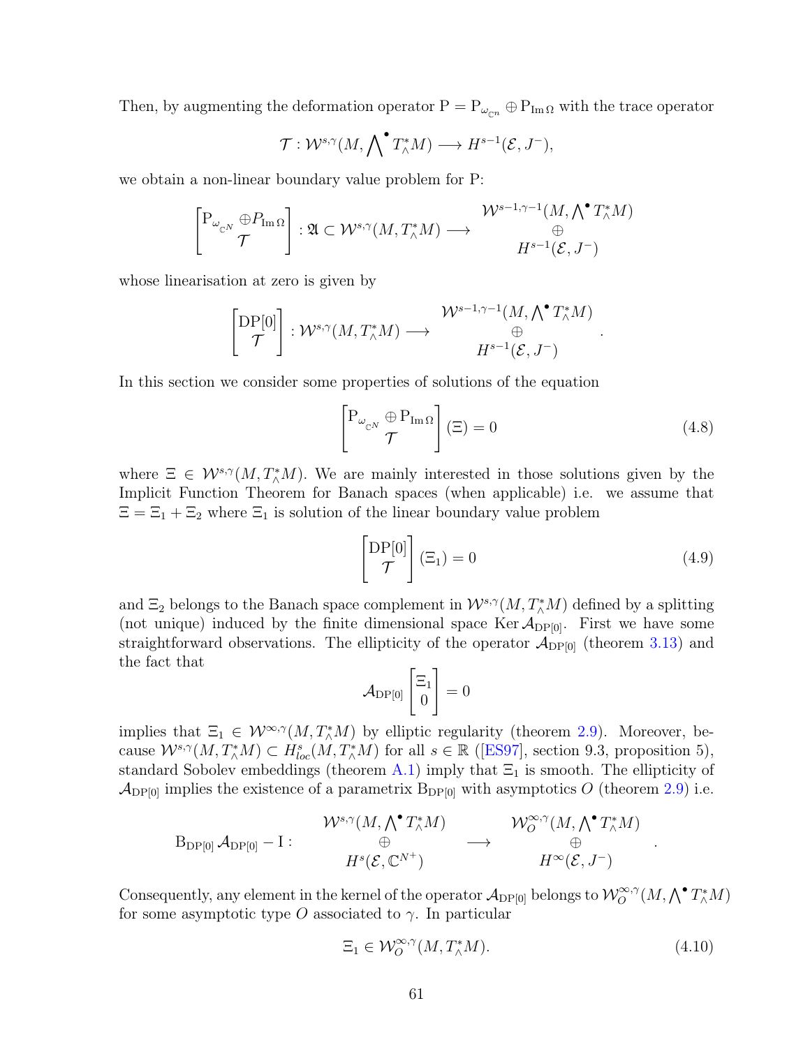Then, by augmenting the deformation operator $\mathrm{P} = \mathrm{P}_{\omega_{\mathbb{C}^n}} \oplus \mathrm{P}_{\operatorname{Im}\Omega}$ with the trace operator

$$\mathcal{T} : \mathcal{W}^{s,\gamma}(M, \bigwedge\nolimits^{\bullet} T^*_\wedge M) \longrightarrow H^{s-1}(\mathcal{E}, J^-),$$

we obtain a non-linear boundary value problem for P:

$$\begin{bmatrix} \mathrm{P}_{\omega_{\mathbb{C}^N}} \oplus P_{\operatorname{Im}\Omega} \\ \mathcal{T} \end{bmatrix} : \mathfrak{A} \subset \mathcal{W}^{s,\gamma}(M, T^*_\wedge M) \longrightarrow \begin{matrix} \mathcal{W}^{s-1,\gamma-1}(M, \bigwedge^{\bullet} T^*_\wedge M) \\ \oplus \\ H^{s-1}(\mathcal{E}, J^-) \end{matrix}$$

whose linearisation at zero is given by

$$\begin{bmatrix} \mathrm{DP}[0] \\ \mathcal{T} \end{bmatrix} : \mathcal{W}^{s,\gamma}(M, T^*_\wedge M) \longrightarrow \begin{matrix} \mathcal{W}^{s-1,\gamma-1}(M, \bigwedge^{\bullet} T^*_\wedge M) \\ \oplus \\ H^{s-1}(\mathcal{E}, J^-) \end{matrix}.$$

In this section we consider some properties of solutions of the equation

$$\begin{bmatrix} \mathrm{P}_{\omega_{\mathbb{C}^N}} \oplus \mathrm{P}_{\operatorname{Im}\Omega} \\ \mathcal{T} \end{bmatrix} (\Xi) = 0 \tag{4.8}$$

where $\Xi \in \mathcal{W}^{s,\gamma}(M, T^*_\wedge M)$. We are mainly interested in those solutions given by the Implicit Function Theorem for Banach spaces (when applicable) i.e. we assume that $\Xi = \Xi_1 + \Xi_2$ where $\Xi_1$ is solution of the linear boundary value problem

$$\begin{bmatrix} \mathrm{DP}[0] \\ \mathcal{T} \end{bmatrix} (\Xi_1) = 0 \tag{4.9}$$

and $\Xi_2$ belongs to the Banach space complement in $\mathcal{W}^{s,\gamma}(M, T^*_\wedge M)$ defined by a splitting (not unique) induced by the finite dimensional space $\operatorname{Ker} \mathcal{A}_{\mathrm{DP}[0]}$. First we have some straightforward observations. The ellipticity of the operator $\mathcal{A}_{\mathrm{DP}[0]}$ (theorem 3.13) and the fact that

$$\mathcal{A}_{\mathrm{DP}[0]} \begin{bmatrix} \Xi_1 \\ 0 \end{bmatrix} = 0$$

implies that $\Xi_1 \in \mathcal{W}^{\infty,\gamma}(M, T^*_\wedge M)$ by elliptic regularity (theorem 2.9). Moreover, because $\mathcal{W}^{s,\gamma}(M, T^*_\wedge M) \subset H^s_{loc}(M, T^*_\wedge M)$ for all $s \in \mathbb{R}$ ([ES97], section 9.3, proposition 5), standard Sobolev embeddings (theorem A.1) imply that $\Xi_1$ is smooth. The ellipticity of $\mathcal{A}_{\mathrm{DP}[0]}$ implies the existence of a parametrix $\mathrm{B}_{\mathrm{DP}[0]}$ with asymptotics $O$ (theorem 2.9) i.e.

$$\mathrm{B}_{\mathrm{DP}[0]}\, \mathcal{A}_{\mathrm{DP}[0]} - \mathrm{I} : \begin{matrix} \mathcal{W}^{s,\gamma}(M, \bigwedge^{\bullet} T^*_\wedge M) \\ \oplus \\ H^s(\mathcal{E}, \mathbb{C}^{N^+}) \end{matrix} \longrightarrow \begin{matrix} \mathcal{W}^{\infty,\gamma}_O(M, \bigwedge^{\bullet} T^*_\wedge M) \\ \oplus \\ H^\infty(\mathcal{E}, J^-) \end{matrix}.$$

Consequently, any element in the kernel of the operator $\mathcal{A}_{\mathrm{DP}[0]}$ belongs to $\mathcal{W}^{\infty,\gamma}_O(M, \bigwedge^{\bullet} T^*_\wedge M)$ for some asymptotic type $O$ associated to $\gamma$. In particular

$$\Xi_1 \in \mathcal{W}^{\infty,\gamma}_O(M, T^*_\wedge M). \tag{4.10}$$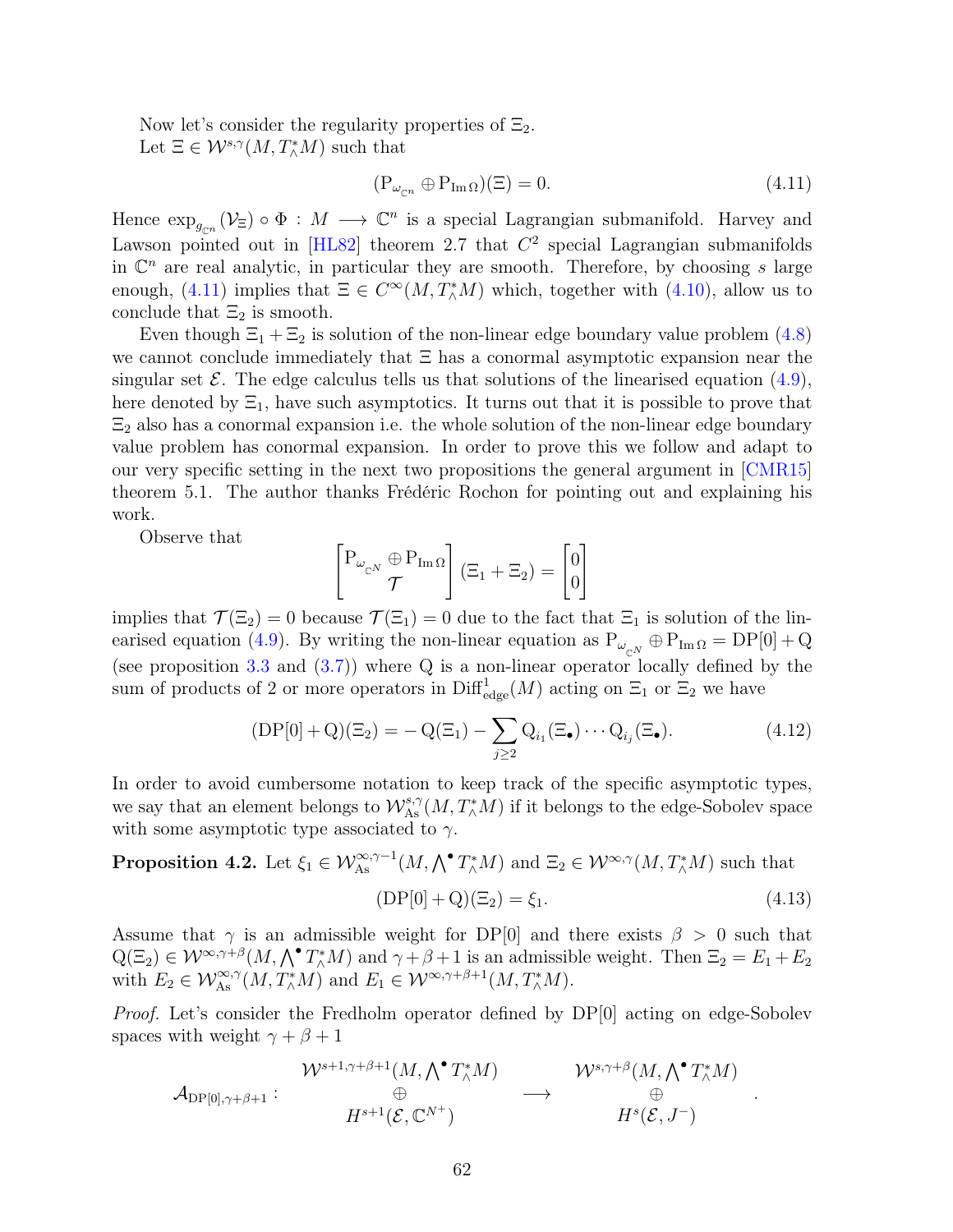Now let's consider the regularity properties of $\Xi_2$.

Let $\Xi \in \mathcal{W}^{s,\gamma}(M, T^*_\wedge M)$ such that

$$(\mathrm{P}_{\omega_{\mathbb{C}^n}} \oplus \mathrm{P}_{\mathrm{Im}\,\Omega})(\Xi) = 0. \tag{4.11}$$

Hence $\exp_{g_{\mathbb{C}^n}}(\mathcal{V}_\Xi) \circ \Phi : M \longrightarrow \mathbb{C}^n$ is a special Lagrangian submanifold. Harvey and Lawson pointed out in [HL82] theorem 2.7 that $C^2$ special Lagrangian submanifolds in $\mathbb{C}^n$ are real analytic, in particular they are smooth. Therefore, by choosing $s$ large enough, (4.11) implies that $\Xi \in C^\infty(M, T^*_\wedge M)$ which, together with (4.10), allow us to conclude that $\Xi_2$ is smooth.

Even though $\Xi_1 + \Xi_2$ is solution of the non-linear edge boundary value problem (4.8) we cannot conclude immediately that $\Xi$ has a conormal asymptotic expansion near the singular set $\mathcal{E}$. The edge calculus tells us that solutions of the linearised equation (4.9), here denoted by $\Xi_1$, have such asymptotics. It turns out that it is possible to prove that $\Xi_2$ also has a conormal expansion i.e. the whole solution of the non-linear edge boundary value problem has conormal expansion. In order to prove this we follow and adapt to our very specific setting in the next two propositions the general argument in [CMR15] theorem 5.1. The author thanks Frédéric Rochon for pointing out and explaining his work.

Observe that

$$\begin{bmatrix} \mathrm{P}_{\omega_{\mathbb{C}^N}} \oplus \mathrm{P}_{\mathrm{Im}\,\Omega} \\ \mathcal{T} \end{bmatrix} (\Xi_1 + \Xi_2) = \begin{bmatrix} 0 \\ 0 \end{bmatrix}$$

implies that $\mathcal{T}(\Xi_2) = 0$ because $\mathcal{T}(\Xi_1) = 0$ due to the fact that $\Xi_1$ is solution of the linearised equation (4.9). By writing the non-linear equation as $\mathrm{P}_{\omega_{\mathbb{C}^N}} \oplus \mathrm{P}_{\mathrm{Im}\,\Omega} = \mathrm{DP}[0] + \mathrm{Q}$ (see proposition 3.3 and (3.7)) where $\mathrm{Q}$ is a non-linear operator locally defined by the sum of products of 2 or more operators in $\mathrm{Diff}^1_{\mathrm{edge}}(M)$ acting on $\Xi_1$ or $\Xi_2$ we have

$$(\mathrm{DP}[0] + \mathrm{Q})(\Xi_2) = -\mathrm{Q}(\Xi_1) - \sum_{j \geq 2} \mathrm{Q}_{i_1}(\Xi_\bullet) \cdots \mathrm{Q}_{i_j}(\Xi_\bullet). \tag{4.12}$$

In order to avoid cumbersome notation to keep track of the specific asymptotic types, we say that an element belongs to $\mathcal{W}^{s,\gamma}_{\mathrm{As}}(M, T^*_\wedge M)$ if it belongs to the edge-Sobolev space with some asymptotic type associated to $\gamma$.

**Proposition 4.2.** *Let $\xi_1 \in \mathcal{W}^{\infty,\gamma-1}_{\mathrm{As}}(M, \bigwedge^\bullet T^*_\wedge M)$ and $\Xi_2 \in \mathcal{W}^{\infty,\gamma}(M, T^*_\wedge M)$ such that*

$$(\mathrm{DP}[0] + \mathrm{Q})(\Xi_2) = \xi_1. \tag{4.13}$$

*Assume that $\gamma$ is an admissible weight for $\mathrm{DP}[0]$ and there exists $\beta > 0$ such that $\mathrm{Q}(\Xi_2) \in \mathcal{W}^{\infty,\gamma+\beta}(M, \bigwedge^\bullet T^*_\wedge M)$ and $\gamma + \beta + 1$ is an admissible weight. Then $\Xi_2 = E_1 + E_2$ with $E_2 \in \mathcal{W}^{\infty,\gamma}_{\mathrm{As}}(M, T^*_\wedge M)$ and $E_1 \in \mathcal{W}^{\infty,\gamma+\beta+1}(M, T^*_\wedge M)$.*

*Proof.* Let's consider the Fredholm operator defined by $\mathrm{DP}[0]$ acting on edge-Sobolev spaces with weight $\gamma + \beta + 1$

$$\mathcal{A}_{\mathrm{DP}[0],\gamma+\beta+1} : \begin{matrix} \mathcal{W}^{s+1,\gamma+\beta+1}(M, \bigwedge^\bullet T^*_\wedge M) \\ \oplus \\ H^{s+1}(\mathcal{E}, \mathbb{C}^{N^+}) \end{matrix} \longrightarrow \begin{matrix} \mathcal{W}^{s,\gamma+\beta}(M, \bigwedge^\bullet T^*_\wedge M) \\ \oplus \\ H^s(\mathcal{E}, J^-) \end{matrix}.$$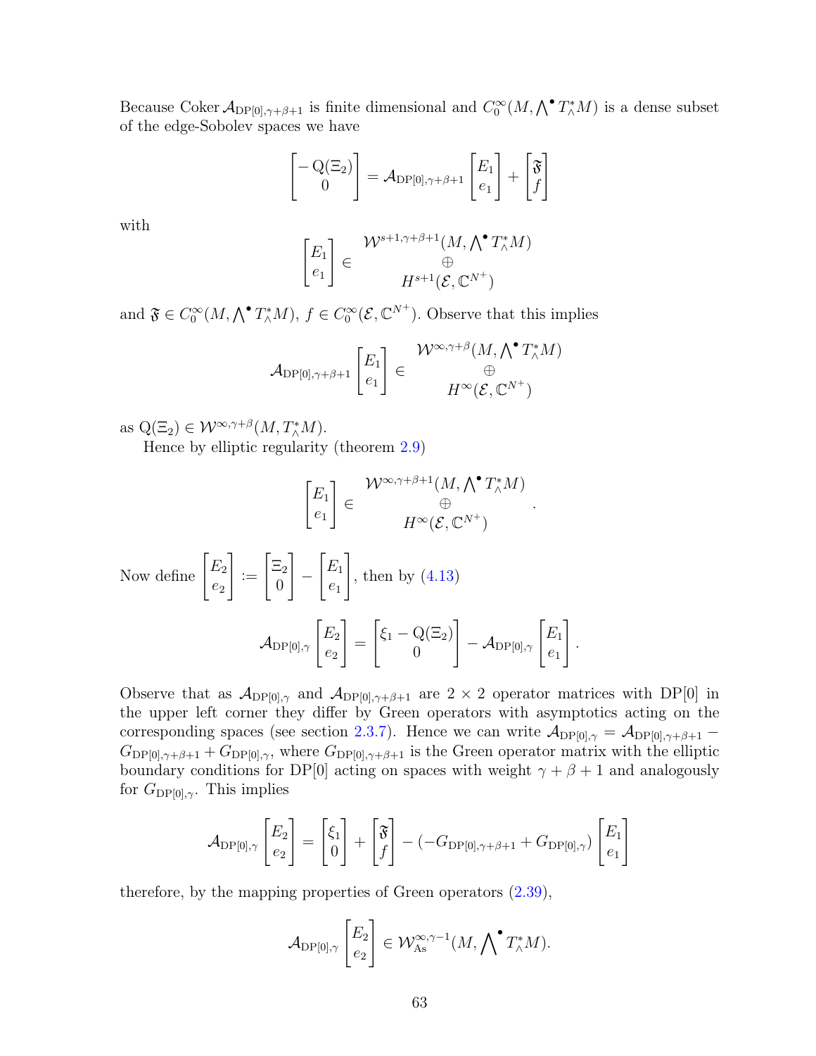Because $\operatorname{Coker} \mathcal{A}_{\mathrm{DP}[0],\gamma+\beta+1}$ is finite dimensional and $C_0^\infty(M, \bigwedge^\bullet T^*_\wedge M)$ is a dense subset of the edge-Sobolev spaces we have

$$\begin{bmatrix} -\operatorname{Q}(\Xi_2) \\ 0 \end{bmatrix} = \mathcal{A}_{\mathrm{DP}[0],\gamma+\beta+1} \begin{bmatrix} E_1 \\ e_1 \end{bmatrix} + \begin{bmatrix} \mathfrak{F} \\ f \end{bmatrix}$$

with

$$\begin{bmatrix} E_1 \\ e_1 \end{bmatrix} \in \begin{matrix} \mathcal{W}^{s+1,\gamma+\beta+1}(M, \bigwedge^\bullet T^*_\wedge M) \\ \oplus \\ H^{s+1}(\mathcal{E}, \mathbb{C}^{N^+}) \end{matrix}$$

and $\mathfrak{F} \in C_0^\infty(M, \bigwedge^\bullet T^*_\wedge M)$, $f \in C_0^\infty(\mathcal{E}, \mathbb{C}^{N^+})$. Observe that this implies

$$\mathcal{A}_{\mathrm{DP}[0],\gamma+\beta+1} \begin{bmatrix} E_1 \\ e_1 \end{bmatrix} \in \begin{matrix} \mathcal{W}^{\infty,\gamma+\beta}(M, \bigwedge^\bullet T^*_\wedge M) \\ \oplus \\ H^{\infty}(\mathcal{E}, \mathbb{C}^{N^+}) \end{matrix}$$

as $\operatorname{Q}(\Xi_2) \in \mathcal{W}^{\infty,\gamma+\beta}(M, T^*_\wedge M)$.

Hence by elliptic regularity (theorem 2.9)

$$\begin{bmatrix} E_1 \\ e_1 \end{bmatrix} \in \begin{matrix} \mathcal{W}^{\infty,\gamma+\beta+1}(M, \bigwedge^\bullet T^*_\wedge M) \\ \oplus \\ H^{\infty}(\mathcal{E}, \mathbb{C}^{N^+}) \end{matrix}.$$

Now define $\begin{bmatrix} E_2 \\ e_2 \end{bmatrix} := \begin{bmatrix} \Xi_2 \\ 0 \end{bmatrix} - \begin{bmatrix} E_1 \\ e_1 \end{bmatrix}$, then by (4.13)

$$\mathcal{A}_{\mathrm{DP}[0],\gamma} \begin{bmatrix} E_2 \\ e_2 \end{bmatrix} = \begin{bmatrix} \xi_1 - \operatorname{Q}(\Xi_2) \\ 0 \end{bmatrix} - \mathcal{A}_{\mathrm{DP}[0],\gamma} \begin{bmatrix} E_1 \\ e_1 \end{bmatrix}.$$

Observe that as $\mathcal{A}_{\mathrm{DP}[0],\gamma}$ and $\mathcal{A}_{\mathrm{DP}[0],\gamma+\beta+1}$ are $2 \times 2$ operator matrices with DP[0] in the upper left corner they differ by Green operators with asymptotics acting on the corresponding spaces (see section 2.3.7). Hence we can write $\mathcal{A}_{\mathrm{DP}[0],\gamma} = \mathcal{A}_{\mathrm{DP}[0],\gamma+\beta+1} - G_{\mathrm{DP}[0],\gamma+\beta+1} + G_{\mathrm{DP}[0],\gamma}$, where $G_{\mathrm{DP}[0],\gamma+\beta+1}$ is the Green operator matrix with the elliptic boundary conditions for DP[0] acting on spaces with weight $\gamma + \beta + 1$ and analogously for $G_{\mathrm{DP}[0],\gamma}$. This implies

$$\mathcal{A}_{\mathrm{DP}[0],\gamma} \begin{bmatrix} E_2 \\ e_2 \end{bmatrix} = \begin{bmatrix} \xi_1 \\ 0 \end{bmatrix} + \begin{bmatrix} \mathfrak{F} \\ f \end{bmatrix} - (-G_{\mathrm{DP}[0],\gamma+\beta+1} + G_{\mathrm{DP}[0],\gamma}) \begin{bmatrix} E_1 \\ e_1 \end{bmatrix}$$

therefore, by the mapping properties of Green operators (2.39),

$$\mathcal{A}_{\mathrm{DP}[0],\gamma} \begin{bmatrix} E_2 \\ e_2 \end{bmatrix} \in \mathcal{W}^{\infty,\gamma-1}_{\mathrm{As}}(M, \bigwedge\nolimits^\bullet T^*_\wedge M).$$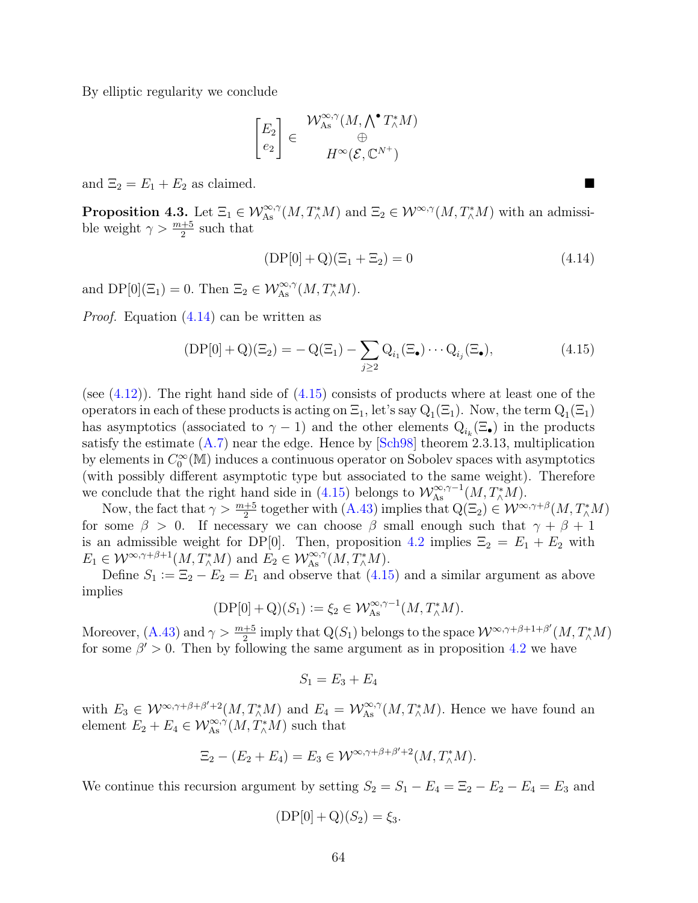By elliptic regularity we conclude

$$\begin{bmatrix} E_2 \\ e_2 \end{bmatrix} \in \begin{array}{c} \mathcal{W}^{\infty,\gamma}_{\mathrm{As}}(M, \bigwedge^{\bullet} T^*_{\wedge}M) \\ \oplus \\ H^{\infty}(\mathcal{E}, \mathbb{C}^{N^+}) \end{array}$$

and $\Xi_2 = E_1 + E_2$ as claimed. ∎

**Proposition 4.3.** Let $\Xi_1 \in \mathcal{W}^{\infty,\gamma}_{\mathrm{As}}(M, T^*_{\wedge}M)$ and $\Xi_2 \in \mathcal{W}^{\infty,\gamma}(M, T^*_{\wedge}M)$ with an admissible weight $\gamma > \frac{m+5}{2}$ such that

$$(\mathrm{DP}[0] + \mathrm{Q})(\Xi_1 + \Xi_2) = 0 \tag{4.14}$$

and $\mathrm{DP}[0](\Xi_1) = 0$. Then $\Xi_2 \in \mathcal{W}^{\infty,\gamma}_{\mathrm{As}}(M, T^*_{\wedge}M)$.

*Proof.* Equation (4.14) can be written as

$$(\mathrm{DP}[0] + \mathrm{Q})(\Xi_2) = -\,\mathrm{Q}(\Xi_1) - \sum_{j \geq 2} \mathrm{Q}_{i_1}(\Xi_{\bullet}) \cdots \mathrm{Q}_{i_j}(\Xi_{\bullet}), \tag{4.15}$$

(see (4.12)). The right hand side of (4.15) consists of products where at least one of the operators in each of these products is acting on $\Xi_1$, let's say $\mathrm{Q}_1(\Xi_1)$. Now, the term $\mathrm{Q}_1(\Xi_1)$ has asymptotics (associated to $\gamma - 1$) and the other elements $\mathrm{Q}_{i_k}(\Xi_{\bullet})$ in the products satisfy the estimate (A.7) near the edge. Hence by [Sch98] theorem 2.3.13, multiplication by elements in $C^{\infty}_0(\mathbb{M})$ induces a continuous operator on Sobolev spaces with asymptotics (with possibly different asymptotic type but associated to the same weight). Therefore we conclude that the right hand side in (4.15) belongs to $\mathcal{W}^{\infty,\gamma-1}_{\mathrm{As}}(M, T^*_{\wedge}M)$.

Now, the fact that $\gamma > \frac{m+5}{2}$ together with (A.43) implies that $\mathrm{Q}(\Xi_2) \in \mathcal{W}^{\infty,\gamma+\beta}(M, T^*_{\wedge}M)$ for some $\beta > 0$. If necessary we can choose $\beta$ small enough such that $\gamma + \beta + 1$ is an admissible weight for $\mathrm{DP}[0]$. Then, proposition 4.2 implies $\Xi_2 = E_1 + E_2$ with $E_1 \in \mathcal{W}^{\infty,\gamma+\beta+1}(M, T^*_{\wedge}M)$ and $E_2 \in \mathcal{W}^{\infty,\gamma}_{\mathrm{As}}(M, T^*_{\wedge}M)$.

Define $S_1 := \Xi_2 - E_2 = E_1$ and observe that (4.15) and a similar argument as above implies

$$(\mathrm{DP}[0] + \mathrm{Q})(S_1) := \xi_2 \in \mathcal{W}^{\infty,\gamma-1}_{\mathrm{As}}(M, T^*_{\wedge}M).$$

Moreover, (A.43) and $\gamma > \frac{m+5}{2}$ imply that $\mathrm{Q}(S_1)$ belongs to the space $\mathcal{W}^{\infty,\gamma+\beta+1+\beta'}(M, T^*_{\wedge}M)$ for some $\beta' > 0$. Then by following the same argument as in proposition 4.2 we have

$$S_1 = E_3 + E_4$$

with $E_3 \in \mathcal{W}^{\infty,\gamma+\beta+\beta'+2}(M, T^*_{\wedge}M)$ and $E_4 = \mathcal{W}^{\infty,\gamma}_{\mathrm{As}}(M, T^*_{\wedge}M)$. Hence we have found an element $E_2 + E_4 \in \mathcal{W}^{\infty,\gamma}_{\mathrm{As}}(M, T^*_{\wedge}M)$ such that

$$\Xi_2 - (E_2 + E_4) = E_3 \in \mathcal{W}^{\infty,\gamma+\beta+\beta'+2}(M, T^*_{\wedge}M).$$

We continue this recursion argument by setting $S_2 = S_1 - E_4 = \Xi_2 - E_2 - E_4 = E_3$ and

$$(\mathrm{DP}[0] + \mathrm{Q})(S_2) = \xi_3.$$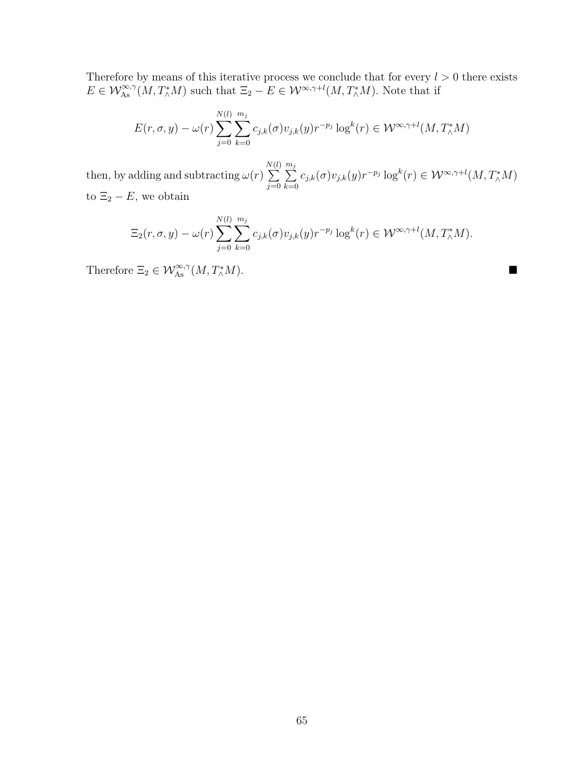Therefore by means of this iterative process we conclude that for every $l > 0$ there exists $E \in \mathcal{W}^{\infty,\gamma}_{\mathrm{As}}(M, T^*_\wedge M)$ such that $\Xi_2 - E \in \mathcal{W}^{\infty,\gamma+l}(M, T^*_\wedge M)$. Note that if

$$E(r, \sigma, y) - \omega(r) \sum_{j=0}^{N(l)} \sum_{k=0}^{m_j} c_{j,k}(\sigma) v_{j,k}(y) r^{-p_j} \log^k(r) \in \mathcal{W}^{\infty,\gamma+l}(M, T^*_\wedge M)$$

then, by adding and subtracting $\omega(r) \sum_{j=0}^{N(l)} \sum_{k=0}^{m_j} c_{j,k}(\sigma) v_{j,k}(y) r^{-p_j} \log^k(r) \in \mathcal{W}^{\infty,\gamma+l}(M, T^*_\wedge M)$ to $\Xi_2 - E$, we obtain

$$\Xi_2(r, \sigma, y) - \omega(r) \sum_{j=0}^{N(l)} \sum_{k=0}^{m_j} c_{j,k}(\sigma) v_{j,k}(y) r^{-p_j} \log^k(r) \in \mathcal{W}^{\infty,\gamma+l}(M, T^*_\wedge M).$$

Therefore $\Xi_2 \in \mathcal{W}^{\infty,\gamma}_{\mathrm{As}}(M, T^*_\wedge M)$. ∎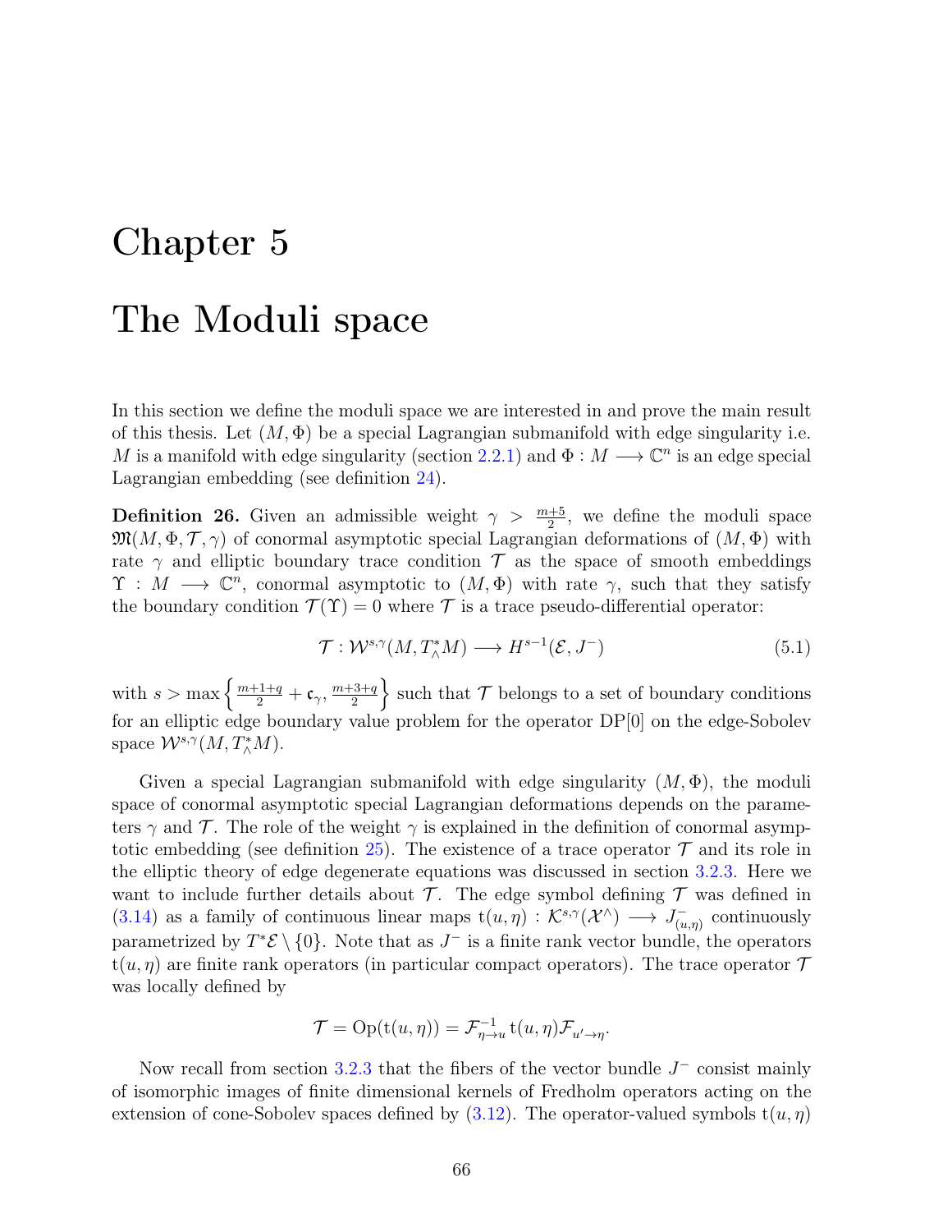# Chapter 5

# The Moduli space

In this section we define the moduli space we are interested in and prove the main result of this thesis. Let $(M, \Phi)$ be a special Lagrangian submanifold with edge singularity i.e. $M$ is a manifold with edge singularity (section 2.2.1) and $\Phi : M \longrightarrow \mathbb{C}^n$ is an edge special Lagrangian embedding (see definition 24).

**Definition 26.** Given an admissible weight $\gamma > \frac{m+5}{2}$, we define the moduli space $\mathfrak{M}(M, \Phi, \mathcal{T}, \gamma)$ of conormal asymptotic special Lagrangian deformations of $(M, \Phi)$ with rate $\gamma$ and elliptic boundary trace condition $\mathcal{T}$ as the space of smooth embeddings $\Upsilon : M \longrightarrow \mathbb{C}^n$, conormal asymptotic to $(M, \Phi)$ with rate $\gamma$, such that they satisfy the boundary condition $\mathcal{T}(\Upsilon) = 0$ where $\mathcal{T}$ is a trace pseudo-differential operator:

$$\mathcal{T} : \mathcal{W}^{s,\gamma}(M, T^*_\wedge M) \longrightarrow H^{s-1}(\mathcal{E}, J^-) \tag{5.1}$$

with $s > \max\left\{\frac{m+1+q}{2} + \mathfrak{c}_\gamma, \frac{m+3+q}{2}\right\}$ such that $\mathcal{T}$ belongs to a set of boundary conditions for an elliptic edge boundary value problem for the operator $\mathrm{DP}[0]$ on the edge-Sobolev space $\mathcal{W}^{s,\gamma}(M, T^*_\wedge M)$.

Given a special Lagrangian submanifold with edge singularity $(M, \Phi)$, the moduli space of conormal asymptotic special Lagrangian deformations depends on the parameters $\gamma$ and $\mathcal{T}$. The role of the weight $\gamma$ is explained in the definition of conormal asymptotic embedding (see definition 25). The existence of a trace operator $\mathcal{T}$ and its role in the elliptic theory of edge degenerate equations was discussed in section 3.2.3. Here we want to include further details about $\mathcal{T}$. The edge symbol defining $\mathcal{T}$ was defined in (3.14) as a family of continuous linear maps $\mathrm{t}(u, \eta) : \mathcal{K}^{s,\gamma}(\mathcal{X}^\wedge) \longrightarrow J^-_{(u,\eta)}$ continuously parametrized by $T^*\mathcal{E} \setminus \{0\}$. Note that as $J^-$ is a finite rank vector bundle, the operators $\mathrm{t}(u, \eta)$ are finite rank operators (in particular compact operators). The trace operator $\mathcal{T}$ was locally defined by

$$\mathcal{T} = \mathrm{Op}(\mathrm{t}(u, \eta)) = \mathcal{F}^{-1}_{\eta \to u}\, \mathrm{t}(u, \eta) \mathcal{F}_{u' \to \eta}.$$

Now recall from section 3.2.3 that the fibers of the vector bundle $J^-$ consist mainly of isomorphic images of finite dimensional kernels of Fredholm operators acting on the extension of cone-Sobolev spaces defined by (3.12). The operator-valued symbols $\mathrm{t}(u, \eta)$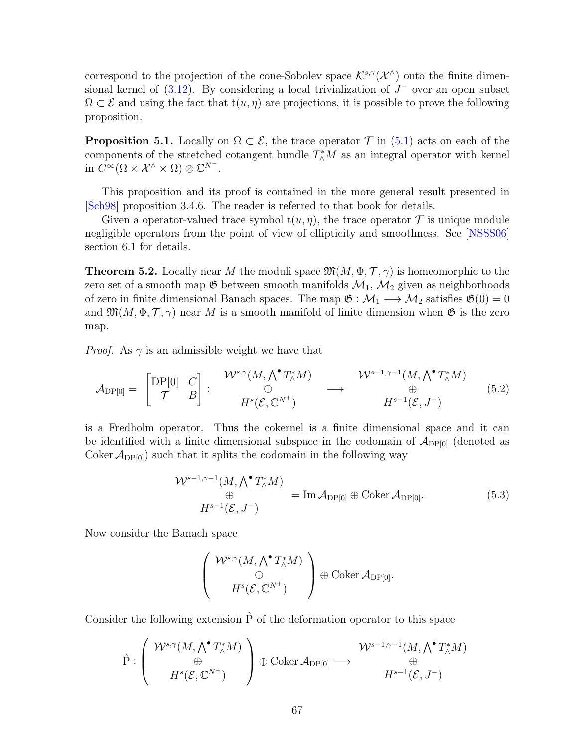correspond to the projection of the cone-Sobolev space $\mathcal{K}^{s,\gamma}(\mathcal{X}^\wedge)$ onto the finite dimensional kernel of (3.12). By considering a local trivialization of $J^-$ over an open subset $\Omega \subset \mathcal{E}$ and using the fact that $\mathrm{t}(u,\eta)$ are projections, it is possible to prove the following proposition.

**Proposition 5.1.** Locally on $\Omega \subset \mathcal{E}$, the trace operator $\mathcal{T}$ in (5.1) acts on each of the components of the stretched cotangent bundle $T^*_\wedge M$ as an integral operator with kernel in $C^\infty(\Omega \times \mathcal{X}^\wedge \times \Omega) \otimes \mathbb{C}^{N^-}$.

This proposition and its proof is contained in the more general result presented in [Sch98] proposition 3.4.6. The reader is referred to that book for details.

Given a operator-valued trace symbol $\mathrm{t}(u,\eta)$, the trace operator $\mathcal{T}$ is unique module negligible operators from the point of view of ellipticity and smoothness. See [NSSS06] section 6.1 for details.

**Theorem 5.2.** Locally near $M$ the moduli space $\mathfrak{M}(M,\Phi,\mathcal{T},\gamma)$ is homeomorphic to the zero set of a smooth map $\mathfrak{G}$ between smooth manifolds $\mathcal{M}_1$, $\mathcal{M}_2$ given as neighborhoods of zero in finite dimensional Banach spaces. The map $\mathfrak{G} : \mathcal{M}_1 \longrightarrow \mathcal{M}_2$ satisfies $\mathfrak{G}(0) = 0$ and $\mathfrak{M}(M,\Phi,\mathcal{T},\gamma)$ near $M$ is a smooth manifold of finite dimension when $\mathfrak{G}$ is the zero map.

*Proof.* As $\gamma$ is an admissible weight we have that

$$\mathcal{A}_{\mathrm{DP}[0]} = \begin{bmatrix} \mathrm{DP}[0] & C \\ \mathcal{T} & B \end{bmatrix} : \begin{matrix} \mathcal{W}^{s,\gamma}(M, \bigwedge^\bullet T^*_\wedge M) \\ \oplus \\ H^s(\mathcal{E}, \mathbb{C}^{N^+}) \end{matrix} \longrightarrow \begin{matrix} \mathcal{W}^{s-1,\gamma-1}(M, \bigwedge^\bullet T^*_\wedge M) \\ \oplus \\ H^{s-1}(\mathcal{E}, J^-) \end{matrix} \tag{5.2}$$

is a Fredholm operator. Thus the cokernel is a finite dimensional space and it can be identified with a finite dimensional subspace in the codomain of $\mathcal{A}_{\mathrm{DP}[0]}$ (denoted as $\operatorname{Coker} \mathcal{A}_{\mathrm{DP}[0]}$) such that it splits the codomain in the following way

$$\begin{matrix} \mathcal{W}^{s-1,\gamma-1}(M, \bigwedge^\bullet T^*_\wedge M) \\ \oplus \\ H^{s-1}(\mathcal{E}, J^-) \end{matrix} = \operatorname{Im} \mathcal{A}_{\mathrm{DP}[0]} \oplus \operatorname{Coker} \mathcal{A}_{\mathrm{DP}[0]}. \tag{5.3}$$

Now consider the Banach space

$$\begin{pmatrix} \mathcal{W}^{s,\gamma}(M, \bigwedge^\bullet T^*_\wedge M) \\ \oplus \\ H^s(\mathcal{E}, \mathbb{C}^{N^+}) \end{pmatrix} \oplus \operatorname{Coker} \mathcal{A}_{\mathrm{DP}[0]}.$$

Consider the following extension $\hat{\mathrm{P}}$ of the deformation operator to this space

$$\hat{\mathrm{P}} : \begin{pmatrix} \mathcal{W}^{s,\gamma}(M, \bigwedge^\bullet T^*_\wedge M) \\ \oplus \\ H^s(\mathcal{E}, \mathbb{C}^{N^+}) \end{pmatrix} \oplus \operatorname{Coker} \mathcal{A}_{\mathrm{DP}[0]} \longrightarrow \begin{matrix} \mathcal{W}^{s-1,\gamma-1}(M, \bigwedge^\bullet T^*_\wedge M) \\ \oplus \\ H^{s-1}(\mathcal{E}, J^-) \end{matrix}$$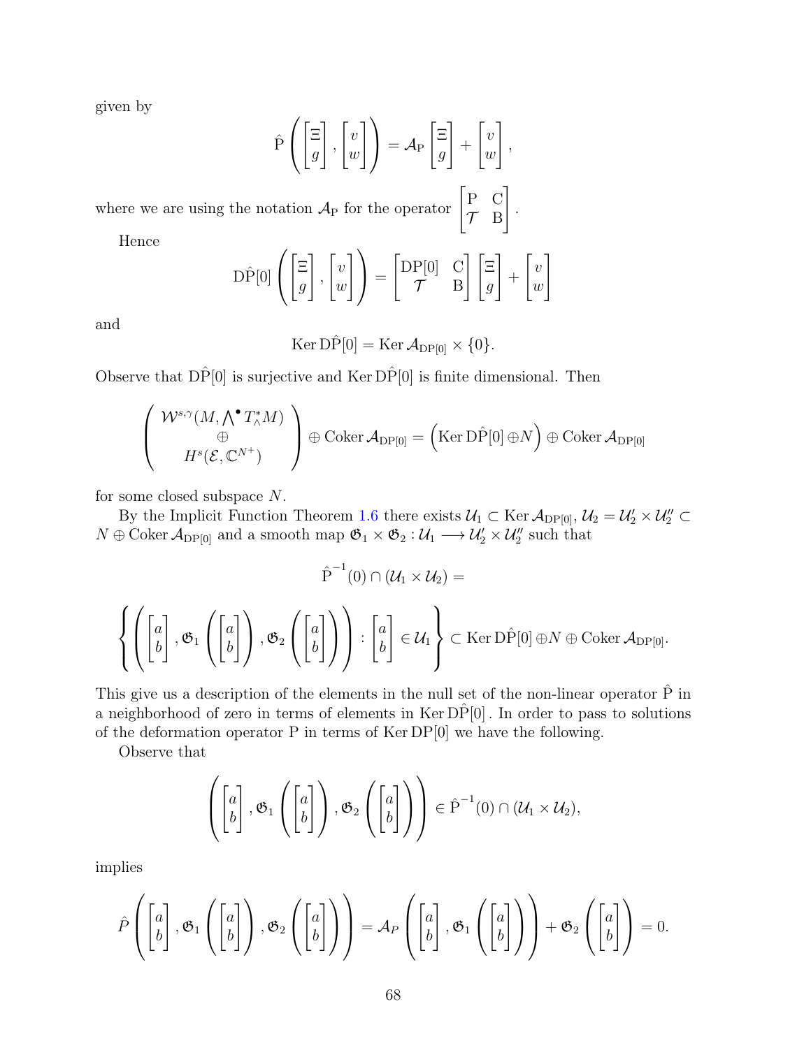given by

$$\hat{\mathrm{P}}\left(\begin{bmatrix}\Xi\\ g\end{bmatrix},\begin{bmatrix}v\\ w\end{bmatrix}\right)=\mathcal{A}_{\mathrm{P}}\begin{bmatrix}\Xi\\ g\end{bmatrix}+\begin{bmatrix}v\\ w\end{bmatrix},$$

where we are using the notation $\mathcal{A}_{\mathrm{P}}$ for the operator $\begin{bmatrix}\mathrm{P} & \mathrm{C}\\ \mathcal{T} & \mathrm{B}\end{bmatrix}$.

Hence

$$\mathrm{D}\hat{\mathrm{P}}[0]\left(\begin{bmatrix}\Xi\\ g\end{bmatrix},\begin{bmatrix}v\\ w\end{bmatrix}\right)=\begin{bmatrix}\mathrm{DP}[0] & \mathrm{C}\\ \mathcal{T} & \mathrm{B}\end{bmatrix}\begin{bmatrix}\Xi\\ g\end{bmatrix}+\begin{bmatrix}v\\ w\end{bmatrix}$$

and

$$\operatorname{Ker}\mathrm{D}\hat{\mathrm{P}}[0]=\operatorname{Ker}\mathcal{A}_{\mathrm{DP}[0]}\times\{0\}.$$

Observe that $\mathrm{D}\hat{\mathrm{P}}[0]$ is surjective and $\operatorname{Ker}\mathrm{D}\hat{\mathrm{P}}[0]$ is finite dimensional. Then

$$\left(\begin{array}{c}\mathcal{W}^{s,\gamma}(M,\bigwedge^{\bullet}T^*_{\wedge}M)\\ \oplus\\ H^s(\mathcal{E},\mathbb{C}^{N^+})\end{array}\right)\oplus\operatorname{Coker}\mathcal{A}_{\mathrm{DP}[0]}=\left(\operatorname{Ker}\mathrm{D}\hat{\mathrm{P}}[0]\oplus N\right)\oplus\operatorname{Coker}\mathcal{A}_{\mathrm{DP}[0]}$$

for some closed subspace $N$.

By the Implicit Function Theorem 1.6 there exists $\mathcal{U}_1\subset\operatorname{Ker}\mathcal{A}_{\mathrm{DP}[0]}$, $\mathcal{U}_2=\mathcal{U}_2'\times\mathcal{U}_2''\subset N\oplus\operatorname{Coker}\mathcal{A}_{\mathrm{DP}[0]}$ and a smooth map $\mathfrak{G}_1\times\mathfrak{G}_2:\mathcal{U}_1\longrightarrow\mathcal{U}_2'\times\mathcal{U}_2''$ such that

$$\hat{\mathrm{P}}^{-1}(0)\cap(\mathcal{U}_1\times\mathcal{U}_2)=$$

$$\left\{\left(\begin{bmatrix}a\\ b\end{bmatrix},\mathfrak{G}_1\left(\begin{bmatrix}a\\ b\end{bmatrix}\right),\mathfrak{G}_2\left(\begin{bmatrix}a\\ b\end{bmatrix}\right)\right):\begin{bmatrix}a\\ b\end{bmatrix}\in\mathcal{U}_1\right\}\subset\operatorname{Ker}\mathrm{D}\hat{\mathrm{P}}[0]\oplus N\oplus\operatorname{Coker}\mathcal{A}_{\mathrm{DP}[0]}.$$

This give us a description of the elements in the null set of the non-linear operator $\hat{\mathrm{P}}$ in a neighborhood of zero in terms of elements in $\operatorname{Ker}\mathrm{D}\hat{\mathrm{P}}[0]$. In order to pass to solutions of the deformation operator P in terms of $\operatorname{Ker}\mathrm{DP}[0]$ we have the following.

Observe that

$$\left(\begin{bmatrix}a\\ b\end{bmatrix},\mathfrak{G}_1\left(\begin{bmatrix}a\\ b\end{bmatrix}\right),\mathfrak{G}_2\left(\begin{bmatrix}a\\ b\end{bmatrix}\right)\right)\in\hat{\mathrm{P}}^{-1}(0)\cap(\mathcal{U}_1\times\mathcal{U}_2),$$

implies

$$\hat{P}\left(\begin{bmatrix}a\\ b\end{bmatrix},\mathfrak{G}_1\left(\begin{bmatrix}a\\ b\end{bmatrix}\right),\mathfrak{G}_2\left(\begin{bmatrix}a\\ b\end{bmatrix}\right)\right)=\mathcal{A}_P\left(\begin{bmatrix}a\\ b\end{bmatrix},\mathfrak{G}_1\left(\begin{bmatrix}a\\ b\end{bmatrix}\right)\right)+\mathfrak{G}_2\left(\begin{bmatrix}a\\ b\end{bmatrix}\right)=0.$$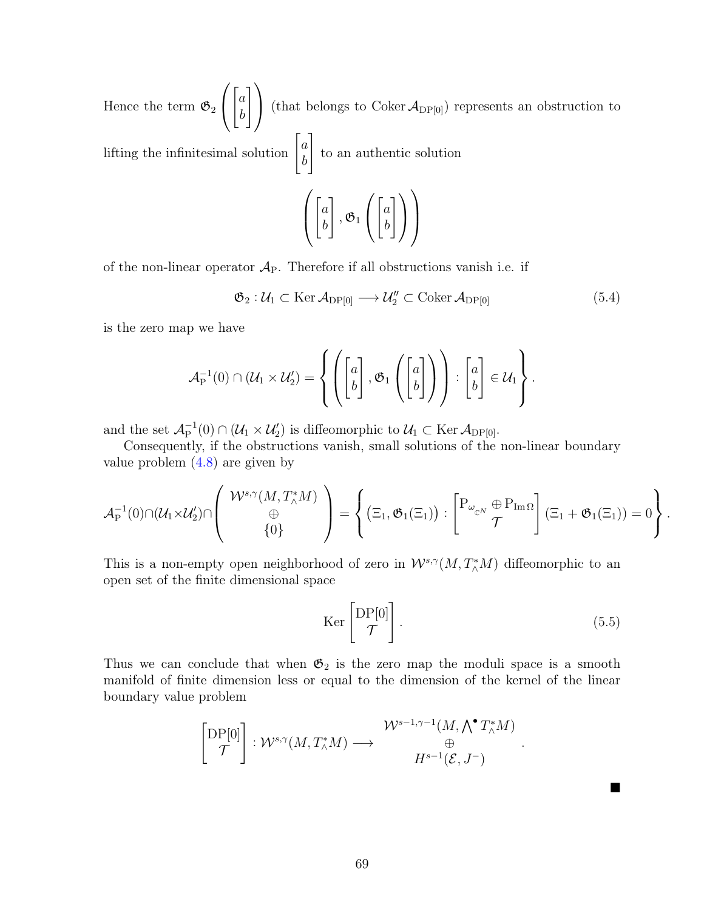Hence the term $\mathfrak{G}_2\left(\begin{bmatrix} a \\ b \end{bmatrix}\right)$ (that belongs to $\operatorname{Coker} \mathcal{A}_{\mathrm{DP}[0]}$) represents an obstruction to lifting the infinitesimal solution $\begin{bmatrix} a \\ b \end{bmatrix}$ to an authentic solution

$$\left(\begin{bmatrix} a \\ b \end{bmatrix}, \mathfrak{G}_1\left(\begin{bmatrix} a \\ b \end{bmatrix}\right)\right)$$

of the non-linear operator $\mathcal{A}_{\mathrm{P}}$. Therefore if all obstructions vanish i.e. if

$$\mathfrak{G}_2 : \mathcal{U}_1 \subset \operatorname{Ker} \mathcal{A}_{\mathrm{DP}[0]} \longrightarrow \mathcal{U}_2'' \subset \operatorname{Coker} \mathcal{A}_{\mathrm{DP}[0]} \tag{5.4}$$

is the zero map we have

$$\mathcal{A}_{\mathrm{P}}^{-1}(0) \cap (\mathcal{U}_1 \times \mathcal{U}_2') = \left\{ \left(\begin{bmatrix} a \\ b \end{bmatrix}, \mathfrak{G}_1\left(\begin{bmatrix} a \\ b \end{bmatrix}\right)\right) : \begin{bmatrix} a \\ b \end{bmatrix} \in \mathcal{U}_1 \right\}.$$

and the set $\mathcal{A}_{\mathrm{P}}^{-1}(0) \cap (\mathcal{U}_1 \times \mathcal{U}_2')$ is diffeomorphic to $\mathcal{U}_1 \subset \operatorname{Ker} \mathcal{A}_{\mathrm{DP}[0]}$.

Consequently, if the obstructions vanish, small solutions of the non-linear boundary value problem (4.8) are given by

$$\mathcal{A}_{\mathrm{P}}^{-1}(0) \cap (\mathcal{U}_1 \times \mathcal{U}_2') \cap \begin{pmatrix} \mathcal{W}^{s,\gamma}(M, T^*_\wedge M) \\ \oplus \\ \{0\} \end{pmatrix} = \left\{ \left(\Xi_1, \mathfrak{G}_1(\Xi_1)\right) : \begin{bmatrix} \mathrm{P}_{\omega_{\mathbb{C}^N}} \oplus \mathrm{P}_{\mathrm{Im}\,\Omega} \\ \mathcal{T} \end{bmatrix} (\Xi_1 + \mathfrak{G}_1(\Xi_1)) = 0 \right\}.$$

This is a non-empty open neighborhood of zero in $\mathcal{W}^{s,\gamma}(M, T^*_\wedge M)$ diffeomorphic to an open set of the finite dimensional space

$$\operatorname{Ker} \begin{bmatrix} \mathrm{DP}[0] \\ \mathcal{T} \end{bmatrix}. \tag{5.5}$$

Thus we can conclude that when $\mathfrak{G}_2$ is the zero map the moduli space is a smooth manifold of finite dimension less or equal to the dimension of the kernel of the linear boundary value problem

$$\begin{bmatrix} \mathrm{DP}[0] \\ \mathcal{T} \end{bmatrix} : \mathcal{W}^{s,\gamma}(M, T^*_\wedge M) \longrightarrow \begin{matrix} \mathcal{W}^{s-1,\gamma-1}(M, \bigwedge^\bullet T^*_\wedge M) \\ \oplus \\ H^{s-1}(\mathcal{E}, J^-) \end{matrix}.$$

■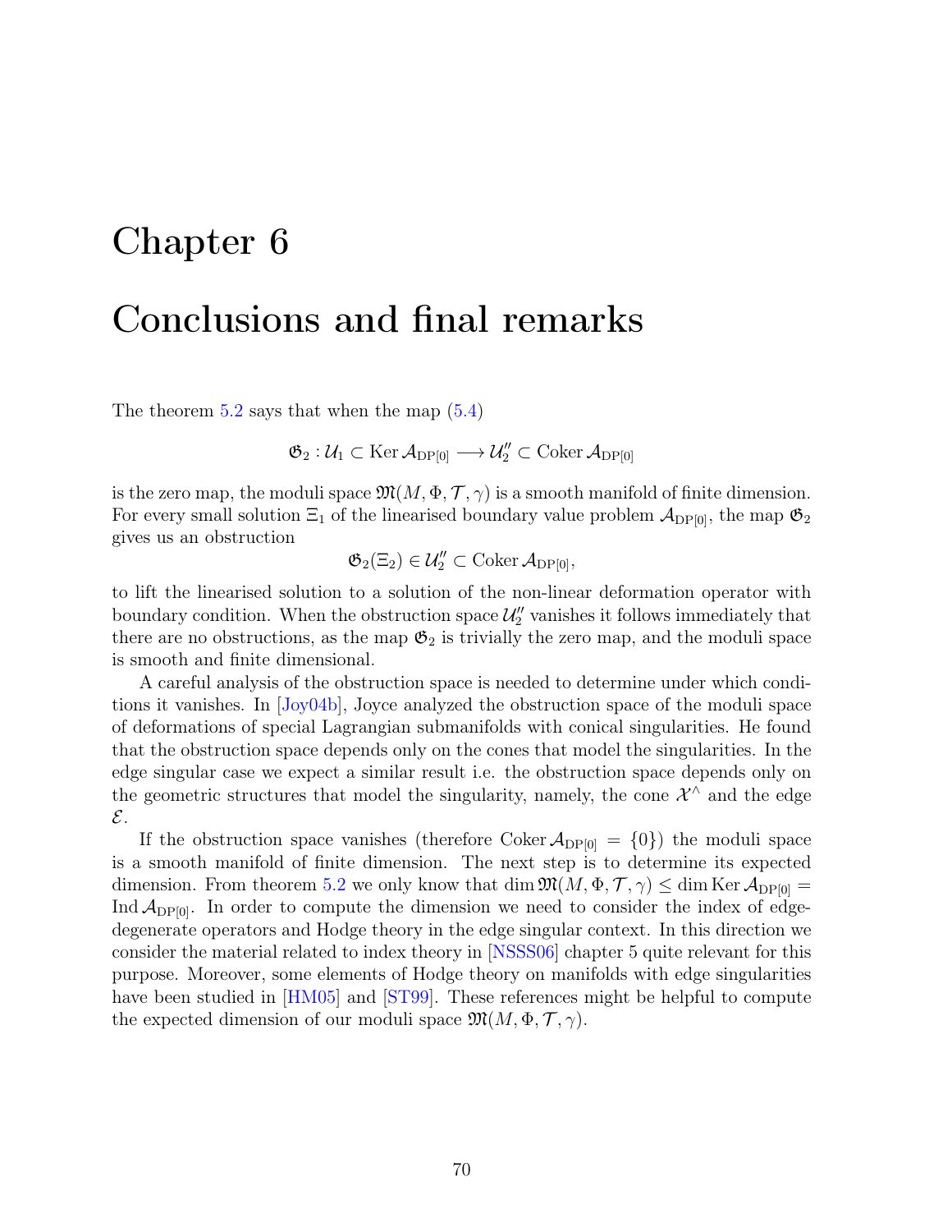# Chapter 6

# Conclusions and final remarks

The theorem 5.2 says that when the map (5.4)

$$\mathfrak{G}_2 : \mathcal{U}_1 \subset \operatorname{Ker} \mathcal{A}_{\mathrm{DP}[0]} \longrightarrow \mathcal{U}_2'' \subset \operatorname{Coker} \mathcal{A}_{\mathrm{DP}[0]}$$

is the zero map, the moduli space $\mathfrak{M}(M, \Phi, \mathcal{T}, \gamma)$ is a smooth manifold of finite dimension. For every small solution $\Xi_1$ of the linearised boundary value problem $\mathcal{A}_{\mathrm{DP}[0]}$, the map $\mathfrak{G}_2$ gives us an obstruction

$$\mathfrak{G}_2(\Xi_2) \in \mathcal{U}_2'' \subset \operatorname{Coker} \mathcal{A}_{\mathrm{DP}[0]},$$

to lift the linearised solution to a solution of the non-linear deformation operator with boundary condition. When the obstruction space $\mathcal{U}_2''$ vanishes it follows immediately that there are no obstructions, as the map $\mathfrak{G}_2$ is trivially the zero map, and the moduli space is smooth and finite dimensional.

A careful analysis of the obstruction space is needed to determine under which conditions it vanishes. In [Joy04b], Joyce analyzed the obstruction space of the moduli space of deformations of special Lagrangian submanifolds with conical singularities. He found that the obstruction space depends only on the cones that model the singularities. In the edge singular case we expect a similar result i.e. the obstruction space depends only on the geometric structures that model the singularity, namely, the cone $\mathcal{X}^\wedge$ and the edge $\mathcal{E}$.

If the obstruction space vanishes (therefore $\operatorname{Coker} \mathcal{A}_{\mathrm{DP}[0]} = \{0\}$) the moduli space is a smooth manifold of finite dimension. The next step is to determine its expected dimension. From theorem 5.2 we only know that $\dim \mathfrak{M}(M, \Phi, \mathcal{T}, \gamma) \leq \dim \operatorname{Ker} \mathcal{A}_{\mathrm{DP}[0]} = \operatorname{Ind} \mathcal{A}_{\mathrm{DP}[0]}$. In order to compute the dimension we need to consider the index of edge-degenerate operators and Hodge theory in the edge singular context. In this direction we consider the material related to index theory in [NSSS06] chapter 5 quite relevant for this purpose. Moreover, some elements of Hodge theory on manifolds with edge singularities have been studied in [HM05] and [ST99]. These references might be helpful to compute the expected dimension of our moduli space $\mathfrak{M}(M, \Phi, \mathcal{T}, \gamma)$.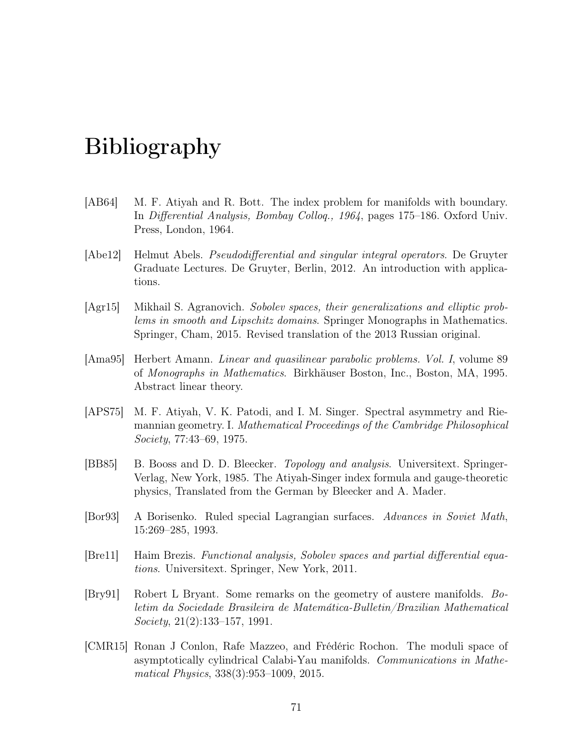# Bibliography

[AB64] M. F. Atiyah and R. Bott. The index problem for manifolds with boundary. In *Differential Analysis, Bombay Colloq., 1964*, pages 175–186. Oxford Univ. Press, London, 1964.

[Abe12] Helmut Abels. *Pseudodifferential and singular integral operators*. De Gruyter Graduate Lectures. De Gruyter, Berlin, 2012. An introduction with applications.

[Agr15] Mikhail S. Agranovich. *Sobolev spaces, their generalizations and elliptic problems in smooth and Lipschitz domains*. Springer Monographs in Mathematics. Springer, Cham, 2015. Revised translation of the 2013 Russian original.

[Ama95] Herbert Amann. *Linear and quasilinear parabolic problems. Vol. I*, volume 89 of *Monographs in Mathematics*. Birkhäuser Boston, Inc., Boston, MA, 1995. Abstract linear theory.

[APS75] M. F. Atiyah, V. K. Patodi, and I. M. Singer. Spectral asymmetry and Riemannian geometry. I. *Mathematical Proceedings of the Cambridge Philosophical Society*, 77:43–69, 1975.

[BB85] B. Booss and D. D. Bleecker. *Topology and analysis*. Universitext. Springer-Verlag, New York, 1985. The Atiyah-Singer index formula and gauge-theoretic physics, Translated from the German by Bleecker and A. Mader.

[Bor93] A Borisenko. Ruled special Lagrangian surfaces. *Advances in Soviet Math*, 15:269–285, 1993.

[Bre11] Haim Brezis. *Functional analysis, Sobolev spaces and partial differential equations*. Universitext. Springer, New York, 2011.

[Bry91] Robert L Bryant. Some remarks on the geometry of austere manifolds. *Boletim da Sociedade Brasileira de Matemática-Bulletin/Brazilian Mathematical Society*, 21(2):133–157, 1991.

[CMR15] Ronan J Conlon, Rafe Mazzeo, and Frédéric Rochon. The moduli space of asymptotically cylindrical Calabi-Yau manifolds. *Communications in Mathematical Physics*, 338(3):953–1009, 2015.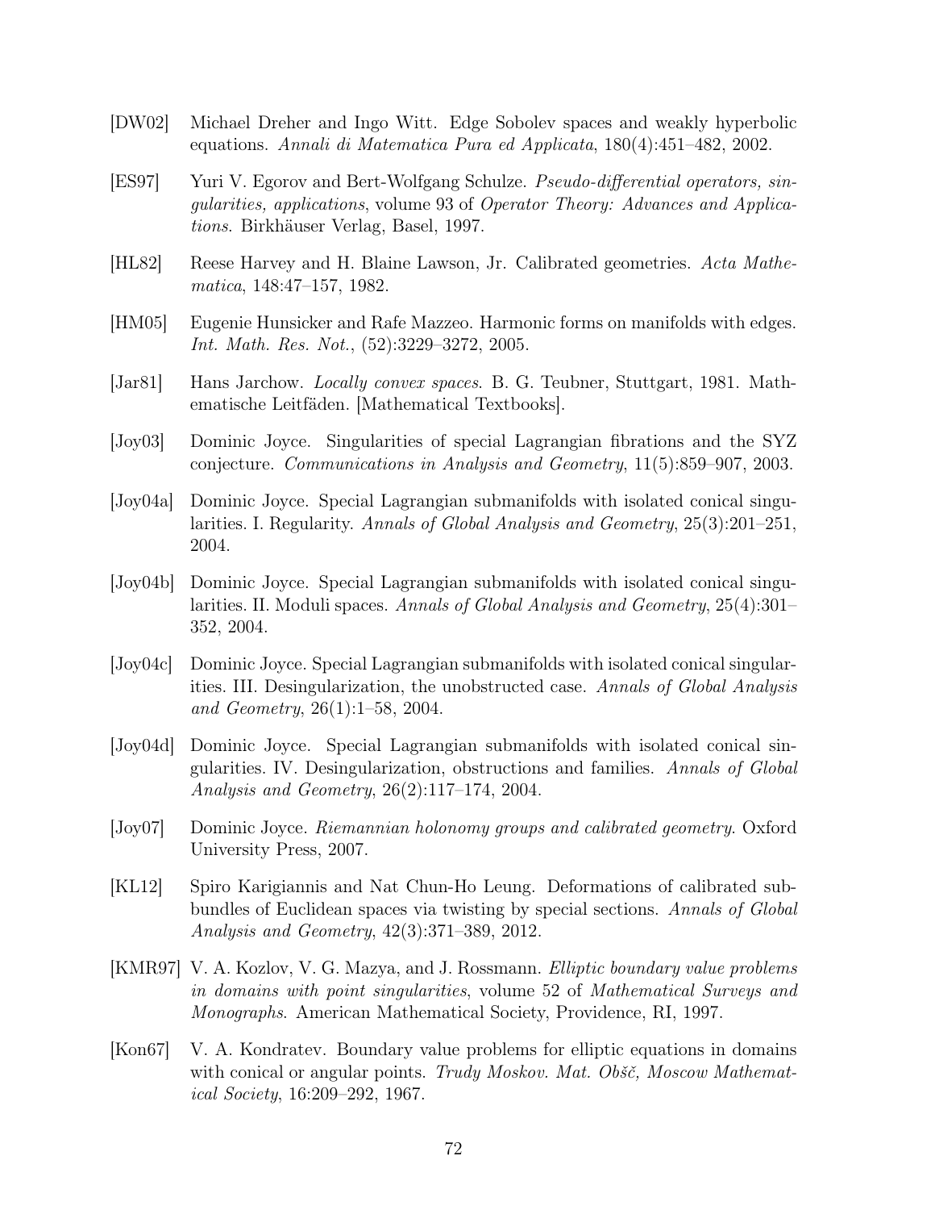[DW02] Michael Dreher and Ingo Witt. Edge Sobolev spaces and weakly hyperbolic equations. *Annali di Matematica Pura ed Applicata*, 180(4):451–482, 2002.

[ES97] Yuri V. Egorov and Bert-Wolfgang Schulze. *Pseudo-differential operators, singularities, applications*, volume 93 of *Operator Theory: Advances and Applications*. Birkhäuser Verlag, Basel, 1997.

[HL82] Reese Harvey and H. Blaine Lawson, Jr. Calibrated geometries. *Acta Mathematica*, 148:47–157, 1982.

[HM05] Eugenie Hunsicker and Rafe Mazzeo. Harmonic forms on manifolds with edges. *Int. Math. Res. Not.*, (52):3229–3272, 2005.

[Jar81] Hans Jarchow. *Locally convex spaces*. B. G. Teubner, Stuttgart, 1981. Mathematische Leitfäden. [Mathematical Textbooks].

[Joy03] Dominic Joyce. Singularities of special Lagrangian fibrations and the SYZ conjecture. *Communications in Analysis and Geometry*, 11(5):859–907, 2003.

[Joy04a] Dominic Joyce. Special Lagrangian submanifolds with isolated conical singularities. I. Regularity. *Annals of Global Analysis and Geometry*, 25(3):201–251, 2004.

[Joy04b] Dominic Joyce. Special Lagrangian submanifolds with isolated conical singularities. II. Moduli spaces. *Annals of Global Analysis and Geometry*, 25(4):301–352, 2004.

[Joy04c] Dominic Joyce. Special Lagrangian submanifolds with isolated conical singularities. III. Desingularization, the unobstructed case. *Annals of Global Analysis and Geometry*, 26(1):1–58, 2004.

[Joy04d] Dominic Joyce. Special Lagrangian submanifolds with isolated conical singularities. IV. Desingularization, obstructions and families. *Annals of Global Analysis and Geometry*, 26(2):117–174, 2004.

[Joy07] Dominic Joyce. *Riemannian holonomy groups and calibrated geometry*. Oxford University Press, 2007.

[KL12] Spiro Karigiannis and Nat Chun-Ho Leung. Deformations of calibrated subbundles of Euclidean spaces via twisting by special sections. *Annals of Global Analysis and Geometry*, 42(3):371–389, 2012.

[KMR97] V. A. Kozlov, V. G. Mazya, and J. Rossmann. *Elliptic boundary value problems in domains with point singularities*, volume 52 of *Mathematical Surveys and Monographs*. American Mathematical Society, Providence, RI, 1997.

[Kon67] V. A. Kondratev. Boundary value problems for elliptic equations in domains with conical or angular points. *Trudy Moskov. Mat. Obšč, Moscow Mathematical Society*, 16:209–292, 1967.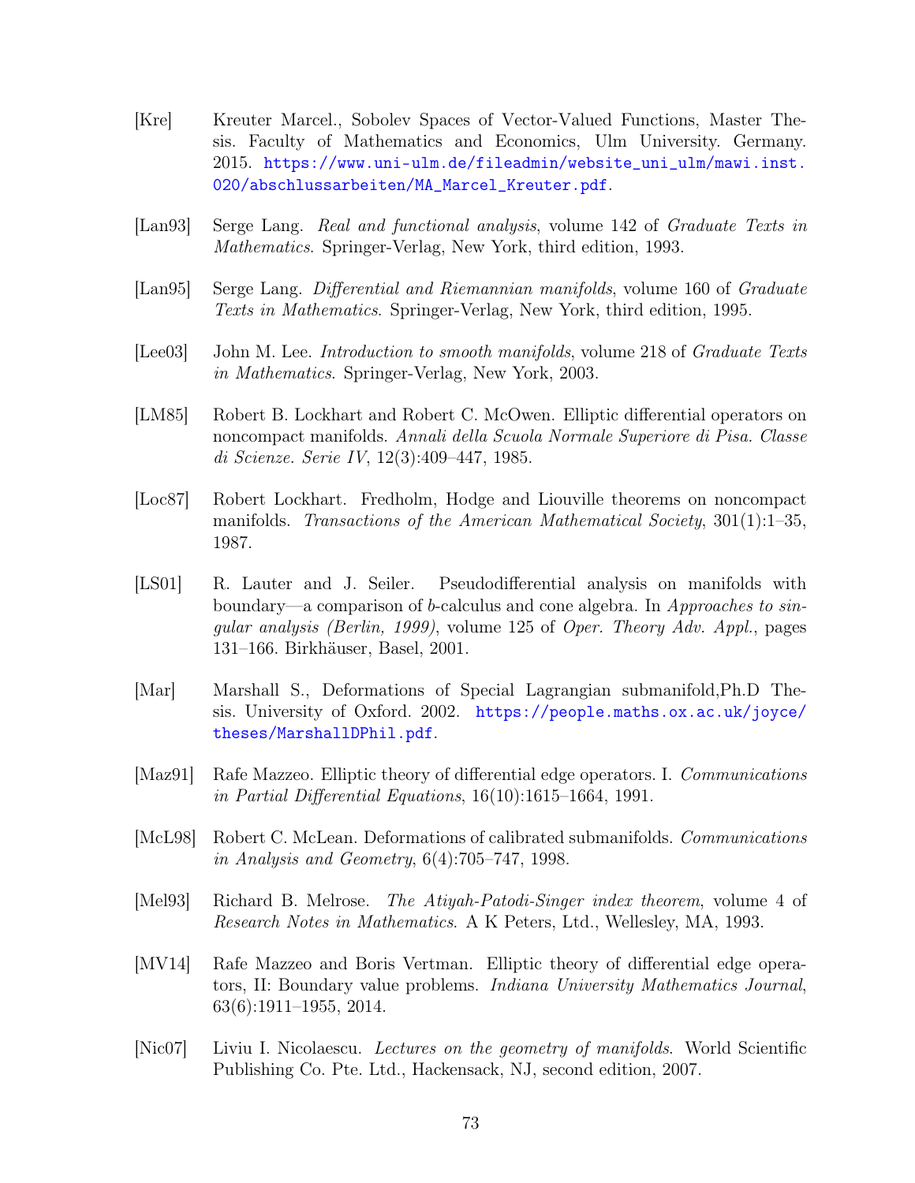[Kre] Kreuter Marcel., Sobolev Spaces of Vector-Valued Functions, Master Thesis. Faculty of Mathematics and Economics, Ulm University. Germany. 2015. https://www.uni-ulm.de/fileadmin/website_uni_ulm/mawi.inst.020/abschlussarbeiten/MA_Marcel_Kreuter.pdf.

[Lan93] Serge Lang. *Real and functional analysis*, volume 142 of *Graduate Texts in Mathematics*. Springer-Verlag, New York, third edition, 1993.

[Lan95] Serge Lang. *Differential and Riemannian manifolds*, volume 160 of *Graduate Texts in Mathematics*. Springer-Verlag, New York, third edition, 1995.

[Lee03] John M. Lee. *Introduction to smooth manifolds*, volume 218 of *Graduate Texts in Mathematics*. Springer-Verlag, New York, 2003.

[LM85] Robert B. Lockhart and Robert C. McOwen. Elliptic differential operators on noncompact manifolds. *Annali della Scuola Normale Superiore di Pisa. Classe di Scienze. Serie IV*, 12(3):409–447, 1985.

[Loc87] Robert Lockhart. Fredholm, Hodge and Liouville theorems on noncompact manifolds. *Transactions of the American Mathematical Society*, 301(1):1–35, 1987.

[LS01] R. Lauter and J. Seiler. Pseudodifferential analysis on manifolds with boundary—a comparison of *b*-calculus and cone algebra. In *Approaches to singular analysis (Berlin, 1999)*, volume 125 of *Oper. Theory Adv. Appl.*, pages 131–166. Birkhäuser, Basel, 2001.

[Mar] Marshall S., Deformations of Special Lagrangian submanifold,Ph.D Thesis. University of Oxford. 2002. https://people.maths.ox.ac.uk/joyce/theses/MarshallDPhil.pdf.

[Maz91] Rafe Mazzeo. Elliptic theory of differential edge operators. I. *Communications in Partial Differential Equations*, 16(10):1615–1664, 1991.

[McL98] Robert C. McLean. Deformations of calibrated submanifolds. *Communications in Analysis and Geometry*, 6(4):705–747, 1998.

[Mel93] Richard B. Melrose. *The Atiyah-Patodi-Singer index theorem*, volume 4 of *Research Notes in Mathematics*. A K Peters, Ltd., Wellesley, MA, 1993.

[MV14] Rafe Mazzeo and Boris Vertman. Elliptic theory of differential edge operators, II: Boundary value problems. *Indiana University Mathematics Journal*, 63(6):1911–1955, 2014.

[Nic07] Liviu I. Nicolaescu. *Lectures on the geometry of manifolds*. World Scientific Publishing Co. Pte. Ltd., Hackensack, NJ, second edition, 2007.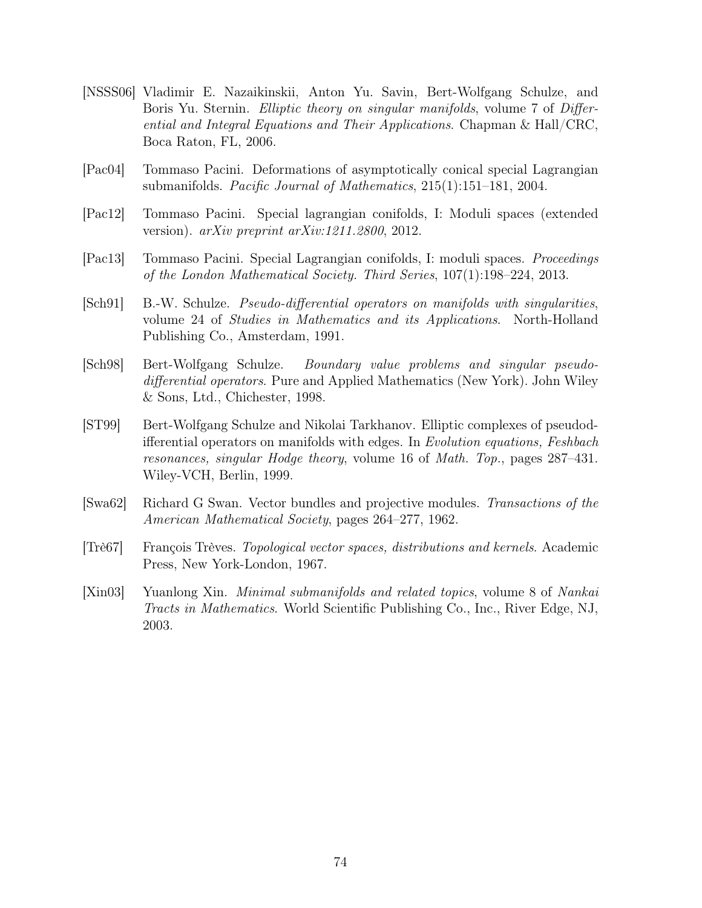[NSSS06] Vladimir E. Nazaikinskii, Anton Yu. Savin, Bert-Wolfgang Schulze, and Boris Yu. Sternin. *Elliptic theory on singular manifolds*, volume 7 of *Differential and Integral Equations and Their Applications*. Chapman & Hall/CRC, Boca Raton, FL, 2006.

[Pac04] Tommaso Pacini. Deformations of asymptotically conical special Lagrangian submanifolds. *Pacific Journal of Mathematics*, 215(1):151–181, 2004.

[Pac12] Tommaso Pacini. Special lagrangian conifolds, I: Moduli spaces (extended version). *arXiv preprint arXiv:1211.2800*, 2012.

[Pac13] Tommaso Pacini. Special Lagrangian conifolds, I: moduli spaces. *Proceedings of the London Mathematical Society. Third Series*, 107(1):198–224, 2013.

[Sch91] B.-W. Schulze. *Pseudo-differential operators on manifolds with singularities*, volume 24 of *Studies in Mathematics and its Applications*. North-Holland Publishing Co., Amsterdam, 1991.

[Sch98] Bert-Wolfgang Schulze. *Boundary value problems and singular pseudo-differential operators*. Pure and Applied Mathematics (New York). John Wiley & Sons, Ltd., Chichester, 1998.

[ST99] Bert-Wolfgang Schulze and Nikolai Tarkhanov. Elliptic complexes of pseudodifferential operators on manifolds with edges. In *Evolution equations, Feshbach resonances, singular Hodge theory*, volume 16 of *Math. Top.*, pages 287–431. Wiley-VCH, Berlin, 1999.

[Swa62] Richard G Swan. Vector bundles and projective modules. *Transactions of the American Mathematical Society*, pages 264–277, 1962.

[Trè67] François Trèves. *Topological vector spaces, distributions and kernels*. Academic Press, New York-London, 1967.

[Xin03] Yuanlong Xin. *Minimal submanifolds and related topics*, volume 8 of *Nankai Tracts in Mathematics*. World Scientific Publishing Co., Inc., River Edge, NJ, 2003.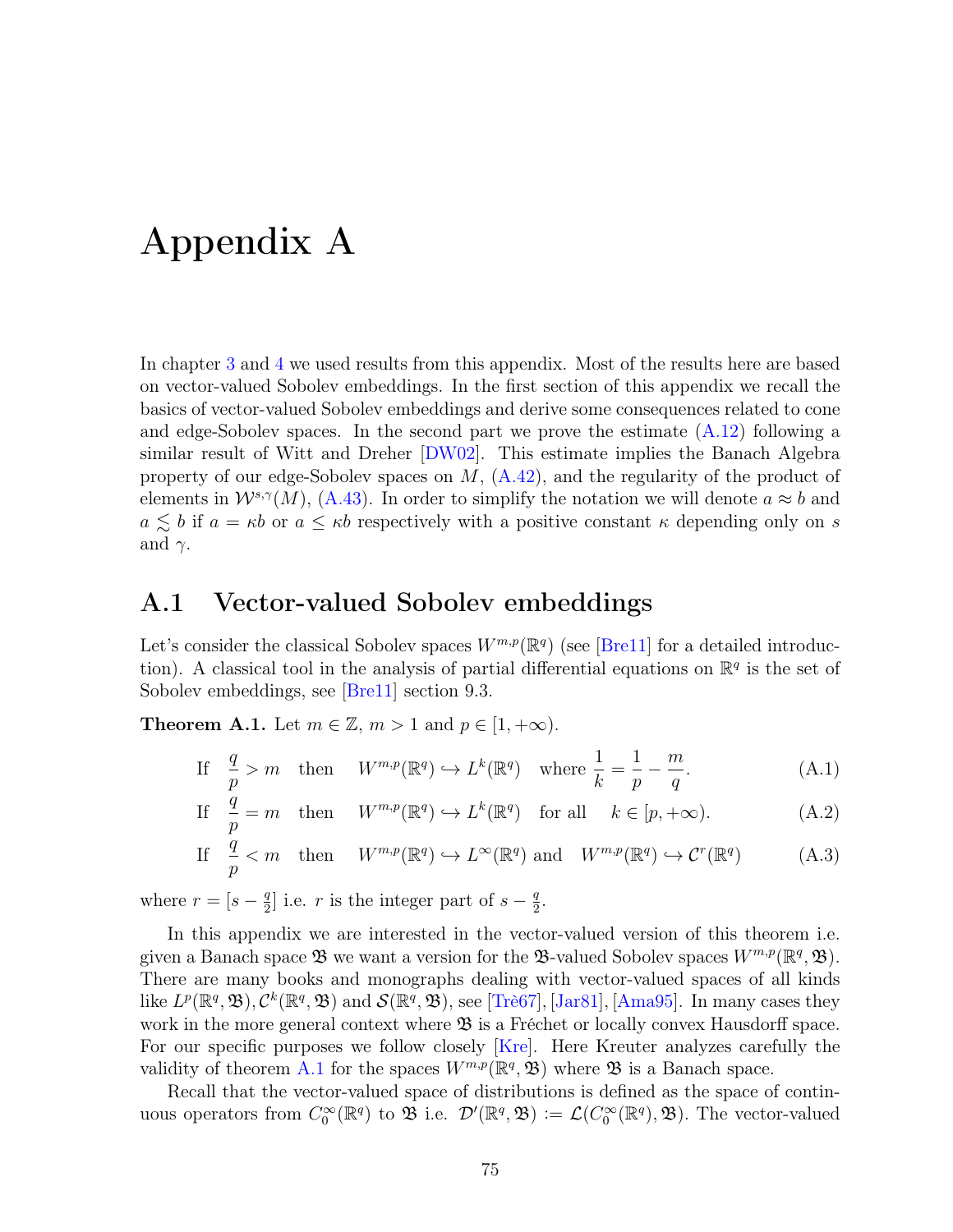# Appendix A

In chapter 3 and 4 we used results from this appendix. Most of the results here are based on vector-valued Sobolev embeddings. In the first section of this appendix we recall the basics of vector-valued Sobolev embeddings and derive some consequences related to cone and edge-Sobolev spaces. In the second part we prove the estimate (A.12) following a similar result of Witt and Dreher [DW02]. This estimate implies the Banach Algebra property of our edge-Sobolev spaces on $M$, (A.42), and the regularity of the product of elements in $\mathcal{W}^{s,\gamma}(M)$, (A.43). In order to simplify the notation we will denote $a \approx b$ and $a \lesssim b$ if $a = \kappa b$ or $a \leq \kappa b$ respectively with a positive constant $\kappa$ depending only on $s$ and $\gamma$.

## A.1 Vector-valued Sobolev embeddings

Let's consider the classical Sobolev spaces $W^{m,p}(\mathbb{R}^q)$ (see [Bre11] for a detailed introduction). A classical tool in the analysis of partial differential equations on $\mathbb{R}^q$ is the set of Sobolev embeddings, see [Bre11] section 9.3.

**Theorem A.1.** Let $m \in \mathbb{Z}$, $m > 1$ and $p \in [1, +\infty)$.

$$\text{If} \quad \frac{q}{p} > m \quad \text{then} \quad W^{m,p}(\mathbb{R}^q) \hookrightarrow L^k(\mathbb{R}^q) \quad \text{where } \frac{1}{k} = \frac{1}{p} - \frac{m}{q}. \tag{A.1}$$

$$\text{If} \quad \frac{q}{p} = m \quad \text{then} \quad W^{m,p}(\mathbb{R}^q) \hookrightarrow L^k(\mathbb{R}^q) \quad \text{for all} \quad k \in [p, +\infty). \tag{A.2}$$

$$\text{If} \quad \frac{q}{p} < m \quad \text{then} \quad W^{m,p}(\mathbb{R}^q) \hookrightarrow L^\infty(\mathbb{R}^q) \text{ and } \quad W^{m,p}(\mathbb{R}^q) \hookrightarrow \mathcal{C}^r(\mathbb{R}^q) \tag{A.3}$$

where $r = [s - \frac{q}{2}]$ i.e. $r$ is the integer part of $s - \frac{q}{2}$.

In this appendix we are interested in the vector-valued version of this theorem i.e. given a Banach space $\mathfrak{B}$ we want a version for the $\mathfrak{B}$-valued Sobolev spaces $W^{m,p}(\mathbb{R}^q, \mathfrak{B})$. There are many books and monographs dealing with vector-valued spaces of all kinds like $L^p(\mathbb{R}^q, \mathfrak{B}), \mathcal{C}^k(\mathbb{R}^q, \mathfrak{B})$ and $\mathcal{S}(\mathbb{R}^q, \mathfrak{B})$, see [Trè67], [Jar81], [Ama95]. In many cases they work in the more general context where $\mathfrak{B}$ is a Fréchet or locally convex Hausdorff space. For our specific purposes we follow closely [Kre]. Here Kreuter analyzes carefully the validity of theorem A.1 for the spaces $W^{m,p}(\mathbb{R}^q, \mathfrak{B})$ where $\mathfrak{B}$ is a Banach space.

Recall that the vector-valued space of distributions is defined as the space of continuous operators from $C_0^\infty(\mathbb{R}^q)$ to $\mathfrak{B}$ i.e. $\mathcal{D}'(\mathbb{R}^q, \mathfrak{B}) := \mathcal{L}(C_0^\infty(\mathbb{R}^q), \mathfrak{B})$. The vector-valued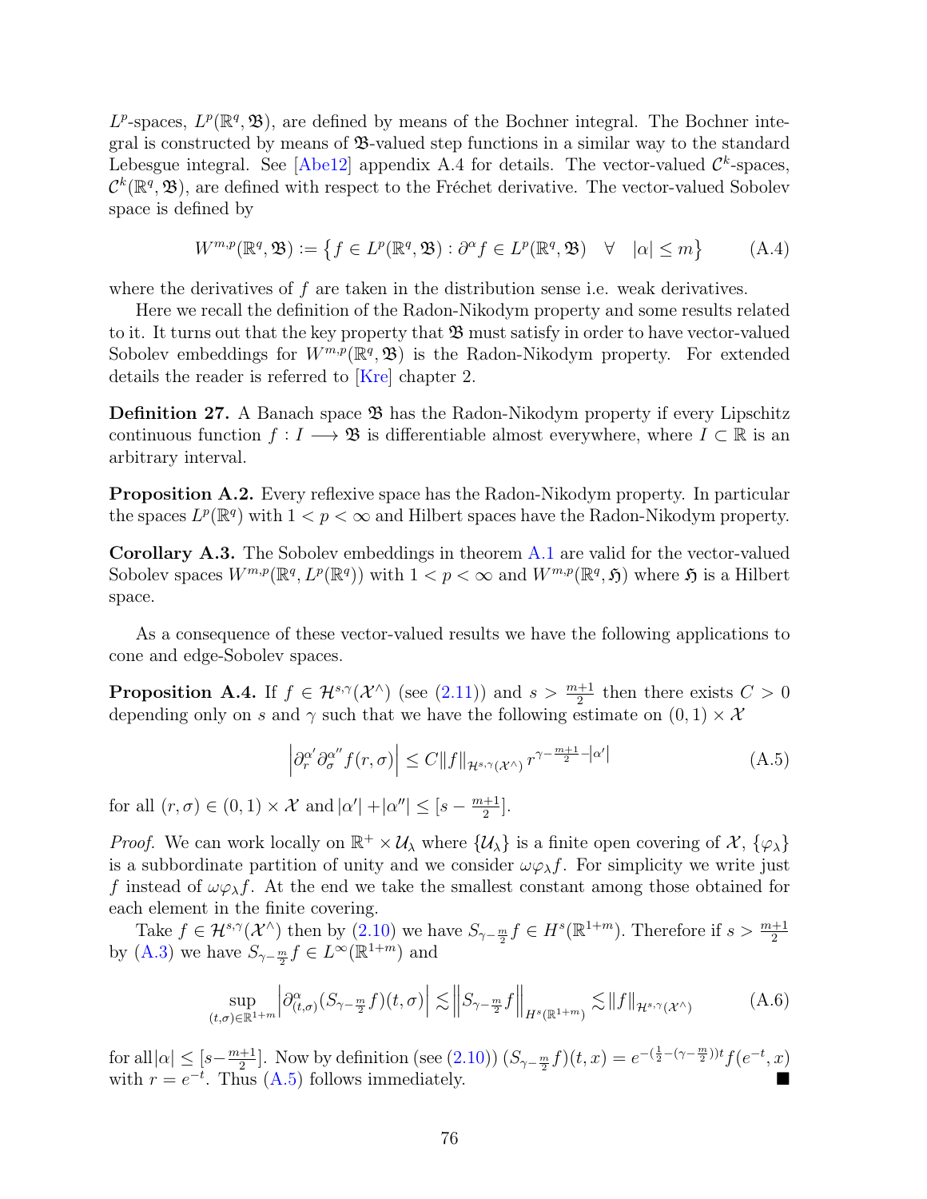$L^p$-spaces, $L^p(\mathbb{R}^q, \mathfrak{B})$, are defined by means of the Bochner integral. The Bochner integral is constructed by means of $\mathfrak{B}$-valued step functions in a similar way to the standard Lebesgue integral. See [Abe12] appendix A.4 for details. The vector-valued $\mathcal{C}^k$-spaces, $\mathcal{C}^k(\mathbb{R}^q, \mathfrak{B})$, are defined with respect to the Fréchet derivative. The vector-valued Sobolev space is defined by

$$W^{m,p}(\mathbb{R}^q, \mathfrak{B}) := \left\{ f \in L^p(\mathbb{R}^q, \mathfrak{B}) : \partial^\alpha f \in L^p(\mathbb{R}^q, \mathfrak{B}) \quad \forall \quad |\alpha| \leq m \right\} \tag{A.4}$$

where the derivatives of $f$ are taken in the distribution sense i.e. weak derivatives.

Here we recall the definition of the Radon-Nikodym property and some results related to it. It turns out that the key property that $\mathfrak{B}$ must satisfy in order to have vector-valued Sobolev embeddings for $W^{m,p}(\mathbb{R}^q, \mathfrak{B})$ is the Radon-Nikodym property. For extended details the reader is referred to [Kre] chapter 2.

**Definition 27.** A Banach space $\mathfrak{B}$ has the Radon-Nikodym property if every Lipschitz continuous function $f : I \longrightarrow \mathfrak{B}$ is differentiable almost everywhere, where $I \subset \mathbb{R}$ is an arbitrary interval.

**Proposition A.2.** Every reflexive space has the Radon-Nikodym property. In particular the spaces $L^p(\mathbb{R}^q)$ with $1 < p < \infty$ and Hilbert spaces have the Radon-Nikodym property.

**Corollary A.3.** The Sobolev embeddings in theorem A.1 are valid for the vector-valued Sobolev spaces $W^{m,p}(\mathbb{R}^q, L^p(\mathbb{R}^q))$ with $1 < p < \infty$ and $W^{m,p}(\mathbb{R}^q, \mathfrak{H})$ where $\mathfrak{H}$ is a Hilbert space.

As a consequence of these vector-valued results we have the following applications to cone and edge-Sobolev spaces.

**Proposition A.4.** If $f \in \mathcal{H}^{s,\gamma}(\mathcal{X}^\wedge)$ (see (2.11)) and $s > \frac{m+1}{2}$ then there exists $C > 0$ depending only on $s$ and $\gamma$ such that we have the following estimate on $(0,1) \times \mathcal{X}$

$$\left| \partial_r^{\alpha'} \partial_\sigma^{\alpha''} f(r, \sigma) \right| \leq C \|f\|_{\mathcal{H}^{s,\gamma}(\mathcal{X}^\wedge)} \, r^{\gamma - \frac{m+1}{2} - |\alpha'|} \tag{A.5}$$

for all $(r, \sigma) \in (0,1) \times \mathcal{X}$ and $|\alpha'| + |\alpha''| \leq [s - \frac{m+1}{2}]$.

*Proof.* We can work locally on $\mathbb{R}^+ \times \mathcal{U}_\lambda$ where $\{\mathcal{U}_\lambda\}$ is a finite open covering of $\mathcal{X}$, $\{\varphi_\lambda\}$ is a subbordinate partition of unity and we consider $\omega \varphi_\lambda f$. For simplicity we write just $f$ instead of $\omega \varphi_\lambda f$. At the end we take the smallest constant among those obtained for each element in the finite covering.

Take $f \in \mathcal{H}^{s,\gamma}(\mathcal{X}^\wedge)$ then by (2.10) we have $S_{\gamma - \frac{m}{2}} f \in H^s(\mathbb{R}^{1+m})$. Therefore if $s > \frac{m+1}{2}$ by (A.3) we have $S_{\gamma - \frac{m}{2}} f \in L^\infty(\mathbb{R}^{1+m})$ and

$$\sup_{(t,\sigma) \in \mathbb{R}^{1+m}} \left| \partial^\alpha_{(t,\sigma)} (S_{\gamma - \frac{m}{2}} f)(t, \sigma) \right| \lesssim \left\| S_{\gamma - \frac{m}{2}} f \right\|_{H^s(\mathbb{R}^{1+m})} \lesssim \|f\|_{\mathcal{H}^{s,\gamma}(\mathcal{X}^\wedge)} \tag{A.6}$$

for all $|\alpha| \leq [s - \frac{m+1}{2}]$. Now by definition (see (2.10)) $(S_{\gamma - \frac{m}{2}} f)(t, x) = e^{-(\frac{1}{2} - (\gamma - \frac{m}{2}))t} f(e^{-t}, x)$ with $r = e^{-t}$. Thus (A.5) follows immediately. ∎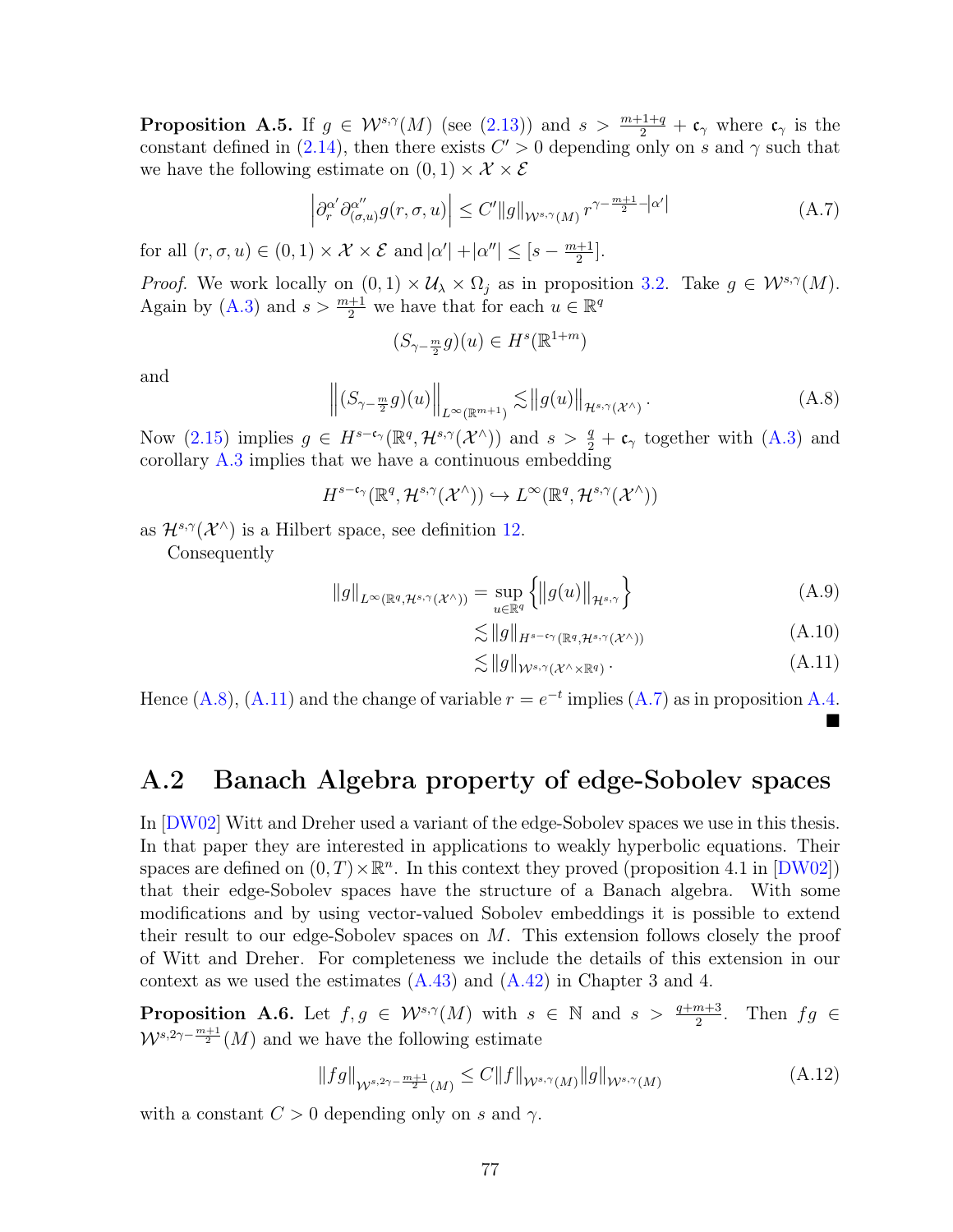**Proposition A.5.** If $g \in \mathcal{W}^{s,\gamma}(M)$ (see (2.13)) and $s > \frac{m+1+q}{2} + \mathfrak{c}_\gamma$ where $\mathfrak{c}_\gamma$ is the constant defined in (2.14), then there exists $C' > 0$ depending only on $s$ and $\gamma$ such that we have the following estimate on $(0,1) \times \mathcal{X} \times \mathcal{E}$

$$\left| \partial_r^{\alpha'} \partial_{(\sigma,u)}^{\alpha''} g(r,\sigma,u) \right| \leq C' \|g\|_{\mathcal{W}^{s,\gamma}(M)} \, r^{\gamma - \frac{m+1}{2} - |\alpha'|} \tag{A.7}$$

for all $(r,\sigma,u) \in (0,1) \times \mathcal{X} \times \mathcal{E}$ and $|\alpha'| + |\alpha''| \leq [s - \frac{m+1}{2}]$.

*Proof.* We work locally on $(0,1) \times \mathcal{U}_\lambda \times \Omega_j$ as in proposition 3.2. Take $g \in \mathcal{W}^{s,\gamma}(M)$. Again by (A.3) and $s > \frac{m+1}{2}$ we have that for each $u \in \mathbb{R}^q$

$$(S_{\gamma - \frac{m}{2}} g)(u) \in H^s(\mathbb{R}^{1+m})$$

and

$$\left\| (S_{\gamma - \frac{m}{2}} g)(u) \right\|_{L^\infty(\mathbb{R}^{m+1})} \lesssim \left\| g(u) \right\|_{\mathcal{H}^{s,\gamma}(\mathcal{X}^\wedge)}. \tag{A.8}$$

Now (2.15) implies $g \in H^{s - \mathfrak{c}_\gamma}(\mathbb{R}^q, \mathcal{H}^{s,\gamma}(\mathcal{X}^\wedge))$ and $s > \frac{q}{2} + \mathfrak{c}_\gamma$ together with (A.3) and corollary A.3 implies that we have a continuous embedding

$$H^{s-\mathfrak{c}_\gamma}(\mathbb{R}^q, \mathcal{H}^{s,\gamma}(\mathcal{X}^\wedge)) \hookrightarrow L^\infty(\mathbb{R}^q, \mathcal{H}^{s,\gamma}(\mathcal{X}^\wedge))$$

as $\mathcal{H}^{s,\gamma}(\mathcal{X}^\wedge)$ is a Hilbert space, see definition 12.

Consequently

$$\|g\|_{L^\infty(\mathbb{R}^q, \mathcal{H}^{s,\gamma}(\mathcal{X}^\wedge))} = \sup_{u \in \mathbb{R}^q} \left\{ \left\| g(u) \right\|_{\mathcal{H}^{s,\gamma}} \right\} \tag{A.9}$$

$$\lesssim \|g\|_{H^{s-\mathfrak{c}_\gamma}(\mathbb{R}^q, \mathcal{H}^{s,\gamma}(\mathcal{X}^\wedge))} \tag{A.10}$$

$$\lesssim \|g\|_{\mathcal{W}^{s,\gamma}(\mathcal{X}^\wedge \times \mathbb{R}^q)}. \tag{A.11}$$

Hence (A.8), (A.11) and the change of variable $r = e^{-t}$ implies (A.7) as in proposition A.4. ∎

## A.2 Banach Algebra property of edge-Sobolev spaces

In [DW02] Witt and Dreher used a variant of the edge-Sobolev spaces we use in this thesis. In that paper they are interested in applications to weakly hyperbolic equations. Their spaces are defined on $(0,T) \times \mathbb{R}^n$. In this context they proved (proposition 4.1 in [DW02]) that their edge-Sobolev spaces have the structure of a Banach algebra. With some modifications and by using vector-valued Sobolev embeddings it is possible to extend their result to our edge-Sobolev spaces on $M$. This extension follows closely the proof of Witt and Dreher. For completeness we include the details of this extension in our context as we used the estimates (A.43) and (A.42) in Chapter 3 and 4.

**Proposition A.6.** Let $f, g \in \mathcal{W}^{s,\gamma}(M)$ with $s \in \mathbb{N}$ and $s > \frac{q+m+3}{2}$. Then $fg \in \mathcal{W}^{s, 2\gamma - \frac{m+1}{2}}(M)$ and we have the following estimate

$$\|fg\|_{\mathcal{W}^{s, 2\gamma - \frac{m+1}{2}}(M)} \leq C \|f\|_{\mathcal{W}^{s,\gamma}(M)} \|g\|_{\mathcal{W}^{s,\gamma}(M)} \tag{A.12}$$

with a constant $C > 0$ depending only on $s$ and $\gamma$.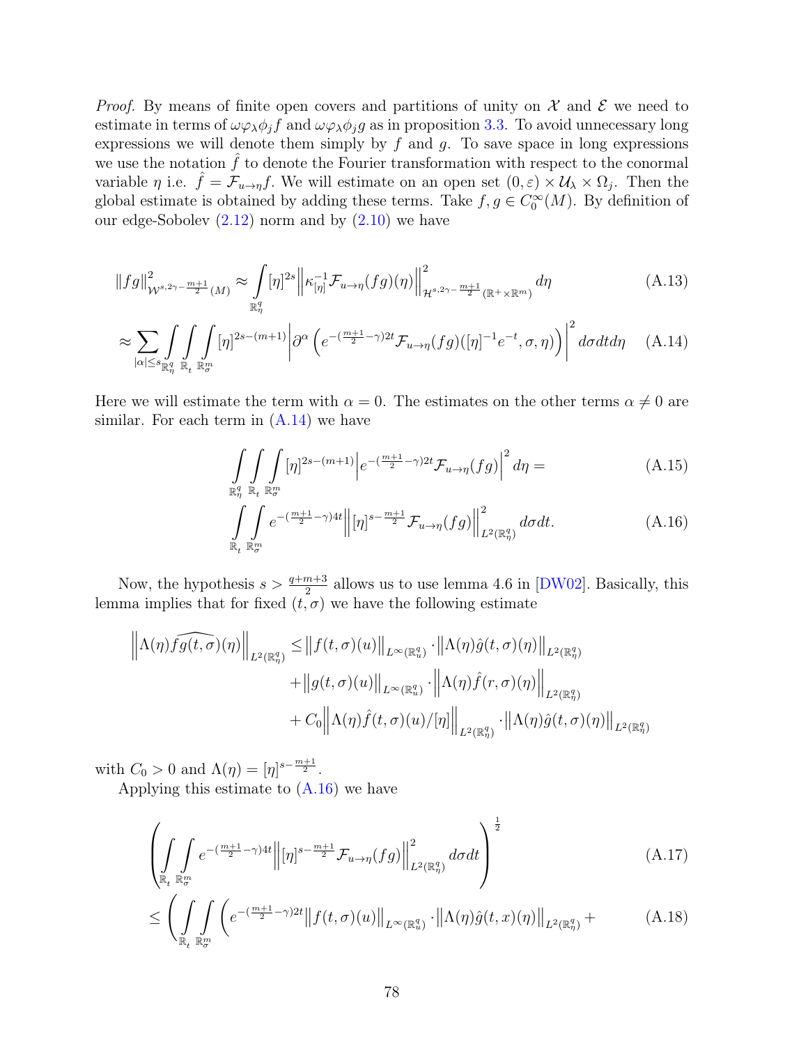*Proof.* By means of finite open covers and partitions of unity on $\mathcal{X}$ and $\mathcal{E}$ we need to estimate in terms of $\omega\varphi_\lambda\phi_j f$ and $\omega\varphi_\lambda\phi_j g$ as in proposition 3.3. To avoid unnecessary long expressions we will denote them simply by $f$ and $g$. To save space in long expressions we use the notation $\hat{f}$ to denote the Fourier transformation with respect to the conormal variable $\eta$ i.e. $\hat{f} = \mathcal{F}_{u\to\eta} f$. We will estimate on an open set $(0,\varepsilon)\times\mathcal{U}_\lambda\times\Omega_j$. Then the global estimate is obtained by adding these terms. Take $f, g \in C_0^\infty(M)$. By definition of our edge-Sobolev (2.12) norm and by (2.10) we have

$$
\|fg\|^2_{\mathcal{W}^{s,2\gamma-\frac{m+1}{2}}(M)} \approx \int_{\mathbb{R}^q_\eta} [\eta]^{2s} \left\| \kappa^{-1}_{[\eta]} \mathcal{F}_{u\to\eta}(fg)(\eta) \right\|^2_{\mathcal{H}^{s,2\gamma-\frac{m+1}{2}}(\mathbb{R}^+\times\mathbb{R}^m)} d\eta \tag{A.13}
$$

$$
\approx \sum_{|\alpha|\le s} \int_{\mathbb{R}^q_\eta}\int_{\mathbb{R}_t}\int_{\mathbb{R}^m_\sigma} [\eta]^{2s-(m+1)} \left| \partial^\alpha \left( e^{-(\frac{m+1}{2}-\gamma)2t} \mathcal{F}_{u\to\eta}(fg)([\eta]^{-1}e^{-t},\sigma,\eta) \right) \right|^2 d\sigma dt d\eta \tag{A.14}
$$

Here we will estimate the term with $\alpha = 0$. The estimates on the other terms $\alpha \neq 0$ are similar. For each term in (A.14) we have

$$
\int_{\mathbb{R}^q_\eta}\int_{\mathbb{R}_t}\int_{\mathbb{R}^m_\sigma} [\eta]^{2s-(m+1)} \left| e^{-(\frac{m+1}{2}-\gamma)2t} \mathcal{F}_{u\to\eta}(fg) \right|^2 d\eta = \tag{A.15}
$$

$$
\int_{\mathbb{R}_t}\int_{\mathbb{R}^m_\sigma} e^{-(\frac{m+1}{2}-\gamma)4t} \left\| [\eta]^{s-\frac{m+1}{2}} \mathcal{F}_{u\to\eta}(fg) \right\|^2_{L^2(\mathbb{R}^q_\eta)} d\sigma dt. \tag{A.16}
$$

Now, the hypothesis $s > \frac{q+m+3}{2}$ allows us to use lemma 4.6 in [DW02]. Basically, this lemma implies that for fixed $(t,\sigma)$ we have the following estimate

$$
\begin{aligned}
\left\| \Lambda(\eta) \widehat{fg(t,\sigma)}(\eta) \right\|_{L^2(\mathbb{R}^q_\eta)} \le & \left\| f(t,\sigma)(u) \right\|_{L^\infty(\mathbb{R}^q_u)} \cdot \left\| \Lambda(\eta) \hat{g}(t,\sigma)(\eta) \right\|_{L^2(\mathbb{R}^q_\eta)} \\
& + \left\| g(t,\sigma)(u) \right\|_{L^\infty(\mathbb{R}^q_u)} \cdot \left\| \Lambda(\eta) \hat{f}(r,\sigma)(\eta) \right\|_{L^2(\mathbb{R}^q_\eta)} \\
& + C_0 \left\| \Lambda(\eta) \hat{f}(t,\sigma)(u)/[\eta] \right\|_{L^2(\mathbb{R}^q_\eta)} \cdot \left\| \Lambda(\eta) \hat{g}(t,\sigma)(\eta) \right\|_{L^2(\mathbb{R}^q_\eta)}
\end{aligned}
$$

with $C_0 > 0$ and $\Lambda(\eta) = [\eta]^{s-\frac{m+1}{2}}$.

Applying this estimate to (A.16) we have

$$
\left( \int_{\mathbb{R}_t}\int_{\mathbb{R}^m_\sigma} e^{-(\frac{m+1}{2}-\gamma)4t} \left\| [\eta]^{s-\frac{m+1}{2}} \mathcal{F}_{u\to\eta}(fg) \right\|^2_{L^2(\mathbb{R}^q_\eta)} d\sigma dt \right)^{\frac{1}{2}} \tag{A.17}
$$

$$
\le \left( \int_{\mathbb{R}_t}\int_{\mathbb{R}^m_\sigma} \left( e^{-(\frac{m+1}{2}-\gamma)2t} \left\| f(t,\sigma)(u) \right\|_{L^\infty(\mathbb{R}^q_u)} \cdot \left\| \Lambda(\eta) \hat{g}(t,x)(\eta) \right\|_{L^2(\mathbb{R}^q_\eta)} + \right.\right. \tag{A.18}
$$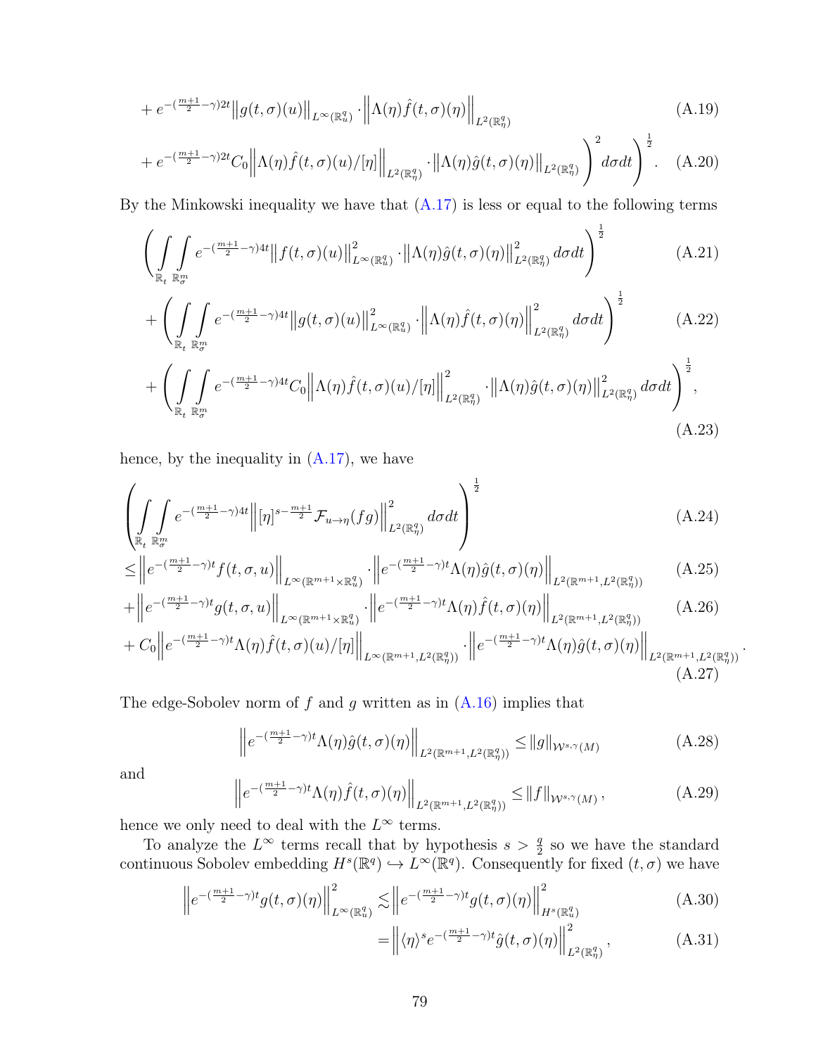$$+ e^{-(\frac{m+1}{2}-\gamma)2t} \big\| g(t,\sigma)(u) \big\|_{L^\infty(\mathbb{R}^q_u)} \cdot \Big\| \Lambda(\eta) \hat{f}(t,\sigma)(\eta) \Big\|_{L^2(\mathbb{R}^q_\eta)} \tag{A.19}$$

$$+ e^{-(\frac{m+1}{2}-\gamma)2t} C_0 \Big\| \Lambda(\eta) \hat{f}(t,\sigma)(u)/[\eta] \Big\|_{L^2(\mathbb{R}^q_\eta)} \cdot \big\| \Lambda(\eta) \hat{g}(t,\sigma)(\eta) \big\|_{L^2(\mathbb{R}^q_\eta)} \Bigg)^2 d\sigma dt \Bigg)^{\frac{1}{2}}. \tag{A.20}$$

By the Minkowski inequality we have that (A.17) is less or equal to the following terms

$$\Bigg( \int_{\mathbb{R}_t} \int_{\mathbb{R}^m_\sigma} e^{-(\frac{m+1}{2}-\gamma)4t} \big\| f(t,\sigma)(u) \big\|^2_{L^\infty(\mathbb{R}^q_u)} \cdot \big\| \Lambda(\eta) \hat{g}(t,\sigma)(\eta) \big\|^2_{L^2(\mathbb{R}^q_\eta)} \, d\sigma dt \Bigg)^{\frac{1}{2}} \tag{A.21}$$

$$+ \Bigg( \int_{\mathbb{R}_t} \int_{\mathbb{R}^m_\sigma} e^{-(\frac{m+1}{2}-\gamma)4t} \big\| g(t,\sigma)(u) \big\|^2_{L^\infty(\mathbb{R}^q_u)} \cdot \Big\| \Lambda(\eta) \hat{f}(t,\sigma)(\eta) \Big\|^2_{L^2(\mathbb{R}^q_\eta)} \, d\sigma dt \Bigg)^{\frac{1}{2}} \tag{A.22}$$

$$+ \Bigg( \int_{\mathbb{R}_t} \int_{\mathbb{R}^m_\sigma} e^{-(\frac{m+1}{2}-\gamma)4t} C_0 \Big\| \Lambda(\eta) \hat{f}(t,\sigma)(u)/[\eta] \Big\|^2_{L^2(\mathbb{R}^q_\eta)} \cdot \big\| \Lambda(\eta) \hat{g}(t,\sigma)(\eta) \big\|^2_{L^2(\mathbb{R}^q_\eta)} \, d\sigma dt \Bigg)^{\frac{1}{2}}, \tag{A.23}$$

hence, by the inequality in (A.17), we have

$$\Bigg( \int_{\mathbb{R}_t} \int_{\mathbb{R}^m_\sigma} e^{-(\frac{m+1}{2}-\gamma)4t} \Big\| [\eta]^{s-\frac{m+1}{2}} \mathcal{F}_{u\to\eta}(fg) \Big\|^2_{L^2(\mathbb{R}^q_\eta)} \, d\sigma dt \Bigg)^{\frac{1}{2}} \tag{A.24}$$

$$\leq \Big\| e^{-(\frac{m+1}{2}-\gamma)t} f(t,\sigma,u) \Big\|_{L^\infty(\mathbb{R}^{m+1}\times\mathbb{R}^q_u)} \cdot \Big\| e^{-(\frac{m+1}{2}-\gamma)t} \Lambda(\eta) \hat{g}(t,\sigma)(\eta) \Big\|_{L^2(\mathbb{R}^{m+1}, L^2(\mathbb{R}^q_\eta))} \tag{A.25}$$

$$+ \Big\| e^{-(\frac{m+1}{2}-\gamma)t} g(t,\sigma,u) \Big\|_{L^\infty(\mathbb{R}^{m+1}\times\mathbb{R}^q_u)} \cdot \Big\| e^{-(\frac{m+1}{2}-\gamma)t} \Lambda(\eta) \hat{f}(t,\sigma)(\eta) \Big\|_{L^2(\mathbb{R}^{m+1}, L^2(\mathbb{R}^q_\eta))} \tag{A.26}$$

$$+ C_0 \Big\| e^{-(\frac{m+1}{2}-\gamma)t} \Lambda(\eta) \hat{f}(t,\sigma)(u)/[\eta] \Big\|_{L^\infty(\mathbb{R}^{m+1}, L^2(\mathbb{R}^q_\eta))} \cdot \Big\| e^{-(\frac{m+1}{2}-\gamma)t} \Lambda(\eta) \hat{g}(t,\sigma)(\eta) \Big\|_{L^2(\mathbb{R}^{m+1}, L^2(\mathbb{R}^q_\eta))}. \tag{A.27}$$

The edge-Sobolev norm of $f$ and $g$ written as in (A.16) implies that

$$\Big\| e^{-(\frac{m+1}{2}-\gamma)t} \Lambda(\eta) \hat{g}(t,\sigma)(\eta) \Big\|_{L^2(\mathbb{R}^{m+1}, L^2(\mathbb{R}^q_\eta))} \leq \|g\|_{\mathcal{W}^{s,\gamma}(M)} \tag{A.28}$$

and

$$\Big\| e^{-(\frac{m+1}{2}-\gamma)t} \Lambda(\eta) \hat{f}(t,\sigma)(\eta) \Big\|_{L^2(\mathbb{R}^{m+1}, L^2(\mathbb{R}^q_\eta))} \leq \|f\|_{\mathcal{W}^{s,\gamma}(M)}, \tag{A.29}$$

hence we only need to deal with the $L^\infty$ terms.

To analyze the $L^\infty$ terms recall that by hypothesis $s > \frac{q}{2}$ so we have the standard continuous Sobolev embedding $H^s(\mathbb{R}^q) \hookrightarrow L^\infty(\mathbb{R}^q)$. Consequently for fixed $(t,\sigma)$ we have

$$\Big\| e^{-(\frac{m+1}{2}-\gamma)t} g(t,\sigma)(\eta) \Big\|^2_{L^\infty(\mathbb{R}^q_u)} \lesssim \Big\| e^{-(\frac{m+1}{2}-\gamma)t} g(t,\sigma)(\eta) \Big\|^2_{H^s(\mathbb{R}^q_u)} \tag{A.30}$$

$$= \Big\| \langle \eta \rangle^s e^{-(\frac{m+1}{2}-\gamma)t} \hat{g}(t,\sigma)(\eta) \Big\|^2_{L^2(\mathbb{R}^q_\eta)}, \tag{A.31}$$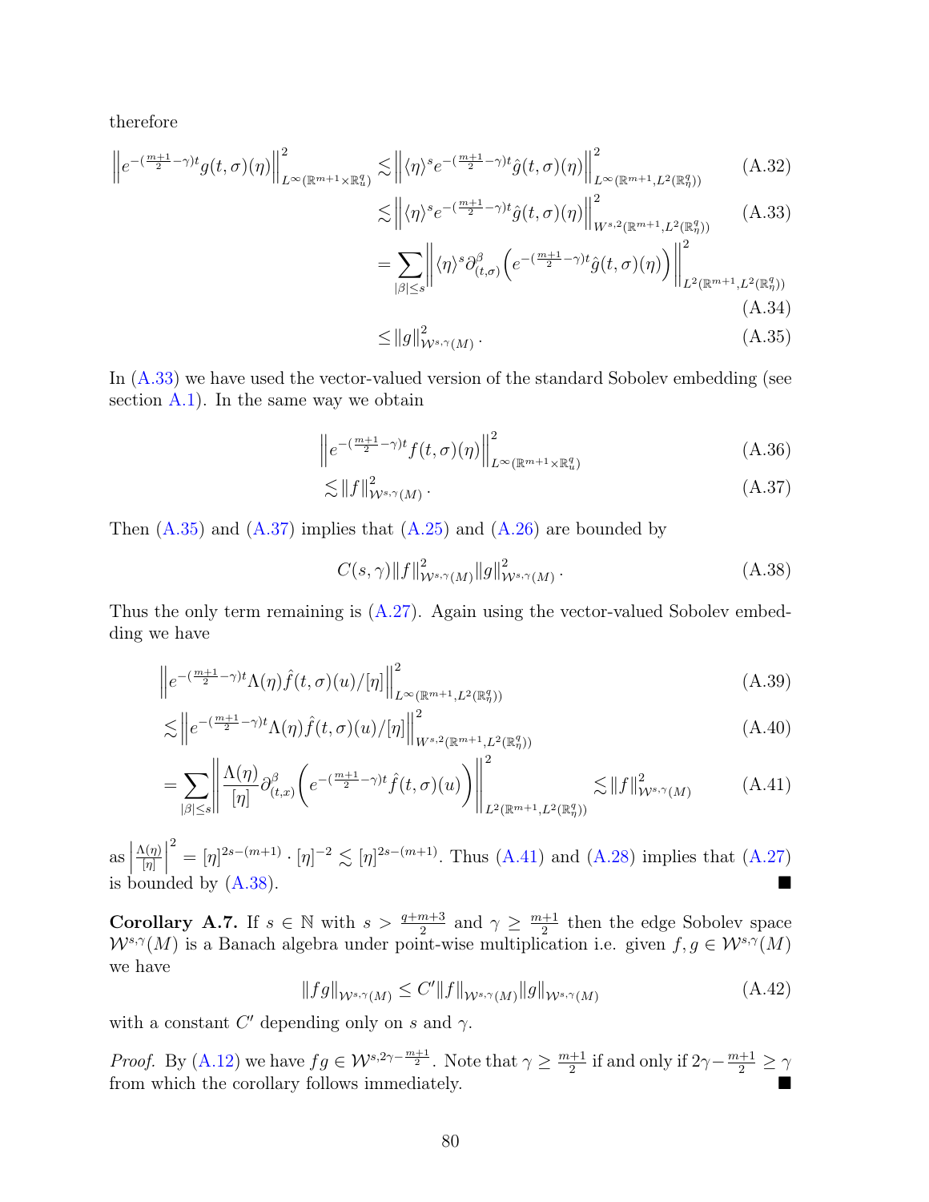therefore

$$
\begin{aligned}
\left\| e^{-(\frac{m+1}{2}-\gamma)t} g(t,\sigma)(\eta) \right\|^2_{L^\infty(\mathbb{R}^{m+1}\times\mathbb{R}^q_u)} &\lesssim \left\| \langle\eta\rangle^s e^{-(\frac{m+1}{2}-\gamma)t} \hat{g}(t,\sigma)(\eta) \right\|^2_{L^\infty(\mathbb{R}^{m+1},L^2(\mathbb{R}^q_\eta))} && \text{(A.32)}\\
&\lesssim \left\| \langle\eta\rangle^s e^{-(\frac{m+1}{2}-\gamma)t} \hat{g}(t,\sigma)(\eta) \right\|^2_{W^{s,2}(\mathbb{R}^{m+1},L^2(\mathbb{R}^q_\eta))} && \text{(A.33)}\\
&= \sum_{|\beta|\le s} \left\| \langle\eta\rangle^s \partial^\beta_{(t,\sigma)} \left( e^{-(\frac{m+1}{2}-\gamma)t} \hat{g}(t,\sigma)(\eta) \right) \right\|^2_{L^2(\mathbb{R}^{m+1},L^2(\mathbb{R}^q_\eta))} && \text{(A.34)}\\
&\le \|g\|^2_{\mathcal{W}^{s,\gamma}(M)}. && \text{(A.35)}
\end{aligned}
$$

In (A.33) we have used the vector-valued version of the standard Sobolev embedding (see section A.1). In the same way we obtain

$$
\begin{aligned}
&\left\| e^{-(\frac{m+1}{2}-\gamma)t} f(t,\sigma)(\eta) \right\|^2_{L^\infty(\mathbb{R}^{m+1}\times\mathbb{R}^q_u)} && \text{(A.36)}\\
&\lesssim \|f\|^2_{\mathcal{W}^{s,\gamma}(M)}. && \text{(A.37)}
\end{aligned}
$$

Then (A.35) and (A.37) implies that (A.25) and (A.26) are bounded by

$$
C(s,\gamma)\|f\|^2_{\mathcal{W}^{s,\gamma}(M)}\|g\|^2_{\mathcal{W}^{s,\gamma}(M)}. \tag{A.38}
$$

Thus the only term remaining is (A.27). Again using the vector-valued Sobolev embedding we have

$$
\begin{aligned}
&\left\| e^{-(\frac{m+1}{2}-\gamma)t} \Lambda(\eta)\hat{f}(t,\sigma)(u)/[\eta] \right\|^2_{L^\infty(\mathbb{R}^{m+1},L^2(\mathbb{R}^q_\eta))} && \text{(A.39)}\\
&\lesssim \left\| e^{-(\frac{m+1}{2}-\gamma)t} \Lambda(\eta)\hat{f}(t,\sigma)(u)/[\eta] \right\|^2_{W^{s,2}(\mathbb{R}^{m+1},L^2(\mathbb{R}^q_\eta))} && \text{(A.40)}\\
&= \sum_{|\beta|\le s} \left\| \frac{\Lambda(\eta)}{[\eta]} \partial^\beta_{(t,x)} \left( e^{-(\frac{m+1}{2}-\gamma)t} \hat{f}(t,\sigma)(u) \right) \right\|^2_{L^2(\mathbb{R}^{m+1},L^2(\mathbb{R}^q_\eta))} \lesssim \|f\|^2_{\mathcal{W}^{s,\gamma}(M)} && \text{(A.41)}
\end{aligned}
$$

as $\left|\frac{\Lambda(\eta)}{[\eta]}\right|^2 = [\eta]^{2s-(m+1)} \cdot [\eta]^{-2} \lesssim [\eta]^{2s-(m+1)}$. Thus (A.41) and (A.28) implies that (A.27) is bounded by (A.38). ∎

**Corollary A.7.** If $s \in \mathbb{N}$ with $s > \frac{q+m+3}{2}$ and $\gamma \ge \frac{m+1}{2}$ then the edge Sobolev space $\mathcal{W}^{s,\gamma}(M)$ is a Banach algebra under point-wise multiplication i.e. given $f, g \in \mathcal{W}^{s,\gamma}(M)$ we have

$$
\|fg\|_{\mathcal{W}^{s,\gamma}(M)} \le C'\|f\|_{\mathcal{W}^{s,\gamma}(M)}\|g\|_{\mathcal{W}^{s,\gamma}(M)} \tag{A.42}
$$

with a constant $C'$ depending only on $s$ and $\gamma$.

*Proof.* By (A.12) we have $fg \in \mathcal{W}^{s,2\gamma-\frac{m+1}{2}}$. Note that $\gamma \ge \frac{m+1}{2}$ if and only if $2\gamma - \frac{m+1}{2} \ge \gamma$ from which the corollary follows immediately. ∎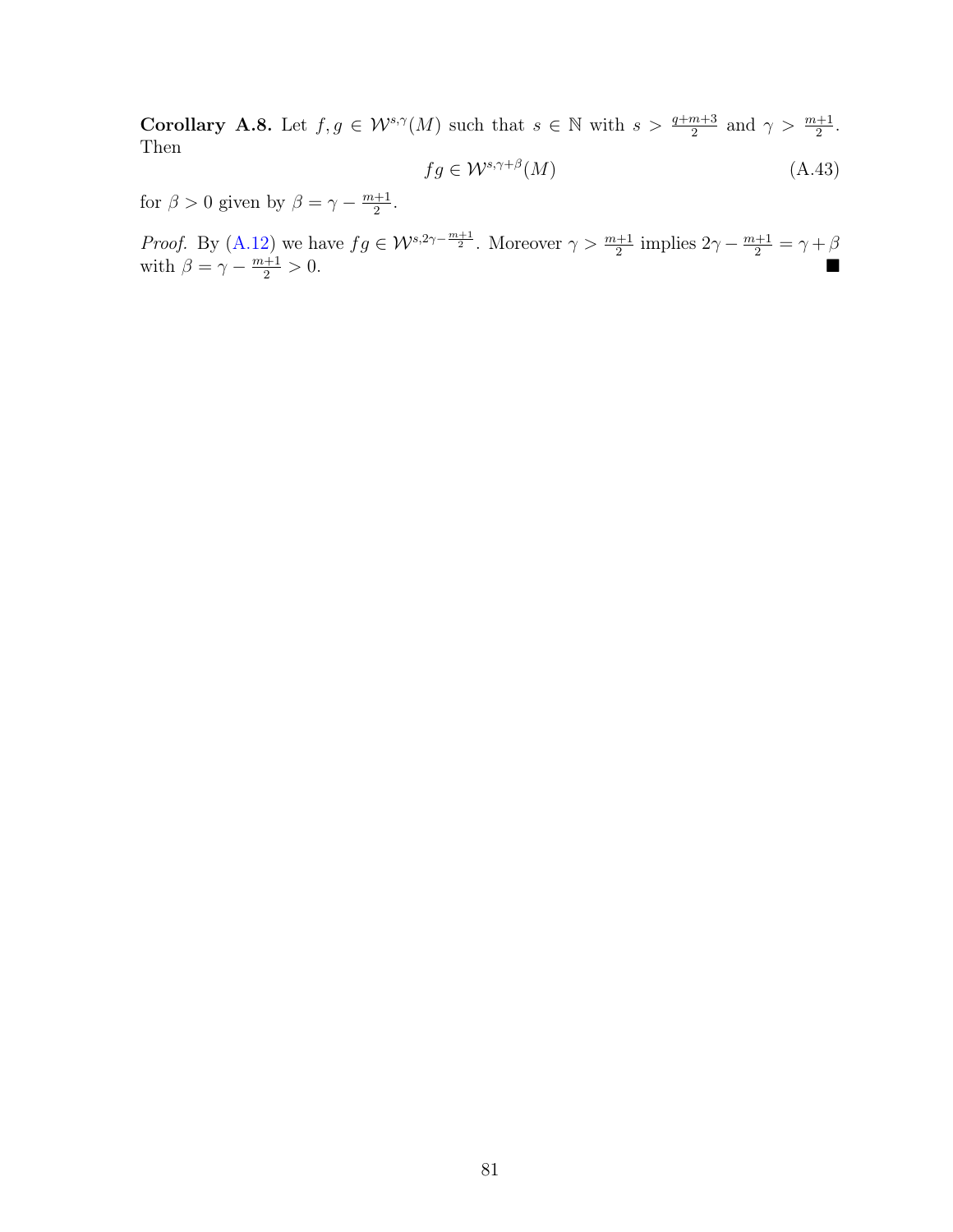**Corollary A.8.** Let $f, g \in \mathcal{W}^{s,\gamma}(M)$ such that $s \in \mathbb{N}$ with $s > \frac{q+m+3}{2}$ and $\gamma > \frac{m+1}{2}$. Then

$$fg \in \mathcal{W}^{s,\gamma+\beta}(M) \tag{A.43}$$

for $\beta > 0$ given by $\beta = \gamma - \frac{m+1}{2}$.

*Proof.* By (A.12) we have $fg \in \mathcal{W}^{s,2\gamma-\frac{m+1}{2}}$. Moreover $\gamma > \frac{m+1}{2}$ implies $2\gamma - \frac{m+1}{2} = \gamma + \beta$ with $\beta = \gamma - \frac{m+1}{2} > 0$. ■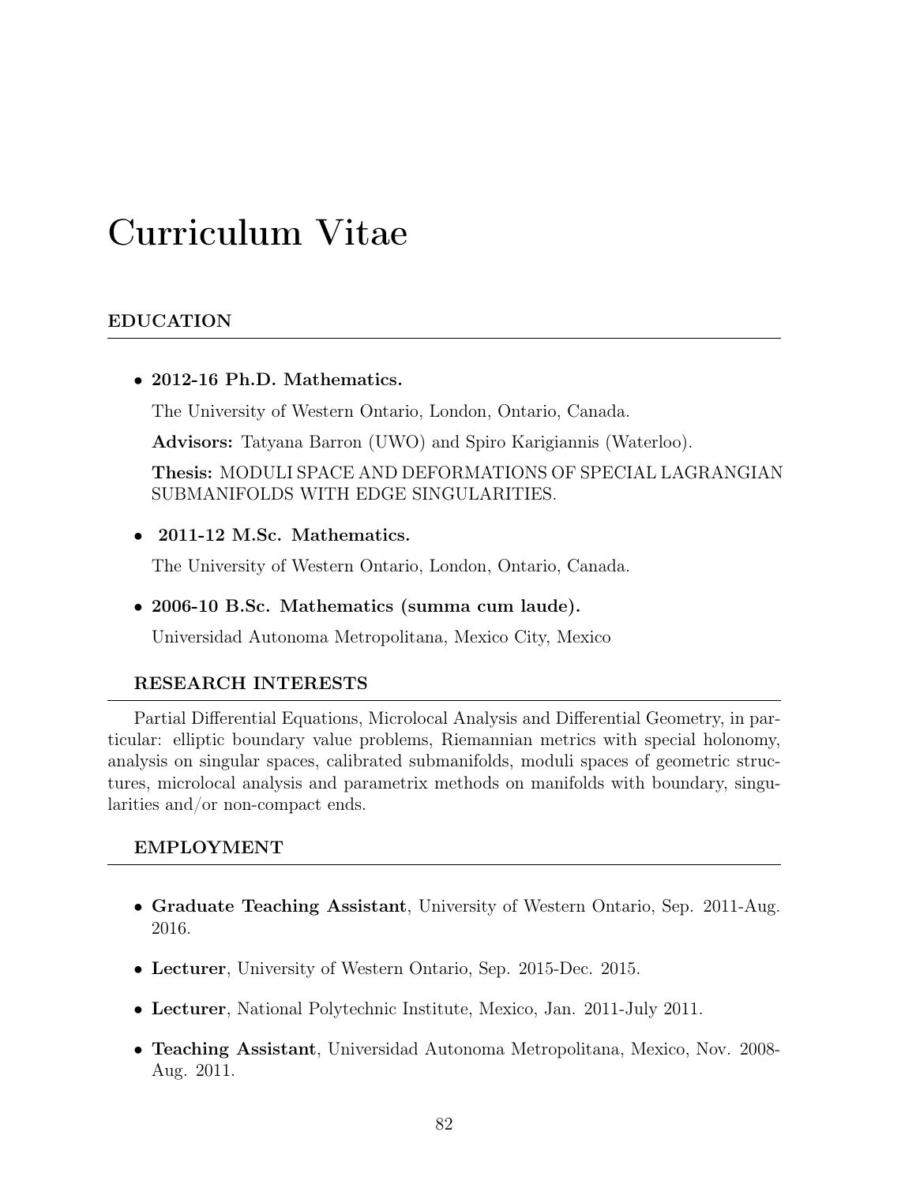# Curriculum Vitae

## EDUCATION

- **2012-16 Ph.D. Mathematics.**

  The University of Western Ontario, London, Ontario, Canada.

  **Advisors:** Tatyana Barron (UWO) and Spiro Karigiannis (Waterloo).

  **Thesis:** MODULI SPACE AND DEFORMATIONS OF SPECIAL LAGRANGIAN SUBMANIFOLDS WITH EDGE SINGULARITIES.

- **2011-12 M.Sc. Mathematics.**

  The University of Western Ontario, London, Ontario, Canada.

- **2006-10 B.Sc. Mathematics (summa cum laude).**

  Universidad Autonoma Metropolitana, Mexico City, Mexico

## RESEARCH INTERESTS

Partial Differential Equations, Microlocal Analysis and Differential Geometry, in particular: elliptic boundary value problems, Riemannian metrics with special holonomy, analysis on singular spaces, calibrated submanifolds, moduli spaces of geometric structures, microlocal analysis and parametrix methods on manifolds with boundary, singularities and/or non-compact ends.

## EMPLOYMENT

- **Graduate Teaching Assistant**, University of Western Ontario, Sep. 2011-Aug. 2016.
- **Lecturer**, University of Western Ontario, Sep. 2015-Dec. 2015.
- **Lecturer**, National Polytechnic Institute, Mexico, Jan. 2011-July 2011.
- **Teaching Assistant**, Universidad Autonoma Metropolitana, Mexico, Nov. 2008-Aug. 2011.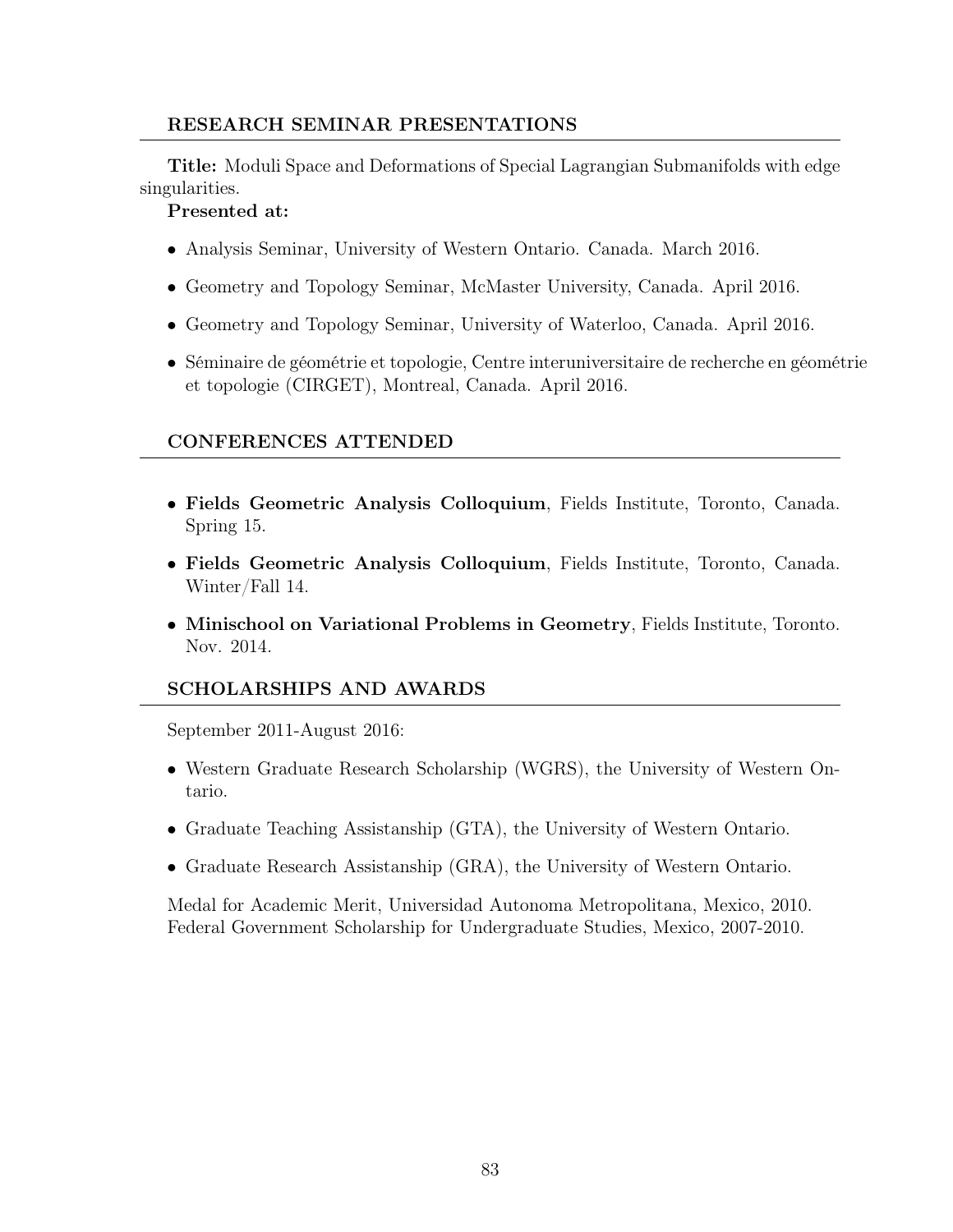## RESEARCH SEMINAR PRESENTATIONS

**Title:** Moduli Space and Deformations of Special Lagrangian Submanifolds with edge singularities.

**Presented at:**

- Analysis Seminar, University of Western Ontario. Canada. March 2016.
- Geometry and Topology Seminar, McMaster University, Canada. April 2016.
- Geometry and Topology Seminar, University of Waterloo, Canada. April 2016.
- Séminaire de géométrie et topologie, Centre interuniversitaire de recherche en géométrie et topologie (CIRGET), Montreal, Canada. April 2016.

## CONFERENCES ATTENDED

- **Fields Geometric Analysis Colloquium**, Fields Institute, Toronto, Canada. Spring 15.
- **Fields Geometric Analysis Colloquium**, Fields Institute, Toronto, Canada. Winter/Fall 14.
- **Minischool on Variational Problems in Geometry**, Fields Institute, Toronto. Nov. 2014.

## SCHOLARSHIPS AND AWARDS

September 2011-August 2016:

- Western Graduate Research Scholarship (WGRS), the University of Western Ontario.
- Graduate Teaching Assistanship (GTA), the University of Western Ontario.
- Graduate Research Assistanship (GRA), the University of Western Ontario.

Medal for Academic Merit, Universidad Autonoma Metropolitana, Mexico, 2010.
Federal Government Scholarship for Undergraduate Studies, Mexico, 2007-2010.